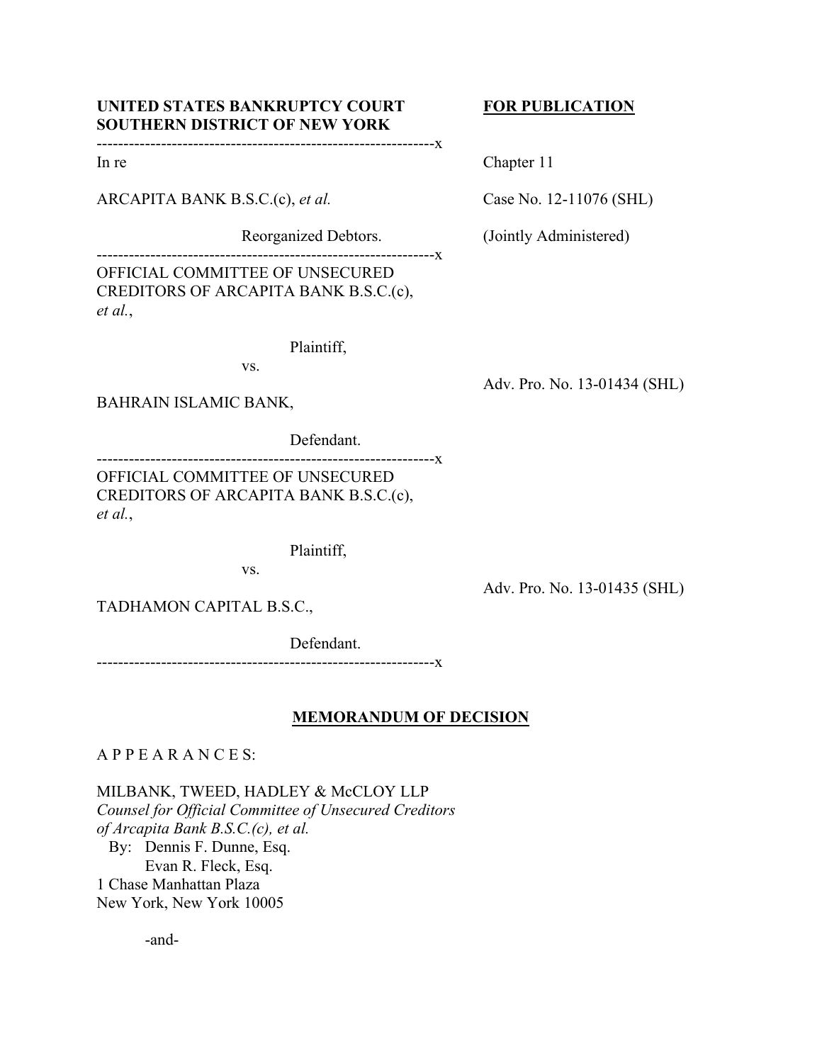**UNITED STATES BANKRUPTCY COURT**
**SOUTHERN DISTRICT OF NEW YORK**

**FOR PUBLICATION**

---------------------------------------------------------------x

In re

ARCAPITA BANK B.S.C.(c), *et al.*

Reorganized Debtors.

Chapter 11

Case No. 12-11076 (SHL)

(Jointly Administered)

---------------------------------------------------------------x

OFFICIAL COMMITTEE OF UNSECURED CREDITORS OF ARCAPITA BANK B.S.C.(c), *et al.*,

Plaintiff,

vs.

BAHRAIN ISLAMIC BANK,

Defendant.

Adv. Pro. No. 13-01434 (SHL)

---------------------------------------------------------------x

OFFICIAL COMMITTEE OF UNSECURED CREDITORS OF ARCAPITA BANK B.S.C.(c), *et al.*,

Plaintiff,

vs.

TADHAMON CAPITAL B.S.C.,

Defendant.

Adv. Pro. No. 13-01435 (SHL)

---------------------------------------------------------------x

## MEMORANDUM OF DECISION

A P P E A R A N C E S:

MILBANK, TWEED, HADLEY & McCLOY LLP
*Counsel for Official Committee of Unsecured Creditors of Arcapita Bank B.S.C.(c), et al.*
By: Dennis F. Dunne, Esq.
Evan R. Fleck, Esq.
1 Chase Manhattan Plaza
New York, New York 10005

-and-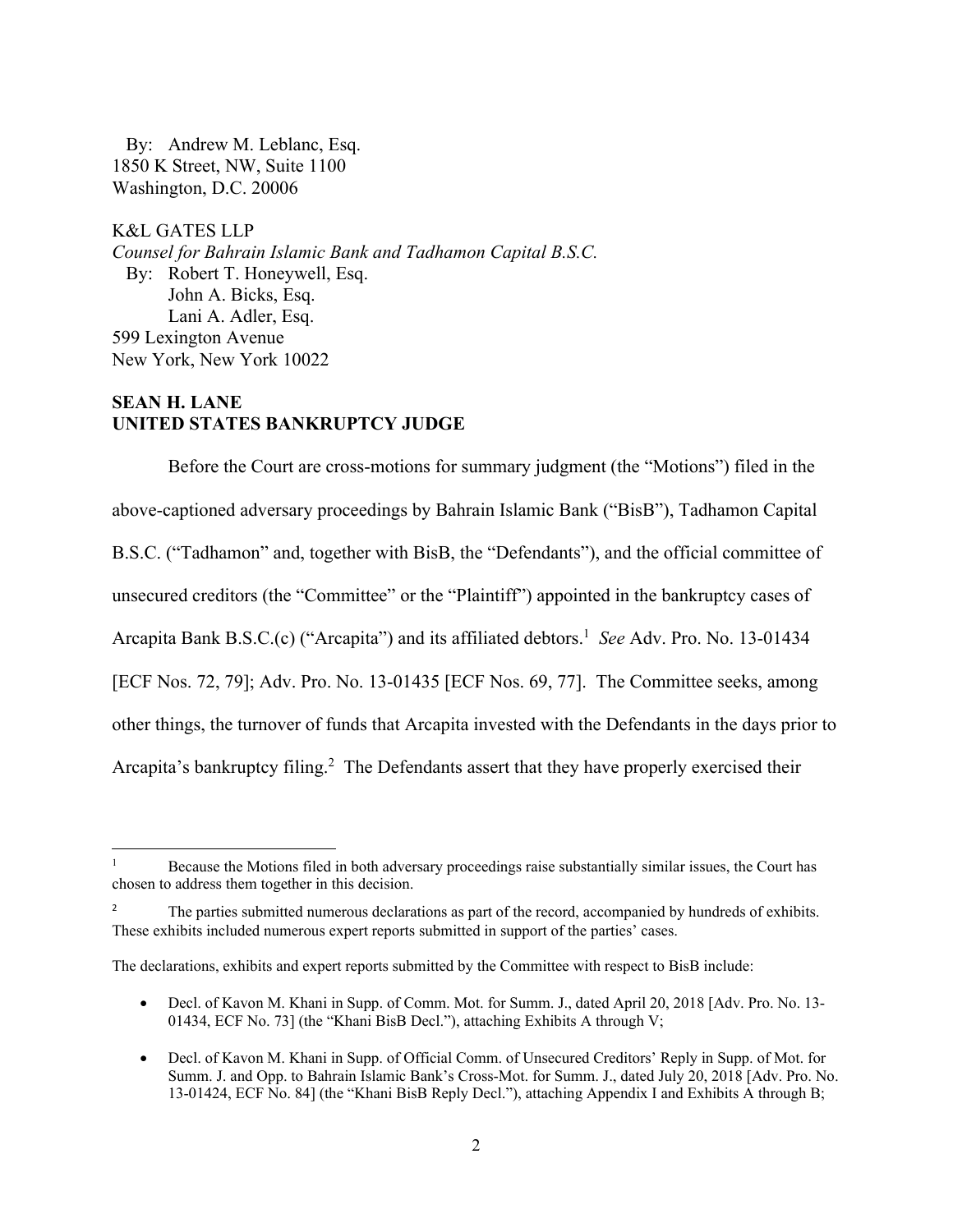By: Andrew M. Leblanc, Esq.
1850 K Street, NW, Suite 1100
Washington, D.C. 20006

K&L GATES LLP
*Counsel for Bahrain Islamic Bank and Tadhamon Capital B.S.C.*
By: Robert T. Honeywell, Esq.
John A. Bicks, Esq.
Lani A. Adler, Esq.
599 Lexington Avenue
New York, New York 10022

**SEAN H. LANE**
**UNITED STATES BANKRUPTCY JUDGE**

Before the Court are cross-motions for summary judgment (the "Motions") filed in the above-captioned adversary proceedings by Bahrain Islamic Bank ("BisB"), Tadhamon Capital B.S.C. ("Tadhamon" and, together with BisB, the "Defendants"), and the official committee of unsecured creditors (the "Committee" or the "Plaintiff") appointed in the bankruptcy cases of Arcapita Bank B.S.C.(c) ("Arcapita") and its affiliated debtors.[1] *See* Adv. Pro. No. 13-01434 [ECF Nos. 72, 79]; Adv. Pro. No. 13-01435 [ECF Nos. 69, 77]. The Committee seeks, among other things, the turnover of funds that Arcapita invested with the Defendants in the days prior to Arcapita's bankruptcy filing.[2] The Defendants assert that they have properly exercised their

---

[1] Because the Motions filed in both adversary proceedings raise substantially similar issues, the Court has chosen to address them together in this decision.

[2] The parties submitted numerous declarations as part of the record, accompanied by hundreds of exhibits. These exhibits included numerous expert reports submitted in support of the parties' cases.

The declarations, exhibits and expert reports submitted by the Committee with respect to BisB include:

- Decl. of Kavon M. Khani in Supp. of Comm. Mot. for Summ. J., dated April 20, 2018 [Adv. Pro. No. 13-01434, ECF No. 73] (the "Khani BisB Decl."), attaching Exhibits A through V;
- Decl. of Kavon M. Khani in Supp. of Official Comm. of Unsecured Creditors' Reply in Supp. of Mot. for Summ. J. and Opp. to Bahrain Islamic Bank's Cross-Mot. for Summ. J., dated July 20, 2018 [Adv. Pro. No. 13-01424, ECF No. 84] (the "Khani BisB Reply Decl."), attaching Appendix I and Exhibits A through B;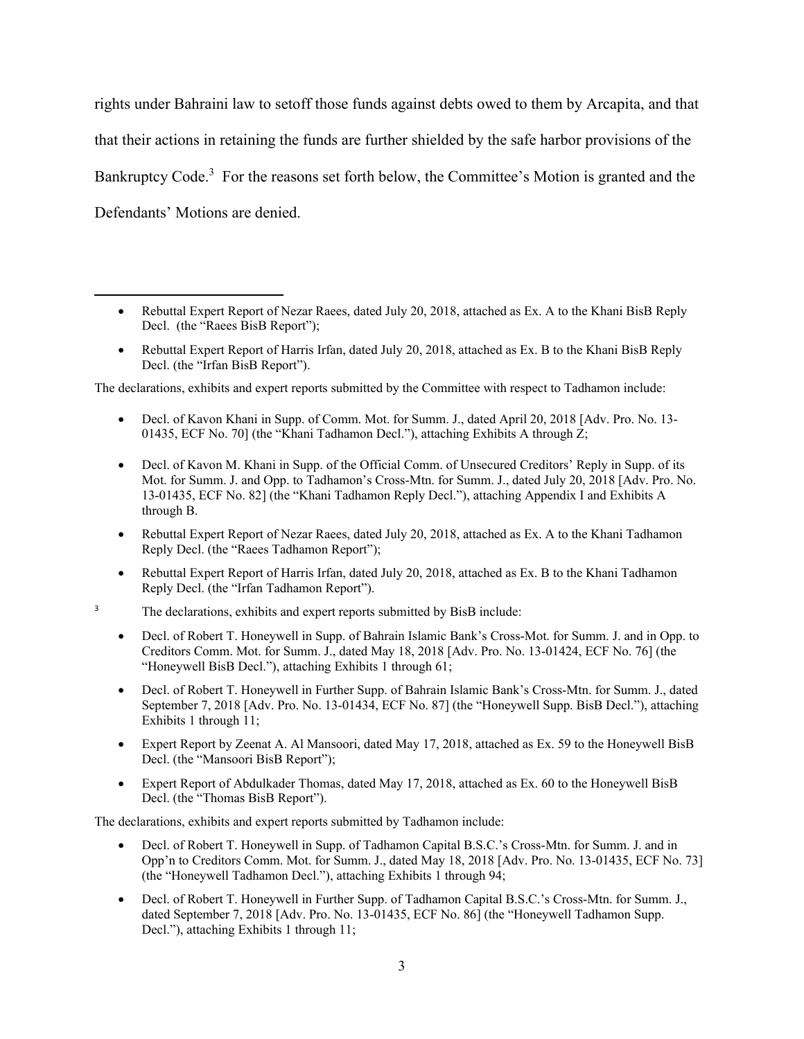rights under Bahraini law to setoff those funds against debts owed to them by Arcapita, and that that their actions in retaining the funds are further shielded by the safe harbor provisions of the Bankruptcy Code.[3] For the reasons set forth below, the Committee's Motion is granted and the Defendants' Motions are denied.

---

- Rebuttal Expert Report of Nezar Raees, dated July 20, 2018, attached as Ex. A to the Khani BisB Reply Decl. (the "Raees BisB Report");
- Rebuttal Expert Report of Harris Irfan, dated July 20, 2018, attached as Ex. B to the Khani BisB Reply Decl. (the "Irfan BisB Report").

The declarations, exhibits and expert reports submitted by the Committee with respect to Tadhamon include:

- Decl. of Kavon Khani in Supp. of Comm. Mot. for Summ. J., dated April 20, 2018 [Adv. Pro. No. 13-01435, ECF No. 70] (the "Khani Tadhamon Decl."), attaching Exhibits A through Z;
- Decl. of Kavon M. Khani in Supp. of the Official Comm. of Unsecured Creditors' Reply in Supp. of its Mot. for Summ. J. and Opp. to Tadhamon's Cross-Mtn. for Summ. J., dated July 20, 2018 [Adv. Pro. No. 13-01435, ECF No. 82] (the "Khani Tadhamon Reply Decl."), attaching Appendix I and Exhibits A through B.
- Rebuttal Expert Report of Nezar Raees, dated July 20, 2018, attached as Ex. A to the Khani Tadhamon Reply Decl. (the "Raees Tadhamon Report");
- Rebuttal Expert Report of Harris Irfan, dated July 20, 2018, attached as Ex. B to the Khani Tadhamon Reply Decl. (the "Irfan Tadhamon Report").

[3] The declarations, exhibits and expert reports submitted by BisB include:

- Decl. of Robert T. Honeywell in Supp. of Bahrain Islamic Bank's Cross-Mot. for Summ. J. and in Opp. to Creditors Comm. Mot. for Summ. J., dated May 18, 2018 [Adv. Pro. No. 13-01424, ECF No. 76] (the "Honeywell BisB Decl."), attaching Exhibits 1 through 61;
- Decl. of Robert T. Honeywell in Further Supp. of Bahrain Islamic Bank's Cross-Mtn. for Summ. J., dated September 7, 2018 [Adv. Pro. No. 13-01434, ECF No. 87] (the "Honeywell Supp. BisB Decl."), attaching Exhibits 1 through 11;
- Expert Report by Zeenat A. Al Mansoori, dated May 17, 2018, attached as Ex. 59 to the Honeywell BisB Decl. (the "Mansoori BisB Report");
- Expert Report of Abdulkader Thomas, dated May 17, 2018, attached as Ex. 60 to the Honeywell BisB Decl. (the "Thomas BisB Report").

The declarations, exhibits and expert reports submitted by Tadhamon include:

- Decl. of Robert T. Honeywell in Supp. of Tadhamon Capital B.S.C.'s Cross-Mtn. for Summ. J. and in Opp'n to Creditors Comm. Mot. for Summ. J., dated May 18, 2018 [Adv. Pro. No. 13-01435, ECF No. 73] (the "Honeywell Tadhamon Decl."), attaching Exhibits 1 through 94;
- Decl. of Robert T. Honeywell in Further Supp. of Tadhamon Capital B.S.C.'s Cross-Mtn. for Summ. J., dated September 7, 2018 [Adv. Pro. No. 13-01435, ECF No. 86] (the "Honeywell Tadhamon Supp. Decl."), attaching Exhibits 1 through 11;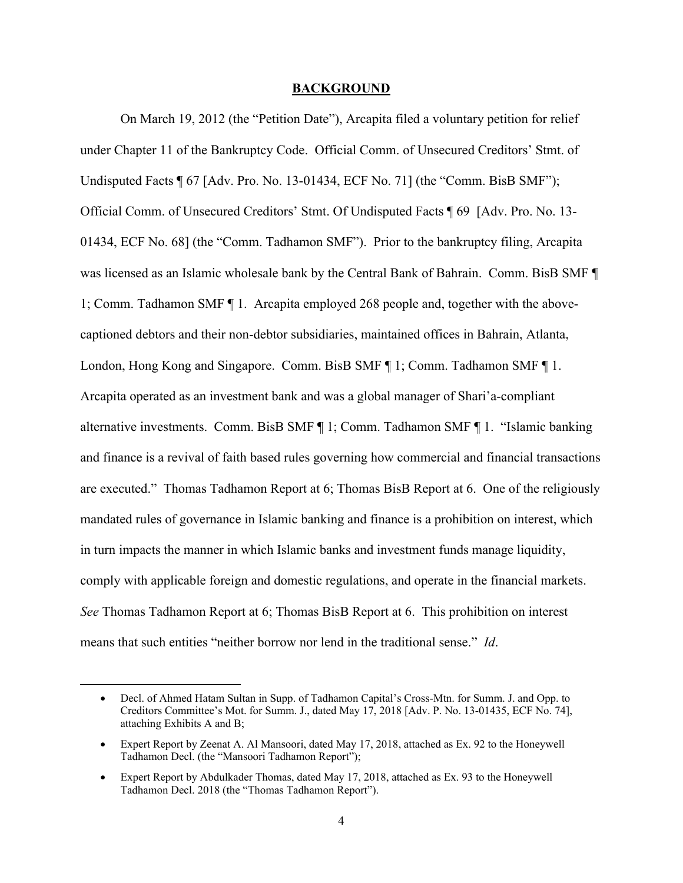## BACKGROUND

On March 19, 2012 (the "Petition Date"), Arcapita filed a voluntary petition for relief under Chapter 11 of the Bankruptcy Code. Official Comm. of Unsecured Creditors' Stmt. of Undisputed Facts ¶ 67 [Adv. Pro. No. 13-01434, ECF No. 71] (the "Comm. BisB SMF"); Official Comm. of Unsecured Creditors' Stmt. Of Undisputed Facts ¶ 69 [Adv. Pro. No. 13-01434, ECF No. 68] (the "Comm. Tadhamon SMF"). Prior to the bankruptcy filing, Arcapita was licensed as an Islamic wholesale bank by the Central Bank of Bahrain. Comm. BisB SMF ¶ 1; Comm. Tadhamon SMF ¶ 1. Arcapita employed 268 people and, together with the above-captioned debtors and their non-debtor subsidiaries, maintained offices in Bahrain, Atlanta, London, Hong Kong and Singapore. Comm. BisB SMF ¶ 1; Comm. Tadhamon SMF ¶ 1. Arcapita operated as an investment bank and was a global manager of Shari'a-compliant alternative investments. Comm. BisB SMF ¶ 1; Comm. Tadhamon SMF ¶ 1. "Islamic banking and finance is a revival of faith based rules governing how commercial and financial transactions are executed." Thomas Tadhamon Report at 6; Thomas BisB Report at 6. One of the religiously mandated rules of governance in Islamic banking and finance is a prohibition on interest, which in turn impacts the manner in which Islamic banks and investment funds manage liquidity, comply with applicable foreign and domestic regulations, and operate in the financial markets. *See* Thomas Tadhamon Report at 6; Thomas BisB Report at 6. This prohibition on interest means that such entities "neither borrow nor lend in the traditional sense." *Id*.

---

- Decl. of Ahmed Hatam Sultan in Supp. of Tadhamon Capital's Cross-Mtn. for Summ. J. and Opp. to Creditors Committee's Mot. for Summ. J., dated May 17, 2018 [Adv. P. No. 13-01435, ECF No. 74], attaching Exhibits A and B;
- Expert Report by Zeenat A. Al Mansoori, dated May 17, 2018, attached as Ex. 92 to the Honeywell Tadhamon Decl. (the "Mansoori Tadhamon Report");
- Expert Report by Abdulkader Thomas, dated May 17, 2018, attached as Ex. 93 to the Honeywell Tadhamon Decl. 2018 (the "Thomas Tadhamon Report").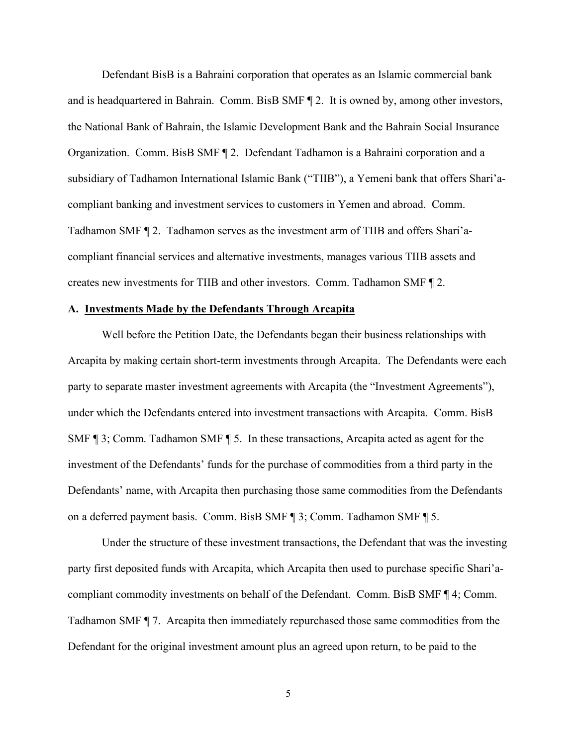Defendant BisB is a Bahraini corporation that operates as an Islamic commercial bank and is headquartered in Bahrain. Comm. BisB SMF ¶ 2. It is owned by, among other investors, the National Bank of Bahrain, the Islamic Development Bank and the Bahrain Social Insurance Organization. Comm. BisB SMF ¶ 2. Defendant Tadhamon is a Bahraini corporation and a subsidiary of Tadhamon International Islamic Bank ("TIIB"), a Yemeni bank that offers Shari'a-compliant banking and investment services to customers in Yemen and abroad. Comm. Tadhamon SMF ¶ 2. Tadhamon serves as the investment arm of TIIB and offers Shari'a-compliant financial services and alternative investments, manages various TIIB assets and creates new investments for TIIB and other investors. Comm. Tadhamon SMF ¶ 2.

### A. Investments Made by the Defendants Through Arcapita

Well before the Petition Date, the Defendants began their business relationships with Arcapita by making certain short-term investments through Arcapita. The Defendants were each party to separate master investment agreements with Arcapita (the "Investment Agreements"), under which the Defendants entered into investment transactions with Arcapita. Comm. BisB SMF ¶ 3; Comm. Tadhamon SMF ¶ 5. In these transactions, Arcapita acted as agent for the investment of the Defendants' funds for the purchase of commodities from a third party in the Defendants' name, with Arcapita then purchasing those same commodities from the Defendants on a deferred payment basis. Comm. BisB SMF ¶ 3; Comm. Tadhamon SMF ¶ 5.

Under the structure of these investment transactions, the Defendant that was the investing party first deposited funds with Arcapita, which Arcapita then used to purchase specific Shari'a-compliant commodity investments on behalf of the Defendant. Comm. BisB SMF ¶ 4; Comm. Tadhamon SMF ¶ 7. Arcapita then immediately repurchased those same commodities from the Defendant for the original investment amount plus an agreed upon return, to be paid to the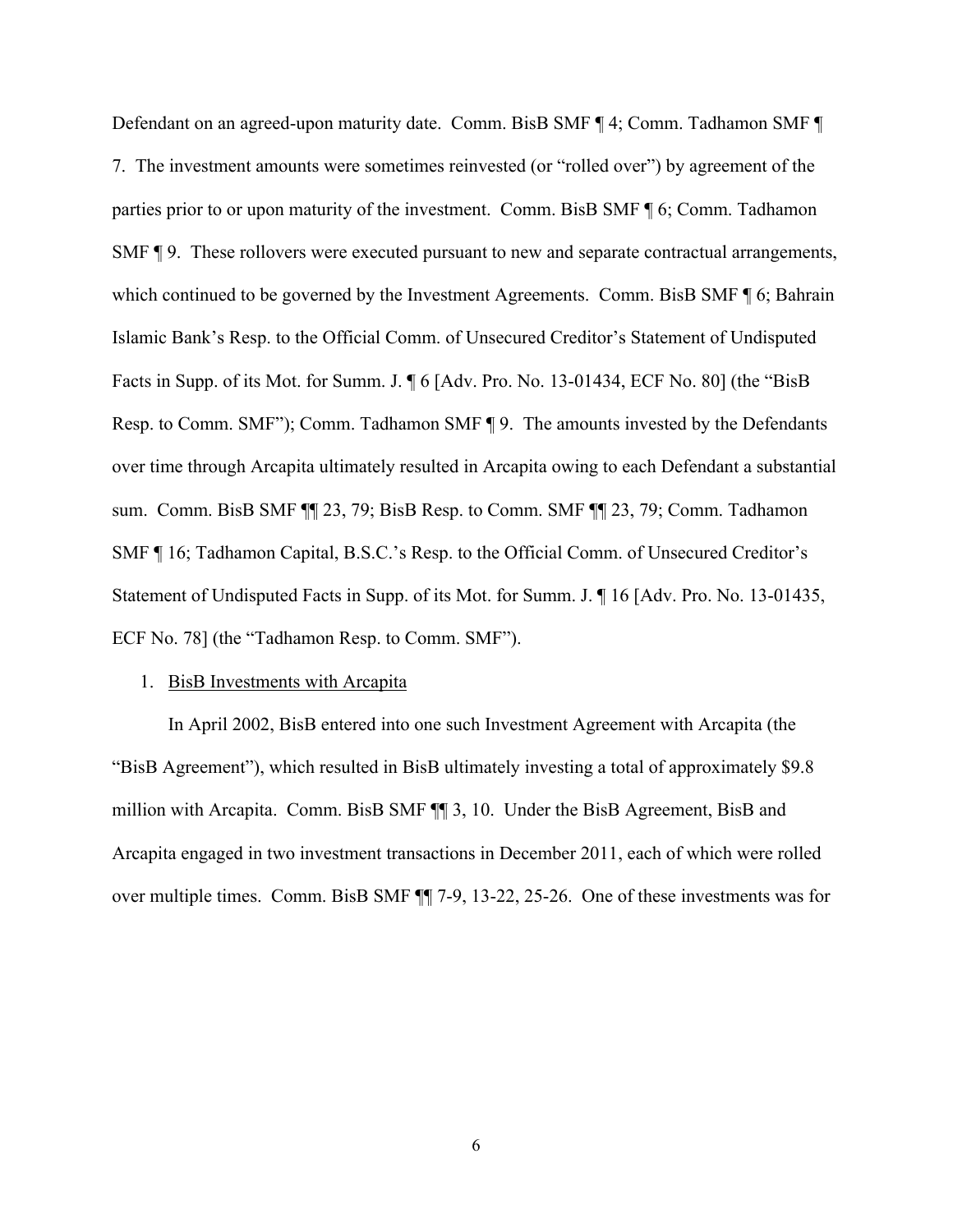Defendant on an agreed-upon maturity date. Comm. BisB SMF ¶ 4; Comm. Tadhamon SMF ¶ 7. The investment amounts were sometimes reinvested (or "rolled over") by agreement of the parties prior to or upon maturity of the investment. Comm. BisB SMF ¶ 6; Comm. Tadhamon SMF ¶ 9. These rollovers were executed pursuant to new and separate contractual arrangements, which continued to be governed by the Investment Agreements. Comm. BisB SMF ¶ 6; Bahrain Islamic Bank's Resp. to the Official Comm. of Unsecured Creditor's Statement of Undisputed Facts in Supp. of its Mot. for Summ. J. ¶ 6 [Adv. Pro. No. 13-01434, ECF No. 80] (the "BisB Resp. to Comm. SMF"); Comm. Tadhamon SMF ¶ 9. The amounts invested by the Defendants over time through Arcapita ultimately resulted in Arcapita owing to each Defendant a substantial sum. Comm. BisB SMF ¶¶ 23, 79; BisB Resp. to Comm. SMF ¶¶ 23, 79; Comm. Tadhamon SMF ¶ 16; Tadhamon Capital, B.S.C.'s Resp. to the Official Comm. of Unsecured Creditor's Statement of Undisputed Facts in Supp. of its Mot. for Summ. J. ¶ 16 [Adv. Pro. No. 13-01435, ECF No. 78] (the "Tadhamon Resp. to Comm. SMF").

1. <u>BisB Investments with Arcapita</u>

In April 2002, BisB entered into one such Investment Agreement with Arcapita (the "BisB Agreement"), which resulted in BisB ultimately investing a total of approximately $9.8 million with Arcapita. Comm. BisB SMF ¶¶ 3, 10. Under the BisB Agreement, BisB and Arcapita engaged in two investment transactions in December 2011, each of which were rolled over multiple times. Comm. BisB SMF ¶¶ 7-9, 13-22, 25-26. One of these investments was for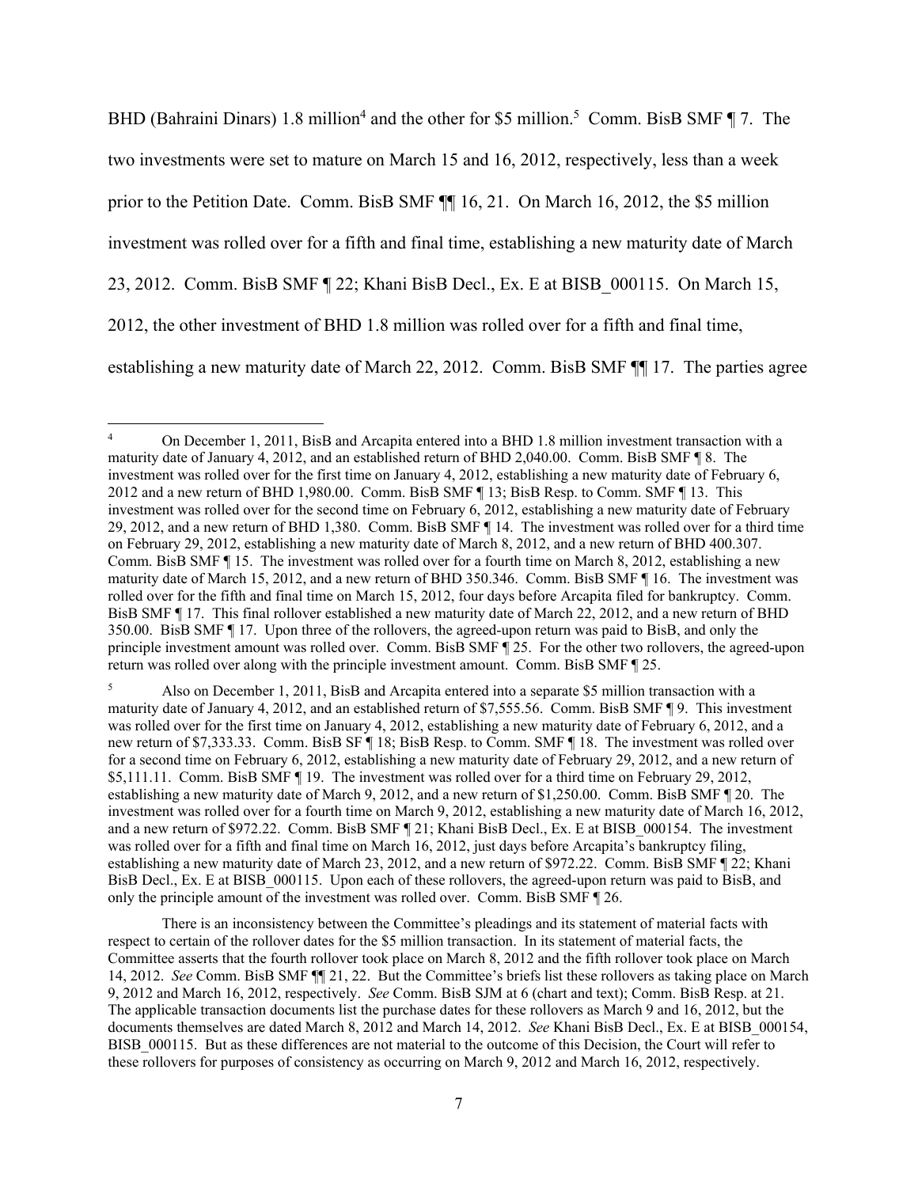BHD (Bahraini Dinars) 1.8 million[4] and the other for $5 million.[5] Comm. BisB SMF ¶ 7. The two investments were set to mature on March 15 and 16, 2012, respectively, less than a week prior to the Petition Date. Comm. BisB SMF ¶¶ 16, 21. On March 16, 2012, the $5 million investment was rolled over for a fifth and final time, establishing a new maturity date of March 23, 2012. Comm. BisB SMF ¶ 22; Khani BisB Decl., Ex. E at BISB_000115. On March 15, 2012, the other investment of BHD 1.8 million was rolled over for a fifth and final time, establishing a new maturity date of March 22, 2012. Comm. BisB SMF ¶¶ 17. The parties agree

---

[4] On December 1, 2011, BisB and Arcapita entered into a BHD 1.8 million investment transaction with a maturity date of January 4, 2012, and an established return of BHD 2,040.00. Comm. BisB SMF ¶ 8. The investment was rolled over for the first time on January 4, 2012, establishing a new maturity date of February 6, 2012 and a new return of BHD 1,980.00. Comm. BisB SMF ¶ 13; BisB Resp. to Comm. SMF ¶ 13. This investment was rolled over for the second time on February 6, 2012, establishing a new maturity date of February 29, 2012, and a new return of BHD 1,380. Comm. BisB SMF ¶ 14. The investment was rolled over for a third time on February 29, 2012, establishing a new maturity date of March 8, 2012, and a new return of BHD 400.307. Comm. BisB SMF ¶ 15. The investment was rolled over for a fourth time on March 8, 2012, establishing a new maturity date of March 15, 2012, and a new return of BHD 350.346. Comm. BisB SMF ¶ 16. The investment was rolled over for the fifth and final time on March 15, 2012, four days before Arcapita filed for bankruptcy. Comm. BisB SMF ¶ 17. This final rollover established a new maturity date of March 22, 2012, and a new return of BHD 350.00. BisB SMF ¶ 17. Upon three of the rollovers, the agreed-upon return was paid to BisB, and only the principle investment amount was rolled over. Comm. BisB SMF ¶ 25. For the other two rollovers, the agreed-upon return was rolled over along with the principle investment amount. Comm. BisB SMF ¶ 25.

[5] Also on December 1, 2011, BisB and Arcapita entered into a separate $5 million transaction with a maturity date of January 4, 2012, and an established return of $7,555.56. Comm. BisB SMF ¶ 9. This investment was rolled over for the first time on January 4, 2012, establishing a new maturity date of February 6, 2012, and a new return of $7,333.33. Comm. BisB SF ¶ 18; BisB Resp. to Comm. SMF ¶ 18. The investment was rolled over for a second time on February 6, 2012, establishing a new maturity date of February 29, 2012, and a new return of $5,111.11. Comm. BisB SMF ¶ 19. The investment was rolled over for a third time on February 29, 2012, establishing a new maturity date of March 9, 2012, and a new return of $1,250.00. Comm. BisB SMF ¶ 20. The investment was rolled over for a fourth time on March 9, 2012, establishing a new maturity date of March 16, 2012, and a new return of $972.22. Comm. BisB SMF ¶ 21; Khani BisB Decl., Ex. E at BISB_000154. The investment was rolled over for a fifth and final time on March 16, 2012, just days before Arcapita's bankruptcy filing, establishing a new maturity date of March 23, 2012, and a new return of $972.22. Comm. BisB SMF ¶ 22; Khani BisB Decl., Ex. E at BISB_000115. Upon each of these rollovers, the agreed-upon return was paid to BisB, and only the principle amount of the investment was rolled over. Comm. BisB SMF ¶ 26.

There is an inconsistency between the Committee's pleadings and its statement of material facts with respect to certain of the rollover dates for the $5 million transaction. In its statement of material facts, the Committee asserts that the fourth rollover took place on March 8, 2012 and the fifth rollover took place on March 14, 2012. *See* Comm. BisB SMF ¶¶ 21, 22. But the Committee's briefs list these rollovers as taking place on March 9, 2012 and March 16, 2012, respectively. *See* Comm. BisB SJM at 6 (chart and text); Comm. BisB Resp. at 21. The applicable transaction documents list the purchase dates for these rollovers as March 9 and 16, 2012, but the documents themselves are dated March 8, 2012 and March 14, 2012. *See* Khani BisB Decl., Ex. E at BISB_000154, BISB_000115. But as these differences are not material to the outcome of this Decision, the Court will refer to these rollovers for purposes of consistency as occurring on March 9, 2012 and March 16, 2012, respectively.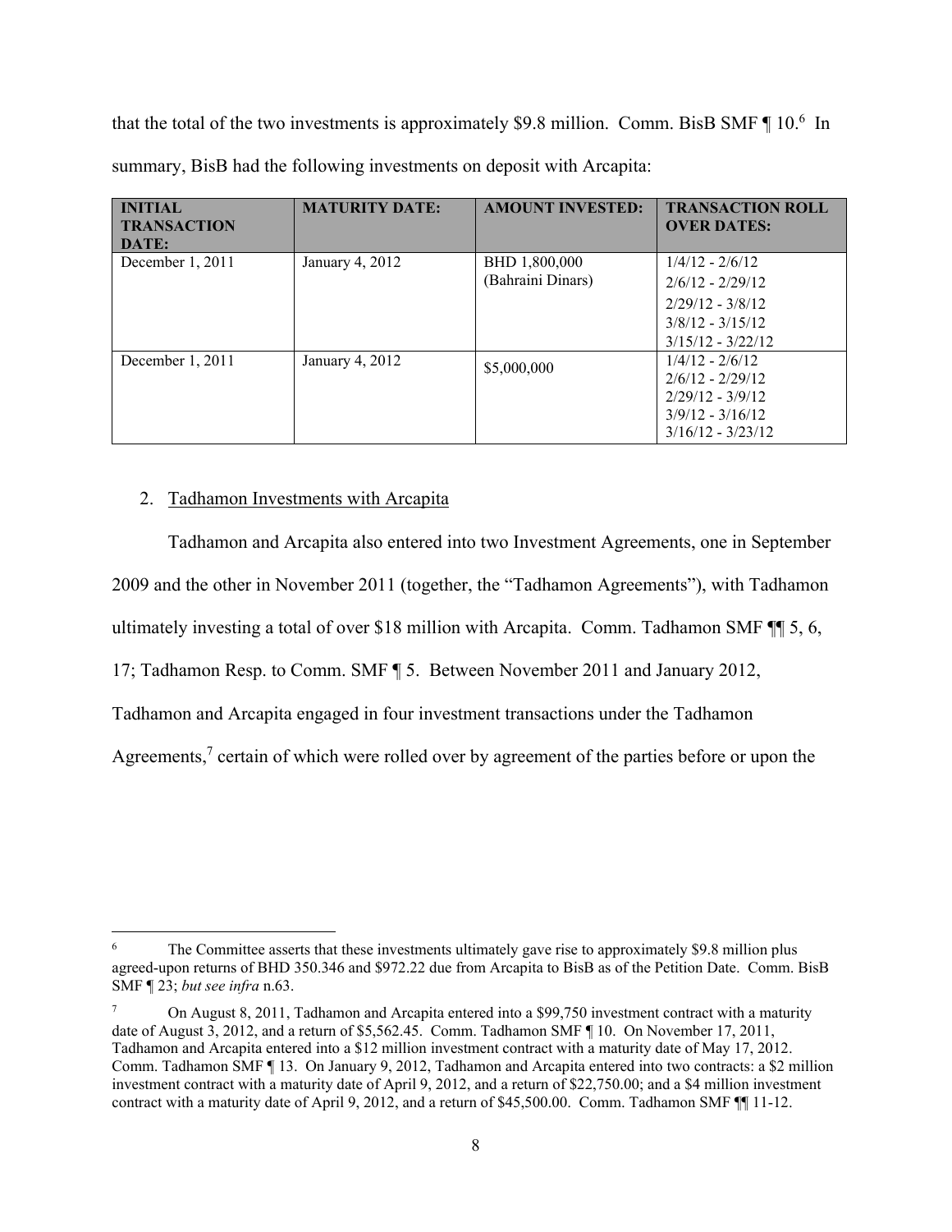that the total of the two investments is approximately \$9.8 million. Comm. BisB SMF ¶ 10.[6] In summary, BisB had the following investments on deposit with Arcapita:

| INITIAL TRANSACTION DATE: | MATURITY DATE: | AMOUNT INVESTED: | TRANSACTION ROLL OVER DATES: |
|---|---|---|---|
| December 1, 2011 | January 4, 2012 | BHD 1,800,000 (Bahraini Dinars) | 1/4/12 - 2/6/12<br>2/6/12 - 2/29/12<br>2/29/12 - 3/8/12<br>3/8/12 - 3/15/12<br>3/15/12 - 3/22/12 |
| December 1, 2011 | January 4, 2012 | \$5,000,000 | 1/4/12 - 2/6/12<br>2/6/12 - 2/29/12<br>2/29/12 - 3/9/12<br>3/9/12 - 3/16/12<br>3/16/12 - 3/23/12 |

2. Tadhamon Investments with Arcapita

Tadhamon and Arcapita also entered into two Investment Agreements, one in September 2009 and the other in November 2011 (together, the "Tadhamon Agreements"), with Tadhamon ultimately investing a total of over \$18 million with Arcapita. Comm. Tadhamon SMF ¶¶ 5, 6, 17; Tadhamon Resp. to Comm. SMF ¶ 5. Between November 2011 and January 2012, Tadhamon and Arcapita engaged in four investment transactions under the Tadhamon Agreements,[7] certain of which were rolled over by agreement of the parties before or upon the

---

[6] The Committee asserts that these investments ultimately gave rise to approximately \$9.8 million plus agreed-upon returns of BHD 350.346 and \$972.22 due from Arcapita to BisB as of the Petition Date. Comm. BisB SMF ¶ 23; *but see infra* n.63.

[7] On August 8, 2011, Tadhamon and Arcapita entered into a \$99,750 investment contract with a maturity date of August 3, 2012, and a return of \$5,562.45. Comm. Tadhamon SMF ¶ 10. On November 17, 2011, Tadhamon and Arcapita entered into a \$12 million investment contract with a maturity date of May 17, 2012. Comm. Tadhamon SMF ¶ 13. On January 9, 2012, Tadhamon and Arcapita entered into two contracts: a \$2 million investment contract with a maturity date of April 9, 2012, and a return of \$22,750.00; and a \$4 million investment contract with a maturity date of April 9, 2012, and a return of \$45,500.00. Comm. Tadhamon SMF ¶¶ 11-12.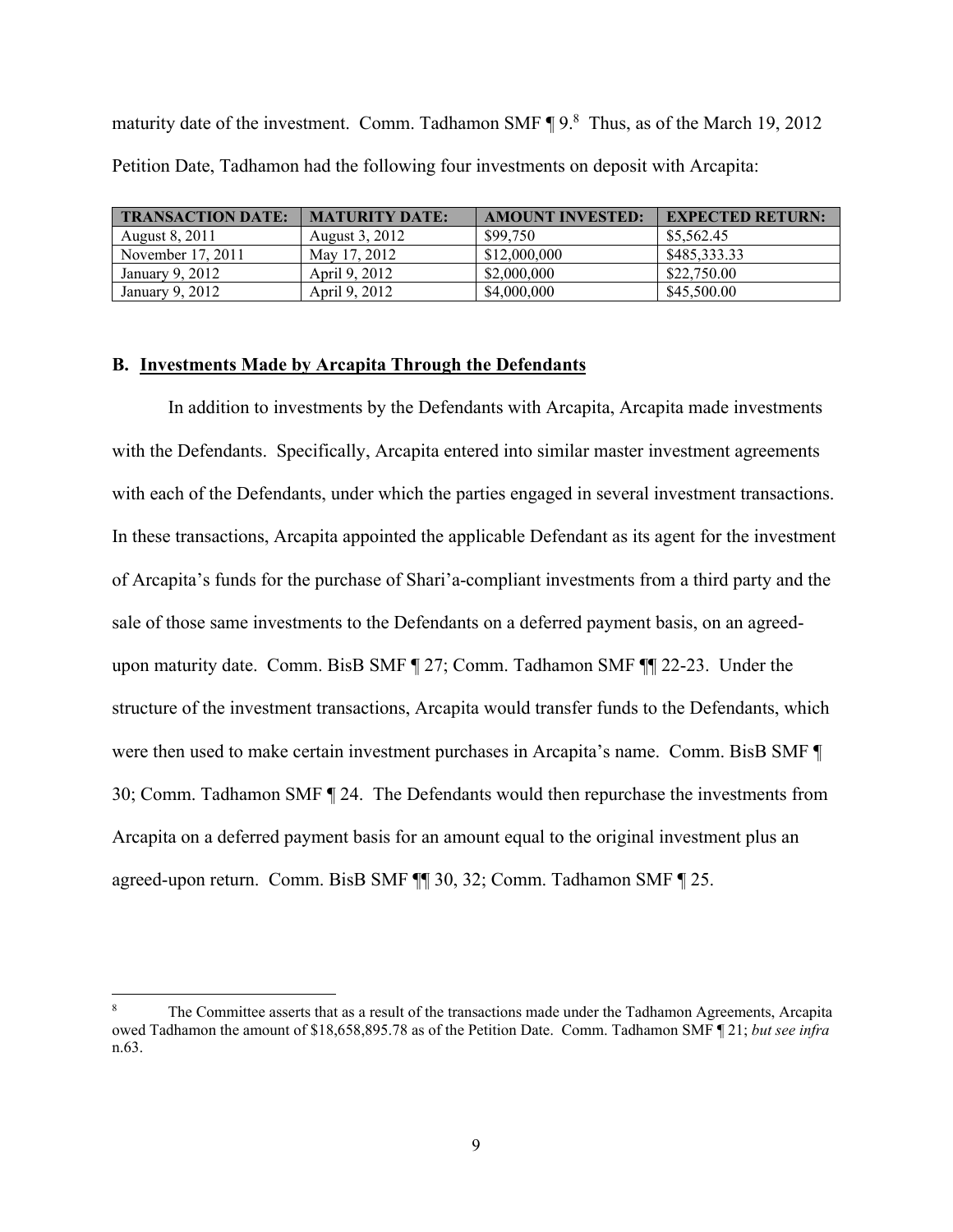maturity date of the investment. Comm. Tadhamon SMF ¶ 9.[8] Thus, as of the March 19, 2012 Petition Date, Tadhamon had the following four investments on deposit with Arcapita:

| TRANSACTION DATE: | MATURITY DATE: | AMOUNT INVESTED: | EXPECTED RETURN: |
|---|---|---|---|
| August 8, 2011 | August 3, 2012 | $99,750 | $5,562.45 |
| November 17, 2011 | May 17, 2012 | $12,000,000 | $485,333.33 |
| January 9, 2012 | April 9, 2012 | $2,000,000 | $22,750.00 |
| January 9, 2012 | April 9, 2012 | $4,000,000 | $45,500.00 |

### B. Investments Made by Arcapita Through the Defendants

In addition to investments by the Defendants with Arcapita, Arcapita made investments with the Defendants. Specifically, Arcapita entered into similar master investment agreements with each of the Defendants, under which the parties engaged in several investment transactions. In these transactions, Arcapita appointed the applicable Defendant as its agent for the investment of Arcapita's funds for the purchase of Shari'a-compliant investments from a third party and the sale of those same investments to the Defendants on a deferred payment basis, on an agreed-upon maturity date. Comm. BisB SMF ¶ 27; Comm. Tadhamon SMF ¶¶ 22-23. Under the structure of the investment transactions, Arcapita would transfer funds to the Defendants, which were then used to make certain investment purchases in Arcapita's name. Comm. BisB SMF ¶ 30; Comm. Tadhamon SMF ¶ 24. The Defendants would then repurchase the investments from Arcapita on a deferred payment basis for an amount equal to the original investment plus an agreed-upon return. Comm. BisB SMF ¶¶ 30, 32; Comm. Tadhamon SMF ¶ 25.

[8] The Committee asserts that as a result of the transactions made under the Tadhamon Agreements, Arcapita owed Tadhamon the amount of $18,658,895.78 as of the Petition Date. Comm. Tadhamon SMF ¶ 21; *but see infra* n.63.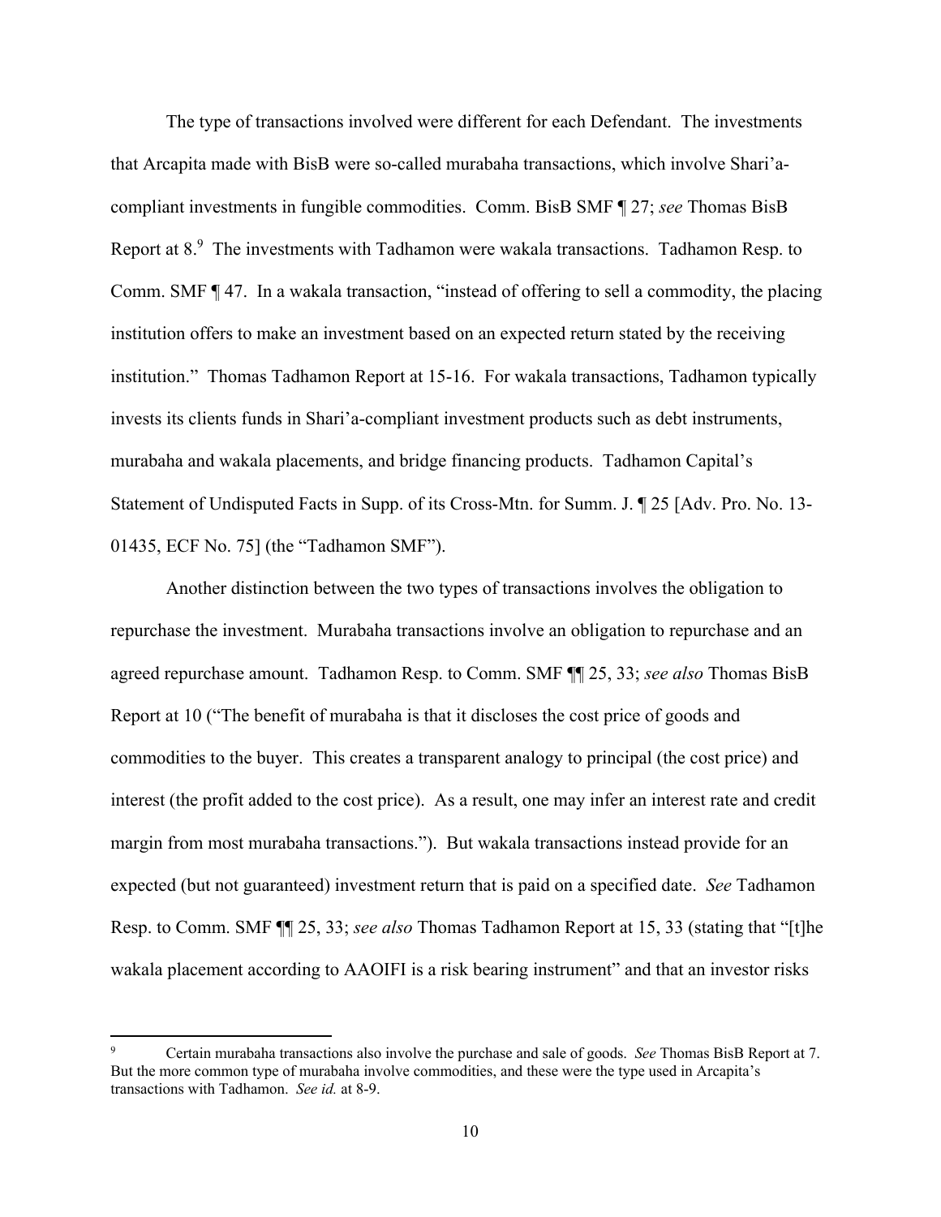The type of transactions involved were different for each Defendant. The investments that Arcapita made with BisB were so-called murabaha transactions, which involve Shari'a-compliant investments in fungible commodities. Comm. BisB SMF ¶ 27; *see* Thomas BisB Report at 8.[9] The investments with Tadhamon were wakala transactions. Tadhamon Resp. to Comm. SMF ¶ 47. In a wakala transaction, "instead of offering to sell a commodity, the placing institution offers to make an investment based on an expected return stated by the receiving institution." Thomas Tadhamon Report at 15-16. For wakala transactions, Tadhamon typically invests its clients funds in Shari'a-compliant investment products such as debt instruments, murabaha and wakala placements, and bridge financing products. Tadhamon Capital's Statement of Undisputed Facts in Supp. of its Cross-Mtn. for Summ. J. ¶ 25 [Adv. Pro. No. 13-01435, ECF No. 75] (the "Tadhamon SMF").

Another distinction between the two types of transactions involves the obligation to repurchase the investment. Murabaha transactions involve an obligation to repurchase and an agreed repurchase amount. Tadhamon Resp. to Comm. SMF ¶¶ 25, 33; *see also* Thomas BisB Report at 10 ("The benefit of murabaha is that it discloses the cost price of goods and commodities to the buyer. This creates a transparent analogy to principal (the cost price) and interest (the profit added to the cost price). As a result, one may infer an interest rate and credit margin from most murabaha transactions."). But wakala transactions instead provide for an expected (but not guaranteed) investment return that is paid on a specified date. *See* Tadhamon Resp. to Comm. SMF ¶¶ 25, 33; *see also* Thomas Tadhamon Report at 15, 33 (stating that "[t]he wakala placement according to AAOIFI is a risk bearing instrument" and that an investor risks

---

[9] Certain murabaha transactions also involve the purchase and sale of goods. *See* Thomas BisB Report at 7. But the more common type of murabaha involve commodities, and these were the type used in Arcapita's transactions with Tadhamon. *See id.* at 8-9.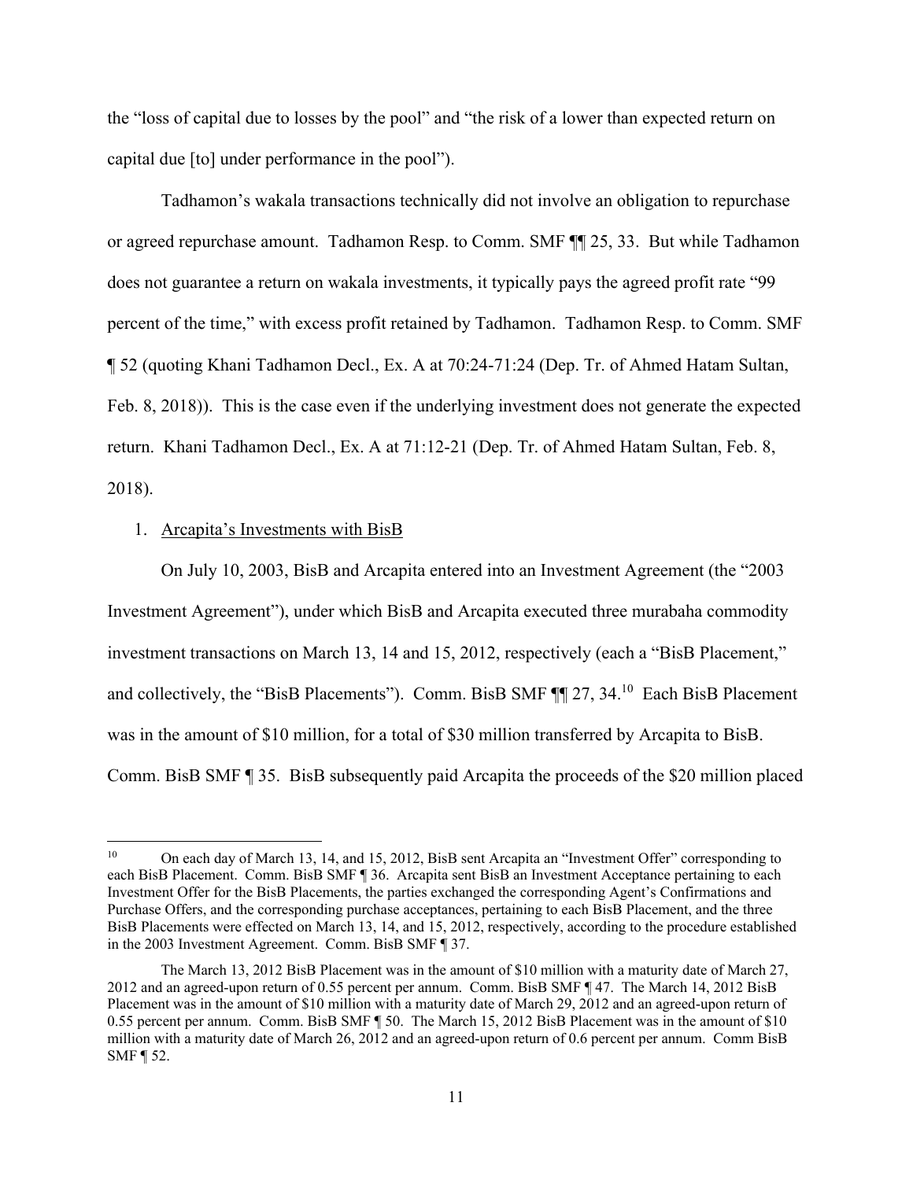the "loss of capital due to losses by the pool" and "the risk of a lower than expected return on capital due [to] under performance in the pool").

Tadhamon's wakala transactions technically did not involve an obligation to repurchase or agreed repurchase amount. Tadhamon Resp. to Comm. SMF ¶¶ 25, 33. But while Tadhamon does not guarantee a return on wakala investments, it typically pays the agreed profit rate "99 percent of the time," with excess profit retained by Tadhamon. Tadhamon Resp. to Comm. SMF ¶ 52 (quoting Khani Tadhamon Decl., Ex. A at 70:24-71:24 (Dep. Tr. of Ahmed Hatam Sultan, Feb. 8, 2018)). This is the case even if the underlying investment does not generate the expected return. Khani Tadhamon Decl., Ex. A at 71:12-21 (Dep. Tr. of Ahmed Hatam Sultan, Feb. 8, 2018).

1. Arcapita's Investments with BisB

On July 10, 2003, BisB and Arcapita entered into an Investment Agreement (the "2003 Investment Agreement"), under which BisB and Arcapita executed three murabaha commodity investment transactions on March 13, 14 and 15, 2012, respectively (each a "BisB Placement," and collectively, the "BisB Placements"). Comm. BisB SMF ¶¶ 27, 34.[10] Each BisB Placement was in the amount of $10 million, for a total of $30 million transferred by Arcapita to BisB. Comm. BisB SMF ¶ 35. BisB subsequently paid Arcapita the proceeds of the $20 million placed

---

[10] On each day of March 13, 14, and 15, 2012, BisB sent Arcapita an "Investment Offer" corresponding to each BisB Placement. Comm. BisB SMF ¶ 36. Arcapita sent BisB an Investment Acceptance pertaining to each Investment Offer for the BisB Placements, the parties exchanged the corresponding Agent's Confirmations and Purchase Offers, and the corresponding purchase acceptances, pertaining to each BisB Placement, and the three BisB Placements were effected on March 13, 14, and 15, 2012, respectively, according to the procedure established in the 2003 Investment Agreement. Comm. BisB SMF ¶ 37.

The March 13, 2012 BisB Placement was in the amount of $10 million with a maturity date of March 27, 2012 and an agreed-upon return of 0.55 percent per annum. Comm. BisB SMF ¶ 47. The March 14, 2012 BisB Placement was in the amount of $10 million with a maturity date of March 29, 2012 and an agreed-upon return of 0.55 percent per annum. Comm. BisB SMF ¶ 50. The March 15, 2012 BisB Placement was in the amount of $10 million with a maturity date of March 26, 2012 and an agreed-upon return of 0.6 percent per annum. Comm BisB SMF ¶ 52.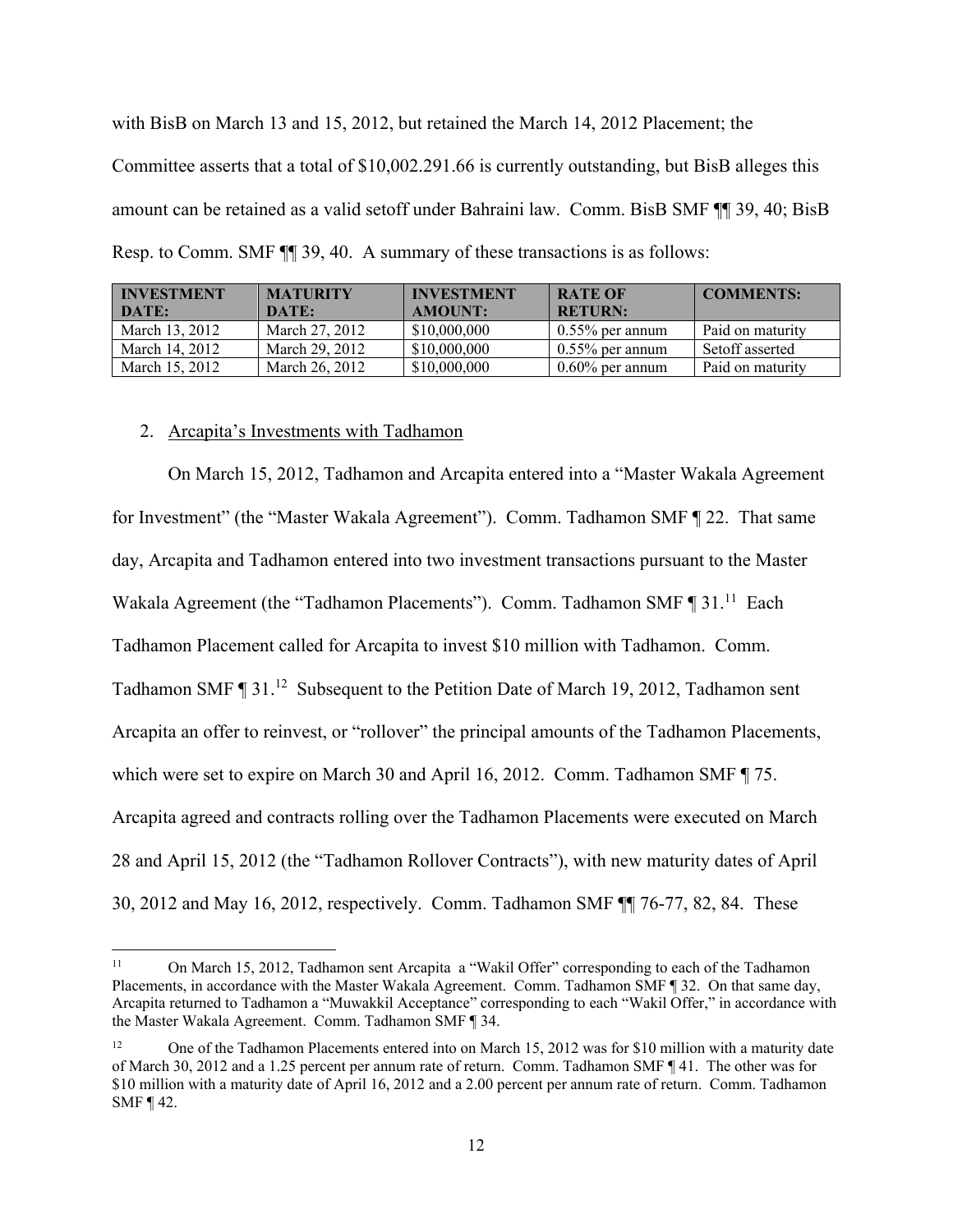with BisB on March 13 and 15, 2012, but retained the March 14, 2012 Placement; the Committee asserts that a total of $10,002.291.66 is currently outstanding, but BisB alleges this amount can be retained as a valid setoff under Bahraini law. Comm. BisB SMF ¶¶ 39, 40; BisB Resp. to Comm. SMF ¶¶ 39, 40. A summary of these transactions is as follows:

| INVESTMENT DATE: | MATURITY DATE: | INVESTMENT AMOUNT: | RATE OF RETURN: | COMMENTS: |
|---|---|---|---|---|
| March 13, 2012 | March 27, 2012 | $10,000,000 | 0.55% per annum | Paid on maturity |
| March 14, 2012 | March 29, 2012 | $10,000,000 | 0.55% per annum | Setoff asserted |
| March 15, 2012 | March 26, 2012 | $10,000,000 | 0.60% per annum | Paid on maturity |

2. Arcapita's Investments with Tadhamon

On March 15, 2012, Tadhamon and Arcapita entered into a "Master Wakala Agreement for Investment" (the "Master Wakala Agreement"). Comm. Tadhamon SMF ¶ 22. That same day, Arcapita and Tadhamon entered into two investment transactions pursuant to the Master Wakala Agreement (the "Tadhamon Placements"). Comm. Tadhamon SMF ¶ 31.[11] Each Tadhamon Placement called for Arcapita to invest $10 million with Tadhamon. Comm. Tadhamon SMF ¶ 31.[12] Subsequent to the Petition Date of March 19, 2012, Tadhamon sent Arcapita an offer to reinvest, or "rollover" the principal amounts of the Tadhamon Placements, which were set to expire on March 30 and April 16, 2012. Comm. Tadhamon SMF ¶ 75. Arcapita agreed and contracts rolling over the Tadhamon Placements were executed on March 28 and April 15, 2012 (the "Tadhamon Rollover Contracts"), with new maturity dates of April 30, 2012 and May 16, 2012, respectively. Comm. Tadhamon SMF ¶¶ 76-77, 82, 84. These

[11] On March 15, 2012, Tadhamon sent Arcapita a "Wakil Offer" corresponding to each of the Tadhamon Placements, in accordance with the Master Wakala Agreement. Comm. Tadhamon SMF ¶ 32. On that same day, Arcapita returned to Tadhamon a "Muwakkil Acceptance" corresponding to each "Wakil Offer," in accordance with the Master Wakala Agreement. Comm. Tadhamon SMF ¶ 34.

[12] One of the Tadhamon Placements entered into on March 15, 2012 was for $10 million with a maturity date of March 30, 2012 and a 1.25 percent per annum rate of return. Comm. Tadhamon SMF ¶ 41. The other was for $10 million with a maturity date of April 16, 2012 and a 2.00 percent per annum rate of return. Comm. Tadhamon SMF ¶ 42.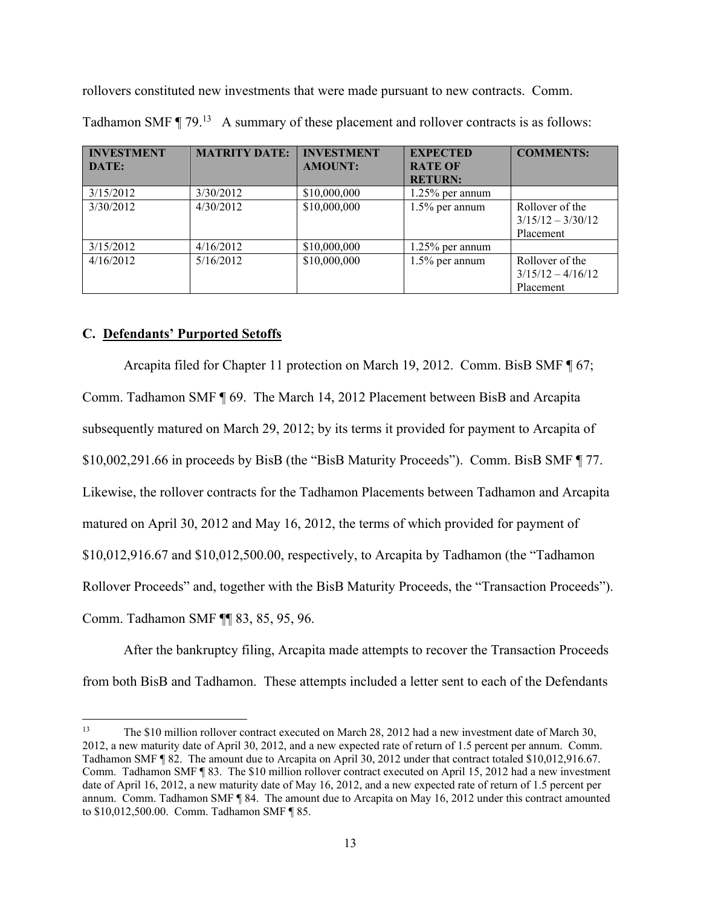rollovers constituted new investments that were made pursuant to new contracts. Comm. Tadhamon SMF ¶ 79.[13] A summary of these placement and rollover contracts is as follows:

| INVESTMENT DATE: | MATRITY DATE: | INVESTMENT AMOUNT: | EXPECTED RATE OF RETURN: | COMMENTS: |
|---|---|---|---|---|
| 3/15/2012 | 3/30/2012 | $10,000,000 | 1.25% per annum | |
| 3/30/2012 | 4/30/2012 | $10,000,000 | 1.5% per annum | Rollover of the 3/15/12 – 3/30/12 Placement |
| 3/15/2012 | 4/16/2012 | $10,000,000 | 1.25% per annum | |
| 4/16/2012 | 5/16/2012 | $10,000,000 | 1.5% per annum | Rollover of the 3/15/12 – 4/16/12 Placement |

### C. Defendants' Purported Setoffs

Arcapita filed for Chapter 11 protection on March 19, 2012. Comm. BisB SMF ¶ 67; Comm. Tadhamon SMF ¶ 69. The March 14, 2012 Placement between BisB and Arcapita subsequently matured on March 29, 2012; by its terms it provided for payment to Arcapita of $10,002,291.66 in proceeds by BisB (the "BisB Maturity Proceeds"). Comm. BisB SMF ¶ 77. Likewise, the rollover contracts for the Tadhamon Placements between Tadhamon and Arcapita matured on April 30, 2012 and May 16, 2012, the terms of which provided for payment of $10,012,916.67 and $10,012,500.00, respectively, to Arcapita by Tadhamon (the "Tadhamon Rollover Proceeds" and, together with the BisB Maturity Proceeds, the "Transaction Proceeds"). Comm. Tadhamon SMF ¶¶ 83, 85, 95, 96.

After the bankruptcy filing, Arcapita made attempts to recover the Transaction Proceeds from both BisB and Tadhamon. These attempts included a letter sent to each of the Defendants

---

[13] The $10 million rollover contract executed on March 28, 2012 had a new investment date of March 30, 2012, a new maturity date of April 30, 2012, and a new expected rate of return of 1.5 percent per annum. Comm. Tadhamon SMF ¶ 82. The amount due to Arcapita on April 30, 2012 under that contract totaled $10,012,916.67. Comm. Tadhamon SMF ¶ 83. The $10 million rollover contract executed on April 15, 2012 had a new investment date of April 16, 2012, a new maturity date of May 16, 2012, and a new expected rate of return of 1.5 percent per annum. Comm. Tadhamon SMF ¶ 84. The amount due to Arcapita on May 16, 2012 under this contract amounted to $10,012,500.00. Comm. Tadhamon SMF ¶ 85.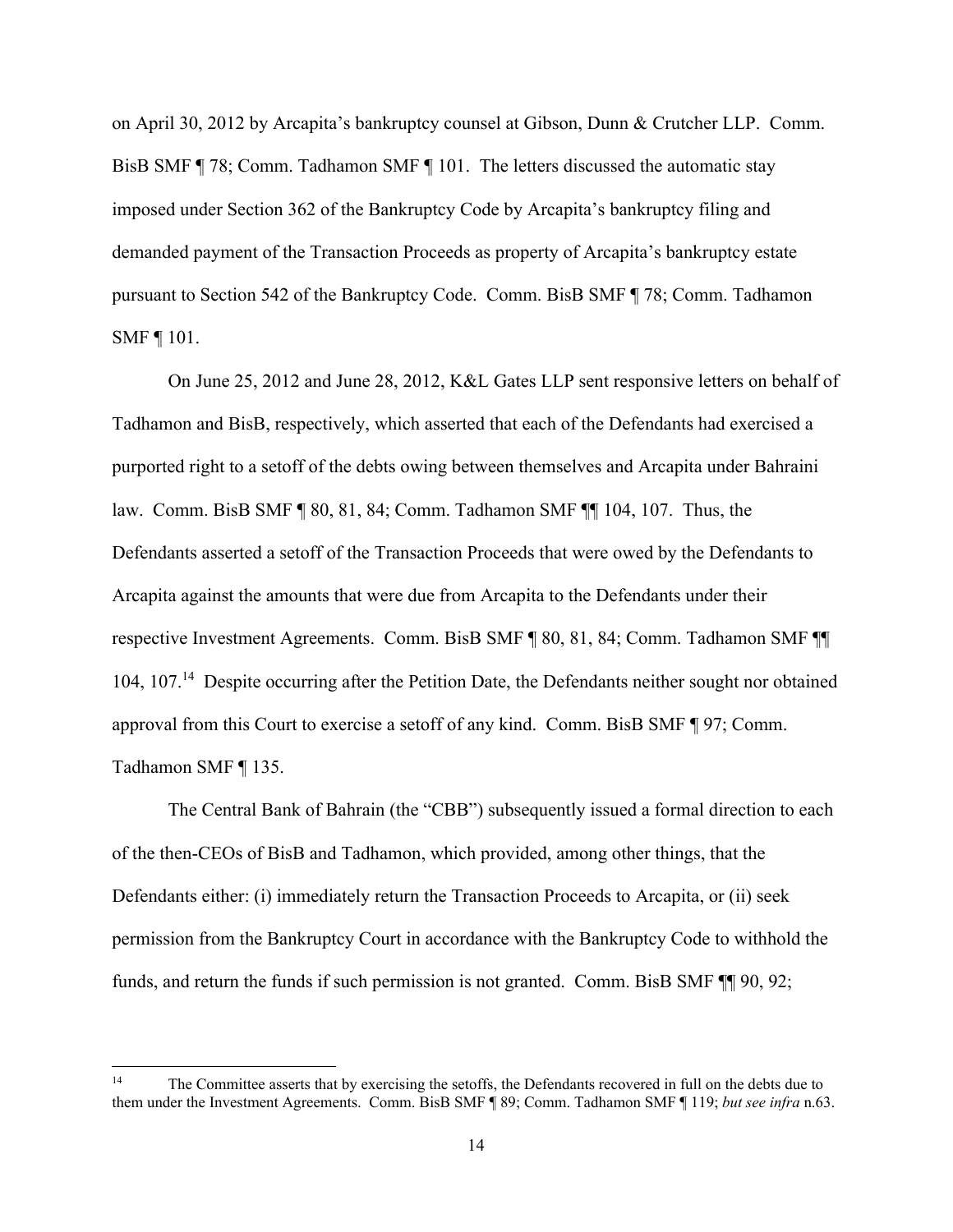on April 30, 2012 by Arcapita's bankruptcy counsel at Gibson, Dunn & Crutcher LLP. Comm. BisB SMF ¶ 78; Comm. Tadhamon SMF ¶ 101. The letters discussed the automatic stay imposed under Section 362 of the Bankruptcy Code by Arcapita's bankruptcy filing and demanded payment of the Transaction Proceeds as property of Arcapita's bankruptcy estate pursuant to Section 542 of the Bankruptcy Code. Comm. BisB SMF ¶ 78; Comm. Tadhamon SMF ¶ 101.

On June 25, 2012 and June 28, 2012, K&L Gates LLP sent responsive letters on behalf of Tadhamon and BisB, respectively, which asserted that each of the Defendants had exercised a purported right to a setoff of the debts owing between themselves and Arcapita under Bahraini law. Comm. BisB SMF ¶ 80, 81, 84; Comm. Tadhamon SMF ¶¶ 104, 107. Thus, the Defendants asserted a setoff of the Transaction Proceeds that were owed by the Defendants to Arcapita against the amounts that were due from Arcapita to the Defendants under their respective Investment Agreements. Comm. BisB SMF ¶ 80, 81, 84; Comm. Tadhamon SMF ¶¶ 104, 107.[14] Despite occurring after the Petition Date, the Defendants neither sought nor obtained approval from this Court to exercise a setoff of any kind. Comm. BisB SMF ¶ 97; Comm. Tadhamon SMF ¶ 135.

The Central Bank of Bahrain (the "CBB") subsequently issued a formal direction to each of the then-CEOs of BisB and Tadhamon, which provided, among other things, that the Defendants either: (i) immediately return the Transaction Proceeds to Arcapita, or (ii) seek permission from the Bankruptcy Court in accordance with the Bankruptcy Code to withhold the funds, and return the funds if such permission is not granted. Comm. BisB SMF ¶¶ 90, 92;

---

[14] The Committee asserts that by exercising the setoffs, the Defendants recovered in full on the debts due to them under the Investment Agreements. Comm. BisB SMF ¶ 89; Comm. Tadhamon SMF ¶ 119; *but see infra* n.63.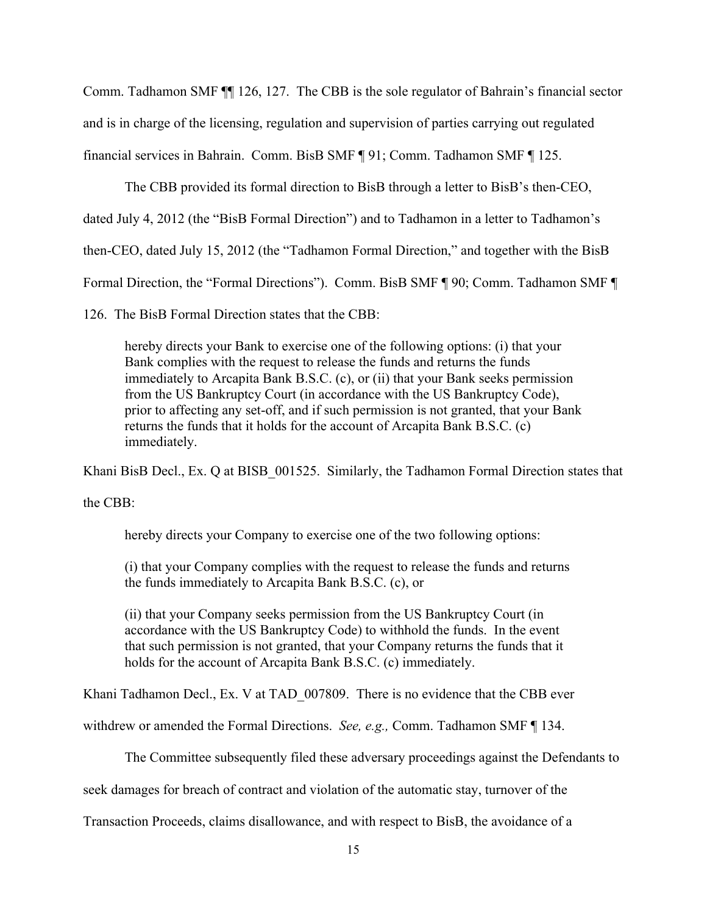Comm. Tadhamon SMF ¶¶ 126, 127. The CBB is the sole regulator of Bahrain's financial sector and is in charge of the licensing, regulation and supervision of parties carrying out regulated financial services in Bahrain. Comm. BisB SMF ¶ 91; Comm. Tadhamon SMF ¶ 125.

The CBB provided its formal direction to BisB through a letter to BisB's then-CEO, dated July 4, 2012 (the "BisB Formal Direction") and to Tadhamon in a letter to Tadhamon's then-CEO, dated July 15, 2012 (the "Tadhamon Formal Direction," and together with the BisB Formal Direction, the "Formal Directions"). Comm. BisB SMF ¶ 90; Comm. Tadhamon SMF ¶ 126. The BisB Formal Direction states that the CBB:

> hereby directs your Bank to exercise one of the following options: (i) that your Bank complies with the request to release the funds and returns the funds immediately to Arcapita Bank B.S.C. (c), or (ii) that your Bank seeks permission from the US Bankruptcy Court (in accordance with the US Bankruptcy Code), prior to affecting any set-off, and if such permission is not granted, that your Bank returns the funds that it holds for the account of Arcapita Bank B.S.C. (c) immediately.

Khani BisB Decl., Ex. Q at BISB_001525. Similarly, the Tadhamon Formal Direction states that the CBB:

> hereby directs your Company to exercise one of the two following options:
>
> (i) that your Company complies with the request to release the funds and returns the funds immediately to Arcapita Bank B.S.C. (c), or
>
> (ii) that your Company seeks permission from the US Bankruptcy Court (in accordance with the US Bankruptcy Code) to withhold the funds. In the event that such permission is not granted, that your Company returns the funds that it holds for the account of Arcapita Bank B.S.C. (c) immediately.

Khani Tadhamon Decl., Ex. V at TAD_007809. There is no evidence that the CBB ever withdrew or amended the Formal Directions. *See, e.g.,* Comm. Tadhamon SMF ¶ 134.

The Committee subsequently filed these adversary proceedings against the Defendants to seek damages for breach of contract and violation of the automatic stay, turnover of the Transaction Proceeds, claims disallowance, and with respect to BisB, the avoidance of a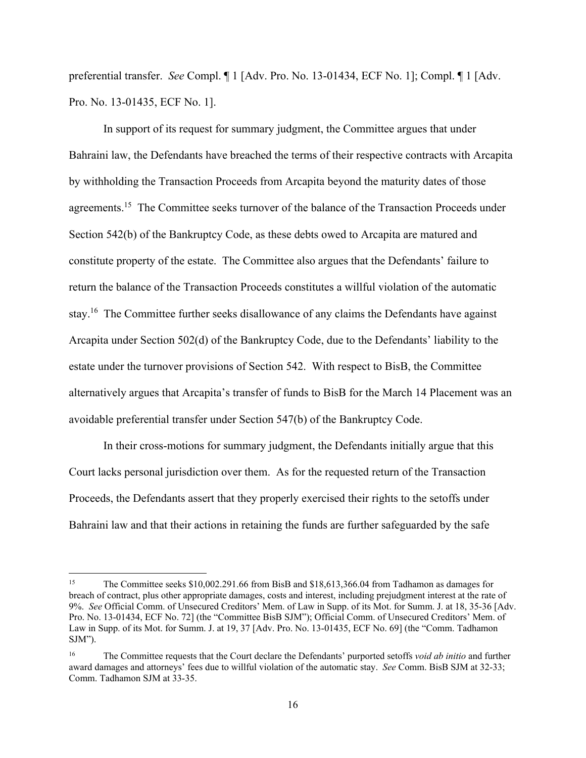preferential transfer. *See* Compl. ¶ 1 [Adv. Pro. No. 13-01434, ECF No. 1]; Compl. ¶ 1 [Adv. Pro. No. 13-01435, ECF No. 1].

In support of its request for summary judgment, the Committee argues that under Bahraini law, the Defendants have breached the terms of their respective contracts with Arcapita by withholding the Transaction Proceeds from Arcapita beyond the maturity dates of those agreements.[15] The Committee seeks turnover of the balance of the Transaction Proceeds under Section 542(b) of the Bankruptcy Code, as these debts owed to Arcapita are matured and constitute property of the estate. The Committee also argues that the Defendants' failure to return the balance of the Transaction Proceeds constitutes a willful violation of the automatic stay.[16] The Committee further seeks disallowance of any claims the Defendants have against Arcapita under Section 502(d) of the Bankruptcy Code, due to the Defendants' liability to the estate under the turnover provisions of Section 542. With respect to BisB, the Committee alternatively argues that Arcapita's transfer of funds to BisB for the March 14 Placement was an avoidable preferential transfer under Section 547(b) of the Bankruptcy Code.

In their cross-motions for summary judgment, the Defendants initially argue that this Court lacks personal jurisdiction over them. As for the requested return of the Transaction Proceeds, the Defendants assert that they properly exercised their rights to the setoffs under Bahraini law and that their actions in retaining the funds are further safeguarded by the safe

---

[15] The Committee seeks $10,002.291.66 from BisB and $18,613,366.04 from Tadhamon as damages for breach of contract, plus other appropriate damages, costs and interest, including prejudgment interest at the rate of 9%. *See* Official Comm. of Unsecured Creditors' Mem. of Law in Supp. of its Mot. for Summ. J. at 18, 35-36 [Adv. Pro. No. 13-01434, ECF No. 72] (the "Committee BisB SJM"); Official Comm. of Unsecured Creditors' Mem. of Law in Supp. of its Mot. for Summ. J. at 19, 37 [Adv. Pro. No. 13-01435, ECF No. 69] (the "Comm. Tadhamon SJM").

[16] The Committee requests that the Court declare the Defendants' purported setoffs *void ab initio* and further award damages and attorneys' fees due to willful violation of the automatic stay. *See* Comm. BisB SJM at 32-33; Comm. Tadhamon SJM at 33-35.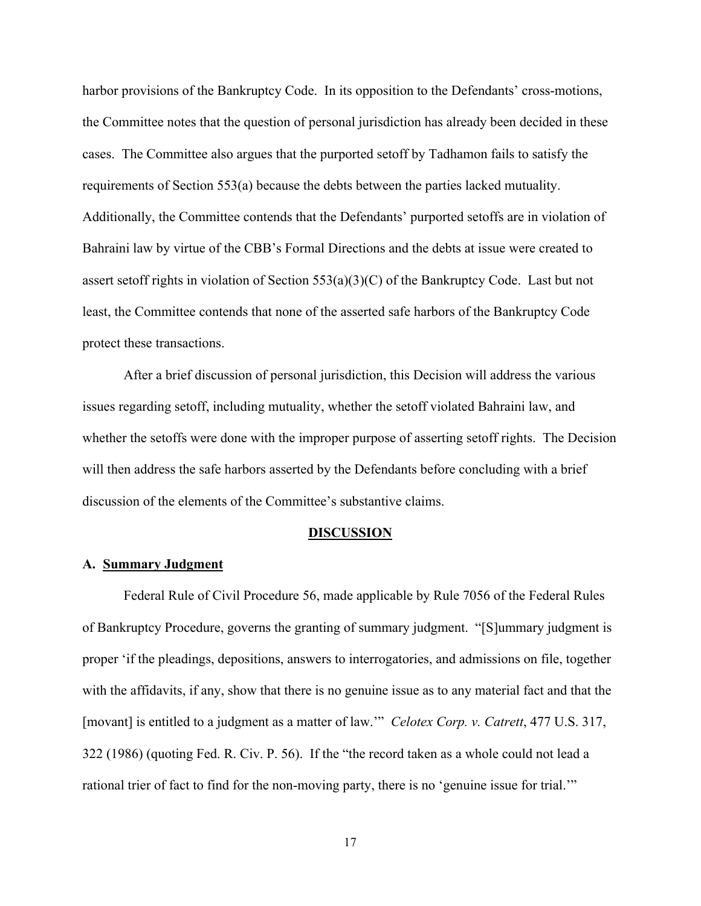harbor provisions of the Bankruptcy Code. In its opposition to the Defendants' cross-motions, the Committee notes that the question of personal jurisdiction has already been decided in these cases. The Committee also argues that the purported setoff by Tadhamon fails to satisfy the requirements of Section 553(a) because the debts between the parties lacked mutuality. Additionally, the Committee contends that the Defendants' purported setoffs are in violation of Bahraini law by virtue of the CBB's Formal Directions and the debts at issue were created to assert setoff rights in violation of Section 553(a)(3)(C) of the Bankruptcy Code. Last but not least, the Committee contends that none of the asserted safe harbors of the Bankruptcy Code protect these transactions.

After a brief discussion of personal jurisdiction, this Decision will address the various issues regarding setoff, including mutuality, whether the setoff violated Bahraini law, and whether the setoffs were done with the improper purpose of asserting setoff rights. The Decision will then address the safe harbors asserted by the Defendants before concluding with a brief discussion of the elements of the Committee's substantive claims.

## DISCUSSION

### A. Summary Judgment

Federal Rule of Civil Procedure 56, made applicable by Rule 7056 of the Federal Rules of Bankruptcy Procedure, governs the granting of summary judgment. "[S]ummary judgment is proper 'if the pleadings, depositions, answers to interrogatories, and admissions on file, together with the affidavits, if any, show that there is no genuine issue as to any material fact and that the [movant] is entitled to a judgment as a matter of law.'" *Celotex Corp. v. Catrett*, 477 U.S. 317, 322 (1986) (quoting Fed. R. Civ. P. 56). If the "the record taken as a whole could not lead a rational trier of fact to find for the non-moving party, there is no 'genuine issue for trial.'"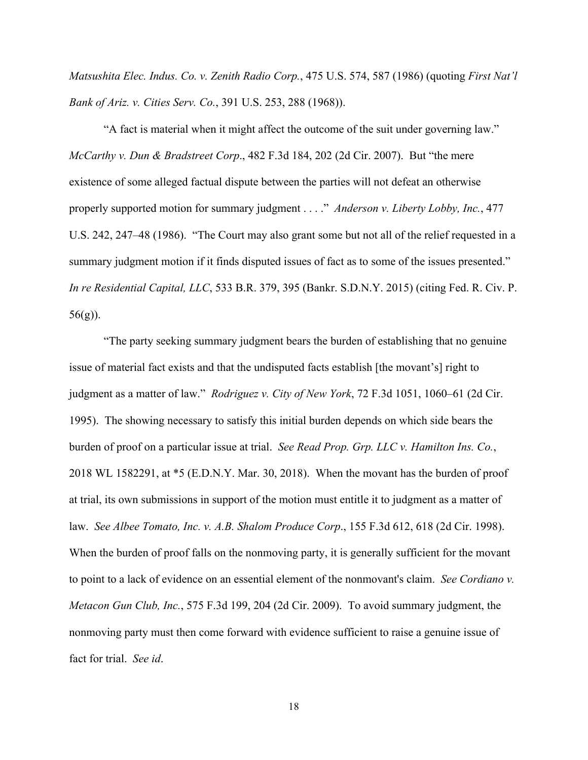*Matsushita Elec. Indus. Co. v. Zenith Radio Corp.*, 475 U.S. 574, 587 (1986) (quoting *First Nat'l Bank of Ariz. v. Cities Serv. Co.*, 391 U.S. 253, 288 (1968)).

"A fact is material when it might affect the outcome of the suit under governing law." *McCarthy v. Dun & Bradstreet Corp*., 482 F.3d 184, 202 (2d Cir. 2007). But "the mere existence of some alleged factual dispute between the parties will not defeat an otherwise properly supported motion for summary judgment . . . ." *Anderson v. Liberty Lobby, Inc.*, 477 U.S. 242, 247–48 (1986). "The Court may also grant some but not all of the relief requested in a summary judgment motion if it finds disputed issues of fact as to some of the issues presented." *In re Residential Capital, LLC*, 533 B.R. 379, 395 (Bankr. S.D.N.Y. 2015) (citing Fed. R. Civ. P. 56(g)).

"The party seeking summary judgment bears the burden of establishing that no genuine issue of material fact exists and that the undisputed facts establish [the movant's] right to judgment as a matter of law." *Rodriguez v. City of New York*, 72 F.3d 1051, 1060–61 (2d Cir. 1995). The showing necessary to satisfy this initial burden depends on which side bears the burden of proof on a particular issue at trial. *See Read Prop. Grp. LLC v. Hamilton Ins. Co.*, 2018 WL 1582291, at *5 (E.D.N.Y. Mar. 30, 2018). When the movant has the burden of proof at trial, its own submissions in support of the motion must entitle it to judgment as a matter of law. *See Albee Tomato, Inc. v. A.B. Shalom Produce Corp*., 155 F.3d 612, 618 (2d Cir. 1998). When the burden of proof falls on the nonmoving party, it is generally sufficient for the movant to point to a lack of evidence on an essential element of the nonmovant's claim. *See Cordiano v. Metacon Gun Club, Inc.*, 575 F.3d 199, 204 (2d Cir. 2009). To avoid summary judgment, the nonmoving party must then come forward with evidence sufficient to raise a genuine issue of fact for trial. *See id*.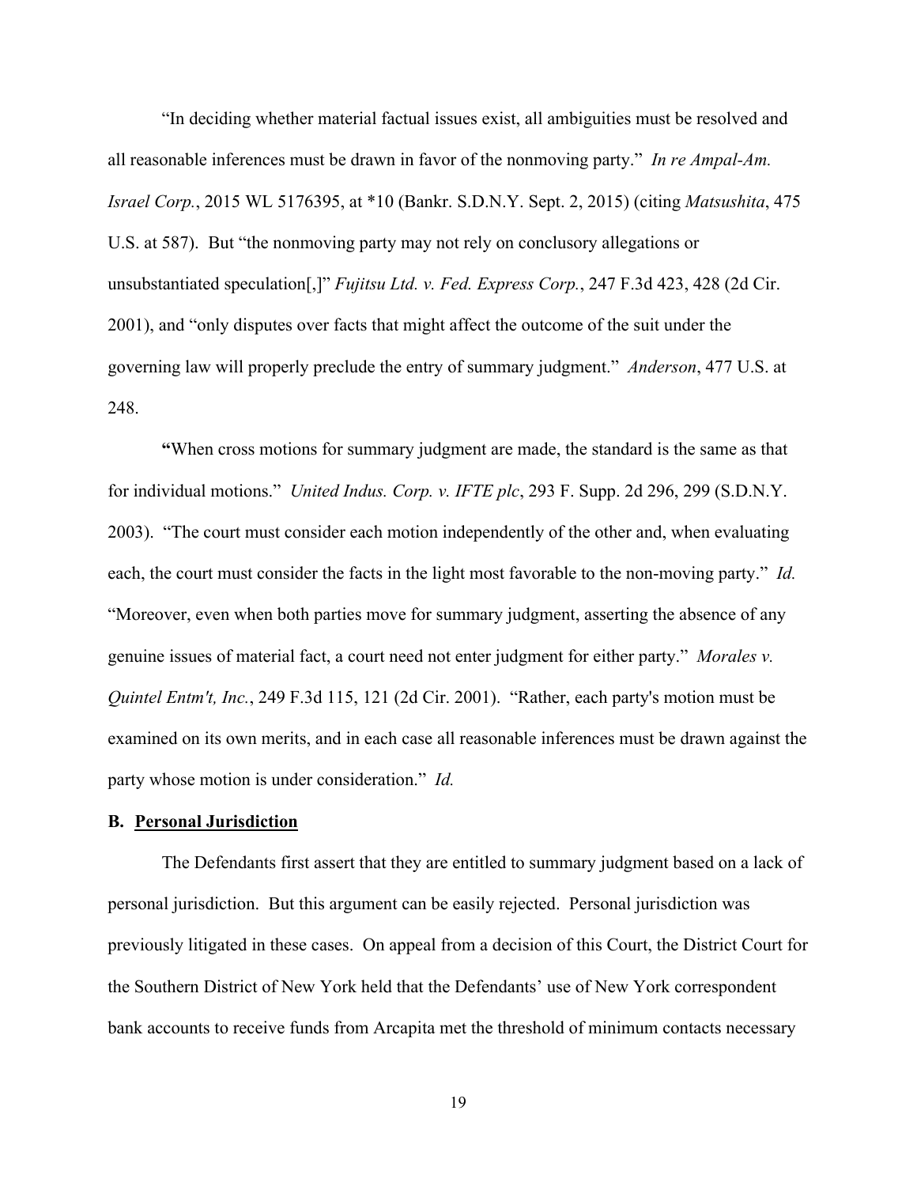"In deciding whether material factual issues exist, all ambiguities must be resolved and all reasonable inferences must be drawn in favor of the nonmoving party." *In re Ampal-Am. Israel Corp.*, 2015 WL 5176395, at *10 (Bankr. S.D.N.Y. Sept. 2, 2015) (citing *Matsushita*, 475 U.S. at 587). But "the nonmoving party may not rely on conclusory allegations or unsubstantiated speculation[,]" *Fujitsu Ltd. v. Fed. Express Corp.*, 247 F.3d 423, 428 (2d Cir. 2001), and "only disputes over facts that might affect the outcome of the suit under the governing law will properly preclude the entry of summary judgment." *Anderson*, 477 U.S. at 248.

"When cross motions for summary judgment are made, the standard is the same as that for individual motions." *United Indus. Corp. v. IFTE plc*, 293 F. Supp. 2d 296, 299 (S.D.N.Y. 2003). "The court must consider each motion independently of the other and, when evaluating each, the court must consider the facts in the light most favorable to the non-moving party." *Id.* "Moreover, even when both parties move for summary judgment, asserting the absence of any genuine issues of material fact, a court need not enter judgment for either party." *Morales v. Quintel Entm't, Inc.*, 249 F.3d 115, 121 (2d Cir. 2001). "Rather, each party's motion must be examined on its own merits, and in each case all reasonable inferences must be drawn against the party whose motion is under consideration." *Id.*

### B. Personal Jurisdiction

The Defendants first assert that they are entitled to summary judgment based on a lack of personal jurisdiction. But this argument can be easily rejected. Personal jurisdiction was previously litigated in these cases. On appeal from a decision of this Court, the District Court for the Southern District of New York held that the Defendants' use of New York correspondent bank accounts to receive funds from Arcapita met the threshold of minimum contacts necessary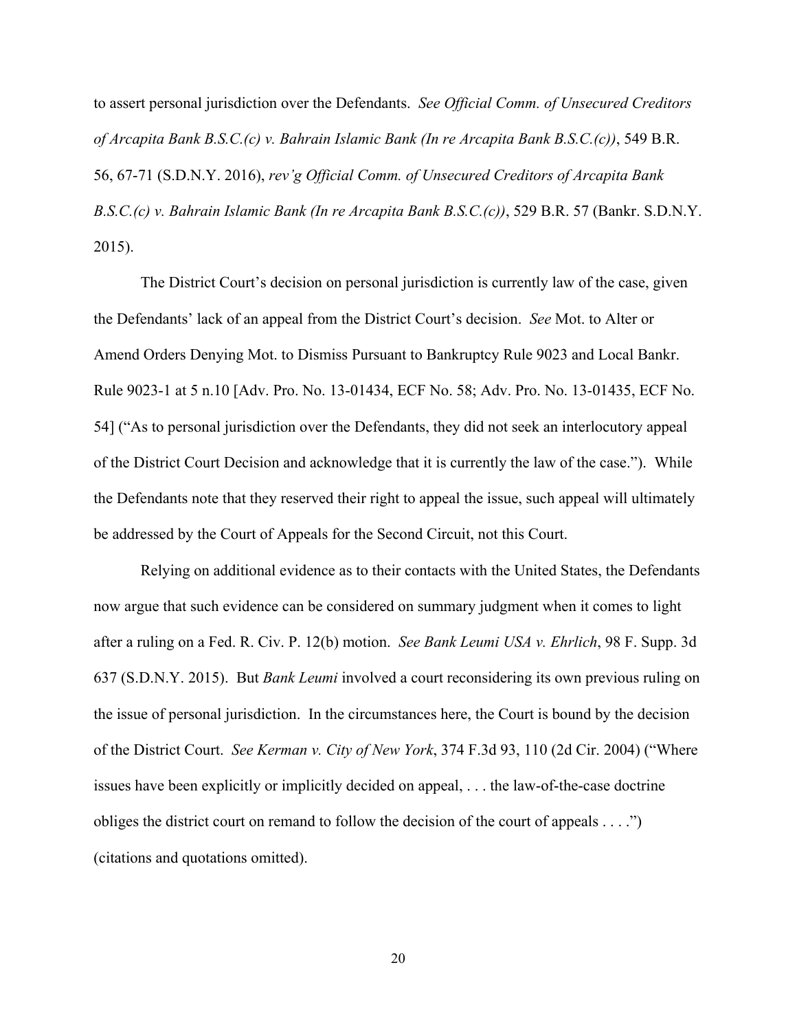to assert personal jurisdiction over the Defendants. *See Official Comm. of Unsecured Creditors of Arcapita Bank B.S.C.(c) v. Bahrain Islamic Bank (In re Arcapita Bank B.S.C.(c))*, 549 B.R. 56, 67-71 (S.D.N.Y. 2016), *rev'g Official Comm. of Unsecured Creditors of Arcapita Bank B.S.C.(c) v. Bahrain Islamic Bank (In re Arcapita Bank B.S.C.(c))*, 529 B.R. 57 (Bankr. S.D.N.Y. 2015).

The District Court's decision on personal jurisdiction is currently law of the case, given the Defendants' lack of an appeal from the District Court's decision. *See* Mot. to Alter or Amend Orders Denying Mot. to Dismiss Pursuant to Bankruptcy Rule 9023 and Local Bankr. Rule 9023-1 at 5 n.10 [Adv. Pro. No. 13-01434, ECF No. 58; Adv. Pro. No. 13-01435, ECF No. 54] ("As to personal jurisdiction over the Defendants, they did not seek an interlocutory appeal of the District Court Decision and acknowledge that it is currently the law of the case."). While the Defendants note that they reserved their right to appeal the issue, such appeal will ultimately be addressed by the Court of Appeals for the Second Circuit, not this Court.

Relying on additional evidence as to their contacts with the United States, the Defendants now argue that such evidence can be considered on summary judgment when it comes to light after a ruling on a Fed. R. Civ. P. 12(b) motion. *See Bank Leumi USA v. Ehrlich*, 98 F. Supp. 3d 637 (S.D.N.Y. 2015). But *Bank Leumi* involved a court reconsidering its own previous ruling on the issue of personal jurisdiction. In the circumstances here, the Court is bound by the decision of the District Court. *See Kerman v. City of New York*, 374 F.3d 93, 110 (2d Cir. 2004) ("Where issues have been explicitly or implicitly decided on appeal, . . . the law-of-the-case doctrine obliges the district court on remand to follow the decision of the court of appeals . . . .") (citations and quotations omitted).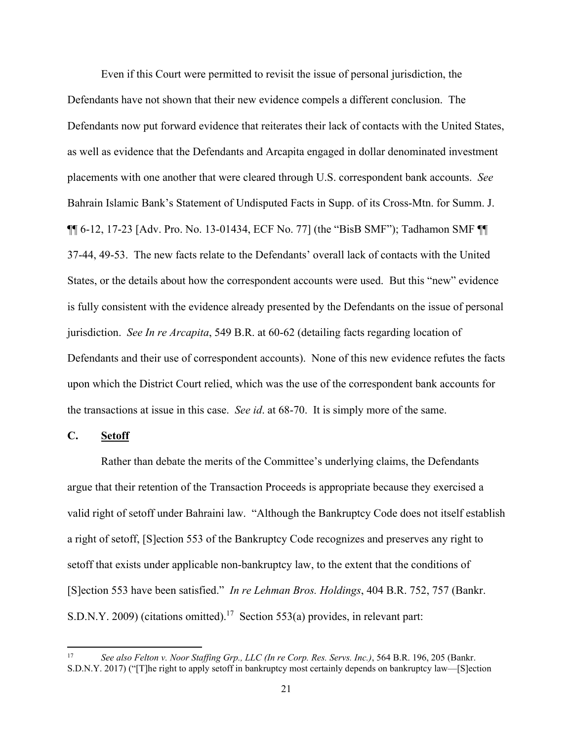Even if this Court were permitted to revisit the issue of personal jurisdiction, the Defendants have not shown that their new evidence compels a different conclusion. The Defendants now put forward evidence that reiterates their lack of contacts with the United States, as well as evidence that the Defendants and Arcapita engaged in dollar denominated investment placements with one another that were cleared through U.S. correspondent bank accounts. *See* Bahrain Islamic Bank's Statement of Undisputed Facts in Supp. of its Cross-Mtn. for Summ. J. ¶¶ 6-12, 17-23 [Adv. Pro. No. 13-01434, ECF No. 77] (the "BisB SMF"); Tadhamon SMF ¶¶ 37-44, 49-53. The new facts relate to the Defendants' overall lack of contacts with the United States, or the details about how the correspondent accounts were used. But this "new" evidence is fully consistent with the evidence already presented by the Defendants on the issue of personal jurisdiction. *See In re Arcapita*, 549 B.R. at 60-62 (detailing facts regarding location of Defendants and their use of correspondent accounts). None of this new evidence refutes the facts upon which the District Court relied, which was the use of the correspondent bank accounts for the transactions at issue in this case. *See id*. at 68-70. It is simply more of the same.

### C. Setoff

Rather than debate the merits of the Committee's underlying claims, the Defendants argue that their retention of the Transaction Proceeds is appropriate because they exercised a valid right of setoff under Bahraini law. "Although the Bankruptcy Code does not itself establish a right of setoff, [S]ection 553 of the Bankruptcy Code recognizes and preserves any right to setoff that exists under applicable non-bankruptcy law, to the extent that the conditions of [S]ection 553 have been satisfied." *In re Lehman Bros. Holdings*, 404 B.R. 752, 757 (Bankr. S.D.N.Y. 2009) (citations omitted).[17] Section 553(a) provides, in relevant part:

---

[17] *See also Felton v. Noor Staffing Grp., LLC (In re Corp. Res. Servs. Inc.)*, 564 B.R. 196, 205 (Bankr. S.D.N.Y. 2017) ("[T]he right to apply setoff in bankruptcy most certainly depends on bankruptcy law—[S]ection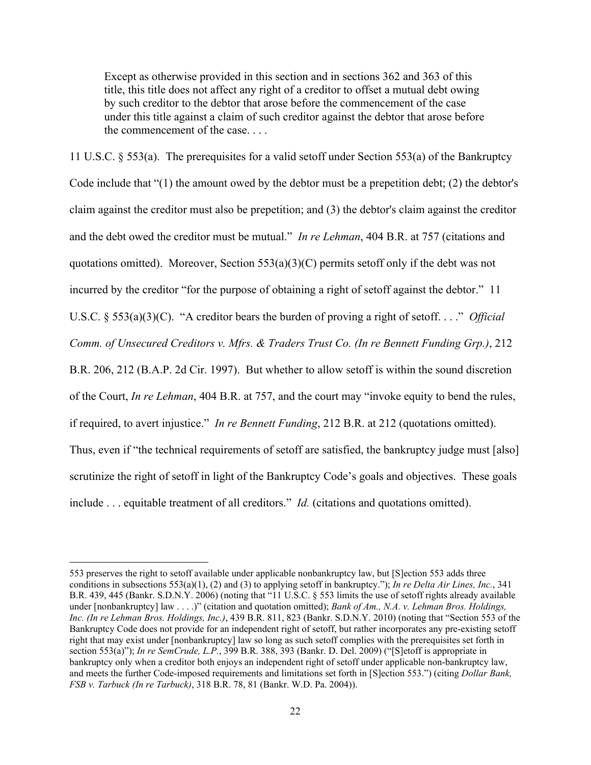> Except as otherwise provided in this section and in sections 362 and 363 of this title, this title does not affect any right of a creditor to offset a mutual debt owing by such creditor to the debtor that arose before the commencement of the case under this title against a claim of such creditor against the debtor that arose before the commencement of the case. . . .

11 U.S.C. § 553(a). The prerequisites for a valid setoff under Section 553(a) of the Bankruptcy Code include that "(1) the amount owed by the debtor must be a prepetition debt; (2) the debtor's claim against the creditor must also be prepetition; and (3) the debtor's claim against the creditor and the debt owed the creditor must be mutual." *In re Lehman*, 404 B.R. at 757 (citations and quotations omitted). Moreover, Section 553(a)(3)(C) permits setoff only if the debt was not incurred by the creditor "for the purpose of obtaining a right of setoff against the debtor." 11 U.S.C. § 553(a)(3)(C). "A creditor bears the burden of proving a right of setoff. . . ." *Official Comm. of Unsecured Creditors v. Mfrs. & Traders Trust Co. (In re Bennett Funding Grp.)*, 212 B.R. 206, 212 (B.A.P. 2d Cir. 1997). But whether to allow setoff is within the sound discretion of the Court, *In re Lehman*, 404 B.R. at 757, and the court may "invoke equity to bend the rules, if required, to avert injustice." *In re Bennett Funding*, 212 B.R. at 212 (quotations omitted). Thus, even if "the technical requirements of setoff are satisfied, the bankruptcy judge must [also] scrutinize the right of setoff in light of the Bankruptcy Code's goals and objectives. These goals include . . . equitable treatment of all creditors." *Id.* (citations and quotations omitted).

---

553 preserves the right to setoff available under applicable nonbankruptcy law, but [S]ection 553 adds three conditions in subsections 553(a)(1), (2) and (3) to applying setoff in bankruptcy."); *In re Delta Air Lines, Inc.*, 341 B.R. 439, 445 (Bankr. S.D.N.Y. 2006) (noting that "11 U.S.C. § 553 limits the use of setoff rights already available under [nonbankruptcy] law . . . .)" (citation and quotation omitted); *Bank of Am., N.A. v. Lehman Bros. Holdings, Inc. (In re Lehman Bros. Holdings, Inc.)*, 439 B.R. 811, 823 (Bankr. S.D.N.Y. 2010) (noting that "Section 553 of the Bankruptcy Code does not provide for an independent right of setoff, but rather incorporates any pre-existing setoff right that may exist under [nonbankruptcy] law so long as such setoff complies with the prerequisites set forth in section 553(a)"); *In re SemCrude, L.P.*, 399 B.R. 388, 393 (Bankr. D. Del. 2009) ("[S]etoff is appropriate in bankruptcy only when a creditor both enjoys an independent right of setoff under applicable non-bankruptcy law, and meets the further Code-imposed requirements and limitations set forth in [S]ection 553.") (citing *Dollar Bank, FSB v. Tarbuck (In re Tarbuck)*, 318 B.R. 78, 81 (Bankr. W.D. Pa. 2004)).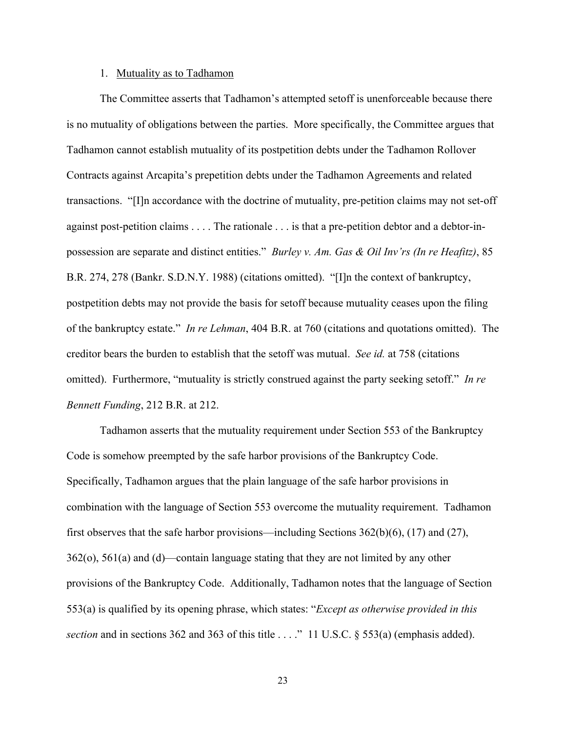1. Mutuality as to Tadhamon

The Committee asserts that Tadhamon's attempted setoff is unenforceable because there is no mutuality of obligations between the parties. More specifically, the Committee argues that Tadhamon cannot establish mutuality of its postpetition debts under the Tadhamon Rollover Contracts against Arcapita's prepetition debts under the Tadhamon Agreements and related transactions. "[I]n accordance with the doctrine of mutuality, pre-petition claims may not set-off against post-petition claims . . . . The rationale . . . is that a pre-petition debtor and a debtor-in-possession are separate and distinct entities." *Burley v. Am. Gas & Oil Inv'rs (In re Heafitz)*, 85 B.R. 274, 278 (Bankr. S.D.N.Y. 1988) (citations omitted). "[I]n the context of bankruptcy, postpetition debts may not provide the basis for setoff because mutuality ceases upon the filing of the bankruptcy estate." *In re Lehman*, 404 B.R. at 760 (citations and quotations omitted). The creditor bears the burden to establish that the setoff was mutual. *See id.* at 758 (citations omitted). Furthermore, "mutuality is strictly construed against the party seeking setoff." *In re Bennett Funding*, 212 B.R. at 212.

Tadhamon asserts that the mutuality requirement under Section 553 of the Bankruptcy Code is somehow preempted by the safe harbor provisions of the Bankruptcy Code. Specifically, Tadhamon argues that the plain language of the safe harbor provisions in combination with the language of Section 553 overcome the mutuality requirement. Tadhamon first observes that the safe harbor provisions—including Sections 362(b)(6), (17) and (27), 362(o), 561(a) and (d)—contain language stating that they are not limited by any other provisions of the Bankruptcy Code. Additionally, Tadhamon notes that the language of Section 553(a) is qualified by its opening phrase, which states: "*Except as otherwise provided in this section* and in sections 362 and 363 of this title . . . ." 11 U.S.C. § 553(a) (emphasis added).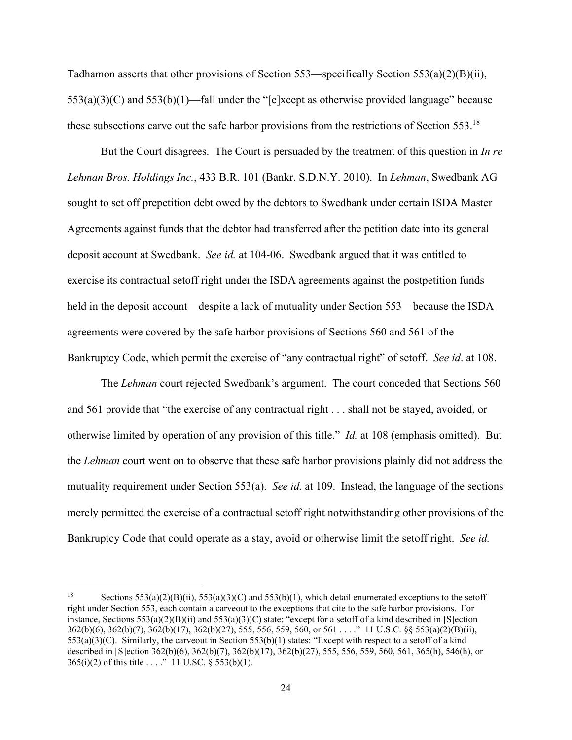Tadhamon asserts that other provisions of Section 553—specifically Section 553(a)(2)(B)(ii), 553(a)(3)(C) and 553(b)(1)—fall under the "[e]xcept as otherwise provided language" because these subsections carve out the safe harbor provisions from the restrictions of Section 553.[18]

But the Court disagrees. The Court is persuaded by the treatment of this question in *In re Lehman Bros. Holdings Inc.*, 433 B.R. 101 (Bankr. S.D.N.Y. 2010). In *Lehman*, Swedbank AG sought to set off prepetition debt owed by the debtors to Swedbank under certain ISDA Master Agreements against funds that the debtor had transferred after the petition date into its general deposit account at Swedbank. *See id.* at 104-06. Swedbank argued that it was entitled to exercise its contractual setoff right under the ISDA agreements against the postpetition funds held in the deposit account—despite a lack of mutuality under Section 553—because the ISDA agreements were covered by the safe harbor provisions of Sections 560 and 561 of the Bankruptcy Code, which permit the exercise of "any contractual right" of setoff. *See id*. at 108.

The *Lehman* court rejected Swedbank's argument. The court conceded that Sections 560 and 561 provide that "the exercise of any contractual right . . . shall not be stayed, avoided, or otherwise limited by operation of any provision of this title." *Id.* at 108 (emphasis omitted). But the *Lehman* court went on to observe that these safe harbor provisions plainly did not address the mutuality requirement under Section 553(a). *See id.* at 109. Instead, the language of the sections merely permitted the exercise of a contractual setoff right notwithstanding other provisions of the Bankruptcy Code that could operate as a stay, avoid or otherwise limit the setoff right. *See id.*

---

[18] Sections 553(a)(2)(B)(ii), 553(a)(3)(C) and 553(b)(1), which detail enumerated exceptions to the setoff right under Section 553, each contain a carveout to the exceptions that cite to the safe harbor provisions. For instance, Sections 553(a)(2)(B)(ii) and 553(a)(3)(C) state: "except for a setoff of a kind described in [S]ection 362(b)(6), 362(b)(7), 362(b)(17), 362(b)(27), 555, 556, 559, 560, or 561 . . . ." 11 U.S.C. §§ 553(a)(2)(B)(ii), 553(a)(3)(C). Similarly, the carveout in Section 553(b)(1) states: "Except with respect to a setoff of a kind described in [S]ection 362(b)(6), 362(b)(7), 362(b)(17), 362(b)(27), 555, 556, 559, 560, 561, 365(h), 546(h), or 365(i)(2) of this title . . . ." 11 U.SC. § 553(b)(1).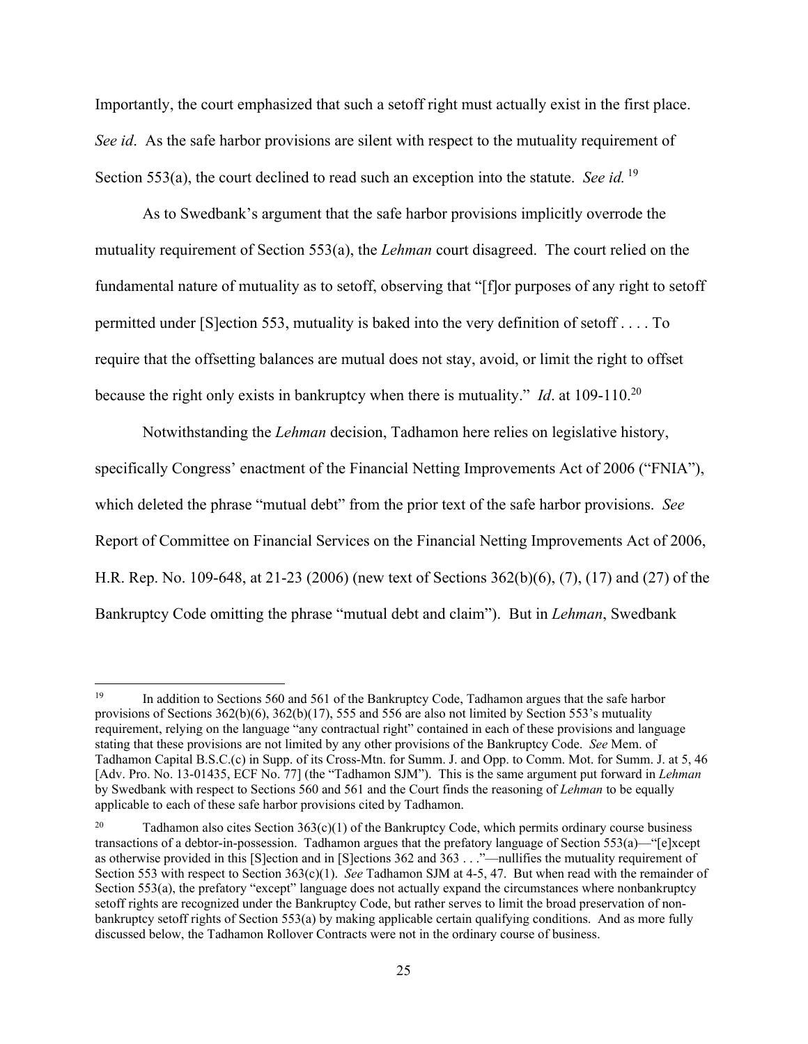Importantly, the court emphasized that such a setoff right must actually exist in the first place. *See id*. As the safe harbor provisions are silent with respect to the mutuality requirement of Section 553(a), the court declined to read such an exception into the statute. *See id.*[19]

As to Swedbank's argument that the safe harbor provisions implicitly overrode the mutuality requirement of Section 553(a), the *Lehman* court disagreed. The court relied on the fundamental nature of mutuality as to setoff, observing that "[f]or purposes of any right to setoff permitted under [S]ection 553, mutuality is baked into the very definition of setoff . . . . To require that the offsetting balances are mutual does not stay, avoid, or limit the right to offset because the right only exists in bankruptcy when there is mutuality." *Id*. at 109-110.[20]

Notwithstanding the *Lehman* decision, Tadhamon here relies on legislative history, specifically Congress' enactment of the Financial Netting Improvements Act of 2006 ("FNIA"), which deleted the phrase "mutual debt" from the prior text of the safe harbor provisions. *See* Report of Committee on Financial Services on the Financial Netting Improvements Act of 2006, H.R. Rep. No. 109-648, at 21-23 (2006) (new text of Sections 362(b)(6), (7), (17) and (27) of the Bankruptcy Code omitting the phrase "mutual debt and claim"). But in *Lehman*, Swedbank

---

[19] In addition to Sections 560 and 561 of the Bankruptcy Code, Tadhamon argues that the safe harbor provisions of Sections 362(b)(6), 362(b)(17), 555 and 556 are also not limited by Section 553's mutuality requirement, relying on the language "any contractual right" contained in each of these provisions and language stating that these provisions are not limited by any other provisions of the Bankruptcy Code. *See* Mem. of Tadhamon Capital B.S.C.(c) in Supp. of its Cross-Mtn. for Summ. J. and Opp. to Comm. Mot. for Summ. J. at 5, 46 [Adv. Pro. No. 13-01435, ECF No. 77] (the "Tadhamon SJM"). This is the same argument put forward in *Lehman* by Swedbank with respect to Sections 560 and 561 and the Court finds the reasoning of *Lehman* to be equally applicable to each of these safe harbor provisions cited by Tadhamon.

[20] Tadhamon also cites Section 363(c)(1) of the Bankruptcy Code, which permits ordinary course business transactions of a debtor-in-possession. Tadhamon argues that the prefatory language of Section 553(a)—"[e]xcept as otherwise provided in this [S]ection and in [S]ections 362 and 363 . . ."—nullifies the mutuality requirement of Section 553 with respect to Section 363(c)(1). *See* Tadhamon SJM at 4-5, 47. But when read with the remainder of Section 553(a), the prefatory "except" language does not actually expand the circumstances where nonbankruptcy setoff rights are recognized under the Bankruptcy Code, but rather serves to limit the broad preservation of non-bankruptcy setoff rights of Section 553(a) by making applicable certain qualifying conditions. And as more fully discussed below, the Tadhamon Rollover Contracts were not in the ordinary course of business.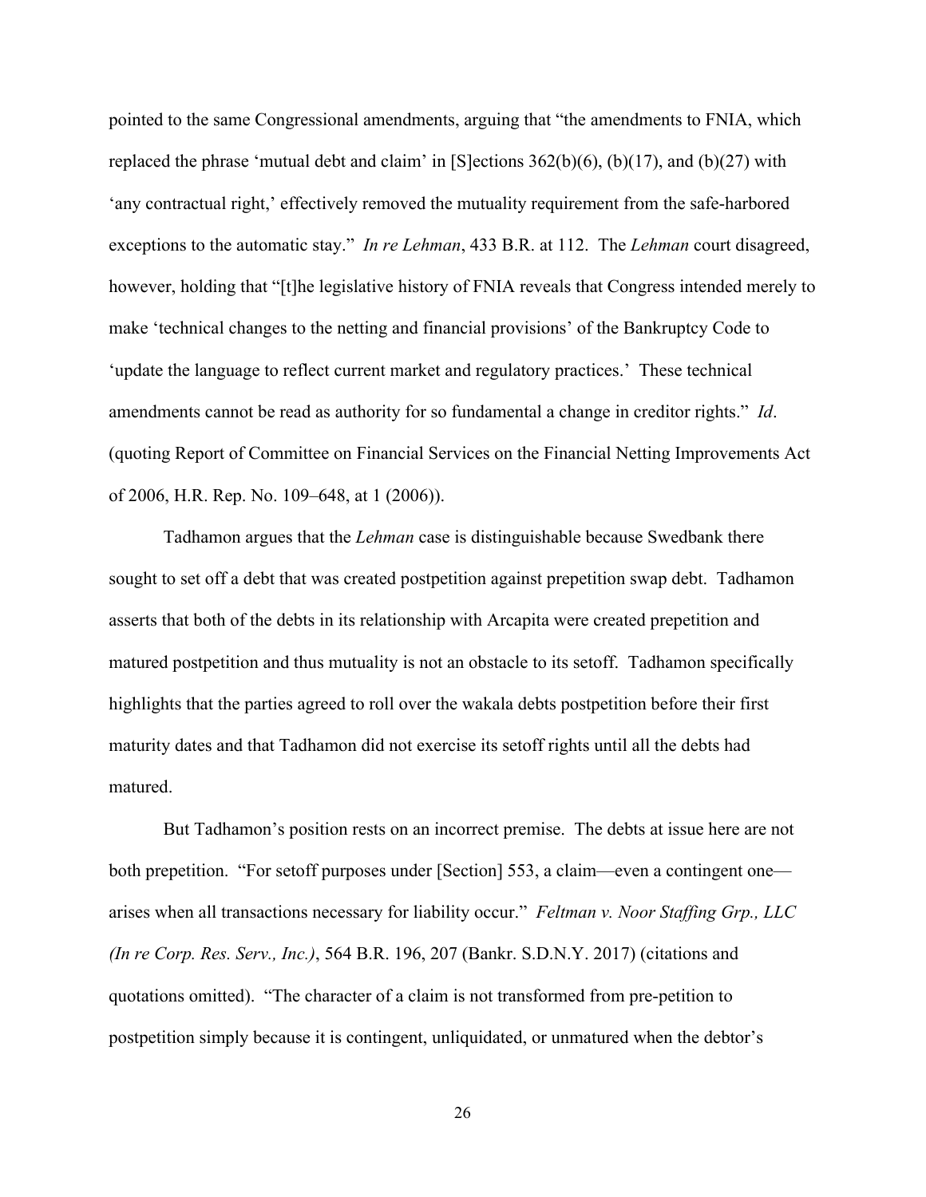pointed to the same Congressional amendments, arguing that "the amendments to FNIA, which replaced the phrase 'mutual debt and claim' in [S]ections 362(b)(6), (b)(17), and (b)(27) with 'any contractual right,' effectively removed the mutuality requirement from the safe-harbored exceptions to the automatic stay." *In re Lehman*, 433 B.R. at 112. The *Lehman* court disagreed, however, holding that "[t]he legislative history of FNIA reveals that Congress intended merely to make 'technical changes to the netting and financial provisions' of the Bankruptcy Code to 'update the language to reflect current market and regulatory practices.' These technical amendments cannot be read as authority for so fundamental a change in creditor rights." *Id*. (quoting Report of Committee on Financial Services on the Financial Netting Improvements Act of 2006, H.R. Rep. No. 109–648, at 1 (2006)).

Tadhamon argues that the *Lehman* case is distinguishable because Swedbank there sought to set off a debt that was created postpetition against prepetition swap debt. Tadhamon asserts that both of the debts in its relationship with Arcapita were created prepetition and matured postpetition and thus mutuality is not an obstacle to its setoff. Tadhamon specifically highlights that the parties agreed to roll over the wakala debts postpetition before their first maturity dates and that Tadhamon did not exercise its setoff rights until all the debts had matured.

But Tadhamon's position rests on an incorrect premise. The debts at issue here are not both prepetition. "For setoff purposes under [Section] 553, a claim—even a contingent one—arises when all transactions necessary for liability occur." *Feltman v. Noor Staffing Grp., LLC (In re Corp. Res. Serv., Inc.)*, 564 B.R. 196, 207 (Bankr. S.D.N.Y. 2017) (citations and quotations omitted). "The character of a claim is not transformed from pre-petition to postpetition simply because it is contingent, unliquidated, or unmatured when the debtor's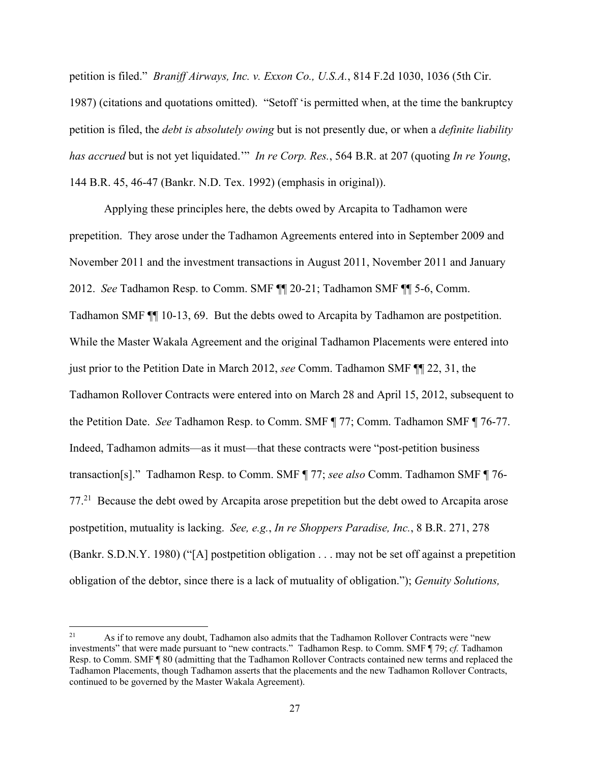petition is filed." *Braniff Airways, Inc. v. Exxon Co., U.S.A.*, 814 F.2d 1030, 1036 (5th Cir. 1987) (citations and quotations omitted). "Setoff 'is permitted when, at the time the bankruptcy petition is filed, the *debt is absolutely owing* but is not presently due, or when a *definite liability has accrued* but is not yet liquidated.'" *In re Corp. Res.*, 564 B.R. at 207 (quoting *In re Young*, 144 B.R. 45, 46-47 (Bankr. N.D. Tex. 1992) (emphasis in original)).

Applying these principles here, the debts owed by Arcapita to Tadhamon were prepetition. They arose under the Tadhamon Agreements entered into in September 2009 and November 2011 and the investment transactions in August 2011, November 2011 and January 2012. *See* Tadhamon Resp. to Comm. SMF ¶¶ 20-21; Tadhamon SMF ¶¶ 5-6, Comm. Tadhamon SMF ¶¶ 10-13, 69. But the debts owed to Arcapita by Tadhamon are postpetition. While the Master Wakala Agreement and the original Tadhamon Placements were entered into just prior to the Petition Date in March 2012, *see* Comm. Tadhamon SMF ¶¶ 22, 31, the Tadhamon Rollover Contracts were entered into on March 28 and April 15, 2012, subsequent to the Petition Date. *See* Tadhamon Resp. to Comm. SMF ¶ 77; Comm. Tadhamon SMF ¶ 76-77. Indeed, Tadhamon admits—as it must—that these contracts were "post-petition business transaction[s]." Tadhamon Resp. to Comm. SMF ¶ 77; *see also* Comm. Tadhamon SMF ¶ 76-77.[21] Because the debt owed by Arcapita arose prepetition but the debt owed to Arcapita arose postpetition, mutuality is lacking. *See, e.g.*, *In re Shoppers Paradise, Inc.*, 8 B.R. 271, 278 (Bankr. S.D.N.Y. 1980) ("[A] postpetition obligation . . . may not be set off against a prepetition obligation of the debtor, since there is a lack of mutuality of obligation."); *Genuity Solutions,*

[21] As if to remove any doubt, Tadhamon also admits that the Tadhamon Rollover Contracts were "new investments" that were made pursuant to "new contracts." Tadhamon Resp. to Comm. SMF ¶ 79; *cf.* Tadhamon Resp. to Comm. SMF ¶ 80 (admitting that the Tadhamon Rollover Contracts contained new terms and replaced the Tadhamon Placements, though Tadhamon asserts that the placements and the new Tadhamon Rollover Contracts, continued to be governed by the Master Wakala Agreement).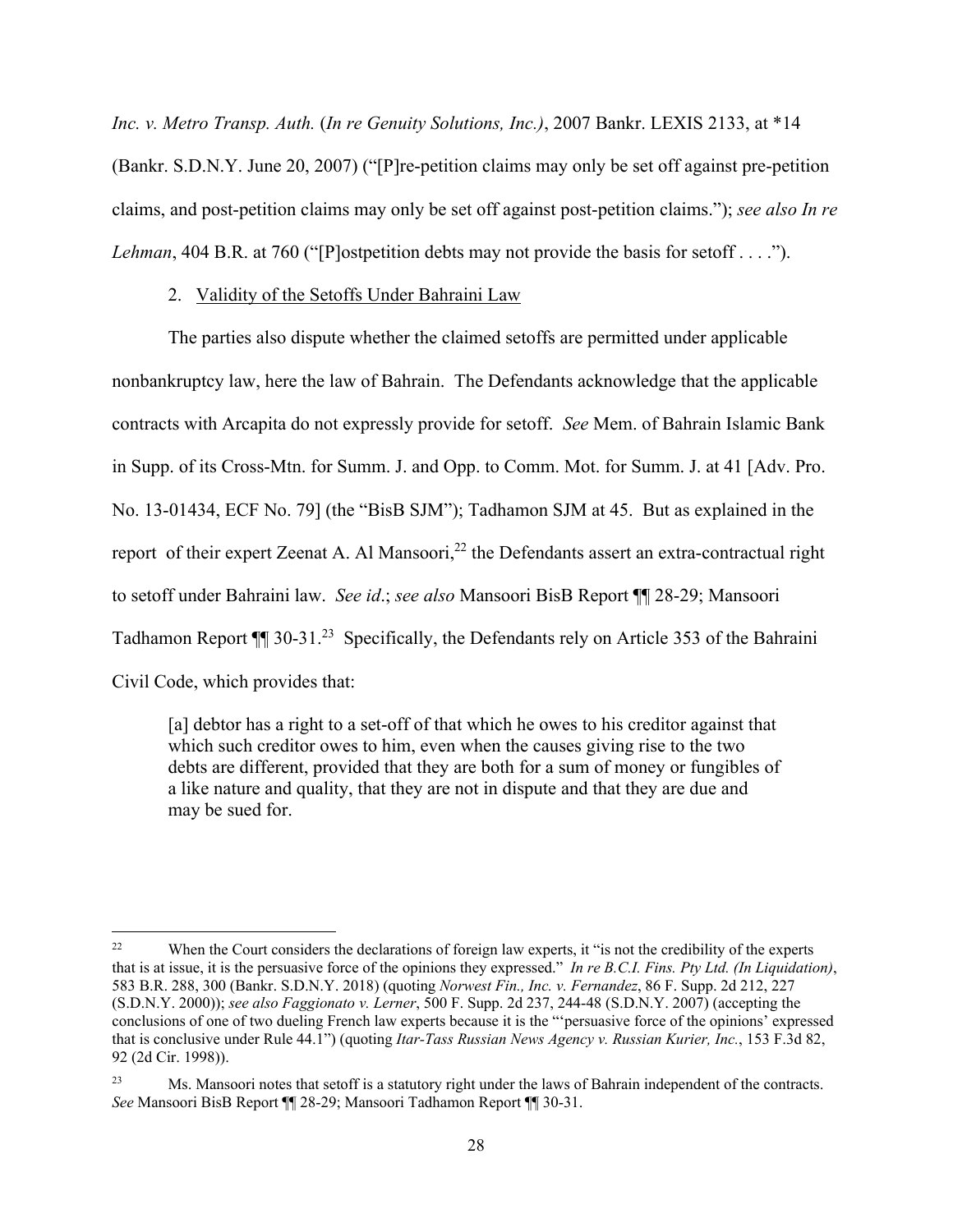*Inc. v. Metro Transp. Auth.* (*In re Genuity Solutions, Inc.)*, 2007 Bankr. LEXIS 2133, at *14 (Bankr. S.D.N.Y. June 20, 2007) ("[P]re-petition claims may only be set off against pre-petition claims, and post-petition claims may only be set off against post-petition claims."); *see also In re Lehman*, 404 B.R. at 760 ("[P]ostpetition debts may not provide the basis for setoff . . . .").

2. <u>Validity of the Setoffs Under Bahraini Law</u>

The parties also dispute whether the claimed setoffs are permitted under applicable nonbankruptcy law, here the law of Bahrain. The Defendants acknowledge that the applicable contracts with Arcapita do not expressly provide for setoff. *See* Mem. of Bahrain Islamic Bank in Supp. of its Cross-Mtn. for Summ. J. and Opp. to Comm. Mot. for Summ. J. at 41 [Adv. Pro. No. 13-01434, ECF No. 79] (the "BisB SJM"); Tadhamon SJM at 45. But as explained in the report of their expert Zeenat A. Al Mansoori,[22] the Defendants assert an extra-contractual right to setoff under Bahraini law. *See id*.; *see also* Mansoori BisB Report ¶¶ 28-29; Mansoori Tadhamon Report ¶¶ 30-31.[23] Specifically, the Defendants rely on Article 353 of the Bahraini Civil Code, which provides that:

> [a] debtor has a right to a set-off of that which he owes to his creditor against that which such creditor owes to him, even when the causes giving rise to the two debts are different, provided that they are both for a sum of money or fungibles of a like nature and quality, that they are not in dispute and that they are due and may be sued for.

---

[22] When the Court considers the declarations of foreign law experts, it "is not the credibility of the experts that is at issue, it is the persuasive force of the opinions they expressed." *In re B.C.I. Fins. Pty Ltd. (In Liquidation)*, 583 B.R. 288, 300 (Bankr. S.D.N.Y. 2018) (quoting *Norwest Fin., Inc. v. Fernandez*, 86 F. Supp. 2d 212, 227 (S.D.N.Y. 2000)); *see also Faggionato v. Lerner*, 500 F. Supp. 2d 237, 244-48 (S.D.N.Y. 2007) (accepting the conclusions of one of two dueling French law experts because it is the "'persuasive force of the opinions' expressed that is conclusive under Rule 44.1") (quoting *Itar-Tass Russian News Agency v. Russian Kurier, Inc.*, 153 F.3d 82, 92 (2d Cir. 1998)).

[23] Ms. Mansoori notes that setoff is a statutory right under the laws of Bahrain independent of the contracts. *See* Mansoori BisB Report ¶¶ 28-29; Mansoori Tadhamon Report ¶¶ 30-31.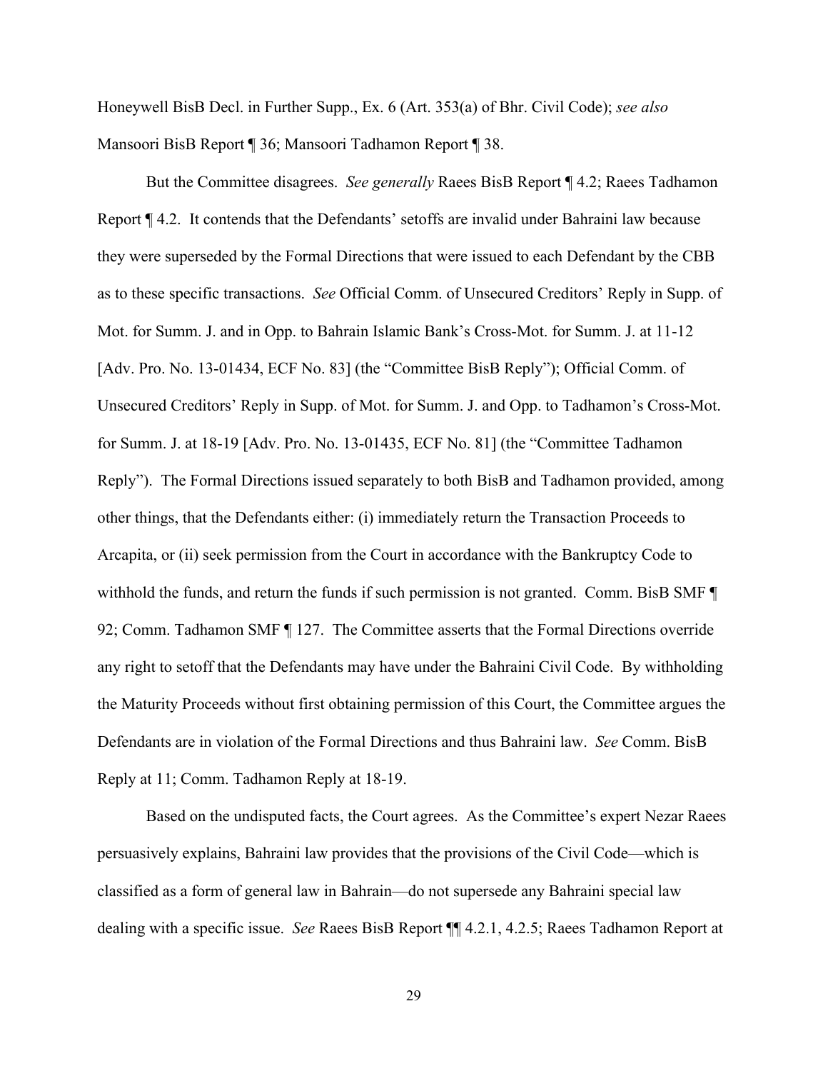Honeywell BisB Decl. in Further Supp., Ex. 6 (Art. 353(a) of Bhr. Civil Code); *see also* Mansoori BisB Report ¶ 36; Mansoori Tadhamon Report ¶ 38.

But the Committee disagrees. *See generally* Raees BisB Report ¶ 4.2; Raees Tadhamon Report ¶ 4.2. It contends that the Defendants' setoffs are invalid under Bahraini law because they were superseded by the Formal Directions that were issued to each Defendant by the CBB as to these specific transactions. *See* Official Comm. of Unsecured Creditors' Reply in Supp. of Mot. for Summ. J. and in Opp. to Bahrain Islamic Bank's Cross-Mot. for Summ. J. at 11-12 [Adv. Pro. No. 13-01434, ECF No. 83] (the "Committee BisB Reply"); Official Comm. of Unsecured Creditors' Reply in Supp. of Mot. for Summ. J. and Opp. to Tadhamon's Cross-Mot. for Summ. J. at 18-19 [Adv. Pro. No. 13-01435, ECF No. 81] (the "Committee Tadhamon Reply"). The Formal Directions issued separately to both BisB and Tadhamon provided, among other things, that the Defendants either: (i) immediately return the Transaction Proceeds to Arcapita, or (ii) seek permission from the Court in accordance with the Bankruptcy Code to withhold the funds, and return the funds if such permission is not granted. Comm. BisB SMF ¶ 92; Comm. Tadhamon SMF ¶ 127. The Committee asserts that the Formal Directions override any right to setoff that the Defendants may have under the Bahraini Civil Code. By withholding the Maturity Proceeds without first obtaining permission of this Court, the Committee argues the Defendants are in violation of the Formal Directions and thus Bahraini law. *See* Comm. BisB Reply at 11; Comm. Tadhamon Reply at 18-19.

Based on the undisputed facts, the Court agrees. As the Committee's expert Nezar Raees persuasively explains, Bahraini law provides that the provisions of the Civil Code—which is classified as a form of general law in Bahrain—do not supersede any Bahraini special law dealing with a specific issue. *See* Raees BisB Report ¶¶ 4.2.1, 4.2.5; Raees Tadhamon Report at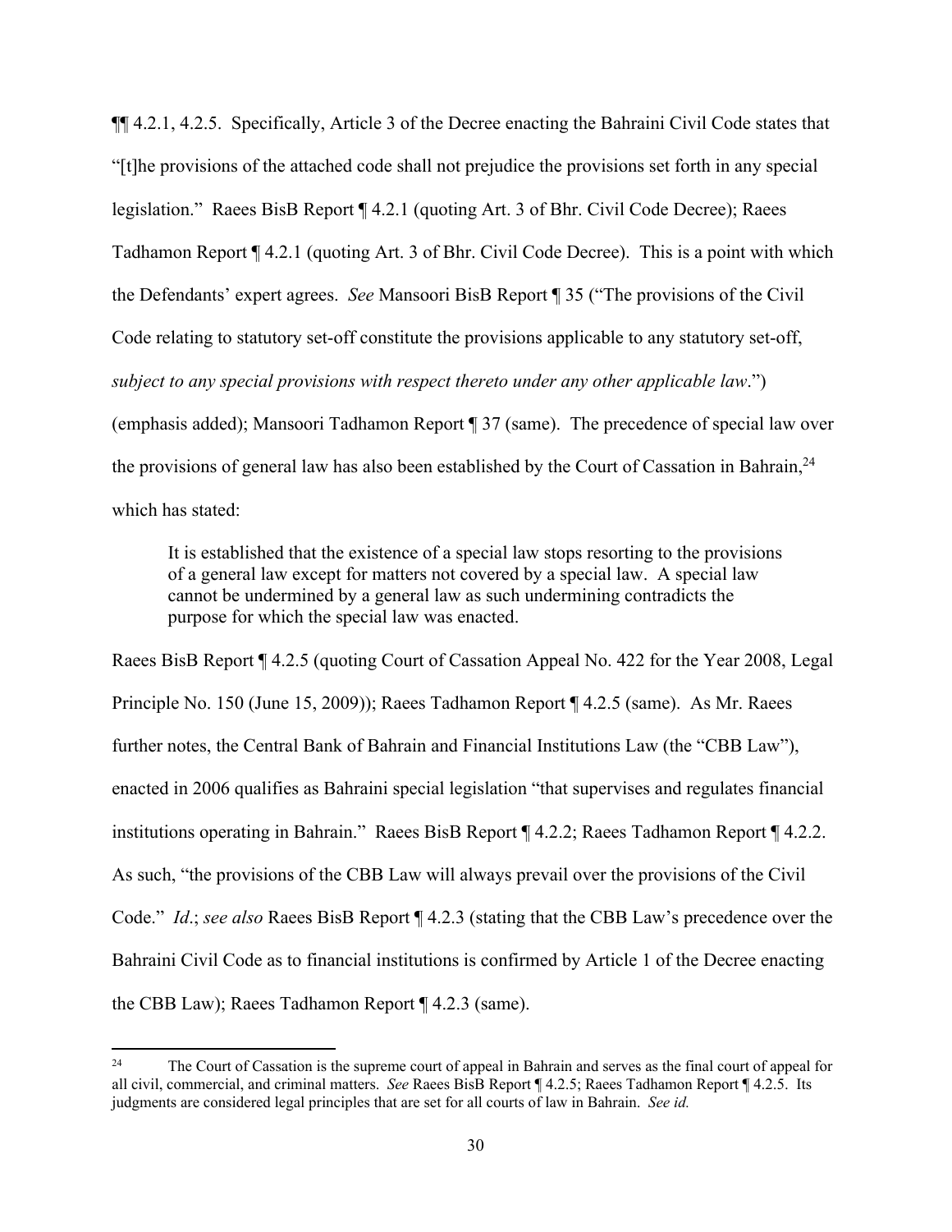¶¶ 4.2.1, 4.2.5. Specifically, Article 3 of the Decree enacting the Bahraini Civil Code states that "[t]he provisions of the attached code shall not prejudice the provisions set forth in any special legislation." Raees BisB Report ¶ 4.2.1 (quoting Art. 3 of Bhr. Civil Code Decree); Raees Tadhamon Report ¶ 4.2.1 (quoting Art. 3 of Bhr. Civil Code Decree). This is a point with which the Defendants' expert agrees. *See* Mansoori BisB Report ¶ 35 ("The provisions of the Civil Code relating to statutory set-off constitute the provisions applicable to any statutory set-off, *subject to any special provisions with respect thereto under any other applicable law*.") (emphasis added); Mansoori Tadhamon Report ¶ 37 (same). The precedence of special law over the provisions of general law has also been established by the Court of Cassation in Bahrain,[24] which has stated:

> It is established that the existence of a special law stops resorting to the provisions of a general law except for matters not covered by a special law. A special law cannot be undermined by a general law as such undermining contradicts the purpose for which the special law was enacted.

Raees BisB Report ¶ 4.2.5 (quoting Court of Cassation Appeal No. 422 for the Year 2008, Legal Principle No. 150 (June 15, 2009)); Raees Tadhamon Report ¶ 4.2.5 (same). As Mr. Raees further notes, the Central Bank of Bahrain and Financial Institutions Law (the "CBB Law"), enacted in 2006 qualifies as Bahraini special legislation "that supervises and regulates financial institutions operating in Bahrain." Raees BisB Report ¶ 4.2.2; Raees Tadhamon Report ¶ 4.2.2. As such, "the provisions of the CBB Law will always prevail over the provisions of the Civil Code." *Id*.; *see also* Raees BisB Report ¶ 4.2.3 (stating that the CBB Law's precedence over the Bahraini Civil Code as to financial institutions is confirmed by Article 1 of the Decree enacting the CBB Law); Raees Tadhamon Report ¶ 4.2.3 (same).

---

[24] The Court of Cassation is the supreme court of appeal in Bahrain and serves as the final court of appeal for all civil, commercial, and criminal matters. *See* Raees BisB Report ¶ 4.2.5; Raees Tadhamon Report ¶ 4.2.5. Its judgments are considered legal principles that are set for all courts of law in Bahrain. *See id.*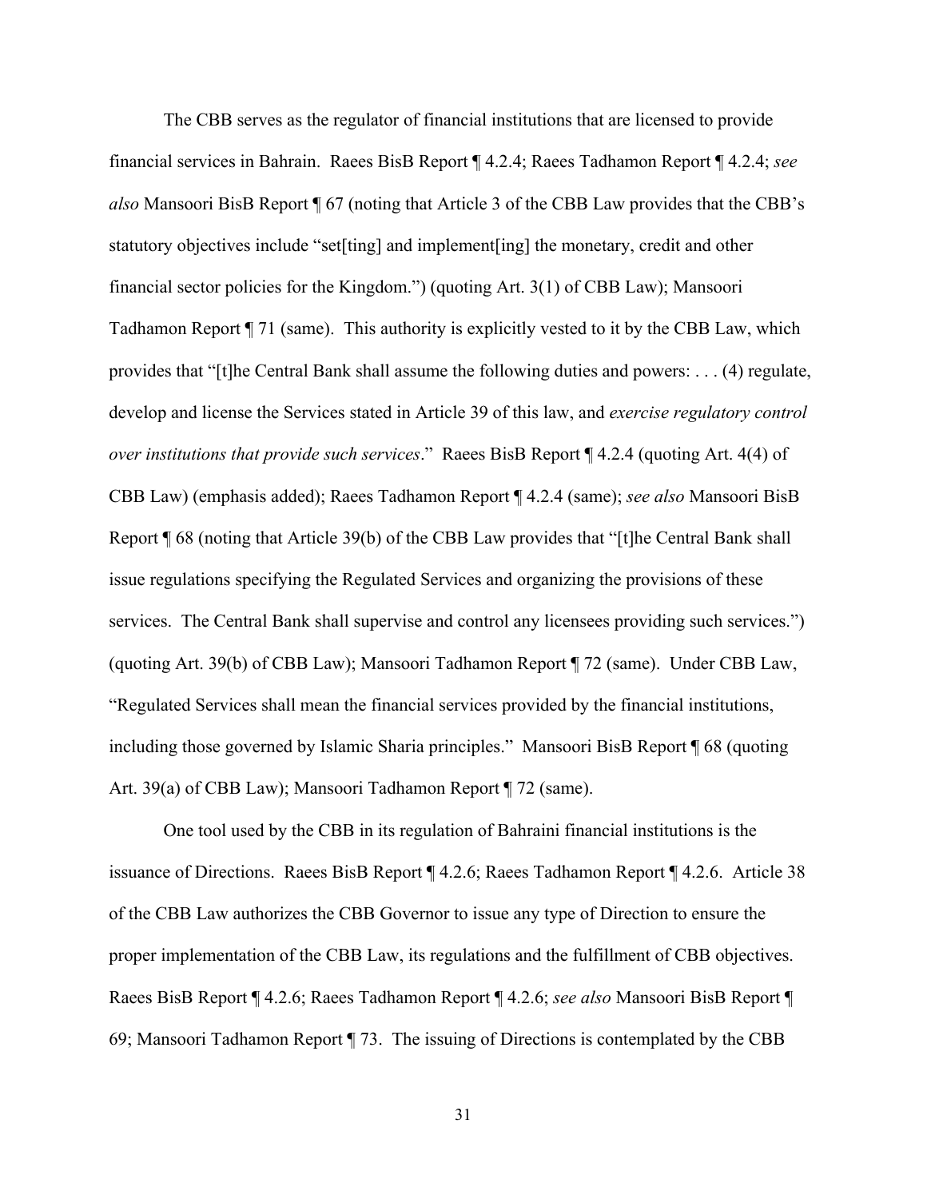The CBB serves as the regulator of financial institutions that are licensed to provide financial services in Bahrain. Raees BisB Report ¶ 4.2.4; Raees Tadhamon Report ¶ 4.2.4; *see also* Mansoori BisB Report ¶ 67 (noting that Article 3 of the CBB Law provides that the CBB's statutory objectives include "set[ting] and implement[ing] the monetary, credit and other financial sector policies for the Kingdom.") (quoting Art. 3(1) of CBB Law); Mansoori Tadhamon Report ¶ 71 (same). This authority is explicitly vested to it by the CBB Law, which provides that "[t]he Central Bank shall assume the following duties and powers: . . . (4) regulate, develop and license the Services stated in Article 39 of this law, and *exercise regulatory control over institutions that provide such services*." Raees BisB Report ¶ 4.2.4 (quoting Art. 4(4) of CBB Law) (emphasis added); Raees Tadhamon Report ¶ 4.2.4 (same); *see also* Mansoori BisB Report ¶ 68 (noting that Article 39(b) of the CBB Law provides that "[t]he Central Bank shall issue regulations specifying the Regulated Services and organizing the provisions of these services. The Central Bank shall supervise and control any licensees providing such services.") (quoting Art. 39(b) of CBB Law); Mansoori Tadhamon Report ¶ 72 (same). Under CBB Law, "Regulated Services shall mean the financial services provided by the financial institutions, including those governed by Islamic Sharia principles." Mansoori BisB Report ¶ 68 (quoting Art. 39(a) of CBB Law); Mansoori Tadhamon Report ¶ 72 (same).

One tool used by the CBB in its regulation of Bahraini financial institutions is the issuance of Directions. Raees BisB Report ¶ 4.2.6; Raees Tadhamon Report ¶ 4.2.6. Article 38 of the CBB Law authorizes the CBB Governor to issue any type of Direction to ensure the proper implementation of the CBB Law, its regulations and the fulfillment of CBB objectives. Raees BisB Report ¶ 4.2.6; Raees Tadhamon Report ¶ 4.2.6; *see also* Mansoori BisB Report ¶ 69; Mansoori Tadhamon Report ¶ 73. The issuing of Directions is contemplated by the CBB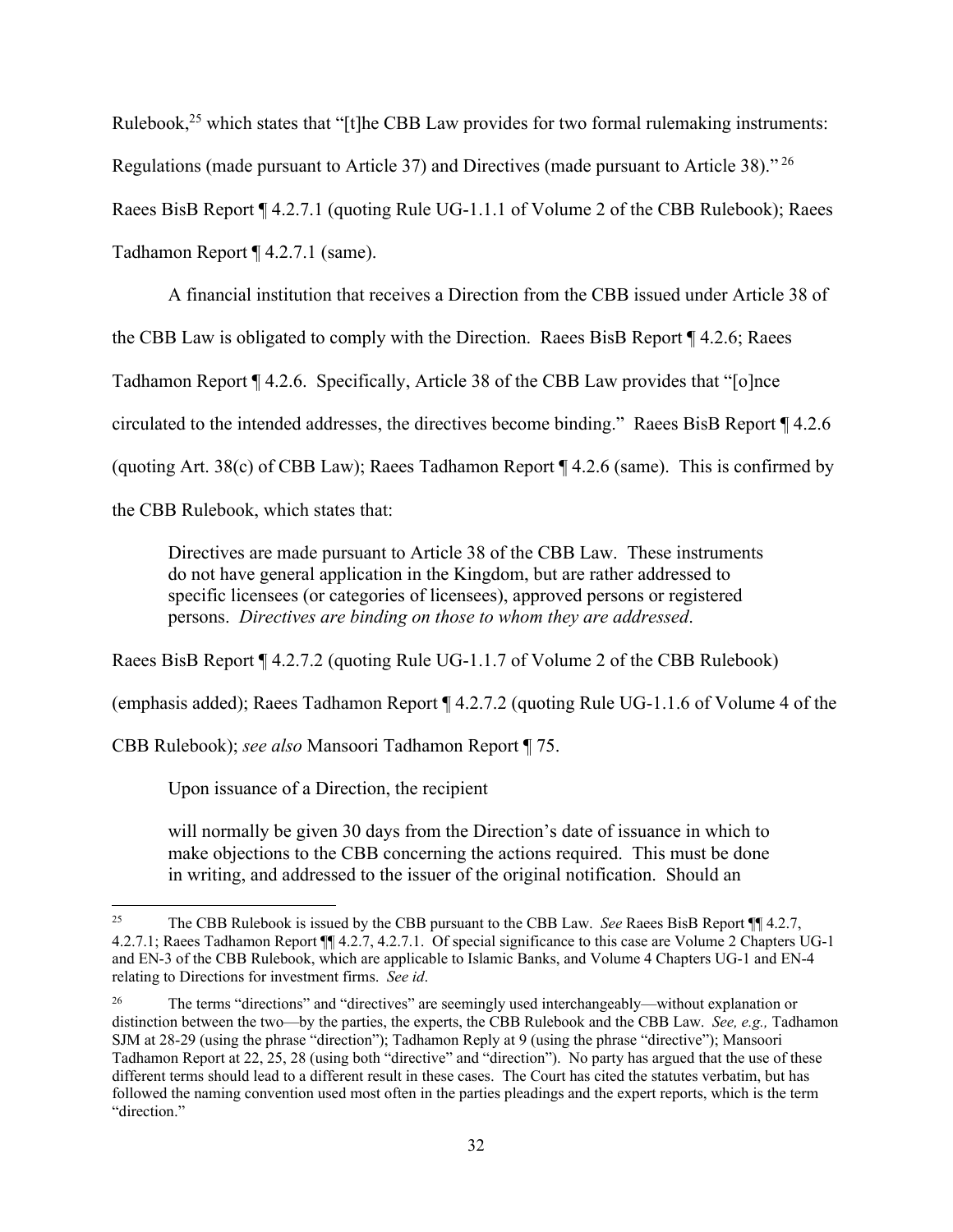Rulebook,[25] which states that "[t]he CBB Law provides for two formal rulemaking instruments: Regulations (made pursuant to Article 37) and Directives (made pursuant to Article 38)."[26] Raees BisB Report ¶ 4.2.7.1 (quoting Rule UG-1.1.1 of Volume 2 of the CBB Rulebook); Raees Tadhamon Report ¶ 4.2.7.1 (same).

A financial institution that receives a Direction from the CBB issued under Article 38 of the CBB Law is obligated to comply with the Direction. Raees BisB Report ¶ 4.2.6; Raees Tadhamon Report ¶ 4.2.6. Specifically, Article 38 of the CBB Law provides that "[o]nce circulated to the intended addresses, the directives become binding." Raees BisB Report ¶ 4.2.6 (quoting Art. 38(c) of CBB Law); Raees Tadhamon Report ¶ 4.2.6 (same). This is confirmed by the CBB Rulebook, which states that:

> Directives are made pursuant to Article 38 of the CBB Law. These instruments do not have general application in the Kingdom, but are rather addressed to specific licensees (or categories of licensees), approved persons or registered persons. *Directives are binding on those to whom they are addressed*.

Raees BisB Report ¶ 4.2.7.2 (quoting Rule UG-1.1.7 of Volume 2 of the CBB Rulebook) (emphasis added); Raees Tadhamon Report ¶ 4.2.7.2 (quoting Rule UG-1.1.6 of Volume 4 of the CBB Rulebook); *see also* Mansoori Tadhamon Report ¶ 75.

Upon issuance of a Direction, the recipient

> will normally be given 30 days from the Direction's date of issuance in which to make objections to the CBB concerning the actions required. This must be done in writing, and addressed to the issuer of the original notification. Should an

---

[25] The CBB Rulebook is issued by the CBB pursuant to the CBB Law. *See* Raees BisB Report ¶¶ 4.2.7, 4.2.7.1; Raees Tadhamon Report ¶¶ 4.2.7, 4.2.7.1. Of special significance to this case are Volume 2 Chapters UG-1 and EN-3 of the CBB Rulebook, which are applicable to Islamic Banks, and Volume 4 Chapters UG-1 and EN-4 relating to Directions for investment firms. *See id*.

[26] The terms "directions" and "directives" are seemingly used interchangeably—without explanation or distinction between the two—by the parties, the experts, the CBB Rulebook and the CBB Law. *See, e.g.,* Tadhamon SJM at 28-29 (using the phrase "direction"); Tadhamon Reply at 9 (using the phrase "directive"); Mansoori Tadhamon Report at 22, 25, 28 (using both "directive" and "direction"). No party has argued that the use of these different terms should lead to a different result in these cases. The Court has cited the statutes verbatim, but has followed the naming convention used most often in the parties pleadings and the expert reports, which is the term "direction."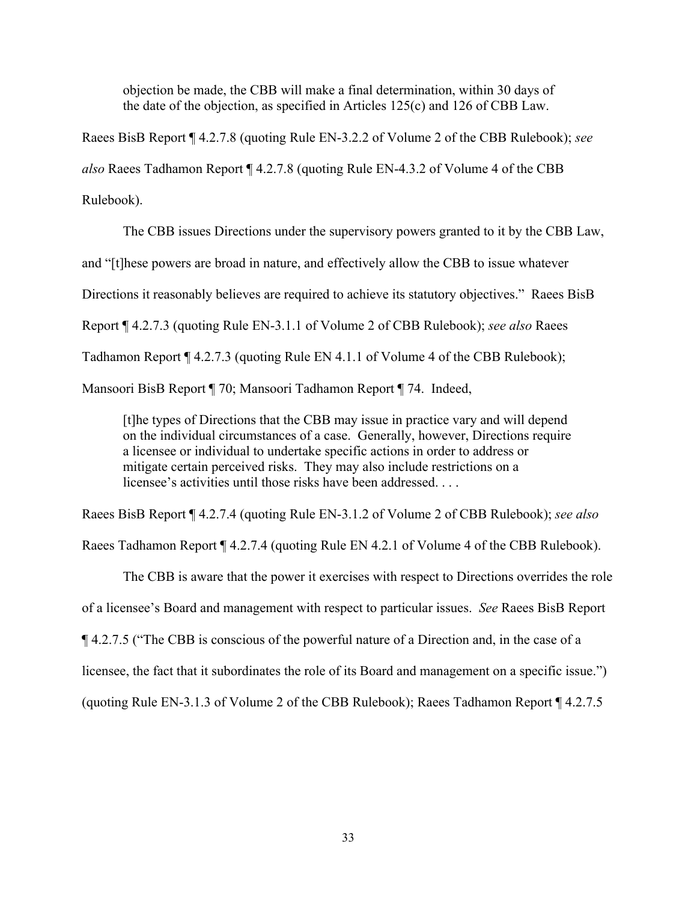> objection be made, the CBB will make a final determination, within 30 days of the date of the objection, as specified in Articles 125(c) and 126 of CBB Law.

Raees BisB Report ¶ 4.2.7.8 (quoting Rule EN-3.2.2 of Volume 2 of the CBB Rulebook); *see also* Raees Tadhamon Report ¶ 4.2.7.8 (quoting Rule EN-4.3.2 of Volume 4 of the CBB Rulebook).

The CBB issues Directions under the supervisory powers granted to it by the CBB Law, and "[t]hese powers are broad in nature, and effectively allow the CBB to issue whatever Directions it reasonably believes are required to achieve its statutory objectives." Raees BisB Report ¶ 4.2.7.3 (quoting Rule EN-3.1.1 of Volume 2 of CBB Rulebook); *see also* Raees Tadhamon Report ¶ 4.2.7.3 (quoting Rule EN 4.1.1 of Volume 4 of the CBB Rulebook); Mansoori BisB Report ¶ 70; Mansoori Tadhamon Report ¶ 74. Indeed,

> [t]he types of Directions that the CBB may issue in practice vary and will depend on the individual circumstances of a case. Generally, however, Directions require a licensee or individual to undertake specific actions in order to address or mitigate certain perceived risks. They may also include restrictions on a licensee's activities until those risks have been addressed. . . .

Raees BisB Report ¶ 4.2.7.4 (quoting Rule EN-3.1.2 of Volume 2 of CBB Rulebook); *see also* Raees Tadhamon Report ¶ 4.2.7.4 (quoting Rule EN 4.2.1 of Volume 4 of the CBB Rulebook).

The CBB is aware that the power it exercises with respect to Directions overrides the role of a licensee's Board and management with respect to particular issues. *See* Raees BisB Report ¶ 4.2.7.5 ("The CBB is conscious of the powerful nature of a Direction and, in the case of a licensee, the fact that it subordinates the role of its Board and management on a specific issue.") (quoting Rule EN-3.1.3 of Volume 2 of the CBB Rulebook); Raees Tadhamon Report ¶ 4.2.7.5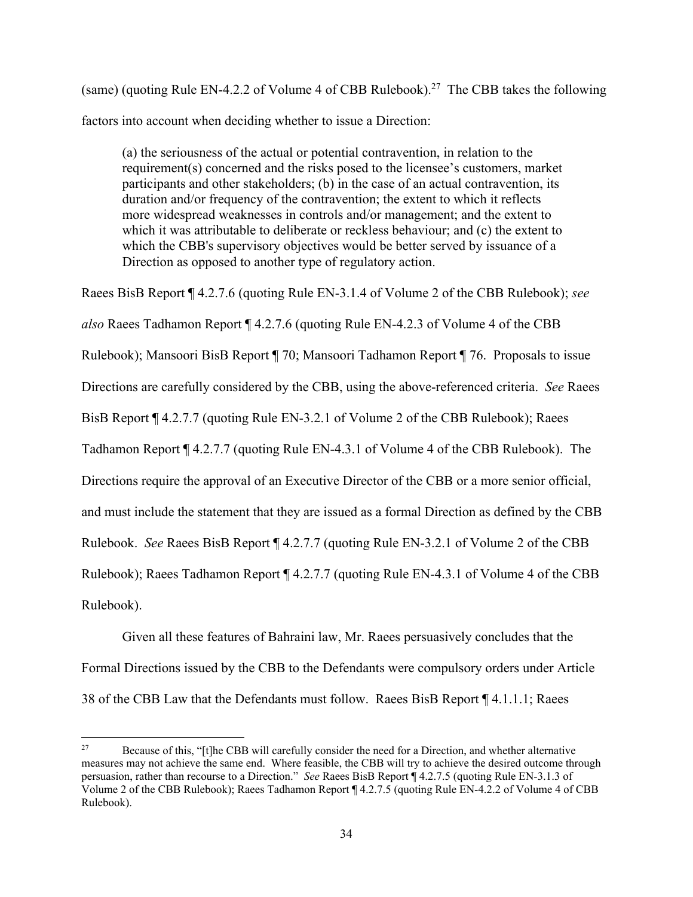(same) (quoting Rule EN-4.2.2 of Volume 4 of CBB Rulebook).[27] The CBB takes the following factors into account when deciding whether to issue a Direction:

> (a) the seriousness of the actual or potential contravention, in relation to the requirement(s) concerned and the risks posed to the licensee's customers, market participants and other stakeholders; (b) in the case of an actual contravention, its duration and/or frequency of the contravention; the extent to which it reflects more widespread weaknesses in controls and/or management; and the extent to which it was attributable to deliberate or reckless behaviour; and (c) the extent to which the CBB's supervisory objectives would be better served by issuance of a Direction as opposed to another type of regulatory action.

Raees BisB Report ¶ 4.2.7.6 (quoting Rule EN-3.1.4 of Volume 2 of the CBB Rulebook); *see also* Raees Tadhamon Report ¶ 4.2.7.6 (quoting Rule EN-4.2.3 of Volume 4 of the CBB Rulebook); Mansoori BisB Report ¶ 70; Mansoori Tadhamon Report ¶ 76. Proposals to issue Directions are carefully considered by the CBB, using the above-referenced criteria. *See* Raees BisB Report ¶ 4.2.7.7 (quoting Rule EN-3.2.1 of Volume 2 of the CBB Rulebook); Raees Tadhamon Report ¶ 4.2.7.7 (quoting Rule EN-4.3.1 of Volume 4 of the CBB Rulebook). The Directions require the approval of an Executive Director of the CBB or a more senior official, and must include the statement that they are issued as a formal Direction as defined by the CBB Rulebook. *See* Raees BisB Report ¶ 4.2.7.7 (quoting Rule EN-3.2.1 of Volume 2 of the CBB Rulebook); Raees Tadhamon Report ¶ 4.2.7.7 (quoting Rule EN-4.3.1 of Volume 4 of the CBB Rulebook).

Given all these features of Bahraini law, Mr. Raees persuasively concludes that the Formal Directions issued by the CBB to the Defendants were compulsory orders under Article 38 of the CBB Law that the Defendants must follow. Raees BisB Report ¶ 4.1.1.1; Raees

---

[27] Because of this, "[t]he CBB will carefully consider the need for a Direction, and whether alternative measures may not achieve the same end. Where feasible, the CBB will try to achieve the desired outcome through persuasion, rather than recourse to a Direction." *See* Raees BisB Report ¶ 4.2.7.5 (quoting Rule EN-3.1.3 of Volume 2 of the CBB Rulebook); Raees Tadhamon Report ¶ 4.2.7.5 (quoting Rule EN-4.2.2 of Volume 4 of CBB Rulebook).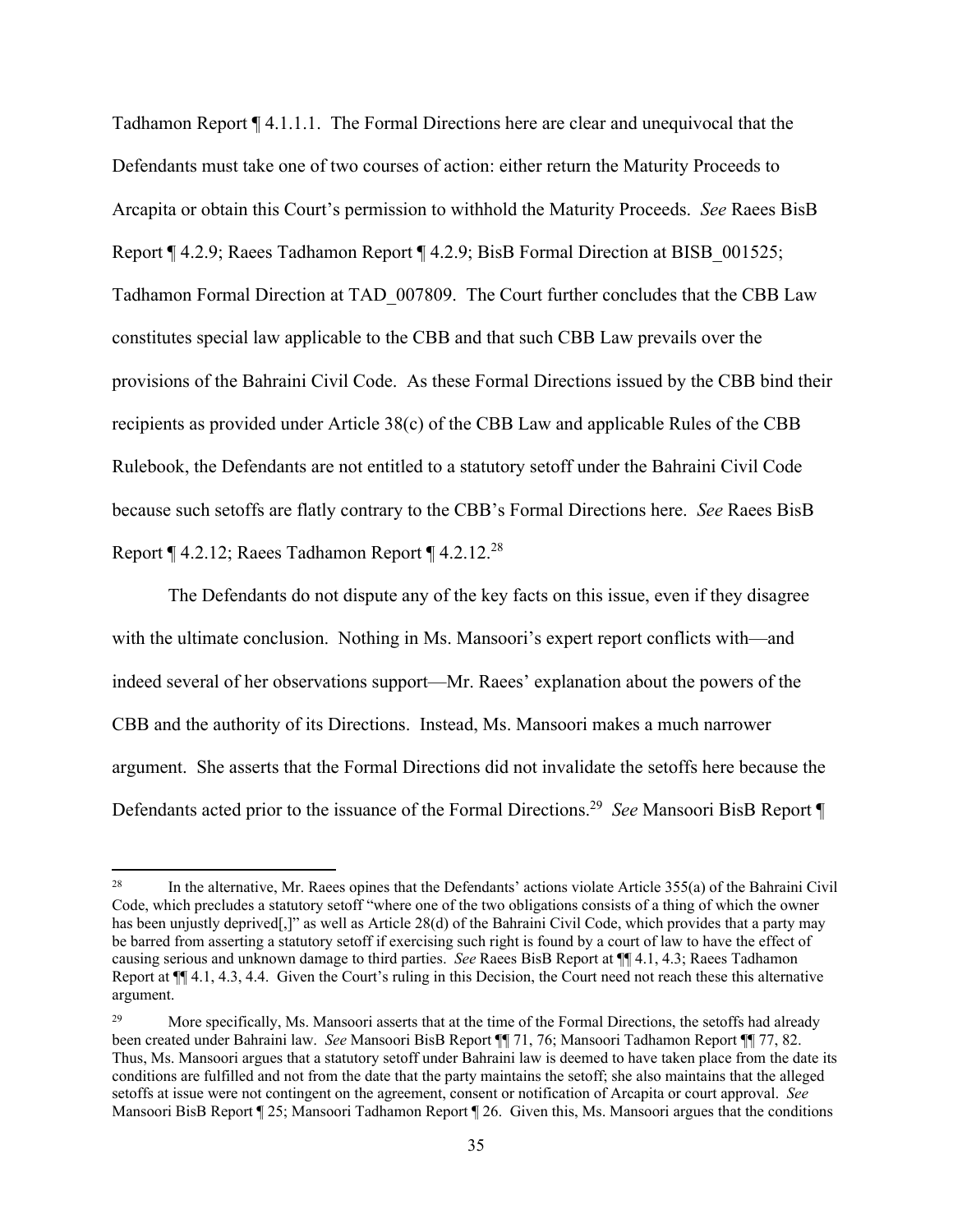Tadhamon Report ¶ 4.1.1.1. The Formal Directions here are clear and unequivocal that the Defendants must take one of two courses of action: either return the Maturity Proceeds to Arcapita or obtain this Court's permission to withhold the Maturity Proceeds. *See* Raees BisB Report ¶ 4.2.9; Raees Tadhamon Report ¶ 4.2.9; BisB Formal Direction at BISB_001525; Tadhamon Formal Direction at TAD_007809. The Court further concludes that the CBB Law constitutes special law applicable to the CBB and that such CBB Law prevails over the provisions of the Bahraini Civil Code. As these Formal Directions issued by the CBB bind their recipients as provided under Article 38(c) of the CBB Law and applicable Rules of the CBB Rulebook, the Defendants are not entitled to a statutory setoff under the Bahraini Civil Code because such setoffs are flatly contrary to the CBB's Formal Directions here. *See* Raees BisB Report ¶ 4.2.12; Raees Tadhamon Report ¶ 4.2.12.[28]

The Defendants do not dispute any of the key facts on this issue, even if they disagree with the ultimate conclusion. Nothing in Ms. Mansoori's expert report conflicts with—and indeed several of her observations support—Mr. Raees' explanation about the powers of the CBB and the authority of its Directions. Instead, Ms. Mansoori makes a much narrower argument. She asserts that the Formal Directions did not invalidate the setoffs here because the Defendants acted prior to the issuance of the Formal Directions.[29] *See* Mansoori BisB Report ¶

---

[28] In the alternative, Mr. Raees opines that the Defendants' actions violate Article 355(a) of the Bahraini Civil Code, which precludes a statutory setoff "where one of the two obligations consists of a thing of which the owner has been unjustly deprived[,]" as well as Article 28(d) of the Bahraini Civil Code, which provides that a party may be barred from asserting a statutory setoff if exercising such right is found by a court of law to have the effect of causing serious and unknown damage to third parties. *See* Raees BisB Report at ¶¶ 4.1, 4.3; Raees Tadhamon Report at ¶¶ 4.1, 4.3, 4.4. Given the Court's ruling in this Decision, the Court need not reach these this alternative argument.

[29] More specifically, Ms. Mansoori asserts that at the time of the Formal Directions, the setoffs had already been created under Bahraini law. *See* Mansoori BisB Report ¶¶ 71, 76; Mansoori Tadhamon Report ¶¶ 77, 82. Thus, Ms. Mansoori argues that a statutory setoff under Bahraini law is deemed to have taken place from the date its conditions are fulfilled and not from the date that the party maintains the setoff; she also maintains that the alleged setoffs at issue were not contingent on the agreement, consent or notification of Arcapita or court approval. *See* Mansoori BisB Report ¶ 25; Mansoori Tadhamon Report ¶ 26. Given this, Ms. Mansoori argues that the conditions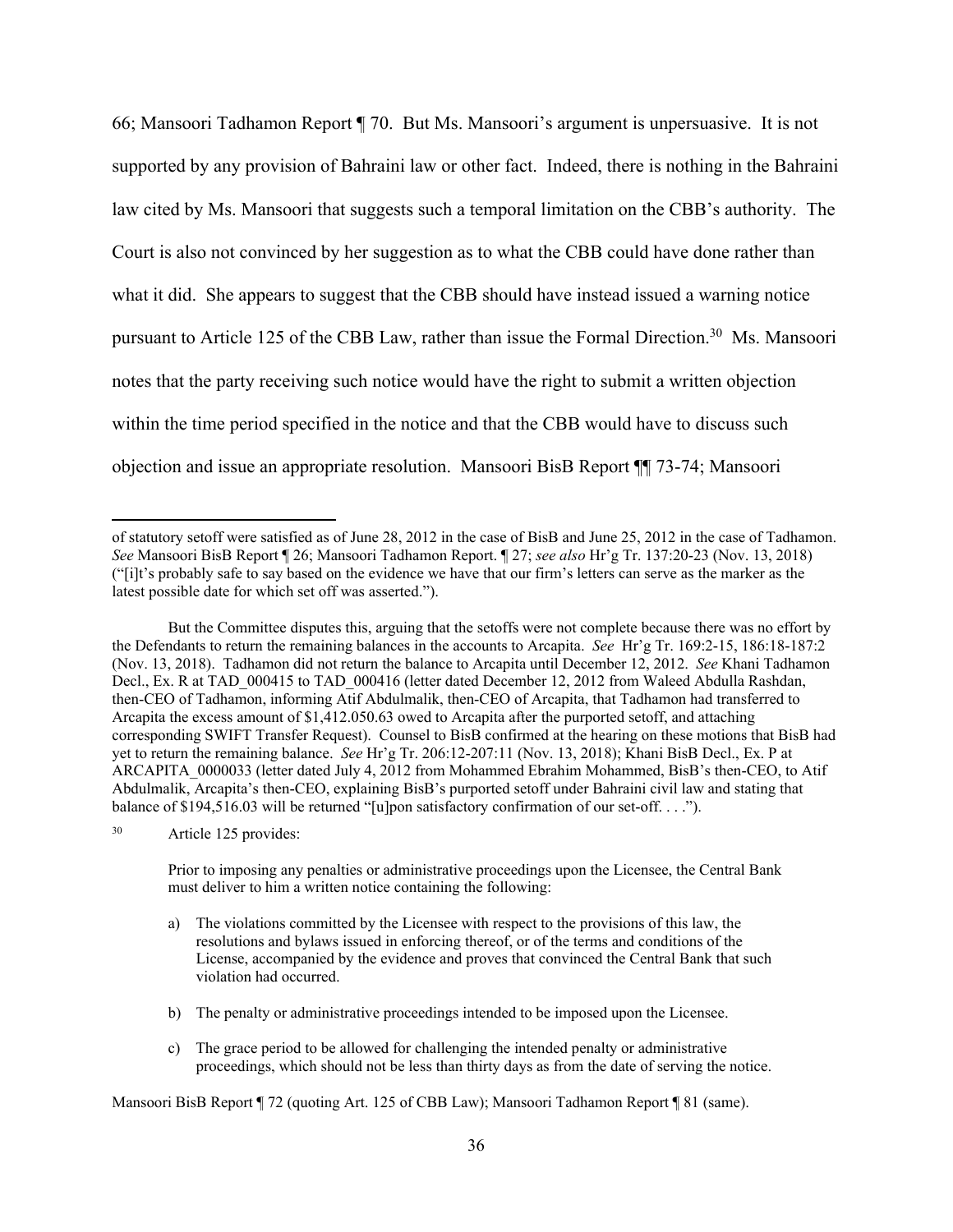66; Mansoori Tadhamon Report ¶ 70. But Ms. Mansoori's argument is unpersuasive. It is not supported by any provision of Bahraini law or other fact. Indeed, there is nothing in the Bahraini law cited by Ms. Mansoori that suggests such a temporal limitation on the CBB's authority. The Court is also not convinced by her suggestion as to what the CBB could have done rather than what it did. She appears to suggest that the CBB should have instead issued a warning notice pursuant to Article 125 of the CBB Law, rather than issue the Formal Direction.[30] Ms. Mansoori notes that the party receiving such notice would have the right to submit a written objection within the time period specified in the notice and that the CBB would have to discuss such objection and issue an appropriate resolution. Mansoori BisB Report ¶¶ 73-74; Mansoori

---

of statutory setoff were satisfied as of June 28, 2012 in the case of BisB and June 25, 2012 in the case of Tadhamon. *See* Mansoori BisB Report ¶ 26; Mansoori Tadhamon Report. ¶ 27; *see also* Hr'g Tr. 137:20-23 (Nov. 13, 2018) ("[i]t's probably safe to say based on the evidence we have that our firm's letters can serve as the marker as the latest possible date for which set off was asserted.").

But the Committee disputes this, arguing that the setoffs were not complete because there was no effort by the Defendants to return the remaining balances in the accounts to Arcapita. *See* Hr'g Tr. 169:2-15, 186:18-187:2 (Nov. 13, 2018). Tadhamon did not return the balance to Arcapita until December 12, 2012. *See* Khani Tadhamon Decl., Ex. R at TAD_000415 to TAD_000416 (letter dated December 12, 2012 from Waleed Abdulla Rashdan, then-CEO of Tadhamon, informing Atif Abdulmalik, then-CEO of Arcapita, that Tadhamon had transferred to Arcapita the excess amount of $1,412,050.63 owed to Arcapita after the purported setoff, and attaching corresponding SWIFT Transfer Request). Counsel to BisB confirmed at the hearing on these motions that BisB had yet to return the remaining balance. *See* Hr'g Tr. 206:12-207:11 (Nov. 13, 2018); Khani BisB Decl., Ex. P at ARCAPITA_0000033 (letter dated July 4, 2012 from Mohammed Ebrahim Mohammed, BisB's then-CEO, to Atif Abdulmalik, Arcapita's then-CEO, explaining BisB's purported setoff under Bahraini civil law and stating that balance of $194,516.03 will be returned "[u]pon satisfactory confirmation of our set-off. . . .").

[30] Article 125 provides:

> Prior to imposing any penalties or administrative proceedings upon the Licensee, the Central Bank must deliver to him a written notice containing the following:
>
> a) The violations committed by the Licensee with respect to the provisions of this law, the resolutions and bylaws issued in enforcing thereof, or of the terms and conditions of the License, accompanied by the evidence and proves that convinced the Central Bank that such violation had occurred.
>
> b) The penalty or administrative proceedings intended to be imposed upon the Licensee.
>
> c) The grace period to be allowed for challenging the intended penalty or administrative proceedings, which should not be less than thirty days as from the date of serving the notice.

Mansoori BisB Report ¶ 72 (quoting Art. 125 of CBB Law); Mansoori Tadhamon Report ¶ 81 (same).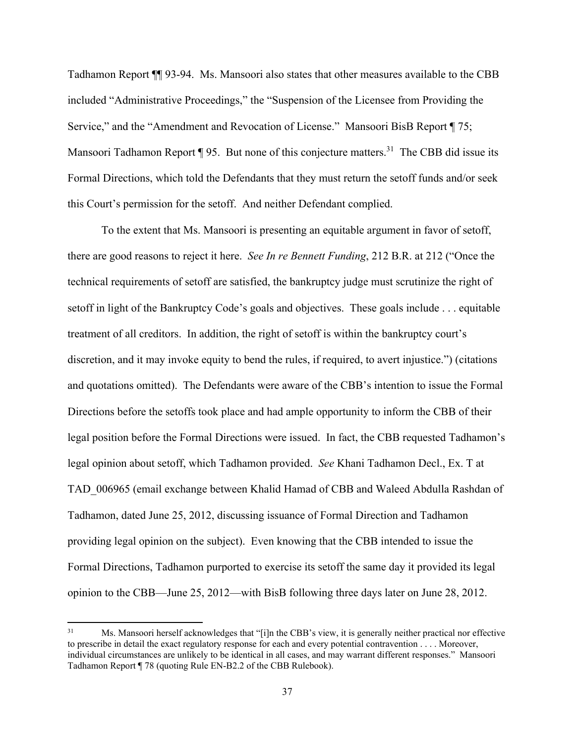Tadhamon Report ¶¶ 93-94. Ms. Mansoori also states that other measures available to the CBB included "Administrative Proceedings," the "Suspension of the Licensee from Providing the Service," and the "Amendment and Revocation of License." Mansoori BisB Report ¶ 75; Mansoori Tadhamon Report ¶ 95. But none of this conjecture matters.[31] The CBB did issue its Formal Directions, which told the Defendants that they must return the setoff funds and/or seek this Court's permission for the setoff. And neither Defendant complied.

To the extent that Ms. Mansoori is presenting an equitable argument in favor of setoff, there are good reasons to reject it here. *See In re Bennett Funding*, 212 B.R. at 212 ("Once the technical requirements of setoff are satisfied, the bankruptcy judge must scrutinize the right of setoff in light of the Bankruptcy Code's goals and objectives. These goals include . . . equitable treatment of all creditors. In addition, the right of setoff is within the bankruptcy court's discretion, and it may invoke equity to bend the rules, if required, to avert injustice.") (citations and quotations omitted). The Defendants were aware of the CBB's intention to issue the Formal Directions before the setoffs took place and had ample opportunity to inform the CBB of their legal position before the Formal Directions were issued. In fact, the CBB requested Tadhamon's legal opinion about setoff, which Tadhamon provided. *See* Khani Tadhamon Decl., Ex. T at TAD_006965 (email exchange between Khalid Hamad of CBB and Waleed Abdulla Rashdan of Tadhamon, dated June 25, 2012, discussing issuance of Formal Direction and Tadhamon providing legal opinion on the subject). Even knowing that the CBB intended to issue the Formal Directions, Tadhamon purported to exercise its setoff the same day it provided its legal opinion to the CBB—June 25, 2012—with BisB following three days later on June 28, 2012.

[31] Ms. Mansoori herself acknowledges that "[i]n the CBB's view, it is generally neither practical nor effective to prescribe in detail the exact regulatory response for each and every potential contravention . . . . Moreover, individual circumstances are unlikely to be identical in all cases, and may warrant different responses." Mansoori Tadhamon Report ¶ 78 (quoting Rule EN-B2.2 of the CBB Rulebook).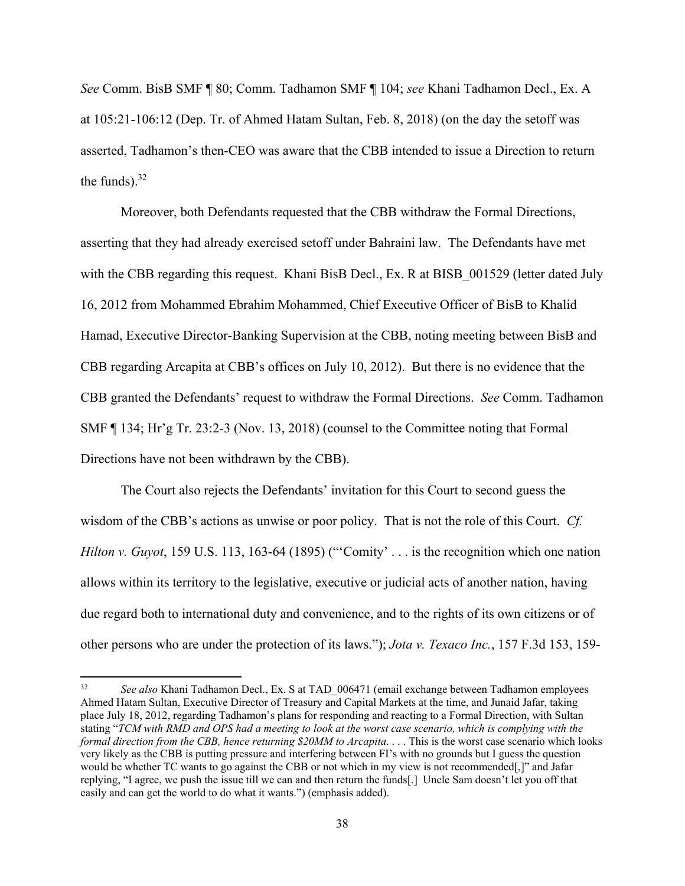*See* Comm. BisB SMF ¶ 80; Comm. Tadhamon SMF ¶ 104; *see* Khani Tadhamon Decl., Ex. A at 105:21-106:12 (Dep. Tr. of Ahmed Hatam Sultan, Feb. 8, 2018) (on the day the setoff was asserted, Tadhamon's then-CEO was aware that the CBB intended to issue a Direction to return the funds).[32]

Moreover, both Defendants requested that the CBB withdraw the Formal Directions, asserting that they had already exercised setoff under Bahraini law. The Defendants have met with the CBB regarding this request. Khani BisB Decl., Ex. R at BISB_001529 (letter dated July 16, 2012 from Mohammed Ebrahim Mohammed, Chief Executive Officer of BisB to Khalid Hamad, Executive Director-Banking Supervision at the CBB, noting meeting between BisB and CBB regarding Arcapita at CBB's offices on July 10, 2012). But there is no evidence that the CBB granted the Defendants' request to withdraw the Formal Directions. *See* Comm. Tadhamon SMF ¶ 134; Hr'g Tr. 23:2-3 (Nov. 13, 2018) (counsel to the Committee noting that Formal Directions have not been withdrawn by the CBB).

The Court also rejects the Defendants' invitation for this Court to second guess the wisdom of the CBB's actions as unwise or poor policy. That is not the role of this Court. *Cf. Hilton v. Guyot*, 159 U.S. 113, 163-64 (1895) ("'Comity' . . . is the recognition which one nation allows within its territory to the legislative, executive or judicial acts of another nation, having due regard both to international duty and convenience, and to the rights of its own citizens or of other persons who are under the protection of its laws."); *Jota v. Texaco Inc.*, 157 F.3d 153, 159-

---

[32] *See also* Khani Tadhamon Decl., Ex. S at TAD_006471 (email exchange between Tadhamon employees Ahmed Hatam Sultan, Executive Director of Treasury and Capital Markets at the time, and Junaid Jafar, taking place July 18, 2012, regarding Tadhamon's plans for responding and reacting to a Formal Direction, with Sultan stating "*TCM with RMD and OPS had a meeting to look at the worst case scenario, which is complying with the formal direction from the CBB, hence returning $20MM to Arcapita*. . . . This is the worst case scenario which looks very likely as the CBB is putting pressure and interfering between FI's with no grounds but I guess the question would be whether TC wants to go against the CBB or not which in my view is not recommended[,]" and Jafar replying, "I agree, we push the issue till we can and then return the funds[.] Uncle Sam doesn't let you off that easily and can get the world to do what it wants.") (emphasis added).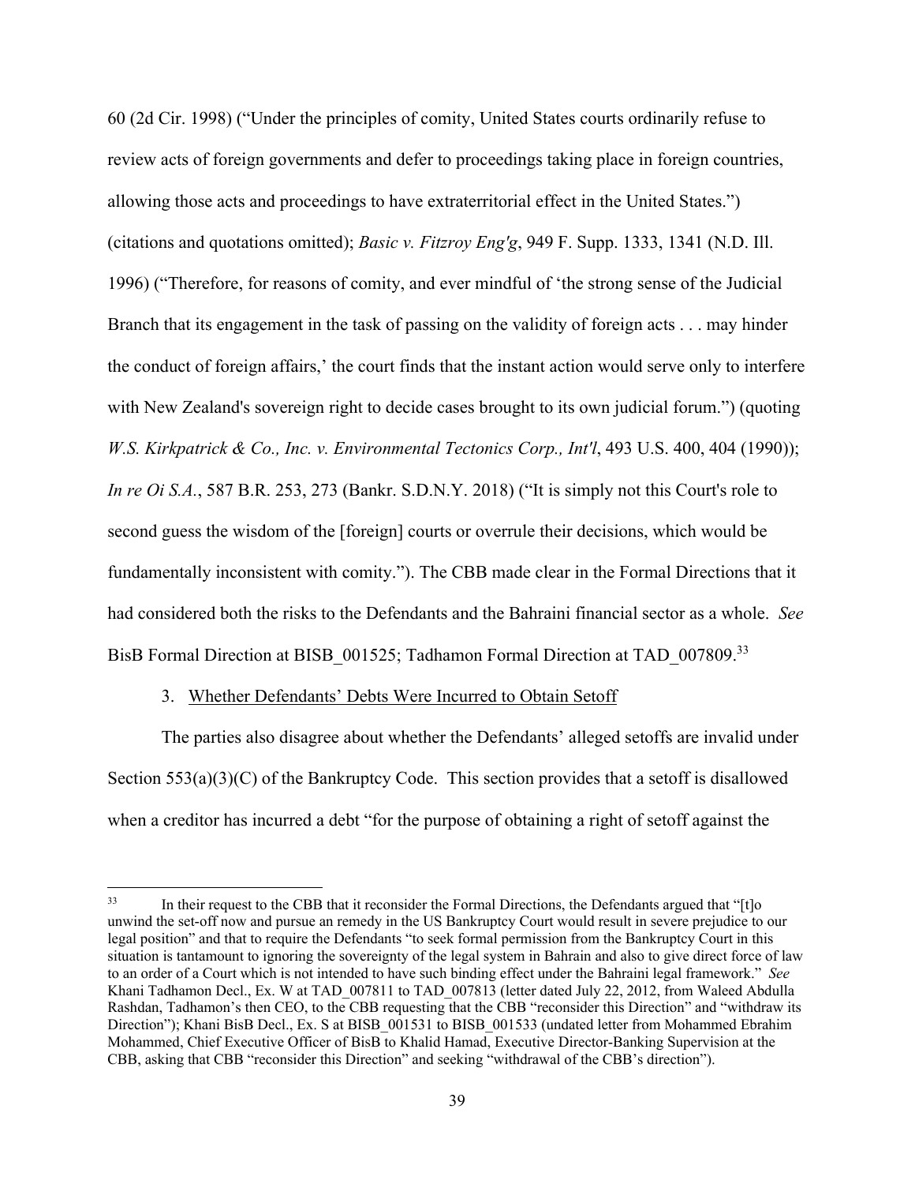60 (2d Cir. 1998) ("Under the principles of comity, United States courts ordinarily refuse to review acts of foreign governments and defer to proceedings taking place in foreign countries, allowing those acts and proceedings to have extraterritorial effect in the United States.") (citations and quotations omitted); *Basic v. Fitzroy Eng'g*, 949 F. Supp. 1333, 1341 (N.D. Ill. 1996) ("Therefore, for reasons of comity, and ever mindful of 'the strong sense of the Judicial Branch that its engagement in the task of passing on the validity of foreign acts . . . may hinder the conduct of foreign affairs,' the court finds that the instant action would serve only to interfere with New Zealand's sovereign right to decide cases brought to its own judicial forum.") (quoting *W.S. Kirkpatrick & Co., Inc. v. Environmental Tectonics Corp., Int'l*, 493 U.S. 400, 404 (1990)); *In re Oi S.A.*, 587 B.R. 253, 273 (Bankr. S.D.N.Y. 2018) ("It is simply not this Court's role to second guess the wisdom of the [foreign] courts or overrule their decisions, which would be fundamentally inconsistent with comity."). The CBB made clear in the Formal Directions that it had considered both the risks to the Defendants and the Bahraini financial sector as a whole. *See* BisB Formal Direction at BISB_001525; Tadhamon Formal Direction at TAD_007809.[33]

3. Whether Defendants' Debts Were Incurred to Obtain Setoff

The parties also disagree about whether the Defendants' alleged setoffs are invalid under Section 553(a)(3)(C) of the Bankruptcy Code. This section provides that a setoff is disallowed when a creditor has incurred a debt "for the purpose of obtaining a right of setoff against the

[33] In their request to the CBB that it reconsider the Formal Directions, the Defendants argued that "[t]o unwind the set-off now and pursue an remedy in the US Bankruptcy Court would result in severe prejudice to our legal position" and that to require the Defendants "to seek formal permission from the Bankruptcy Court in this situation is tantamount to ignoring the sovereignty of the legal system in Bahrain and also to give direct force of law to an order of a Court which is not intended to have such binding effect under the Bahraini legal framework." *See* Khani Tadhamon Decl., Ex. W at TAD_007811 to TAD_007813 (letter dated July 22, 2012, from Waleed Abdulla Rashdan, Tadhamon's then CEO, to the CBB requesting that the CBB "reconsider this Direction" and "withdraw its Direction"); Khani BisB Decl., Ex. S at BISB_001531 to BISB_001533 (undated letter from Mohammed Ebrahim Mohammed, Chief Executive Officer of BisB to Khalid Hamad, Executive Director-Banking Supervision at the CBB, asking that CBB "reconsider this Direction" and seeking "withdrawal of the CBB's direction").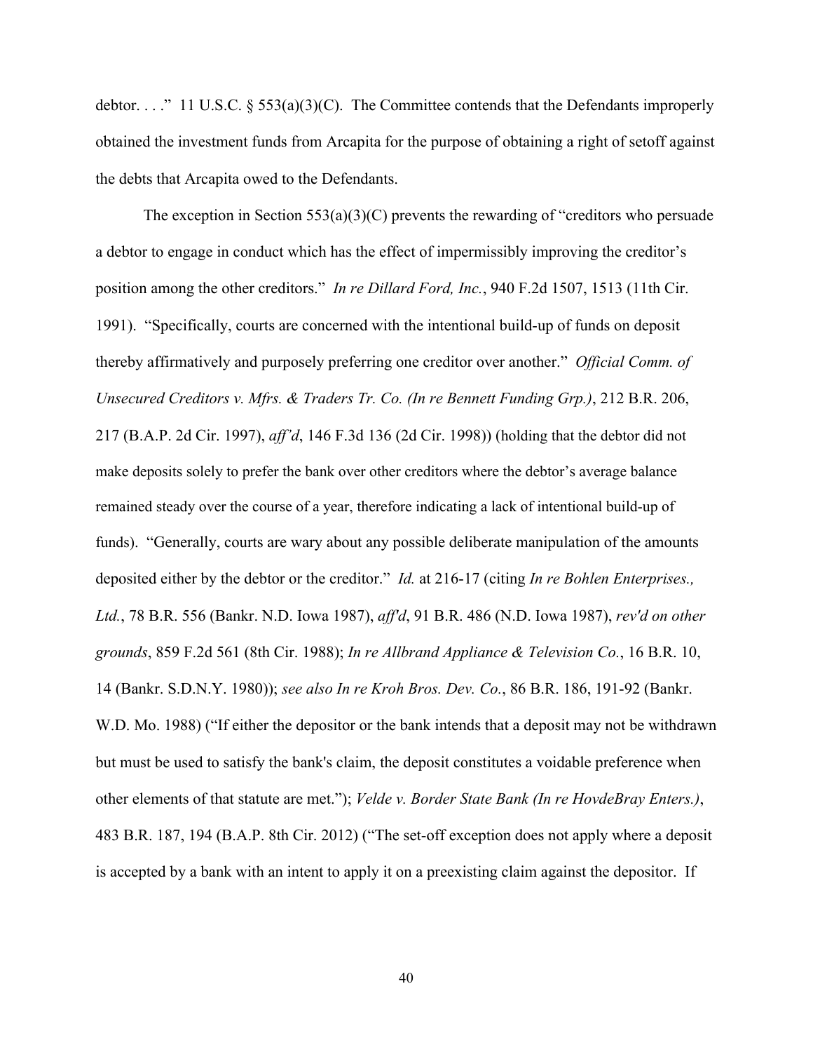debtor. . . ." 11 U.S.C. § 553(a)(3)(C). The Committee contends that the Defendants improperly obtained the investment funds from Arcapita for the purpose of obtaining a right of setoff against the debts that Arcapita owed to the Defendants.

The exception in Section 553(a)(3)(C) prevents the rewarding of "creditors who persuade a debtor to engage in conduct which has the effect of impermissibly improving the creditor's position among the other creditors." *In re Dillard Ford, Inc.*, 940 F.2d 1507, 1513 (11th Cir. 1991). "Specifically, courts are concerned with the intentional build-up of funds on deposit thereby affirmatively and purposely preferring one creditor over another." *Official Comm. of Unsecured Creditors v. Mfrs. & Traders Tr. Co. (In re Bennett Funding Grp.)*, 212 B.R. 206, 217 (B.A.P. 2d Cir. 1997), *aff'd*, 146 F.3d 136 (2d Cir. 1998)) (holding that the debtor did not make deposits solely to prefer the bank over other creditors where the debtor's average balance remained steady over the course of a year, therefore indicating a lack of intentional build-up of funds). "Generally, courts are wary about any possible deliberate manipulation of the amounts deposited either by the debtor or the creditor." *Id.* at 216-17 (citing *In re Bohlen Enterprises., Ltd.*, 78 B.R. 556 (Bankr. N.D. Iowa 1987), *aff'd*, 91 B.R. 486 (N.D. Iowa 1987), *rev'd on other grounds*, 859 F.2d 561 (8th Cir. 1988); *In re Allbrand Appliance & Television Co.*, 16 B.R. 10, 14 (Bankr. S.D.N.Y. 1980)); *see also In re Kroh Bros. Dev. Co.*, 86 B.R. 186, 191-92 (Bankr. W.D. Mo. 1988) ("If either the depositor or the bank intends that a deposit may not be withdrawn but must be used to satisfy the bank's claim, the deposit constitutes a voidable preference when other elements of that statute are met."); *Velde v. Border State Bank (In re HovdeBray Enters.)*, 483 B.R. 187, 194 (B.A.P. 8th Cir. 2012) ("The set-off exception does not apply where a deposit is accepted by a bank with an intent to apply it on a preexisting claim against the depositor. If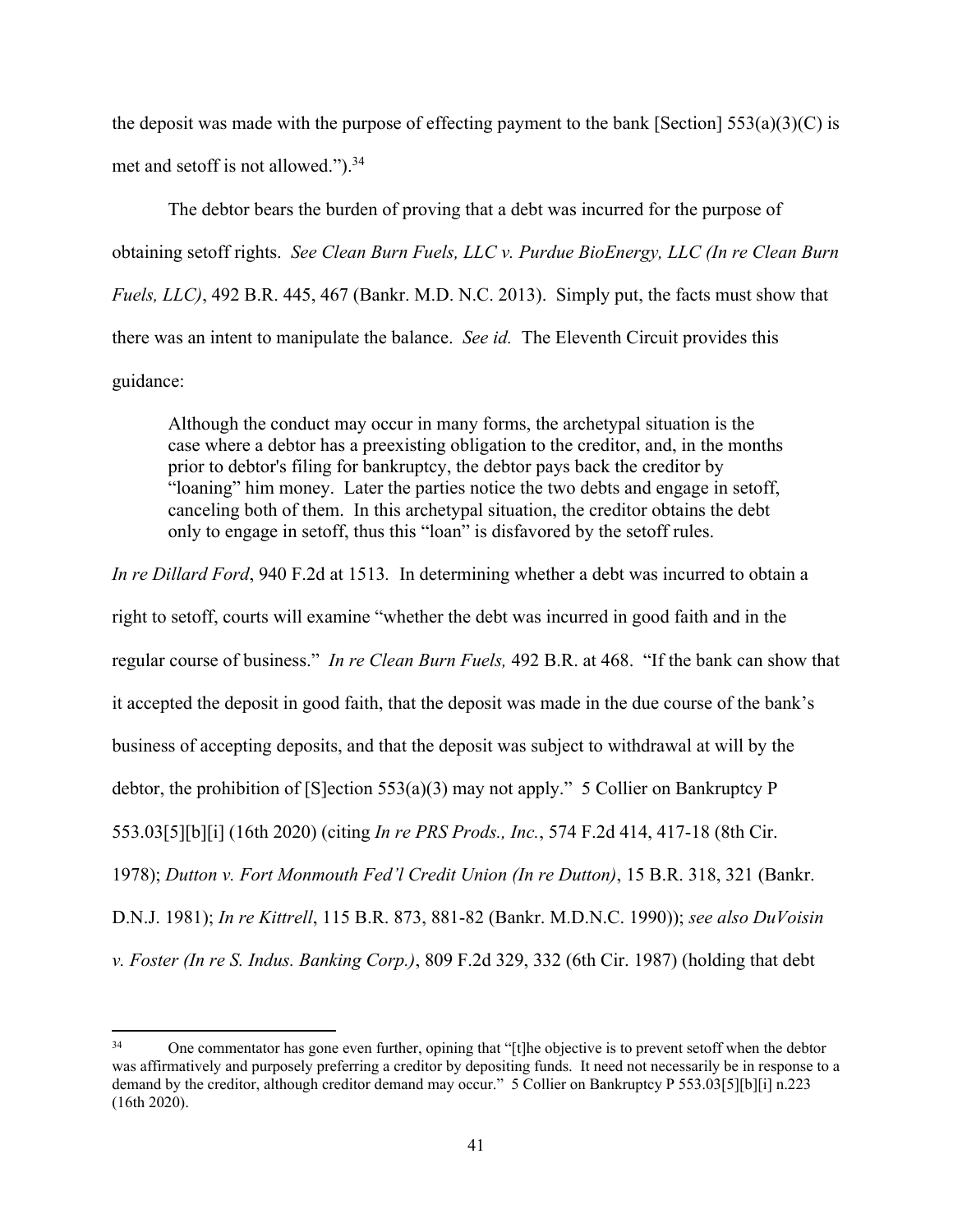the deposit was made with the purpose of effecting payment to the bank [Section] 553(a)(3)(C) is met and setoff is not allowed.").[34]

The debtor bears the burden of proving that a debt was incurred for the purpose of obtaining setoff rights. *See Clean Burn Fuels, LLC v. Purdue BioEnergy, LLC (In re Clean Burn Fuels, LLC)*, 492 B.R. 445, 467 (Bankr. M.D. N.C. 2013). Simply put, the facts must show that there was an intent to manipulate the balance. *See id.* The Eleventh Circuit provides this guidance:

> Although the conduct may occur in many forms, the archetypal situation is the case where a debtor has a preexisting obligation to the creditor, and, in the months prior to debtor's filing for bankruptcy, the debtor pays back the creditor by "loaning" him money. Later the parties notice the two debts and engage in setoff, canceling both of them. In this archetypal situation, the creditor obtains the debt only to engage in setoff, thus this "loan" is disfavored by the setoff rules.

*In re Dillard Ford*, 940 F.2d at 1513*.* In determining whether a debt was incurred to obtain a right to setoff, courts will examine "whether the debt was incurred in good faith and in the regular course of business." *In re Clean Burn Fuels,* 492 B.R. at 468. "If the bank can show that it accepted the deposit in good faith, that the deposit was made in the due course of the bank's business of accepting deposits, and that the deposit was subject to withdrawal at will by the debtor, the prohibition of [S]ection 553(a)(3) may not apply." 5 Collier on Bankruptcy P 553.03[5][b][i] (16th 2020) (citing *In re PRS Prods., Inc.*, 574 F.2d 414, 417-18 (8th Cir. 1978); *Dutton v. Fort Monmouth Fed'l Credit Union (In re Dutton)*, 15 B.R. 318, 321 (Bankr. D.N.J. 1981); *In re Kittrell*, 115 B.R. 873, 881-82 (Bankr. M.D.N.C. 1990)); *see also DuVoisin v. Foster (In re S. Indus. Banking Corp.)*, 809 F.2d 329, 332 (6th Cir. 1987) (holding that debt

---

[34] One commentator has gone even further, opining that "[t]he objective is to prevent setoff when the debtor was affirmatively and purposely preferring a creditor by depositing funds. It need not necessarily be in response to a demand by the creditor, although creditor demand may occur." 5 Collier on Bankruptcy P 553.03[5][b][i] n.223 (16th 2020).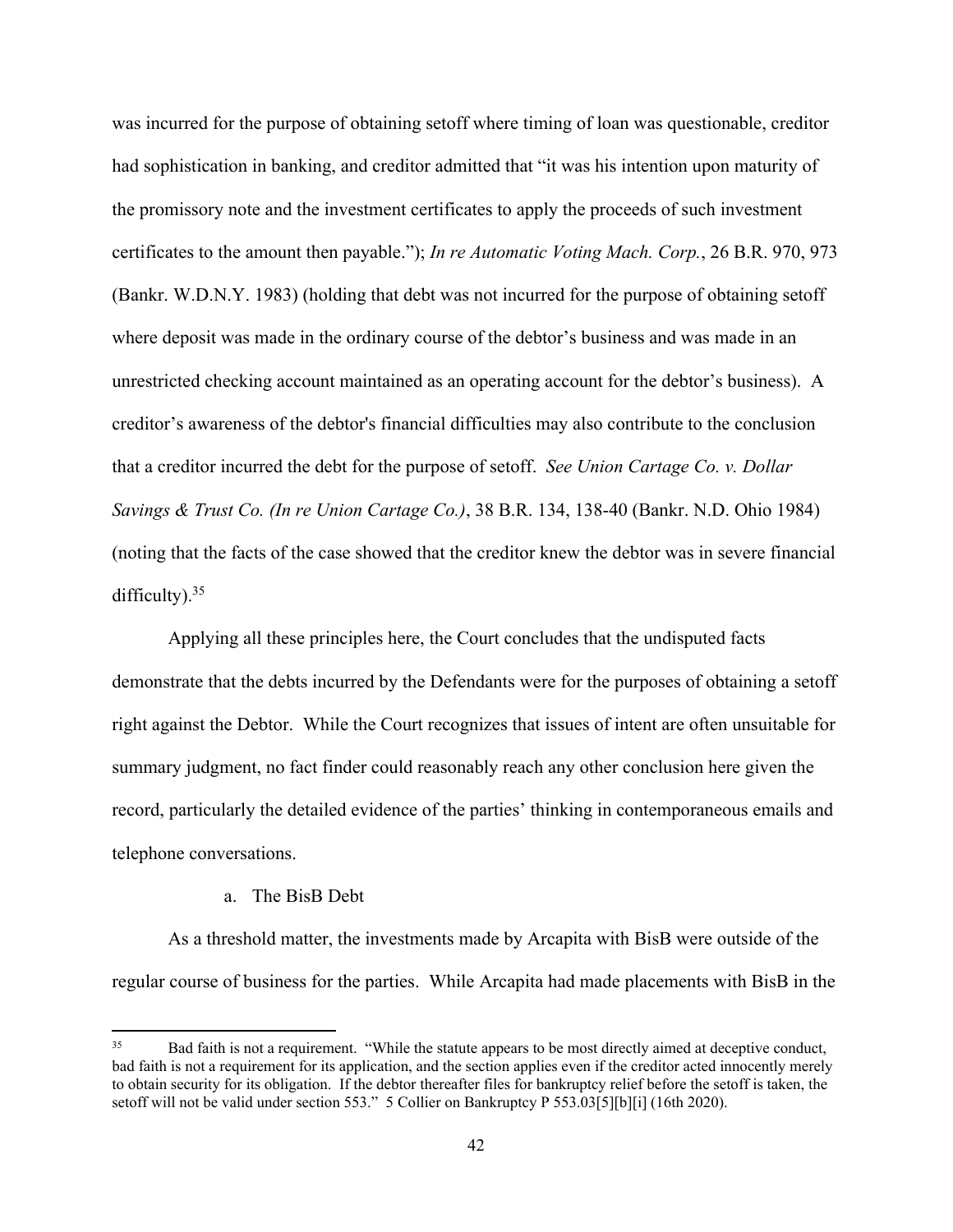was incurred for the purpose of obtaining setoff where timing of loan was questionable, creditor had sophistication in banking, and creditor admitted that "it was his intention upon maturity of the promissory note and the investment certificates to apply the proceeds of such investment certificates to the amount then payable."); *In re Automatic Voting Mach. Corp.*, 26 B.R. 970, 973 (Bankr. W.D.N.Y. 1983) (holding that debt was not incurred for the purpose of obtaining setoff where deposit was made in the ordinary course of the debtor's business and was made in an unrestricted checking account maintained as an operating account for the debtor's business). A creditor's awareness of the debtor's financial difficulties may also contribute to the conclusion that a creditor incurred the debt for the purpose of setoff. *See Union Cartage Co. v. Dollar Savings & Trust Co. (In re Union Cartage Co.)*, 38 B.R. 134, 138-40 (Bankr. N.D. Ohio 1984) (noting that the facts of the case showed that the creditor knew the debtor was in severe financial difficulty).[35]

Applying all these principles here, the Court concludes that the undisputed facts demonstrate that the debts incurred by the Defendants were for the purposes of obtaining a setoff right against the Debtor. While the Court recognizes that issues of intent are often unsuitable for summary judgment, no fact finder could reasonably reach any other conclusion here given the record, particularly the detailed evidence of the parties' thinking in contemporaneous emails and telephone conversations.

a. The BisB Debt

As a threshold matter, the investments made by Arcapita with BisB were outside of the regular course of business for the parties. While Arcapita had made placements with BisB in the

---

[35] Bad faith is not a requirement. "While the statute appears to be most directly aimed at deceptive conduct, bad faith is not a requirement for its application, and the section applies even if the creditor acted innocently merely to obtain security for its obligation. If the debtor thereafter files for bankruptcy relief before the setoff is taken, the setoff will not be valid under section 553." 5 Collier on Bankruptcy P 553.03[5][b][i] (16th 2020).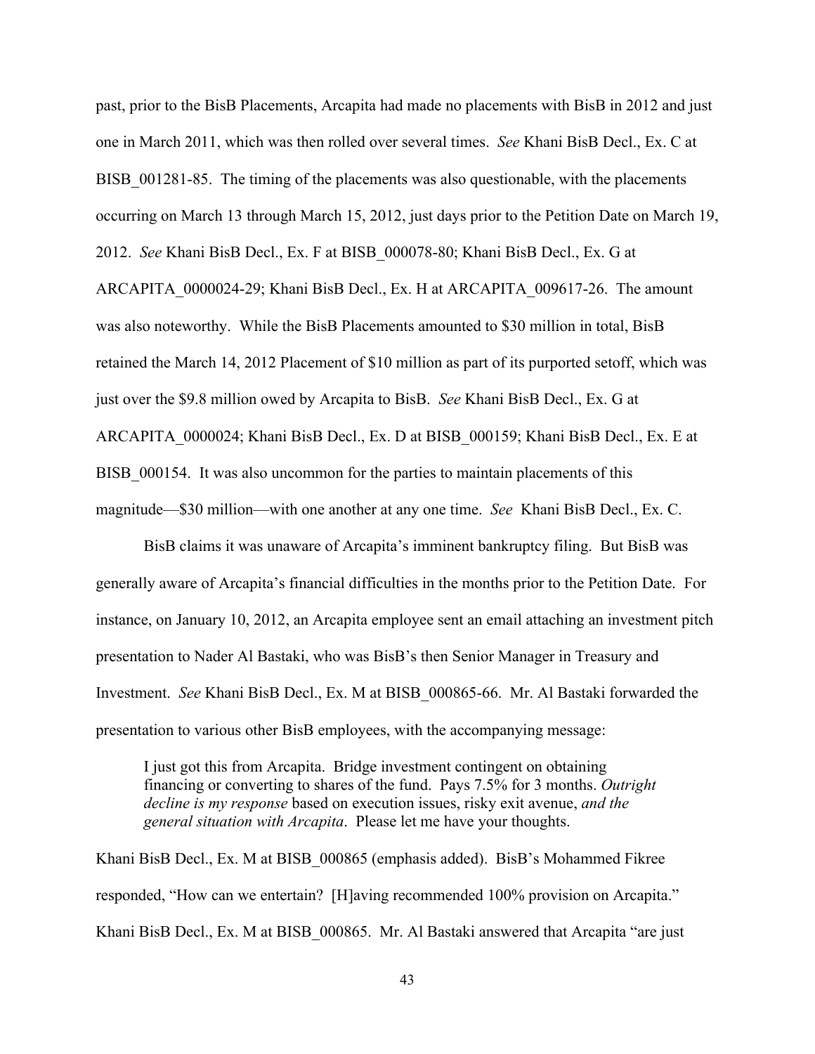past, prior to the BisB Placements, Arcapita had made no placements with BisB in 2012 and just one in March 2011, which was then rolled over several times. *See* Khani BisB Decl., Ex. C at BISB_001281-85. The timing of the placements was also questionable, with the placements occurring on March 13 through March 15, 2012, just days prior to the Petition Date on March 19, 2012. *See* Khani BisB Decl., Ex. F at BISB_000078-80; Khani BisB Decl., Ex. G at ARCAPITA_0000024-29; Khani BisB Decl., Ex. H at ARCAPITA_009617-26. The amount was also noteworthy. While the BisB Placements amounted to $30 million in total, BisB retained the March 14, 2012 Placement of $10 million as part of its purported setoff, which was just over the $9.8 million owed by Arcapita to BisB. *See* Khani BisB Decl., Ex. G at ARCAPITA_0000024; Khani BisB Decl., Ex. D at BISB_000159; Khani BisB Decl., Ex. E at BISB_000154. It was also uncommon for the parties to maintain placements of this magnitude—$30 million—with one another at any one time. *See* Khani BisB Decl., Ex. C.

BisB claims it was unaware of Arcapita's imminent bankruptcy filing. But BisB was generally aware of Arcapita's financial difficulties in the months prior to the Petition Date. For instance, on January 10, 2012, an Arcapita employee sent an email attaching an investment pitch presentation to Nader Al Bastaki, who was BisB's then Senior Manager in Treasury and Investment. *See* Khani BisB Decl., Ex. M at BISB_000865-66. Mr. Al Bastaki forwarded the presentation to various other BisB employees, with the accompanying message:

> I just got this from Arcapita. Bridge investment contingent on obtaining financing or converting to shares of the fund. Pays 7.5% for 3 months. *Outright decline is my response* based on execution issues, risky exit avenue, *and the general situation with Arcapita*. Please let me have your thoughts.

Khani BisB Decl., Ex. M at BISB_000865 (emphasis added). BisB's Mohammed Fikree responded, "How can we entertain? [H]aving recommended 100% provision on Arcapita." Khani BisB Decl., Ex. M at BISB_000865. Mr. Al Bastaki answered that Arcapita "are just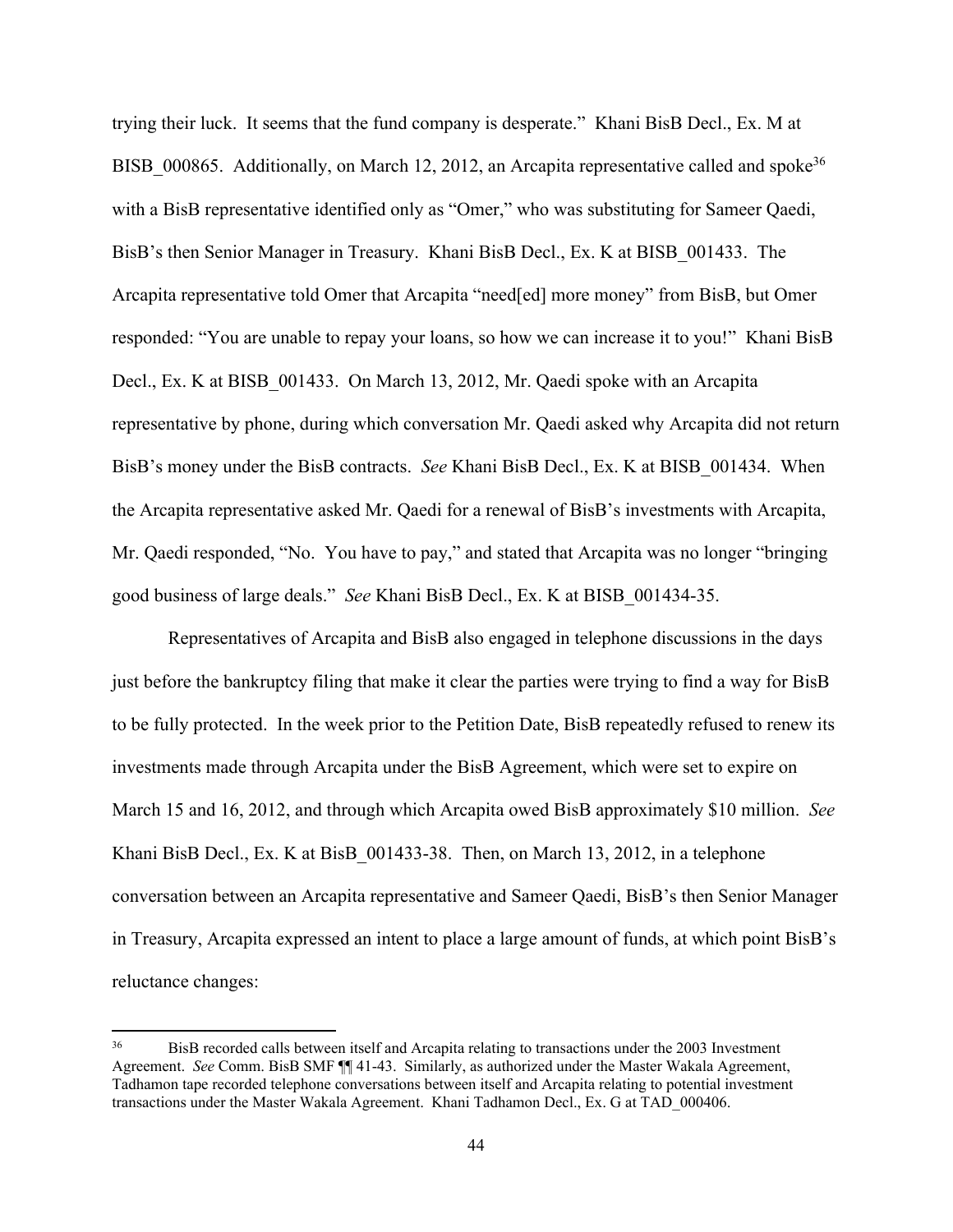trying their luck. It seems that the fund company is desperate." Khani BisB Decl., Ex. M at BISB_000865. Additionally, on March 12, 2012, an Arcapita representative called and spoke[36] with a BisB representative identified only as "Omer," who was substituting for Sameer Qaedi, BisB's then Senior Manager in Treasury. Khani BisB Decl., Ex. K at BISB_001433. The Arcapita representative told Omer that Arcapita "need[ed] more money" from BisB, but Omer responded: "You are unable to repay your loans, so how we can increase it to you!" Khani BisB Decl., Ex. K at BISB_001433. On March 13, 2012, Mr. Qaedi spoke with an Arcapita representative by phone, during which conversation Mr. Qaedi asked why Arcapita did not return BisB's money under the BisB contracts. *See* Khani BisB Decl., Ex. K at BISB_001434. When the Arcapita representative asked Mr. Qaedi for a renewal of BisB's investments with Arcapita, Mr. Qaedi responded, "No. You have to pay," and stated that Arcapita was no longer "bringing good business of large deals." *See* Khani BisB Decl., Ex. K at BISB_001434-35.

Representatives of Arcapita and BisB also engaged in telephone discussions in the days just before the bankruptcy filing that make it clear the parties were trying to find a way for BisB to be fully protected. In the week prior to the Petition Date, BisB repeatedly refused to renew its investments made through Arcapita under the BisB Agreement, which were set to expire on March 15 and 16, 2012, and through which Arcapita owed BisB approximately $10 million. *See* Khani BisB Decl., Ex. K at BisB_001433-38. Then, on March 13, 2012, in a telephone conversation between an Arcapita representative and Sameer Qaedi, BisB's then Senior Manager in Treasury, Arcapita expressed an intent to place a large amount of funds, at which point BisB's reluctance changes:

---

[36] BisB recorded calls between itself and Arcapita relating to transactions under the 2003 Investment Agreement. *See* Comm. BisB SMF ¶¶ 41-43. Similarly, as authorized under the Master Wakala Agreement, Tadhamon tape recorded telephone conversations between itself and Arcapita relating to potential investment transactions under the Master Wakala Agreement. Khani Tadhamon Decl., Ex. G at TAD_000406.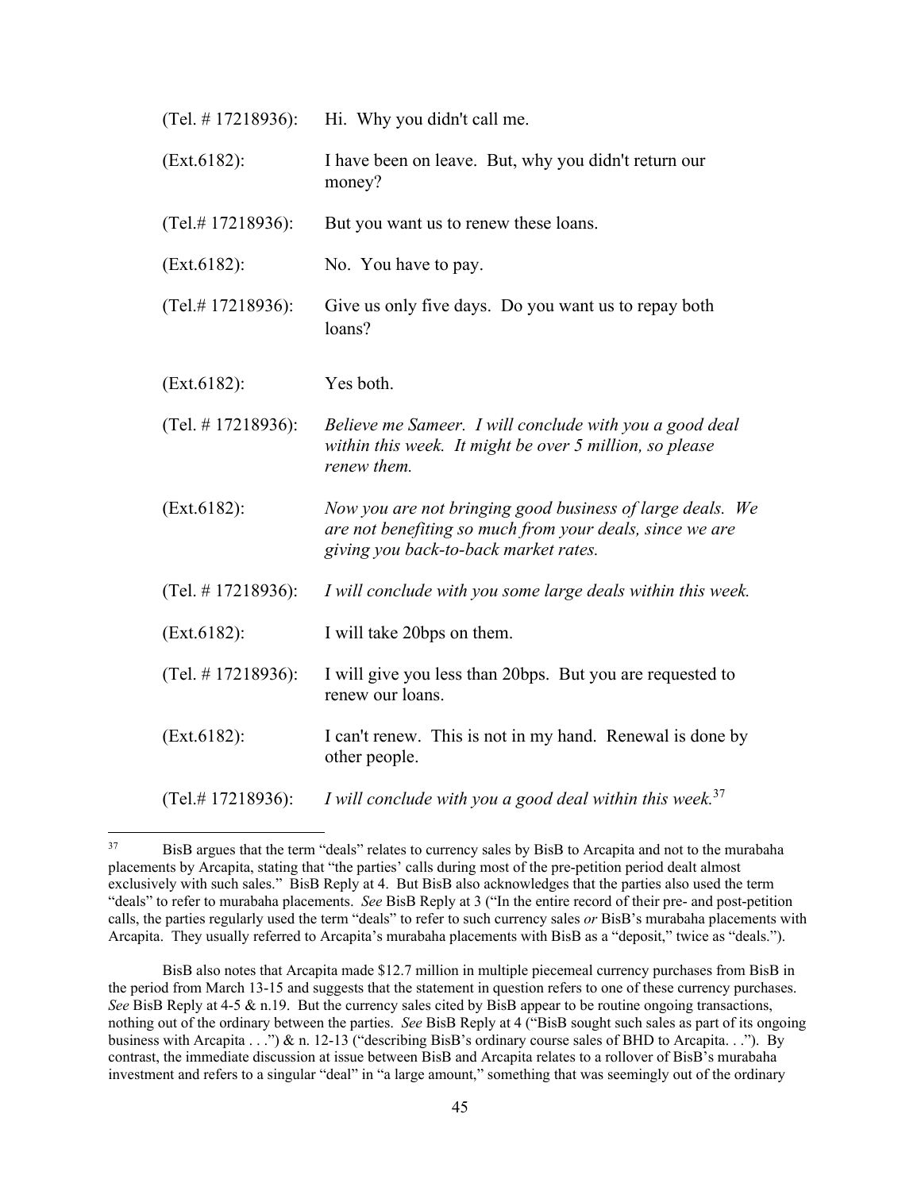| | |
|---|---|
| (Tel. # 17218936): | Hi. Why you didn't call me. |
| (Ext.6182): | I have been on leave. But, why you didn't return our money? |
| (Tel.# 17218936): | But you want us to renew these loans. |
| (Ext.6182): | No. You have to pay. |
| (Tel.# 17218936): | Give us only five days. Do you want us to repay both loans? |
| (Ext.6182): | Yes both. |
| (Tel. # 17218936): | *Believe me Sameer. I will conclude with you a good deal within this week. It might be over 5 million, so please renew them.* |
| (Ext.6182): | *Now you are not bringing good business of large deals. We are not benefiting so much from your deals, since we are giving you back-to-back market rates.* |
| (Tel. # 17218936): | *I will conclude with you some large deals within this week.* |
| (Ext.6182): | I will take 20bps on them. |
| (Tel. # 17218936): | I will give you less than 20bps. But you are requested to renew our loans. |
| (Ext.6182): | I can't renew. This is not in my hand. Renewal is done by other people. |
| (Tel.# 17218936): | *I will conclude with you a good deal within this week.*[37] |

---

[37] BisB argues that the term "deals" relates to currency sales by BisB to Arcapita and not to the murabaha placements by Arcapita, stating that "the parties' calls during most of the pre-petition period dealt almost exclusively with such sales." BisB Reply at 4. But BisB also acknowledges that the parties also used the term "deals" to refer to murabaha placements. *See* BisB Reply at 3 ("In the entire record of their pre- and post-petition calls, the parties regularly used the term "deals" to refer to such currency sales *or* BisB's murabaha placements with Arcapita. They usually referred to Arcapita's murabaha placements with BisB as a "deposit," twice as "deals.").

BisB also notes that Arcapita made $12.7 million in multiple piecemeal currency purchases from BisB in the period from March 13-15 and suggests that the statement in question refers to one of these currency purchases. *See* BisB Reply at 4-5 & n.19. But the currency sales cited by BisB appear to be routine ongoing transactions, nothing out of the ordinary between the parties. *See* BisB Reply at 4 ("BisB sought such sales as part of its ongoing business with Arcapita . . .") & n. 12-13 ("describing BisB's ordinary course sales of BHD to Arcapita. . ."). By contrast, the immediate discussion at issue between BisB and Arcapita relates to a rollover of BisB's murabaha investment and refers to a singular "deal" in "a large amount," something that was seemingly out of the ordinary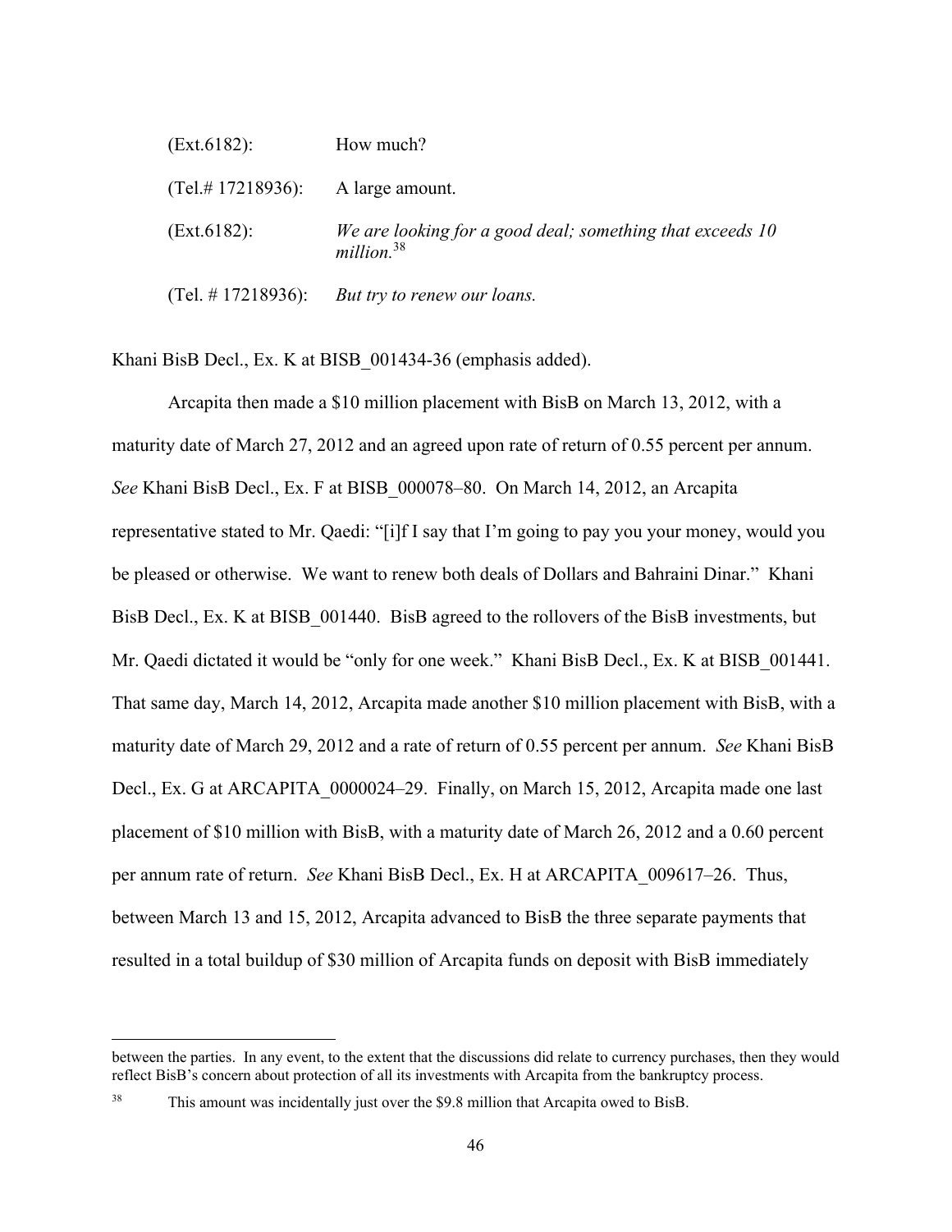| | |
|---|---|
| (Ext.6182): | How much? |
| (Tel.# 17218936): | A large amount. |
| (Ext.6182): | *We are looking for a good deal; something that exceeds 10 million.*[38] |
| (Tel. # 17218936): | *But try to renew our loans.* |

Khani BisB Decl., Ex. K at BISB_001434-36 (emphasis added).

Arcapita then made a $10 million placement with BisB on March 13, 2012, with a maturity date of March 27, 2012 and an agreed upon rate of return of 0.55 percent per annum. *See* Khani BisB Decl., Ex. F at BISB_000078–80. On March 14, 2012, an Arcapita representative stated to Mr. Qaedi: "[i]f I say that I'm going to pay you your money, would you be pleased or otherwise. We want to renew both deals of Dollars and Bahraini Dinar." Khani BisB Decl., Ex. K at BISB_001440. BisB agreed to the rollovers of the BisB investments, but Mr. Qaedi dictated it would be "only for one week." Khani BisB Decl., Ex. K at BISB_001441. That same day, March 14, 2012, Arcapita made another $10 million placement with BisB, with a maturity date of March 29, 2012 and a rate of return of 0.55 percent per annum. *See* Khani BisB Decl., Ex. G at ARCAPITA_0000024–29. Finally, on March 15, 2012, Arcapita made one last placement of $10 million with BisB, with a maturity date of March 26, 2012 and a 0.60 percent per annum rate of return. *See* Khani BisB Decl., Ex. H at ARCAPITA_009617–26. Thus, between March 13 and 15, 2012, Arcapita advanced to BisB the three separate payments that resulted in a total buildup of $30 million of Arcapita funds on deposit with BisB immediately

---

between the parties. In any event, to the extent that the discussions did relate to currency purchases, then they would reflect BisB's concern about protection of all its investments with Arcapita from the bankruptcy process.

[38] This amount was incidentally just over the $9.8 million that Arcapita owed to BisB.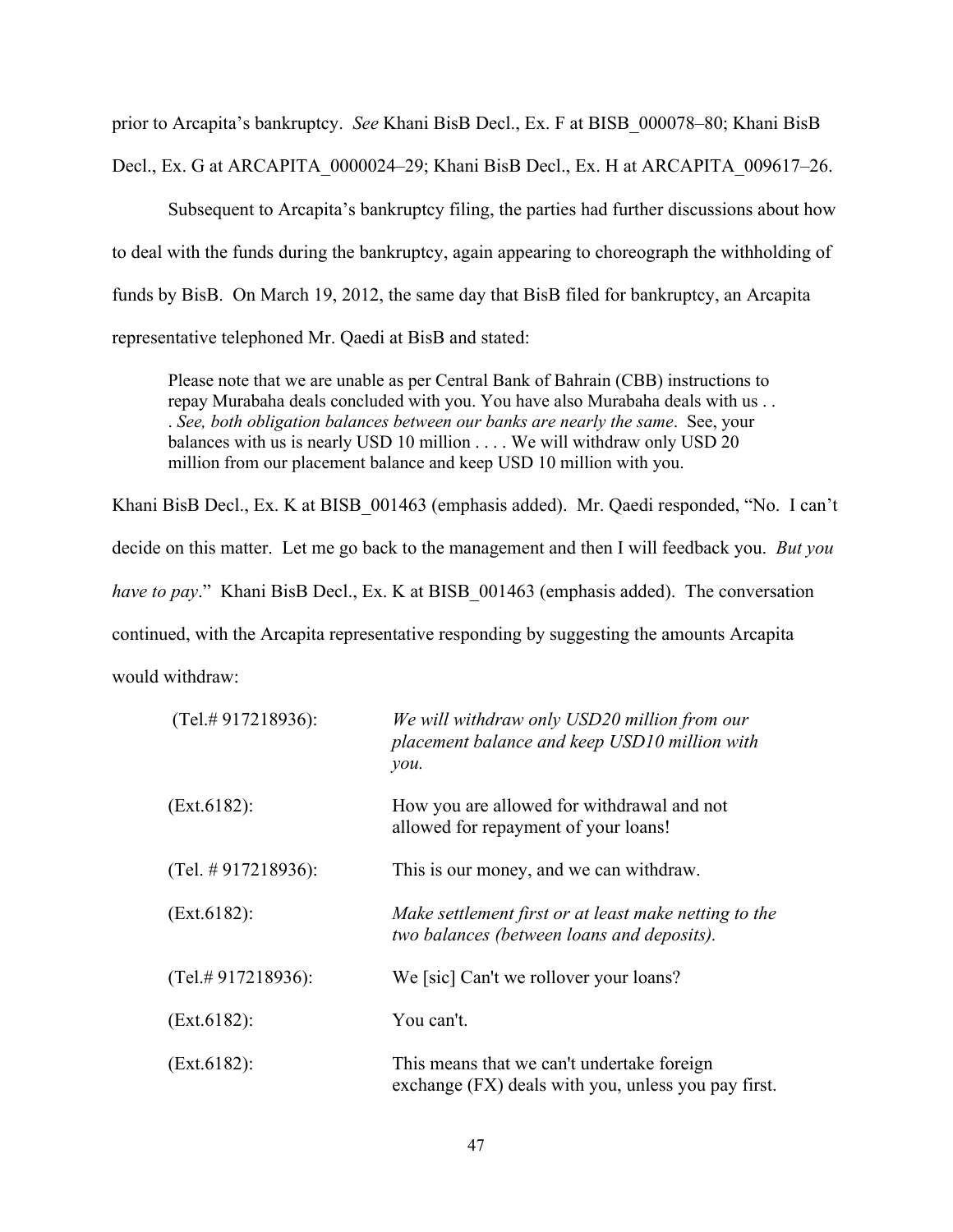prior to Arcapita's bankruptcy. *See* Khani BisB Decl., Ex. F at BISB_000078–80; Khani BisB Decl., Ex. G at ARCAPITA_0000024–29; Khani BisB Decl., Ex. H at ARCAPITA_009617–26.

Subsequent to Arcapita's bankruptcy filing, the parties had further discussions about how to deal with the funds during the bankruptcy, again appearing to choreograph the withholding of funds by BisB. On March 19, 2012, the same day that BisB filed for bankruptcy, an Arcapita representative telephoned Mr. Qaedi at BisB and stated:

> Please note that we are unable as per Central Bank of Bahrain (CBB) instructions to repay Murabaha deals concluded with you. You have also Murabaha deals with us . . . *See, both obligation balances between our banks are nearly the same*. See, your balances with us is nearly USD 10 million . . . . We will withdraw only USD 20 million from our placement balance and keep USD 10 million with you.

Khani BisB Decl., Ex. K at BISB_001463 (emphasis added). Mr. Qaedi responded, "No. I can't decide on this matter. Let me go back to the management and then I will feedback you. *But you have to pay*." Khani BisB Decl., Ex. K at BISB_001463 (emphasis added). The conversation continued, with the Arcapita representative responding by suggesting the amounts Arcapita would withdraw:

| | |
|---|---|
| (Tel.# 917218936): | *We will withdraw only USD20 million from our placement balance and keep USD10 million with you.* |
| (Ext.6182): | How you are allowed for withdrawal and not allowed for repayment of your loans! |
| (Tel. # 917218936): | This is our money, and we can withdraw. |
| (Ext.6182): | *Make settlement first or at least make netting to the two balances (between loans and deposits).* |
| (Tel.# 917218936): | We [sic] Can't we rollover your loans? |
| (Ext.6182): | You can't. |
| (Ext.6182): | This means that we can't undertake foreign exchange (FX) deals with you, unless you pay first. |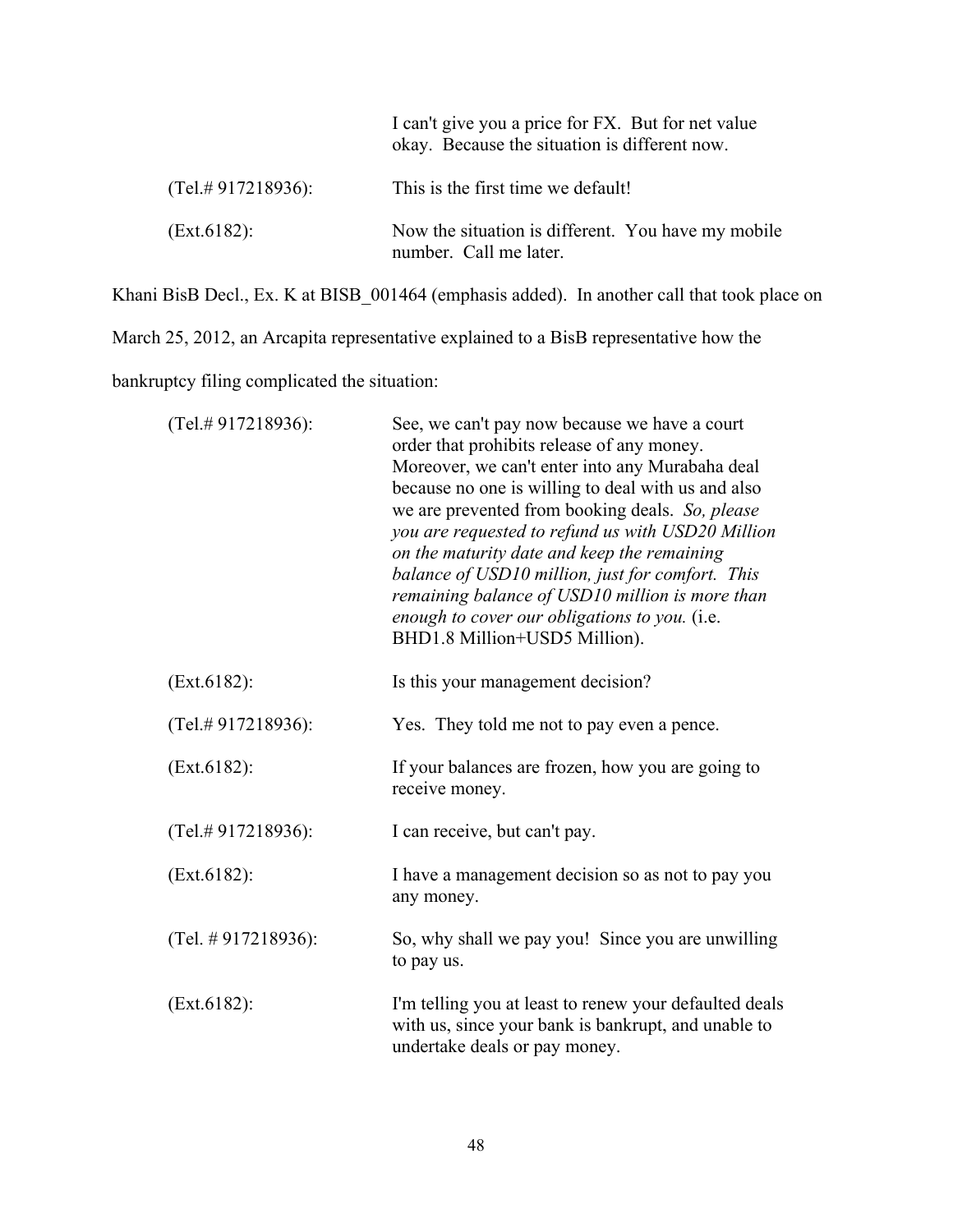| | |
|---|---|
| | I can't give you a price for FX. But for net value okay. Because the situation is different now. |
| (Tel.# 917218936): | This is the first time we default! |
| (Ext.6182): | Now the situation is different. You have my mobile number. Call me later. |

Khani BisB Decl., Ex. K at BISB_001464 (emphasis added). In another call that took place on March 25, 2012, an Arcapita representative explained to a BisB representative how the bankruptcy filing complicated the situation:

| | |
|---|---|
| (Tel.# 917218936): | See, we can't pay now because we have a court order that prohibits release of any money. Moreover, we can't enter into any Murabaha deal because no one is willing to deal with us and also we are prevented from booking deals. *So, please you are requested to refund us with USD20 Million on the maturity date and keep the remaining balance of USD10 million, just for comfort. This remaining balance of USD10 million is more than enough to cover our obligations to you.* (i.e. BHD1.8 Million+USD5 Million). |
| (Ext.6182): | Is this your management decision? |
| (Tel.# 917218936): | Yes. They told me not to pay even a pence. |
| (Ext.6182): | If your balances are frozen, how you are going to receive money. |
| (Tel.# 917218936): | I can receive, but can't pay. |
| (Ext.6182): | I have a management decision so as not to pay you any money. |
| (Tel. # 917218936): | So, why shall we pay you! Since you are unwilling to pay us. |
| (Ext.6182): | I'm telling you at least to renew your defaulted deals with us, since your bank is bankrupt, and unable to undertake deals or pay money. |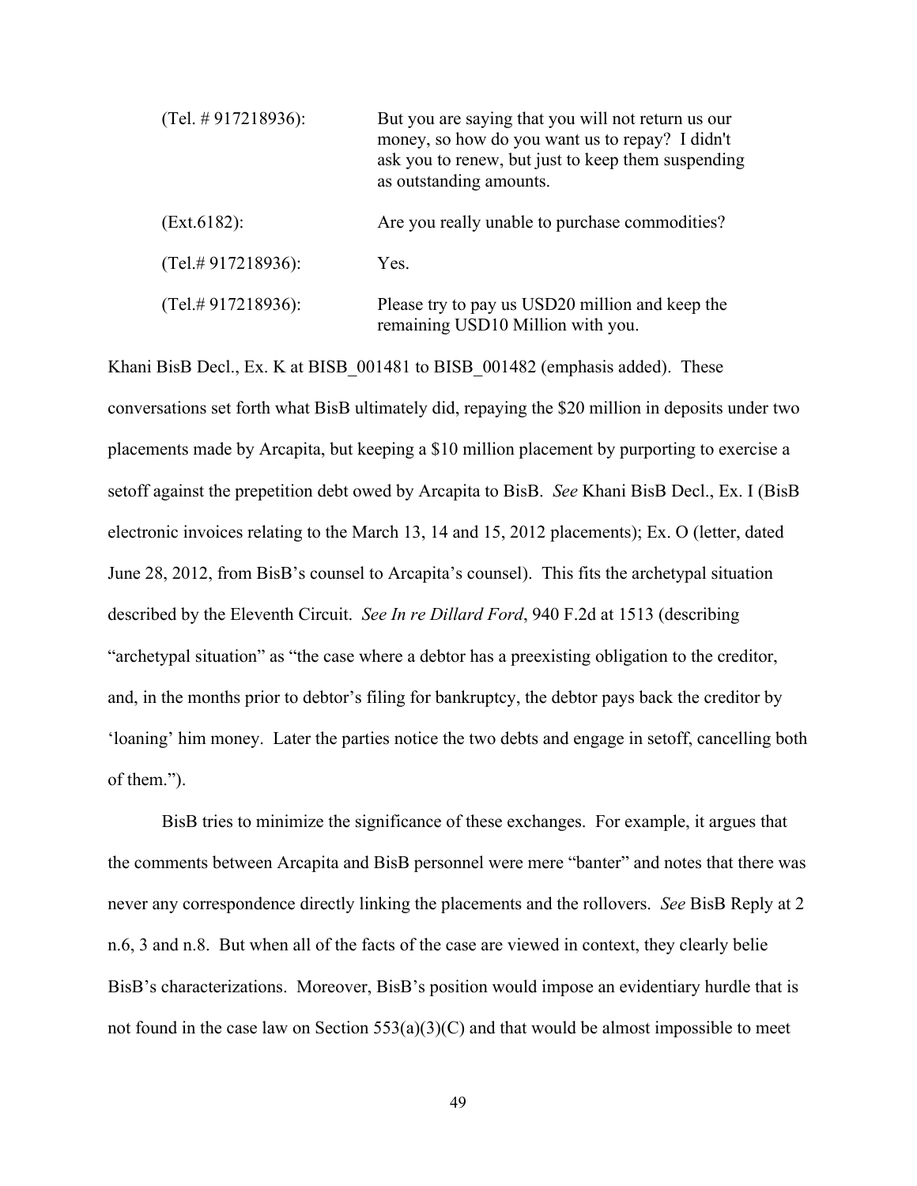| | |
|---|---|
| (Tel. # 917218936): | But you are saying that you will not return us our money, so how do you want us to repay? I didn't ask you to renew, but just to keep them suspending as outstanding amounts. |
| (Ext.6182): | Are you really unable to purchase commodities? |
| (Tel.# 917218936): | Yes. |
| (Tel.# 917218936): | Please try to pay us USD20 million and keep the remaining USD10 Million with you. |

Khani BisB Decl., Ex. K at BISB_001481 to BISB_001482 (emphasis added). These conversations set forth what BisB ultimately did, repaying the $20 million in deposits under two placements made by Arcapita, but keeping a $10 million placement by purporting to exercise a setoff against the prepetition debt owed by Arcapita to BisB. *See* Khani BisB Decl., Ex. I (BisB electronic invoices relating to the March 13, 14 and 15, 2012 placements); Ex. O (letter, dated June 28, 2012, from BisB's counsel to Arcapita's counsel). This fits the archetypal situation described by the Eleventh Circuit. *See In re Dillard Ford*, 940 F.2d at 1513 (describing "archetypal situation" as "the case where a debtor has a preexisting obligation to the creditor, and, in the months prior to debtor's filing for bankruptcy, the debtor pays back the creditor by 'loaning' him money. Later the parties notice the two debts and engage in setoff, cancelling both of them.").

BisB tries to minimize the significance of these exchanges. For example, it argues that the comments between Arcapita and BisB personnel were mere "banter" and notes that there was never any correspondence directly linking the placements and the rollovers. *See* BisB Reply at 2 n.6, 3 and n.8. But when all of the facts of the case are viewed in context, they clearly belie BisB's characterizations. Moreover, BisB's position would impose an evidentiary hurdle that is not found in the case law on Section 553(a)(3)(C) and that would be almost impossible to meet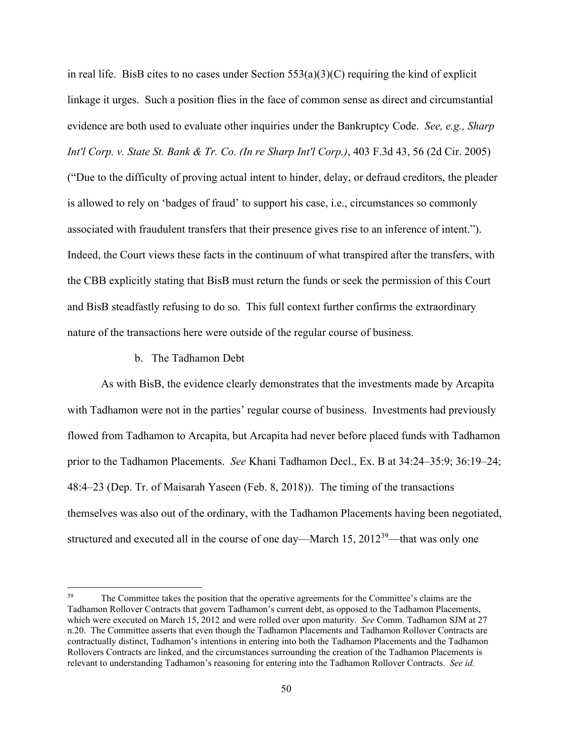in real life. BisB cites to no cases under Section 553(a)(3)(C) requiring the kind of explicit linkage it urges. Such a position flies in the face of common sense as direct and circumstantial evidence are both used to evaluate other inquiries under the Bankruptcy Code. *See, e.g., Sharp Int'l Corp. v. State St. Bank & Tr. Co. (In re Sharp Int'l Corp.)*, 403 F.3d 43, 56 (2d Cir. 2005) ("Due to the difficulty of proving actual intent to hinder, delay, or defraud creditors, the pleader is allowed to rely on 'badges of fraud' to support his case, i.e., circumstances so commonly associated with fraudulent transfers that their presence gives rise to an inference of intent."). Indeed, the Court views these facts in the continuum of what transpired after the transfers, with the CBB explicitly stating that BisB must return the funds or seek the permission of this Court and BisB steadfastly refusing to do so. This full context further confirms the extraordinary nature of the transactions here were outside of the regular course of business.

b. The Tadhamon Debt

As with BisB, the evidence clearly demonstrates that the investments made by Arcapita with Tadhamon were not in the parties' regular course of business. Investments had previously flowed from Tadhamon to Arcapita, but Arcapita had never before placed funds with Tadhamon prior to the Tadhamon Placements. *See* Khani Tadhamon Decl., Ex. B at 34:24–35:9; 36:19–24; 48:4–23 (Dep. Tr. of Maisarah Yaseen (Feb. 8, 2018)). The timing of the transactions themselves was also out of the ordinary, with the Tadhamon Placements having been negotiated, structured and executed all in the course of one day—March 15, 2012[39]—that was only one

[39] The Committee takes the position that the operative agreements for the Committee's claims are the Tadhamon Rollover Contracts that govern Tadhamon's current debt, as opposed to the Tadhamon Placements, which were executed on March 15, 2012 and were rolled over upon maturity. *See* Comm. Tadhamon SJM at 27 n.20. The Committee asserts that even though the Tadhamon Placements and Tadhamon Rollover Contracts are contractually distinct, Tadhamon's intentions in entering into both the Tadhamon Placements and the Tadhamon Rollovers Contracts are linked, and the circumstances surrounding the creation of the Tadhamon Placements is relevant to understanding Tadhamon's reasoning for entering into the Tadhamon Rollover Contracts. *See id.*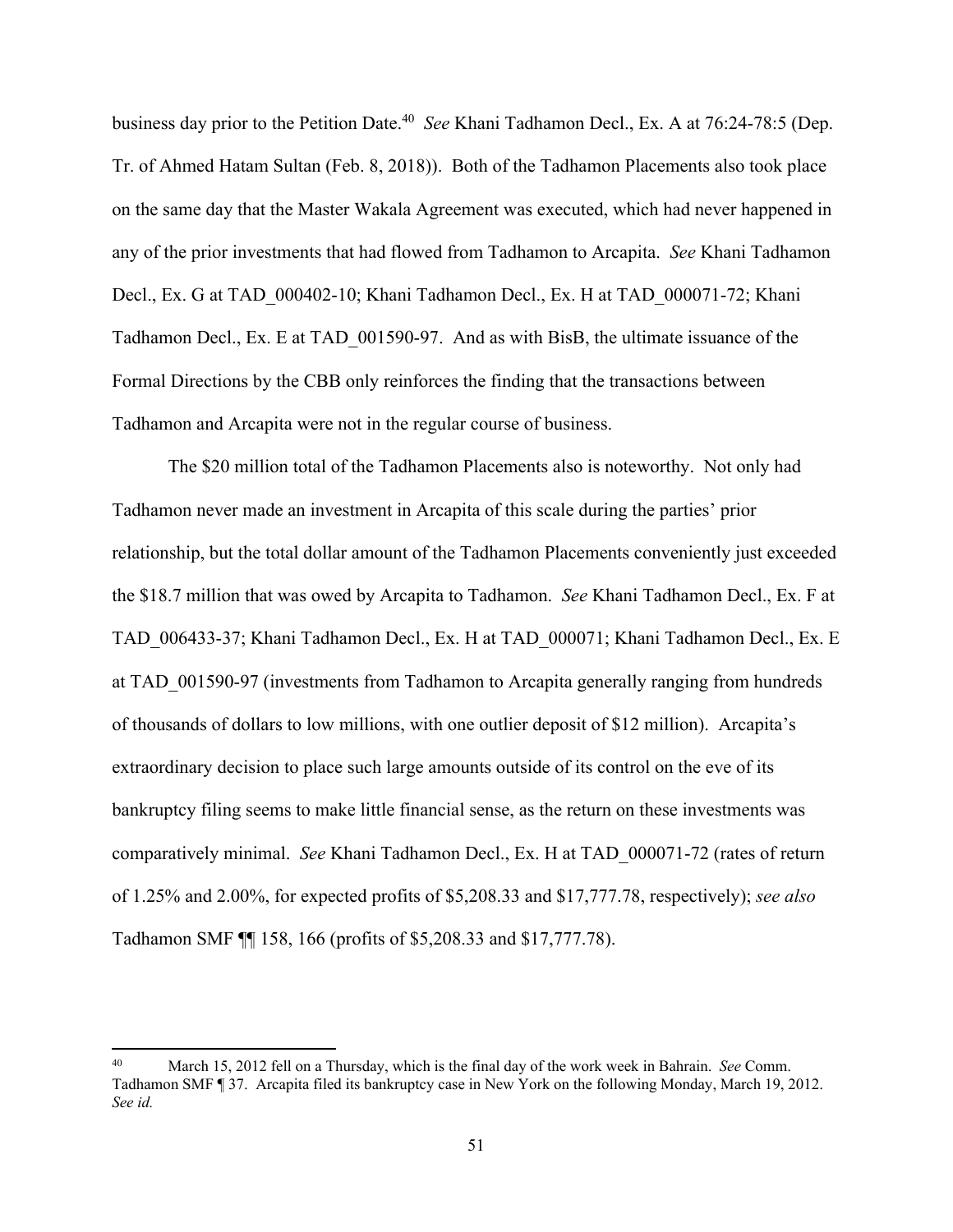business day prior to the Petition Date.[40] *See* Khani Tadhamon Decl., Ex. A at 76:24-78:5 (Dep. Tr. of Ahmed Hatam Sultan (Feb. 8, 2018)). Both of the Tadhamon Placements also took place on the same day that the Master Wakala Agreement was executed, which had never happened in any of the prior investments that had flowed from Tadhamon to Arcapita. *See* Khani Tadhamon Decl., Ex. G at TAD_000402-10; Khani Tadhamon Decl., Ex. H at TAD_000071-72; Khani Tadhamon Decl., Ex. E at TAD_001590-97. And as with BisB, the ultimate issuance of the Formal Directions by the CBB only reinforces the finding that the transactions between Tadhamon and Arcapita were not in the regular course of business.

The $20 million total of the Tadhamon Placements also is noteworthy. Not only had Tadhamon never made an investment in Arcapita of this scale during the parties' prior relationship, but the total dollar amount of the Tadhamon Placements conveniently just exceeded the $18.7 million that was owed by Arcapita to Tadhamon. *See* Khani Tadhamon Decl., Ex. F at TAD_006433-37; Khani Tadhamon Decl., Ex. H at TAD_000071; Khani Tadhamon Decl., Ex. E at TAD_001590-97 (investments from Tadhamon to Arcapita generally ranging from hundreds of thousands of dollars to low millions, with one outlier deposit of $12 million). Arcapita's extraordinary decision to place such large amounts outside of its control on the eve of its bankruptcy filing seems to make little financial sense, as the return on these investments was comparatively minimal. *See* Khani Tadhamon Decl., Ex. H at TAD_000071-72 (rates of return of 1.25% and 2.00%, for expected profits of $5,208.33 and $17,777.78, respectively); *see also* Tadhamon SMF ¶¶ 158, 166 (profits of $5,208.33 and $17,777.78).

---

[40] March 15, 2012 fell on a Thursday, which is the final day of the work week in Bahrain. *See* Comm. Tadhamon SMF ¶ 37. Arcapita filed its bankruptcy case in New York on the following Monday, March 19, 2012. *See id.*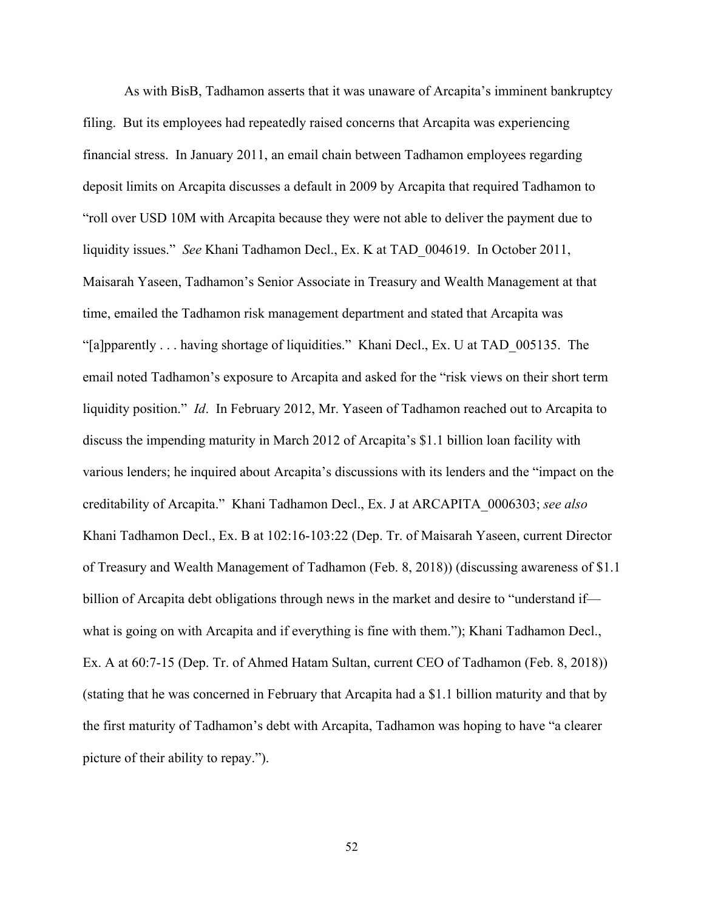As with BisB, Tadhamon asserts that it was unaware of Arcapita's imminent bankruptcy filing. But its employees had repeatedly raised concerns that Arcapita was experiencing financial stress. In January 2011, an email chain between Tadhamon employees regarding deposit limits on Arcapita discusses a default in 2009 by Arcapita that required Tadhamon to "roll over USD 10M with Arcapita because they were not able to deliver the payment due to liquidity issues." *See* Khani Tadhamon Decl., Ex. K at TAD_004619. In October 2011, Maisarah Yaseen, Tadhamon's Senior Associate in Treasury and Wealth Management at that time, emailed the Tadhamon risk management department and stated that Arcapita was "[a]pparently . . . having shortage of liquidities." Khani Decl., Ex. U at TAD_005135. The email noted Tadhamon's exposure to Arcapita and asked for the "risk views on their short term liquidity position." *Id*. In February 2012, Mr. Yaseen of Tadhamon reached out to Arcapita to discuss the impending maturity in March 2012 of Arcapita's $1.1 billion loan facility with various lenders; he inquired about Arcapita's discussions with its lenders and the "impact on the creditability of Arcapita." Khani Tadhamon Decl., Ex. J at ARCAPITA_0006303; *see also* Khani Tadhamon Decl., Ex. B at 102:16-103:22 (Dep. Tr. of Maisarah Yaseen, current Director of Treasury and Wealth Management of Tadhamon (Feb. 8, 2018)) (discussing awareness of $1.1 billion of Arcapita debt obligations through news in the market and desire to "understand if—what is going on with Arcapita and if everything is fine with them."); Khani Tadhamon Decl., Ex. A at 60:7-15 (Dep. Tr. of Ahmed Hatam Sultan, current CEO of Tadhamon (Feb. 8, 2018)) (stating that he was concerned in February that Arcapita had a $1.1 billion maturity and that by the first maturity of Tadhamon's debt with Arcapita, Tadhamon was hoping to have "a clearer picture of their ability to repay.").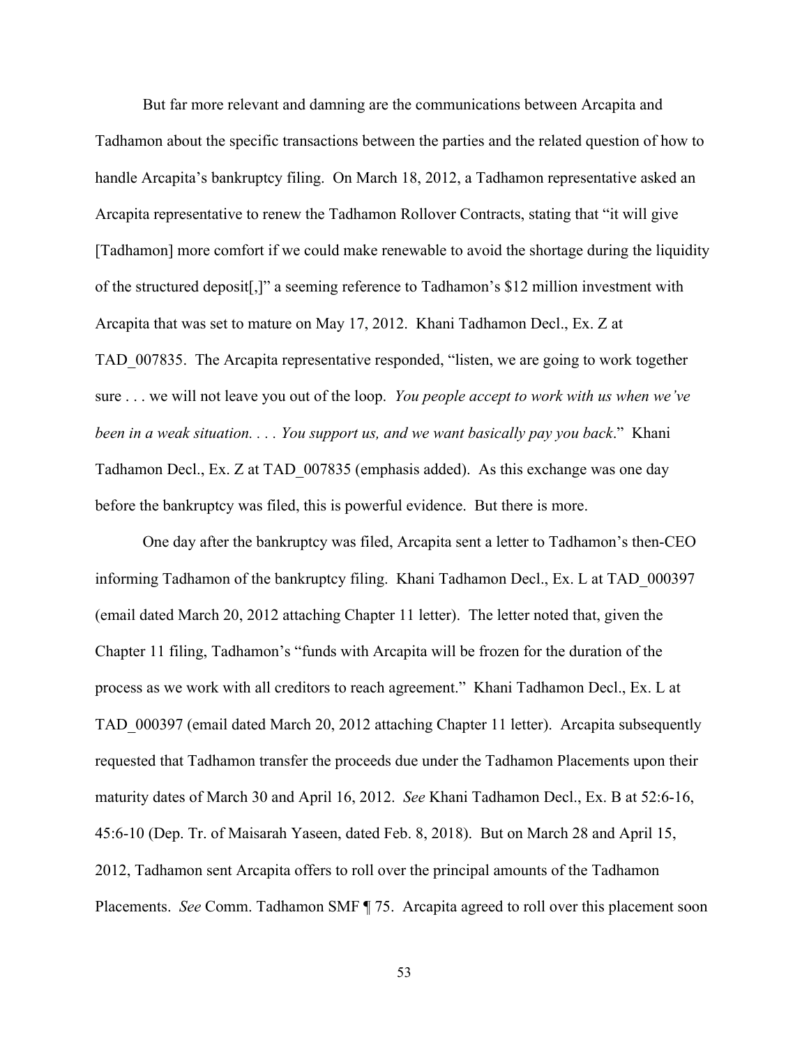But far more relevant and damning are the communications between Arcapita and Tadhamon about the specific transactions between the parties and the related question of how to handle Arcapita's bankruptcy filing. On March 18, 2012, a Tadhamon representative asked an Arcapita representative to renew the Tadhamon Rollover Contracts, stating that "it will give [Tadhamon] more comfort if we could make renewable to avoid the shortage during the liquidity of the structured deposit[,]" a seeming reference to Tadhamon's $12 million investment with Arcapita that was set to mature on May 17, 2012. Khani Tadhamon Decl., Ex. Z at TAD_007835. The Arcapita representative responded, "listen, we are going to work together sure . . . we will not leave you out of the loop. *You people accept to work with us when we've been in a weak situation. . . . You support us, and we want basically pay you back*." Khani Tadhamon Decl., Ex. Z at TAD_007835 (emphasis added). As this exchange was one day before the bankruptcy was filed, this is powerful evidence. But there is more.

One day after the bankruptcy was filed, Arcapita sent a letter to Tadhamon's then-CEO informing Tadhamon of the bankruptcy filing. Khani Tadhamon Decl., Ex. L at TAD_000397 (email dated March 20, 2012 attaching Chapter 11 letter). The letter noted that, given the Chapter 11 filing, Tadhamon's "funds with Arcapita will be frozen for the duration of the process as we work with all creditors to reach agreement." Khani Tadhamon Decl., Ex. L at TAD_000397 (email dated March 20, 2012 attaching Chapter 11 letter). Arcapita subsequently requested that Tadhamon transfer the proceeds due under the Tadhamon Placements upon their maturity dates of March 30 and April 16, 2012. *See* Khani Tadhamon Decl., Ex. B at 52:6-16, 45:6-10 (Dep. Tr. of Maisarah Yaseen, dated Feb. 8, 2018). But on March 28 and April 15, 2012, Tadhamon sent Arcapita offers to roll over the principal amounts of the Tadhamon Placements. *See* Comm. Tadhamon SMF ¶ 75. Arcapita agreed to roll over this placement soon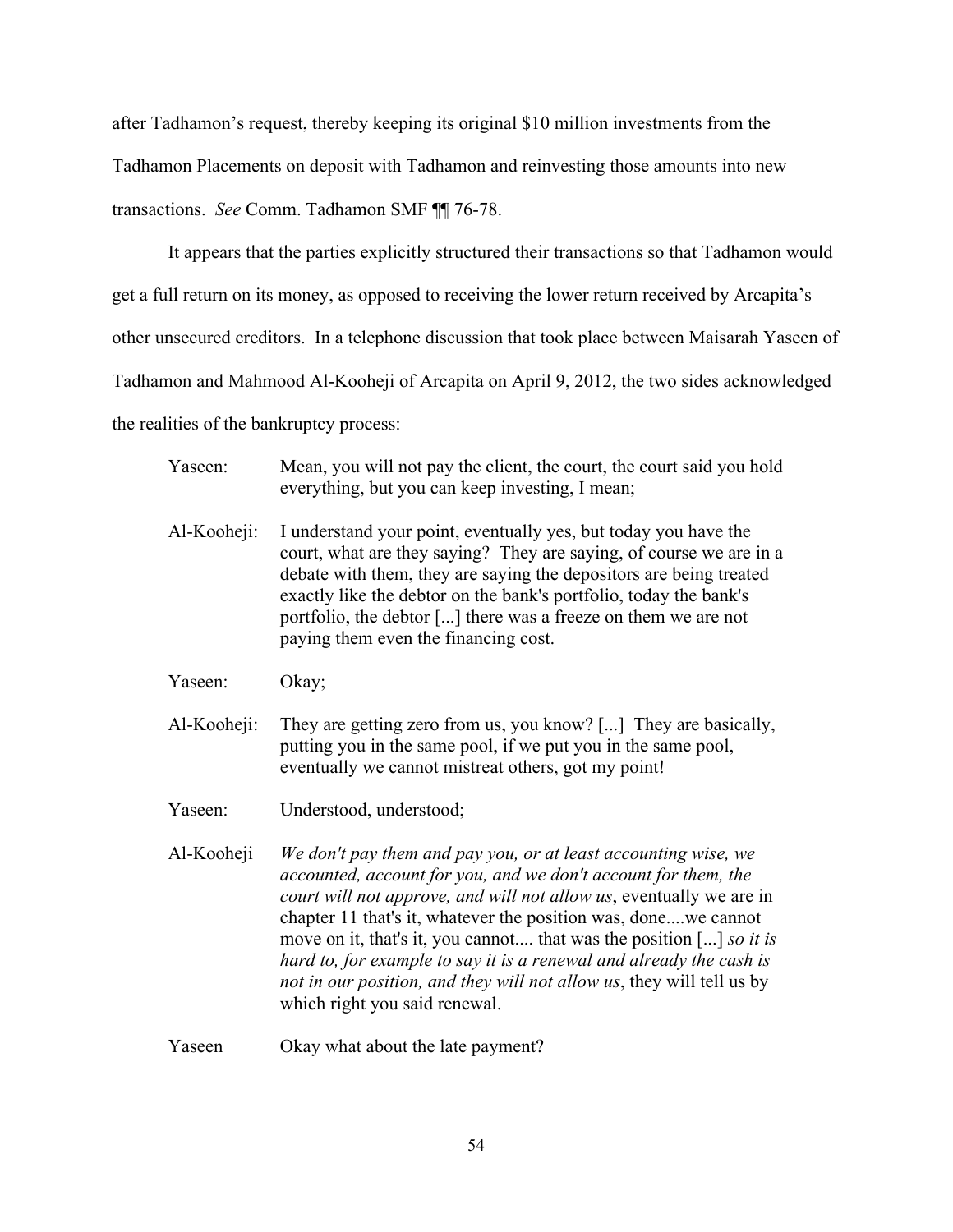after Tadhamon's request, thereby keeping its original $10 million investments from the Tadhamon Placements on deposit with Tadhamon and reinvesting those amounts into new transactions. *See* Comm. Tadhamon SMF ¶¶ 76-78.

It appears that the parties explicitly structured their transactions so that Tadhamon would get a full return on its money, as opposed to receiving the lower return received by Arcapita's other unsecured creditors. In a telephone discussion that took place between Maisarah Yaseen of Tadhamon and Mahmood Al-Kooheji of Arcapita on April 9, 2012, the two sides acknowledged the realities of the bankruptcy process:

> Yaseen: Mean, you will not pay the client, the court, the court said you hold everything, but you can keep investing, I mean;
>
> Al-Kooheji: I understand your point, eventually yes, but today you have the court, what are they saying? They are saying, of course we are in a debate with them, they are saying the depositors are being treated exactly like the debtor on the bank's portfolio, today the bank's portfolio, the debtor [...] there was a freeze on them we are not paying them even the financing cost.
>
> Yaseen: Okay;
>
> Al-Kooheji: They are getting zero from us, you know? [...] They are basically, putting you in the same pool, if we put you in the same pool, eventually we cannot mistreat others, got my point!
>
> Yaseen: Understood, understood;
>
> Al-Kooheji *We don't pay them and pay you, or at least accounting wise, we accounted, account for you, and we don't account for them, the court will not approve, and will not allow us*, eventually we are in chapter 11 that's it, whatever the position was, done....we cannot move on it, that's it, you cannot.... that was the position [...] *so it is hard to, for example to say it is a renewal and already the cash is not in our position, and they will not allow us*, they will tell us by which right you said renewal.
>
> Yaseen Okay what about the late payment?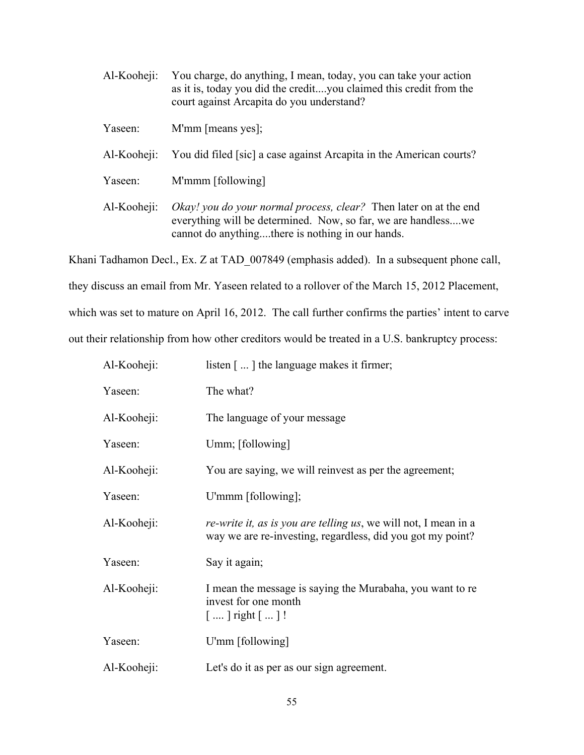Al-Kooheji: You charge, do anything, I mean, today, you can take your action as it is, today you did the credit....you claimed this credit from the court against Arcapita do you understand?

Yaseen: M'mm [means yes];

Al-Kooheji: You did filed [sic] a case against Arcapita in the American courts?

Yaseen: M'mmm [following]

Al-Kooheji: *Okay! you do your normal process, clear?* Then later on at the end everything will be determined. Now, so far, we are handless....we cannot do anything....there is nothing in our hands.

Khani Tadhamon Decl., Ex. Z at TAD_007849 (emphasis added). In a subsequent phone call, they discuss an email from Mr. Yaseen related to a rollover of the March 15, 2012 Placement, which was set to mature on April 16, 2012. The call further confirms the parties' intent to carve out their relationship from how other creditors would be treated in a U.S. bankruptcy process:

Al-Kooheji: listen [ ... ] the language makes it firmer;

Yaseen: The what?

Al-Kooheji: The language of your message

Yaseen: Umm; [following]

Al-Kooheji: You are saying, we will reinvest as per the agreement;

Yaseen: U'mmm [following];

Al-Kooheji: *re-write it, as is you are telling us*, we will not, I mean in a way we are re-investing, regardless, did you got my point?

Yaseen: Say it again;

Al-Kooheji: I mean the message is saying the Murabaha, you want to re invest for one month [ .... ] right [ ... ] !

Yaseen: U'mm [following]

Al-Kooheji: Let's do it as per as our sign agreement.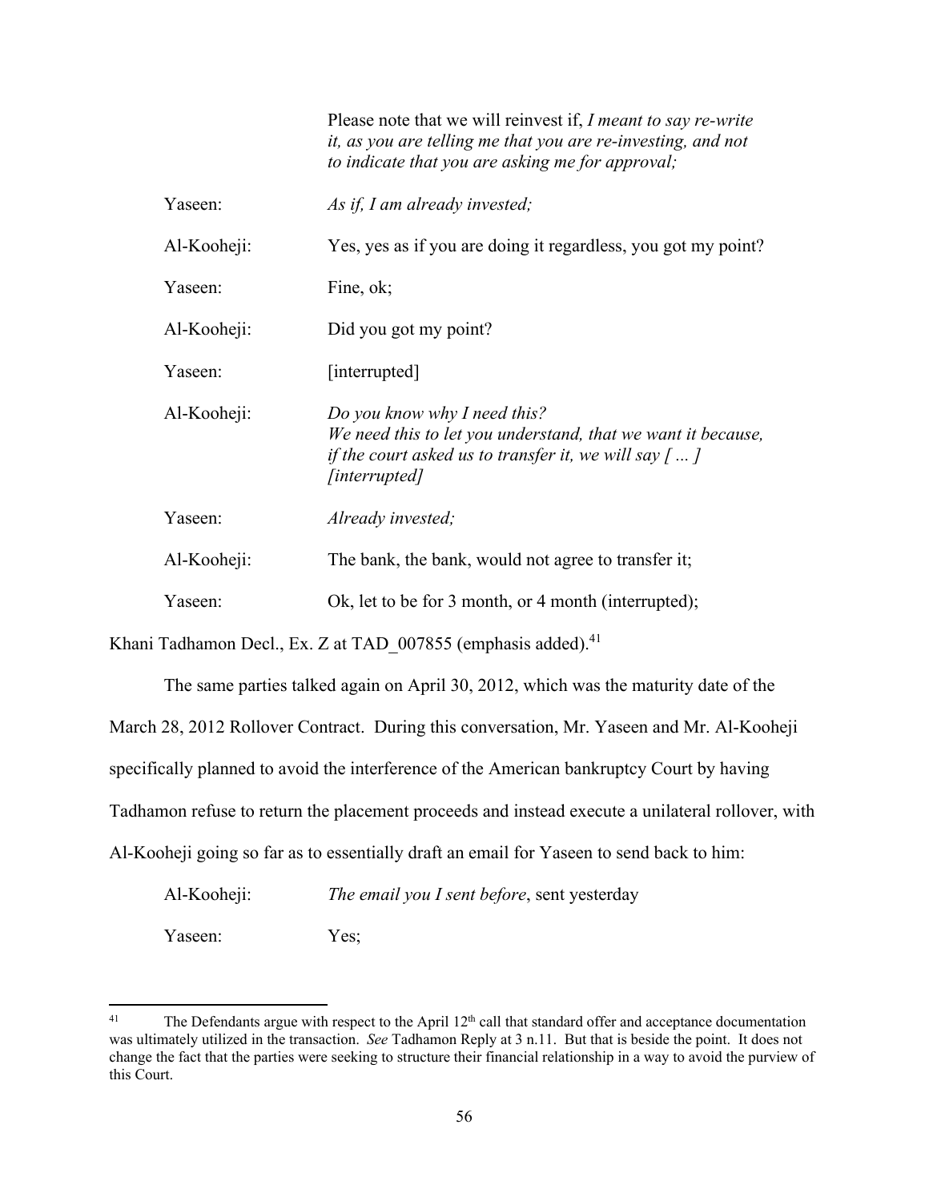Please note that we will reinvest if, *I meant to say re-write it, as you are telling me that you are re-investing, and not to indicate that you are asking me for approval;*

Yaseen: *As if, I am already invested;*

Al-Kooheji: Yes, yes as if you are doing it regardless, you got my point?

Yaseen: Fine, ok;

Al-Kooheji: Did you got my point?

Yaseen: [interrupted]

Al-Kooheji: *Do you know why I need this? We need this to let you understand, that we want it because, if the court asked us to transfer it, we will say [ ... ] [interrupted]*

Yaseen: *Already invested;*

Al-Kooheji: The bank, the bank, would not agree to transfer it;

Yaseen: Ok, let to be for 3 month, or 4 month (interrupted);

Khani Tadhamon Decl., Ex. Z at TAD_007855 (emphasis added).[41]

The same parties talked again on April 30, 2012, which was the maturity date of the March 28, 2012 Rollover Contract. During this conversation, Mr. Yaseen and Mr. Al-Kooheji specifically planned to avoid the interference of the American bankruptcy Court by having Tadhamon refuse to return the placement proceeds and instead execute a unilateral rollover, with Al-Kooheji going so far as to essentially draft an email for Yaseen to send back to him:

Al-Kooheji: *The email you I sent before*, sent yesterday

Yaseen: Yes;

[41] The Defendants argue with respect to the April 12th call that standard offer and acceptance documentation was ultimately utilized in the transaction. *See* Tadhamon Reply at 3 n.11. But that is beside the point. It does not change the fact that the parties were seeking to structure their financial relationship in a way to avoid the purview of this Court.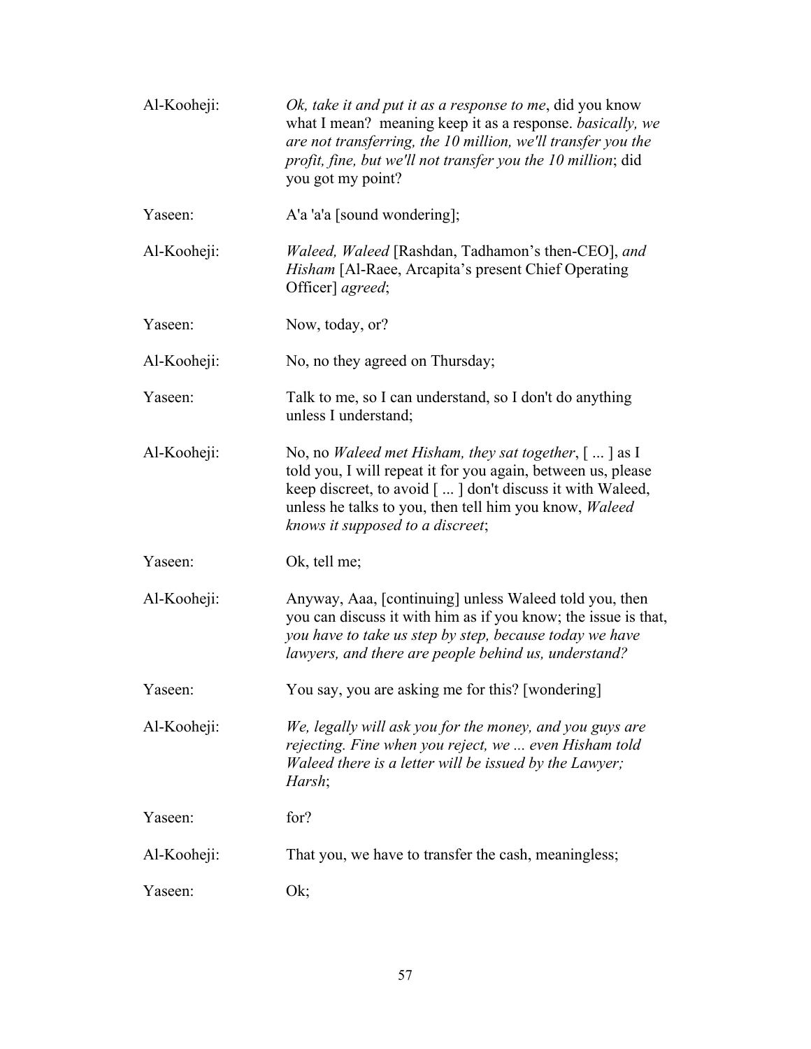Al-Kooheji: *Ok, take it and put it as a response to me*, did you know what I mean? meaning keep it as a response. *basically, we are not transferring, the 10 million, we'll transfer you the profit, fine, but we'll not transfer you the 10 million*; did you got my point?

Yaseen: A'a 'a'a [sound wondering];

Al-Kooheji: *Waleed, Waleed* [Rashdan, Tadhamon's then-CEO], *and Hisham* [Al-Raee, Arcapita's present Chief Operating Officer] *agreed*;

Yaseen: Now, today, or?

Al-Kooheji: No, no they agreed on Thursday;

Yaseen: Talk to me, so I can understand, so I don't do anything unless I understand;

Al-Kooheji: No, no *Waleed met Hisham, they sat together*, [ ... ] as I told you, I will repeat it for you again, between us, please keep discreet, to avoid [ ... ] don't discuss it with Waleed, unless he talks to you, then tell him you know, *Waleed knows it supposed to a discreet*;

Yaseen: Ok, tell me;

Al-Kooheji: Anyway, Aaa, [continuing] unless Waleed told you, then you can discuss it with him as if you know; the issue is that, *you have to take us step by step, because today we have lawyers, and there are people behind us, understand?*

Yaseen: You say, you are asking me for this? [wondering]

Al-Kooheji: *We, legally will ask you for the money, and you guys are rejecting. Fine when you reject, we ... even Hisham told Waleed there is a letter will be issued by the Lawyer; Harsh*;

Yaseen: for?

Al-Kooheji: That you, we have to transfer the cash, meaningless;

Yaseen: Ok;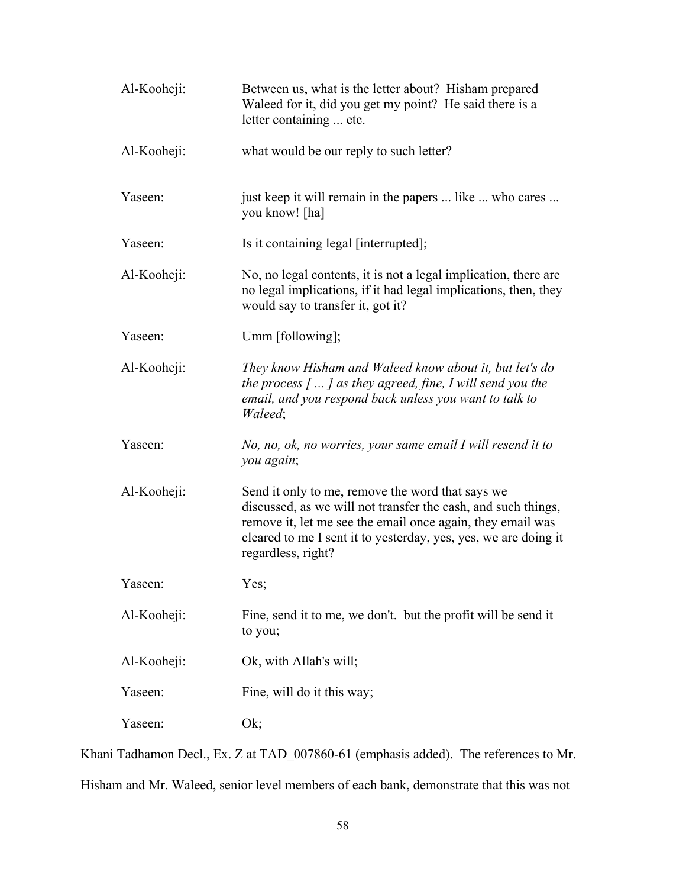Al-Kooheji: Between us, what is the letter about? Hisham prepared Waleed for it, did you get my point? He said there is a letter containing ... etc.

Al-Kooheji: what would be our reply to such letter?

Yaseen: just keep it will remain in the papers ... like ... who cares ... you know! [ha]

Yaseen: Is it containing legal [interrupted];

Al-Kooheji: No, no legal contents, it is not a legal implication, there are no legal implications, if it had legal implications, then, they would say to transfer it, got it?

Yaseen: Umm [following];

Al-Kooheji: *They know Hisham and Waleed know about it, but let's do the process [ ... ] as they agreed, fine, I will send you the email, and you respond back unless you want to talk to Waleed*;

Yaseen: *No, no, ok, no worries, your same email I will resend it to you again*;

Al-Kooheji: Send it only to me, remove the word that says we discussed, as we will not transfer the cash, and such things, remove it, let me see the email once again, they email was cleared to me I sent it to yesterday, yes, yes, we are doing it regardless, right?

Yaseen: Yes;

Al-Kooheji: Fine, send it to me, we don't. but the profit will be send it to you;

Al-Kooheji: Ok, with Allah's will;

Yaseen: Fine, will do it this way;

Yaseen: Ok;

Khani Tadhamon Decl., Ex. Z at TAD_007860-61 (emphasis added). The references to Mr. Hisham and Mr. Waleed, senior level members of each bank, demonstrate that this was not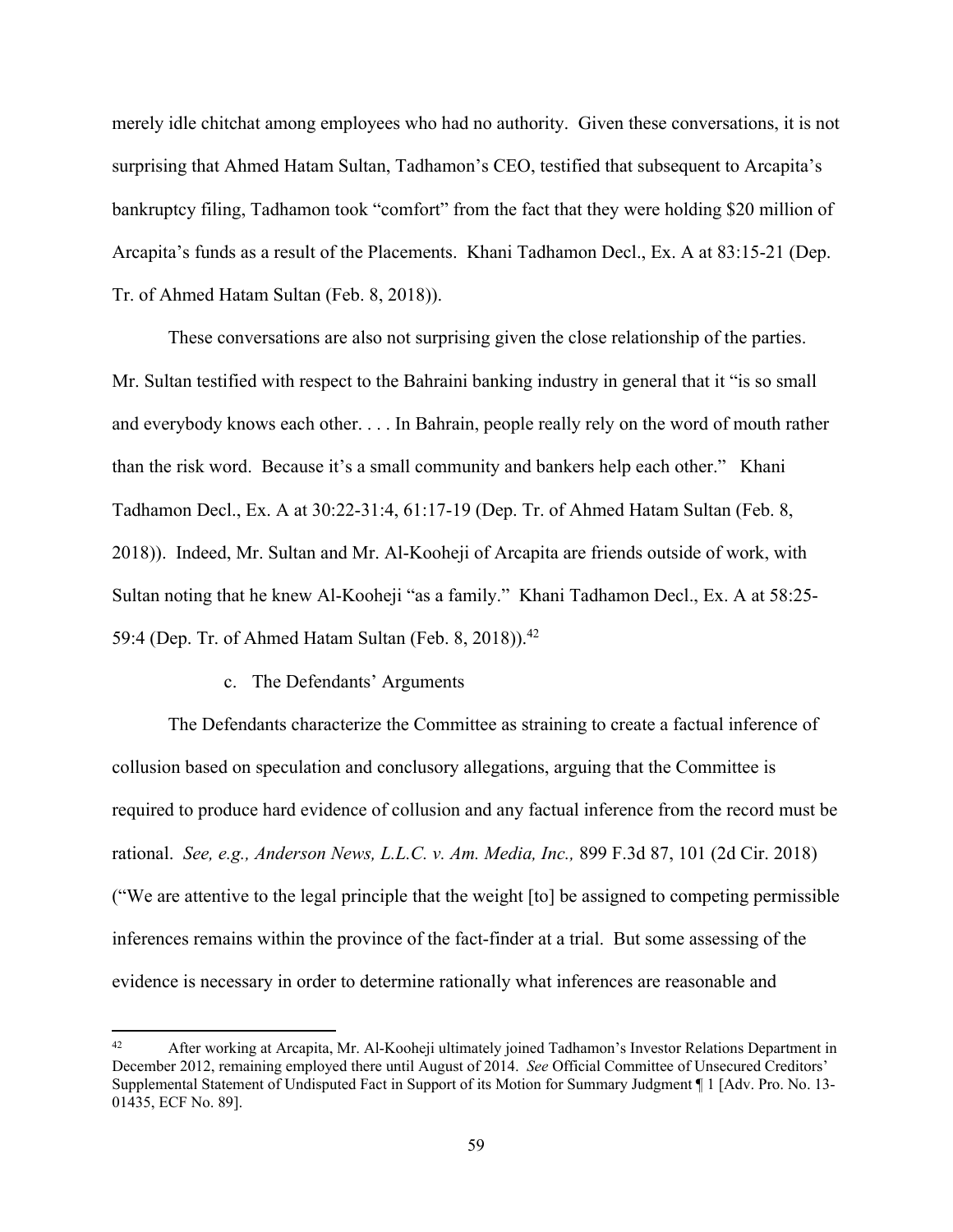merely idle chitchat among employees who had no authority. Given these conversations, it is not surprising that Ahmed Hatam Sultan, Tadhamon's CEO, testified that subsequent to Arcapita's bankruptcy filing, Tadhamon took "comfort" from the fact that they were holding $20 million of Arcapita's funds as a result of the Placements. Khani Tadhamon Decl., Ex. A at 83:15-21 (Dep. Tr. of Ahmed Hatam Sultan (Feb. 8, 2018)).

These conversations are also not surprising given the close relationship of the parties. Mr. Sultan testified with respect to the Bahraini banking industry in general that it "is so small and everybody knows each other. . . . In Bahrain, people really rely on the word of mouth rather than the risk word. Because it's a small community and bankers help each other." Khani Tadhamon Decl., Ex. A at 30:22-31:4, 61:17-19 (Dep. Tr. of Ahmed Hatam Sultan (Feb. 8, 2018)). Indeed, Mr. Sultan and Mr. Al-Kooheji of Arcapita are friends outside of work, with Sultan noting that he knew Al-Kooheji "as a family." Khani Tadhamon Decl., Ex. A at 58:25-59:4 (Dep. Tr. of Ahmed Hatam Sultan (Feb. 8, 2018)).[42]

c. The Defendants' Arguments

The Defendants characterize the Committee as straining to create a factual inference of collusion based on speculation and conclusory allegations, arguing that the Committee is required to produce hard evidence of collusion and any factual inference from the record must be rational. *See, e.g., Anderson News, L.L.C. v. Am. Media, Inc.,* 899 F.3d 87, 101 (2d Cir. 2018) ("We are attentive to the legal principle that the weight [to] be assigned to competing permissible inferences remains within the province of the fact-finder at a trial. But some assessing of the evidence is necessary in order to determine rationally what inferences are reasonable and

---

[42] After working at Arcapita, Mr. Al-Kooheji ultimately joined Tadhamon's Investor Relations Department in December 2012, remaining employed there until August of 2014. *See* Official Committee of Unsecured Creditors' Supplemental Statement of Undisputed Fact in Support of its Motion for Summary Judgment ¶ 1 [Adv. Pro. No. 13-01435, ECF No. 89].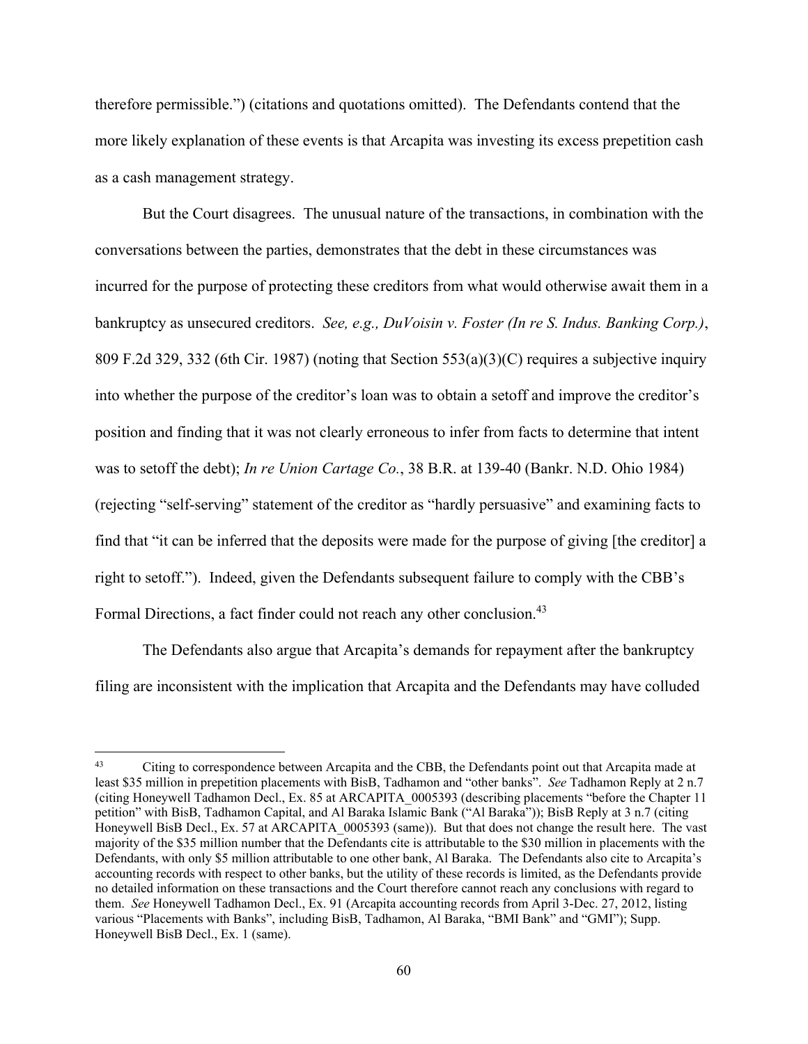therefore permissible.") (citations and quotations omitted). The Defendants contend that the more likely explanation of these events is that Arcapita was investing its excess prepetition cash as a cash management strategy.

But the Court disagrees. The unusual nature of the transactions, in combination with the conversations between the parties, demonstrates that the debt in these circumstances was incurred for the purpose of protecting these creditors from what would otherwise await them in a bankruptcy as unsecured creditors. *See, e.g., DuVoisin v. Foster (In re S. Indus. Banking Corp.)*, 809 F.2d 329, 332 (6th Cir. 1987) (noting that Section 553(a)(3)(C) requires a subjective inquiry into whether the purpose of the creditor's loan was to obtain a setoff and improve the creditor's position and finding that it was not clearly erroneous to infer from facts to determine that intent was to setoff the debt); *In re Union Cartage Co.*, 38 B.R. at 139-40 (Bankr. N.D. Ohio 1984) (rejecting "self-serving" statement of the creditor as "hardly persuasive" and examining facts to find that "it can be inferred that the deposits were made for the purpose of giving [the creditor] a right to setoff."). Indeed, given the Defendants subsequent failure to comply with the CBB's Formal Directions, a fact finder could not reach any other conclusion.[43]

The Defendants also argue that Arcapita's demands for repayment after the bankruptcy filing are inconsistent with the implication that Arcapita and the Defendants may have colluded

---

[43] Citing to correspondence between Arcapita and the CBB, the Defendants point out that Arcapita made at least $35 million in prepetition placements with BisB, Tadhamon and "other banks". *See* Tadhamon Reply at 2 n.7 (citing Honeywell Tadhamon Decl., Ex. 85 at ARCAPITA_0005393 (describing placements "before the Chapter 11 petition" with BisB, Tadhamon Capital, and Al Baraka Islamic Bank ("Al Baraka")); BisB Reply at 3 n.7 (citing Honeywell BisB Decl., Ex. 57 at ARCAPITA_0005393 (same)). But that does not change the result here. The vast majority of the $35 million number that the Defendants cite is attributable to the $30 million in placements with the Defendants, with only $5 million attributable to one other bank, Al Baraka. The Defendants also cite to Arcapita's accounting records with respect to other banks, but the utility of these records is limited, as the Defendants provide no detailed information on these transactions and the Court therefore cannot reach any conclusions with regard to them. *See* Honeywell Tadhamon Decl., Ex. 91 (Arcapita accounting records from April 3-Dec. 27, 2012, listing various "Placements with Banks", including BisB, Tadhamon, Al Baraka, "BMI Bank" and "GMI"); Supp. Honeywell BisB Decl., Ex. 1 (same).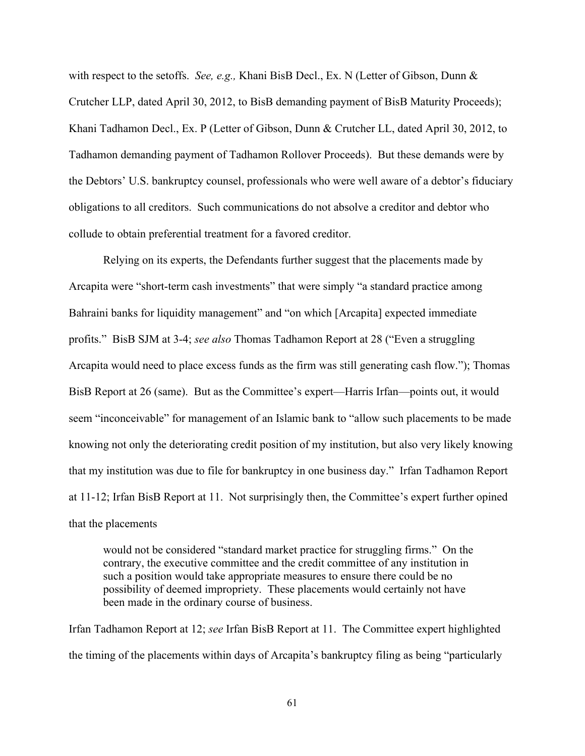with respect to the setoffs. *See, e.g.,* Khani BisB Decl., Ex. N (Letter of Gibson, Dunn & Crutcher LLP, dated April 30, 2012, to BisB demanding payment of BisB Maturity Proceeds); Khani Tadhamon Decl., Ex. P (Letter of Gibson, Dunn & Crutcher LL, dated April 30, 2012, to Tadhamon demanding payment of Tadhamon Rollover Proceeds). But these demands were by the Debtors' U.S. bankruptcy counsel, professionals who were well aware of a debtor's fiduciary obligations to all creditors. Such communications do not absolve a creditor and debtor who collude to obtain preferential treatment for a favored creditor.

Relying on its experts, the Defendants further suggest that the placements made by Arcapita were "short-term cash investments" that were simply "a standard practice among Bahraini banks for liquidity management" and "on which [Arcapita] expected immediate profits." BisB SJM at 3-4; *see also* Thomas Tadhamon Report at 28 ("Even a struggling Arcapita would need to place excess funds as the firm was still generating cash flow."); Thomas BisB Report at 26 (same). But as the Committee's expert—Harris Irfan—points out, it would seem "inconceivable" for management of an Islamic bank to "allow such placements to be made knowing not only the deteriorating credit position of my institution, but also very likely knowing that my institution was due to file for bankruptcy in one business day." Irfan Tadhamon Report at 11-12; Irfan BisB Report at 11. Not surprisingly then, the Committee's expert further opined that the placements

> would not be considered "standard market practice for struggling firms." On the contrary, the executive committee and the credit committee of any institution in such a position would take appropriate measures to ensure there could be no possibility of deemed impropriety. These placements would certainly not have been made in the ordinary course of business.

Irfan Tadhamon Report at 12; *see* Irfan BisB Report at 11. The Committee expert highlighted the timing of the placements within days of Arcapita's bankruptcy filing as being "particularly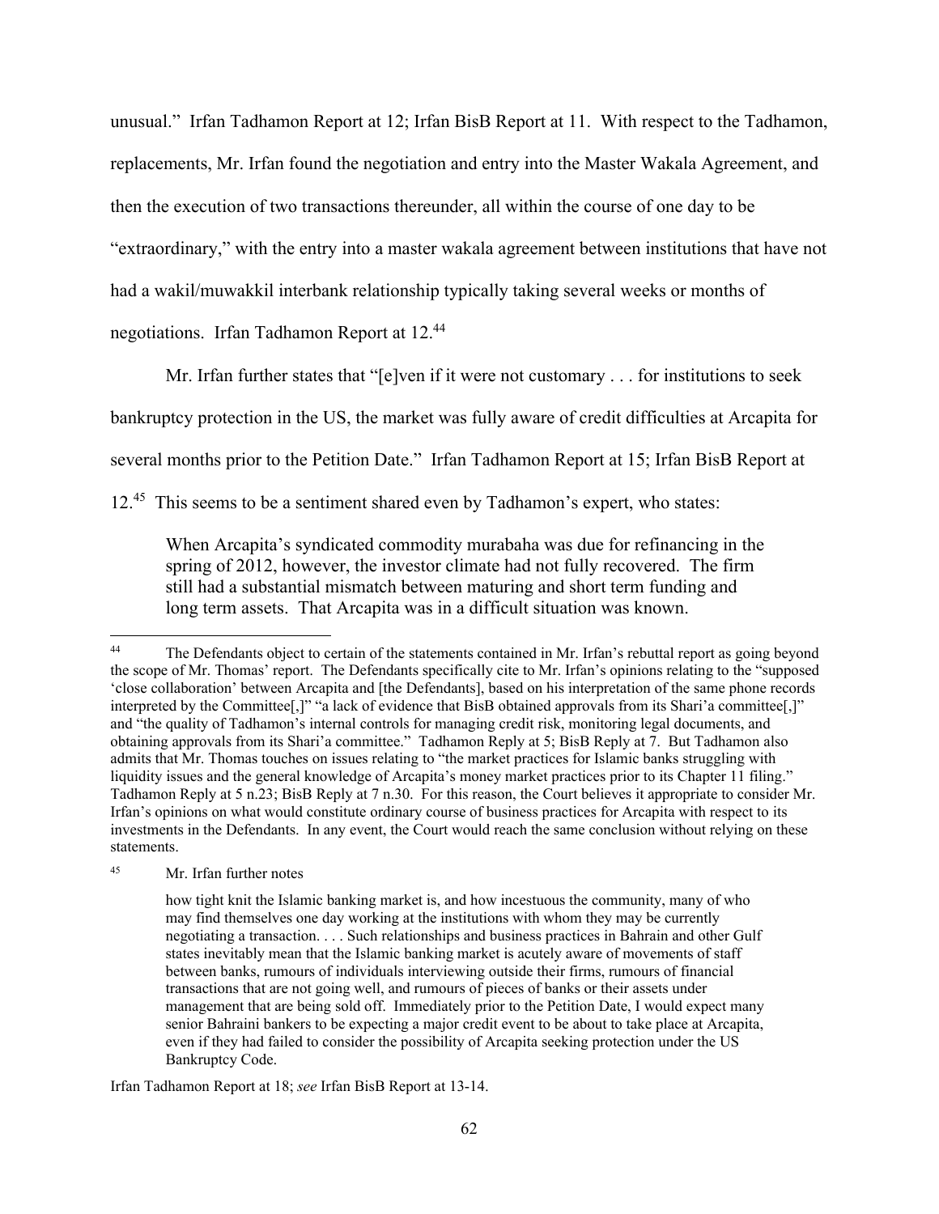unusual." Irfan Tadhamon Report at 12; Irfan BisB Report at 11. With respect to the Tadhamon, replacements, Mr. Irfan found the negotiation and entry into the Master Wakala Agreement, and then the execution of two transactions thereunder, all within the course of one day to be "extraordinary," with the entry into a master wakala agreement between institutions that have not had a wakil/muwakkil interbank relationship typically taking several weeks or months of negotiations. Irfan Tadhamon Report at 12.[44]

Mr. Irfan further states that "[e]ven if it were not customary . . . for institutions to seek bankruptcy protection in the US, the market was fully aware of credit difficulties at Arcapita for several months prior to the Petition Date." Irfan Tadhamon Report at 15; Irfan BisB Report at 12.[45] This seems to be a sentiment shared even by Tadhamon's expert, who states:

> When Arcapita's syndicated commodity murabaha was due for refinancing in the spring of 2012, however, the investor climate had not fully recovered. The firm still had a substantial mismatch between maturing and short term funding and long term assets. That Arcapita was in a difficult situation was known.

---

[44] The Defendants object to certain of the statements contained in Mr. Irfan's rebuttal report as going beyond the scope of Mr. Thomas' report. The Defendants specifically cite to Mr. Irfan's opinions relating to the "supposed 'close collaboration' between Arcapita and [the Defendants], based on his interpretation of the same phone records interpreted by the Committee[,]" "a lack of evidence that BisB obtained approvals from its Shari'a committee[,]" and "the quality of Tadhamon's internal controls for managing credit risk, monitoring legal documents, and obtaining approvals from its Shari'a committee." Tadhamon Reply at 5; BisB Reply at 7. But Tadhamon also admits that Mr. Thomas touches on issues relating to "the market practices for Islamic banks struggling with liquidity issues and the general knowledge of Arcapita's money market practices prior to its Chapter 11 filing." Tadhamon Reply at 5 n.23; BisB Reply at 7 n.30. For this reason, the Court believes it appropriate to consider Mr. Irfan's opinions on what would constitute ordinary course of business practices for Arcapita with respect to its investments in the Defendants. In any event, the Court would reach the same conclusion without relying on these statements.

[45] Mr. Irfan further notes

> how tight knit the Islamic banking market is, and how incestuous the community, many of who may find themselves one day working at the institutions with whom they may be currently negotiating a transaction. . . . Such relationships and business practices in Bahrain and other Gulf states inevitably mean that the Islamic banking market is acutely aware of movements of staff between banks, rumours of individuals interviewing outside their firms, rumours of financial transactions that are not going well, and rumours of pieces of banks or their assets under management that are being sold off. Immediately prior to the Petition Date, I would expect many senior Bahraini bankers to be expecting a major credit event to be about to take place at Arcapita, even if they had failed to consider the possibility of Arcapita seeking protection under the US Bankruptcy Code.

Irfan Tadhamon Report at 18; *see* Irfan BisB Report at 13-14.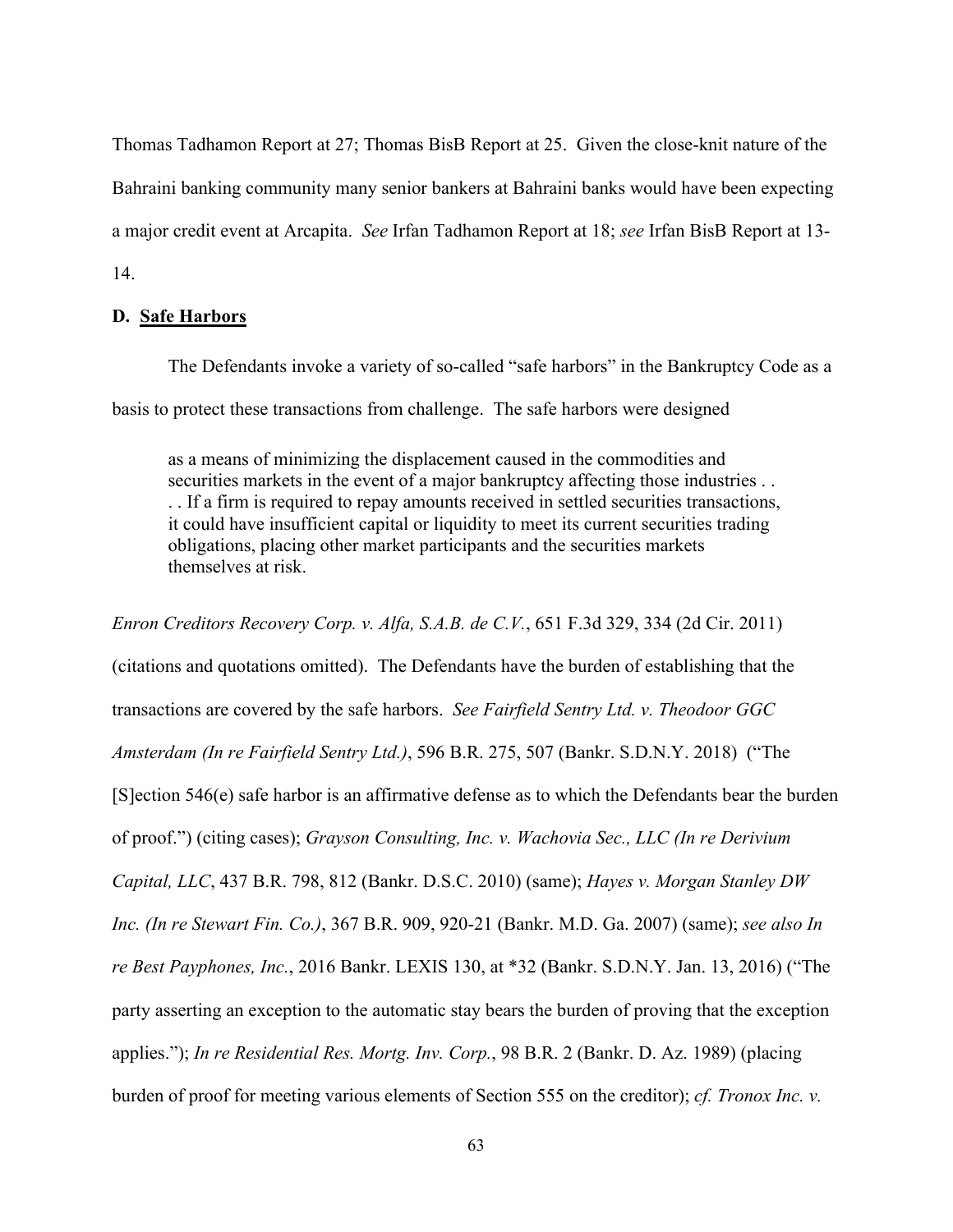Thomas Tadhamon Report at 27; Thomas BisB Report at 25. Given the close-knit nature of the Bahraini banking community many senior bankers at Bahraini banks would have been expecting a major credit event at Arcapita. *See* Irfan Tadhamon Report at 18; *see* Irfan BisB Report at 13-14.

**D. <u>Safe Harbors</u>**

The Defendants invoke a variety of so-called "safe harbors" in the Bankruptcy Code as a basis to protect these transactions from challenge. The safe harbors were designed

> as a means of minimizing the displacement caused in the commodities and securities markets in the event of a major bankruptcy affecting those industries . . . . If a firm is required to repay amounts received in settled securities transactions, it could have insufficient capital or liquidity to meet its current securities trading obligations, placing other market participants and the securities markets themselves at risk.

*Enron Creditors Recovery Corp. v. Alfa, S.A.B. de C.V.*, 651 F.3d 329, 334 (2d Cir. 2011) (citations and quotations omitted). The Defendants have the burden of establishing that the transactions are covered by the safe harbors. *See Fairfield Sentry Ltd. v. Theodoor GGC Amsterdam (In re Fairfield Sentry Ltd.)*, 596 B.R. 275, 507 (Bankr. S.D.N.Y. 2018) ("The [S]ection 546(e) safe harbor is an affirmative defense as to which the Defendants bear the burden of proof.") (citing cases); *Grayson Consulting, Inc. v. Wachovia Sec., LLC (In re Derivium Capital, LLC*, 437 B.R. 798, 812 (Bankr. D.S.C. 2010) (same); *Hayes v. Morgan Stanley DW Inc. (In re Stewart Fin. Co.)*, 367 B.R. 909, 920-21 (Bankr. M.D. Ga. 2007) (same); *see also In re Best Payphones, Inc.*, 2016 Bankr. LEXIS 130, at *32 (Bankr. S.D.N.Y. Jan. 13, 2016) ("The party asserting an exception to the automatic stay bears the burden of proving that the exception applies."); *In re Residential Res. Mortg. Inv. Corp.*, 98 B.R. 2 (Bankr. D. Az. 1989) (placing burden of proof for meeting various elements of Section 555 on the creditor); *cf. Tronox Inc. v.*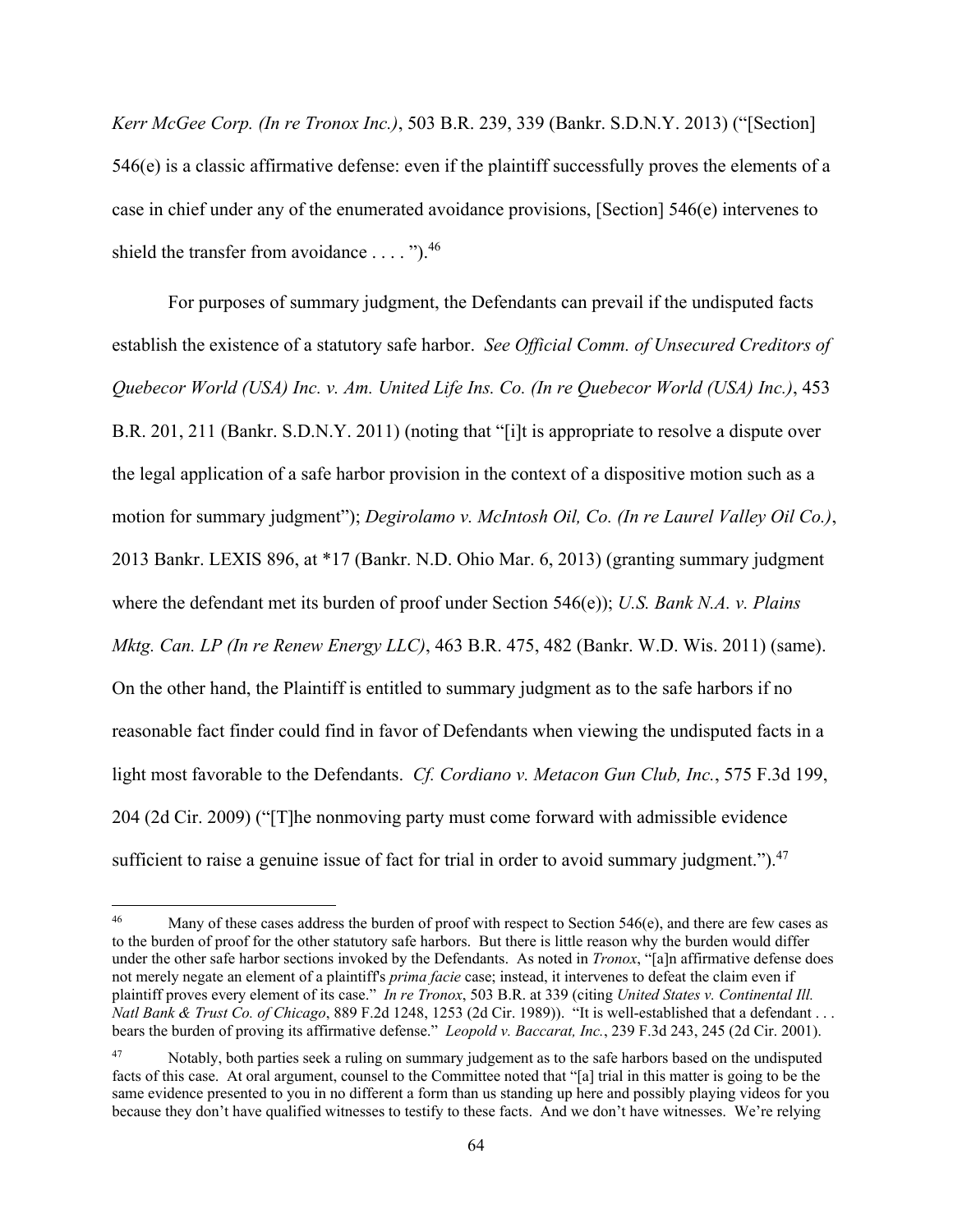*Kerr McGee Corp. (In re Tronox Inc.)*, 503 B.R. 239, 339 (Bankr. S.D.N.Y. 2013) ("[Section] 546(e) is a classic affirmative defense: even if the plaintiff successfully proves the elements of a case in chief under any of the enumerated avoidance provisions, [Section] 546(e) intervenes to shield the transfer from avoidance . . . .").[46]

For purposes of summary judgment, the Defendants can prevail if the undisputed facts establish the existence of a statutory safe harbor. *See Official Comm. of Unsecured Creditors of Quebecor World (USA) Inc. v. Am. United Life Ins. Co. (In re Quebecor World (USA) Inc.)*, 453 B.R. 201, 211 (Bankr. S.D.N.Y. 2011) (noting that "[i]t is appropriate to resolve a dispute over the legal application of a safe harbor provision in the context of a dispositive motion such as a motion for summary judgment"); *Degirolamo v. McIntosh Oil, Co. (In re Laurel Valley Oil Co.)*, 2013 Bankr. LEXIS 896, at *17 (Bankr. N.D. Ohio Mar. 6, 2013) (granting summary judgment where the defendant met its burden of proof under Section 546(e)); *U.S. Bank N.A. v. Plains Mktg. Can. LP (In re Renew Energy LLC)*, 463 B.R. 475, 482 (Bankr. W.D. Wis. 2011) (same). On the other hand, the Plaintiff is entitled to summary judgment as to the safe harbors if no reasonable fact finder could find in favor of Defendants when viewing the undisputed facts in a light most favorable to the Defendants. *Cf. Cordiano v. Metacon Gun Club, Inc.*, 575 F.3d 199, 204 (2d Cir. 2009) ("[T]he nonmoving party must come forward with admissible evidence sufficient to raise a genuine issue of fact for trial in order to avoid summary judgment.").[47]

---

[46] Many of these cases address the burden of proof with respect to Section 546(e), and there are few cases as to the burden of proof for the other statutory safe harbors. But there is little reason why the burden would differ under the other safe harbor sections invoked by the Defendants. As noted in *Tronox*, "[a]n affirmative defense does not merely negate an element of a plaintiff's *prima facie* case; instead, it intervenes to defeat the claim even if plaintiff proves every element of its case." *In re Tronox*, 503 B.R. at 339 (citing *United States v. Continental Ill. Natl Bank & Trust Co. of Chicago*, 889 F.2d 1248, 1253 (2d Cir. 1989)). "It is well-established that a defendant . . . bears the burden of proving its affirmative defense." *Leopold v. Baccarat, Inc.*, 239 F.3d 243, 245 (2d Cir. 2001).

[47] Notably, both parties seek a ruling on summary judgement as to the safe harbors based on the undisputed facts of this case. At oral argument, counsel to the Committee noted that "[a] trial in this matter is going to be the same evidence presented to you in no different a form than us standing up here and possibly playing videos for you because they don't have qualified witnesses to testify to these facts. And we don't have witnesses. We're relying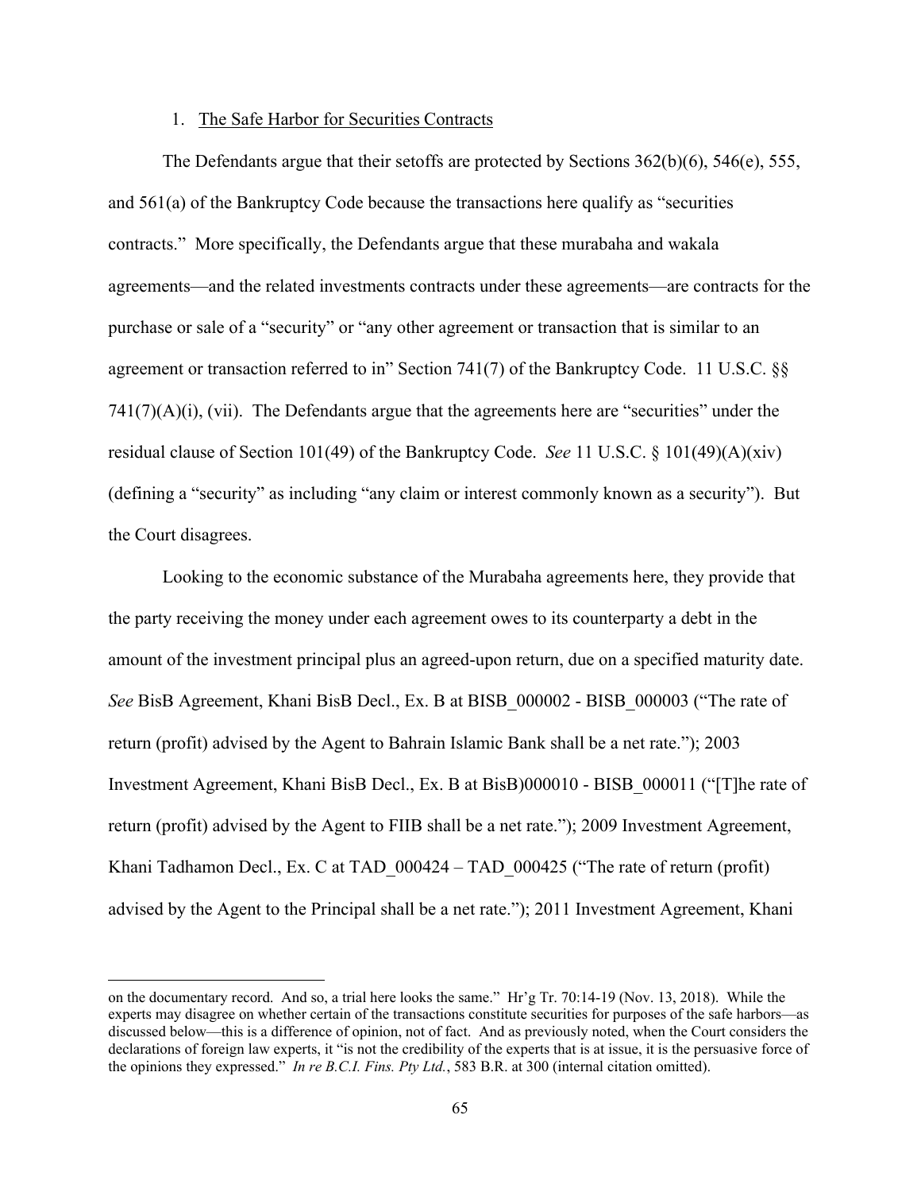1. The Safe Harbor for Securities Contracts

The Defendants argue that their setoffs are protected by Sections 362(b)(6), 546(e), 555, and 561(a) of the Bankruptcy Code because the transactions here qualify as "securities contracts." More specifically, the Defendants argue that these murabaha and wakala agreements—and the related investments contracts under these agreements—are contracts for the purchase or sale of a "security" or "any other agreement or transaction that is similar to an agreement or transaction referred to in" Section 741(7) of the Bankruptcy Code. 11 U.S.C. §§ 741(7)(A)(i), (vii). The Defendants argue that the agreements here are "securities" under the residual clause of Section 101(49) of the Bankruptcy Code. *See* 11 U.S.C. § 101(49)(A)(xiv) (defining a "security" as including "any claim or interest commonly known as a security"). But the Court disagrees.

Looking to the economic substance of the Murabaha agreements here, they provide that the party receiving the money under each agreement owes to its counterparty a debt in the amount of the investment principal plus an agreed-upon return, due on a specified maturity date. *See* BisB Agreement, Khani BisB Decl., Ex. B at BISB_000002 - BISB_000003 ("The rate of return (profit) advised by the Agent to Bahrain Islamic Bank shall be a net rate."); 2003 Investment Agreement, Khani BisB Decl., Ex. B at BisB)000010 - BISB_000011 ("[T]he rate of return (profit) advised by the Agent to FIIB shall be a net rate."); 2009 Investment Agreement, Khani Tadhamon Decl., Ex. C at TAD_000424 – TAD_000425 ("The rate of return (profit) advised by the Agent to the Principal shall be a net rate."); 2011 Investment Agreement, Khani

---

on the documentary record. And so, a trial here looks the same." Hr'g Tr. 70:14-19 (Nov. 13, 2018). While the experts may disagree on whether certain of the transactions constitute securities for purposes of the safe harbors—as discussed below—this is a difference of opinion, not of fact. And as previously noted, when the Court considers the declarations of foreign law experts, it "is not the credibility of the experts that is at issue, it is the persuasive force of the opinions they expressed." *In re B.C.I. Fins. Pty Ltd.*, 583 B.R. at 300 (internal citation omitted).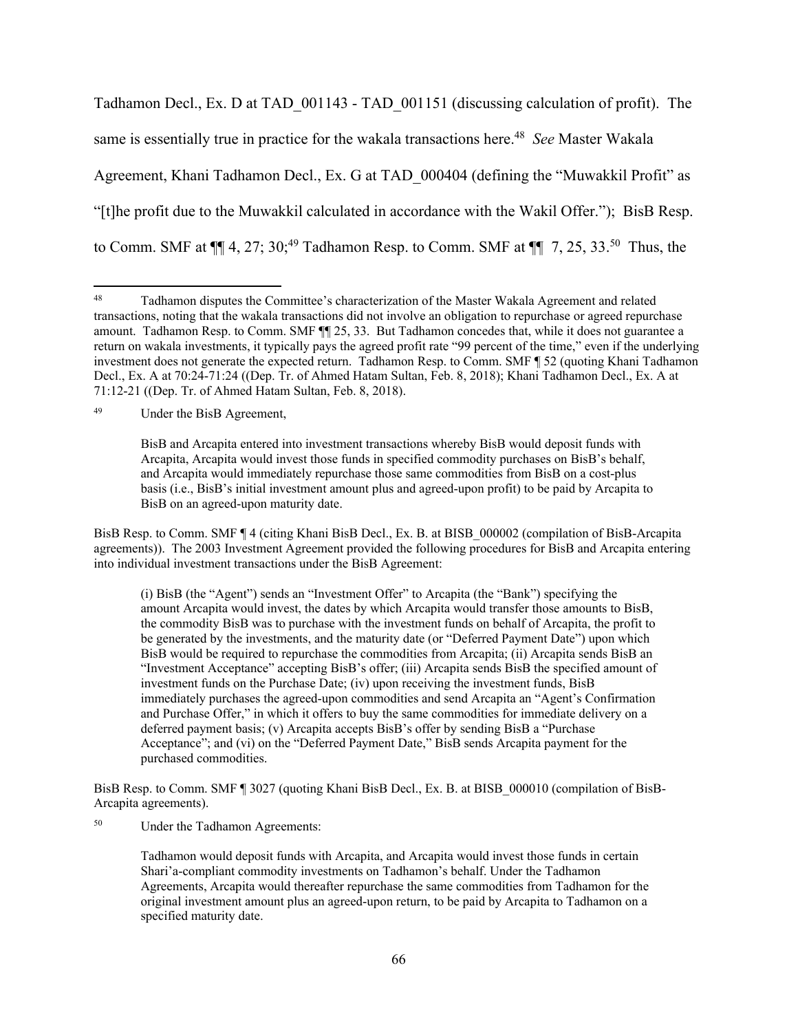Tadhamon Decl., Ex. D at TAD_001143 - TAD_001151 (discussing calculation of profit). The same is essentially true in practice for the wakala transactions here.[48] *See* Master Wakala Agreement, Khani Tadhamon Decl., Ex. G at TAD_000404 (defining the "Muwakkil Profit" as "[t]he profit due to the Muwakkil calculated in accordance with the Wakil Offer."); BisB Resp. to Comm. SMF at ¶¶ 4, 27; 30;[49] Tadhamon Resp. to Comm. SMF at ¶¶ 7, 25, 33.[50] Thus, the

---

[48] Tadhamon disputes the Committee's characterization of the Master Wakala Agreement and related transactions, noting that the wakala transactions did not involve an obligation to repurchase or agreed repurchase amount. Tadhamon Resp. to Comm. SMF ¶¶ 25, 33. But Tadhamon concedes that, while it does not guarantee a return on wakala investments, it typically pays the agreed profit rate "99 percent of the time," even if the underlying investment does not generate the expected return. Tadhamon Resp. to Comm. SMF ¶ 52 (quoting Khani Tadhamon Decl., Ex. A at 70:24-71:24 ((Dep. Tr. of Ahmed Hatam Sultan, Feb. 8, 2018); Khani Tadhamon Decl., Ex. A at 71:12-21 ((Dep. Tr. of Ahmed Hatam Sultan, Feb. 8, 2018).

[49] Under the BisB Agreement,

> BisB and Arcapita entered into investment transactions whereby BisB would deposit funds with Arcapita, Arcapita would invest those funds in specified commodity purchases on BisB's behalf, and Arcapita would immediately repurchase those same commodities from BisB on a cost-plus basis (i.e., BisB's initial investment amount plus and agreed-upon profit) to be paid by Arcapita to BisB on an agreed-upon maturity date.

BisB Resp. to Comm. SMF ¶ 4 (citing Khani BisB Decl., Ex. B. at BISB_000002 (compilation of BisB-Arcapita agreements)). The 2003 Investment Agreement provided the following procedures for BisB and Arcapita entering into individual investment transactions under the BisB Agreement:

> (i) BisB (the "Agent") sends an "Investment Offer" to Arcapita (the "Bank") specifying the amount Arcapita would invest, the dates by which Arcapita would transfer those amounts to BisB, the commodity BisB was to purchase with the investment funds on behalf of Arcapita, the profit to be generated by the investments, and the maturity date (or "Deferred Payment Date") upon which BisB would be required to repurchase the commodities from Arcapita; (ii) Arcapita sends BisB an "Investment Acceptance" accepting BisB's offer; (iii) Arcapita sends BisB the specified amount of investment funds on the Purchase Date; (iv) upon receiving the investment funds, BisB immediately purchases the agreed-upon commodities and send Arcapita an "Agent's Confirmation and Purchase Offer," in which it offers to buy the same commodities for immediate delivery on a deferred payment basis; (v) Arcapita accepts BisB's offer by sending BisB a "Purchase Acceptance"; and (vi) on the "Deferred Payment Date," BisB sends Arcapita payment for the purchased commodities.

BisB Resp. to Comm. SMF ¶ 3027 (quoting Khani BisB Decl., Ex. B. at BISB_000010 (compilation of BisB-Arcapita agreements).

[50] Under the Tadhamon Agreements:

> Tadhamon would deposit funds with Arcapita, and Arcapita would invest those funds in certain Shari'a-compliant commodity investments on Tadhamon's behalf. Under the Tadhamon Agreements, Arcapita would thereafter repurchase the same commodities from Tadhamon for the original investment amount plus an agreed-upon return, to be paid by Arcapita to Tadhamon on a specified maturity date.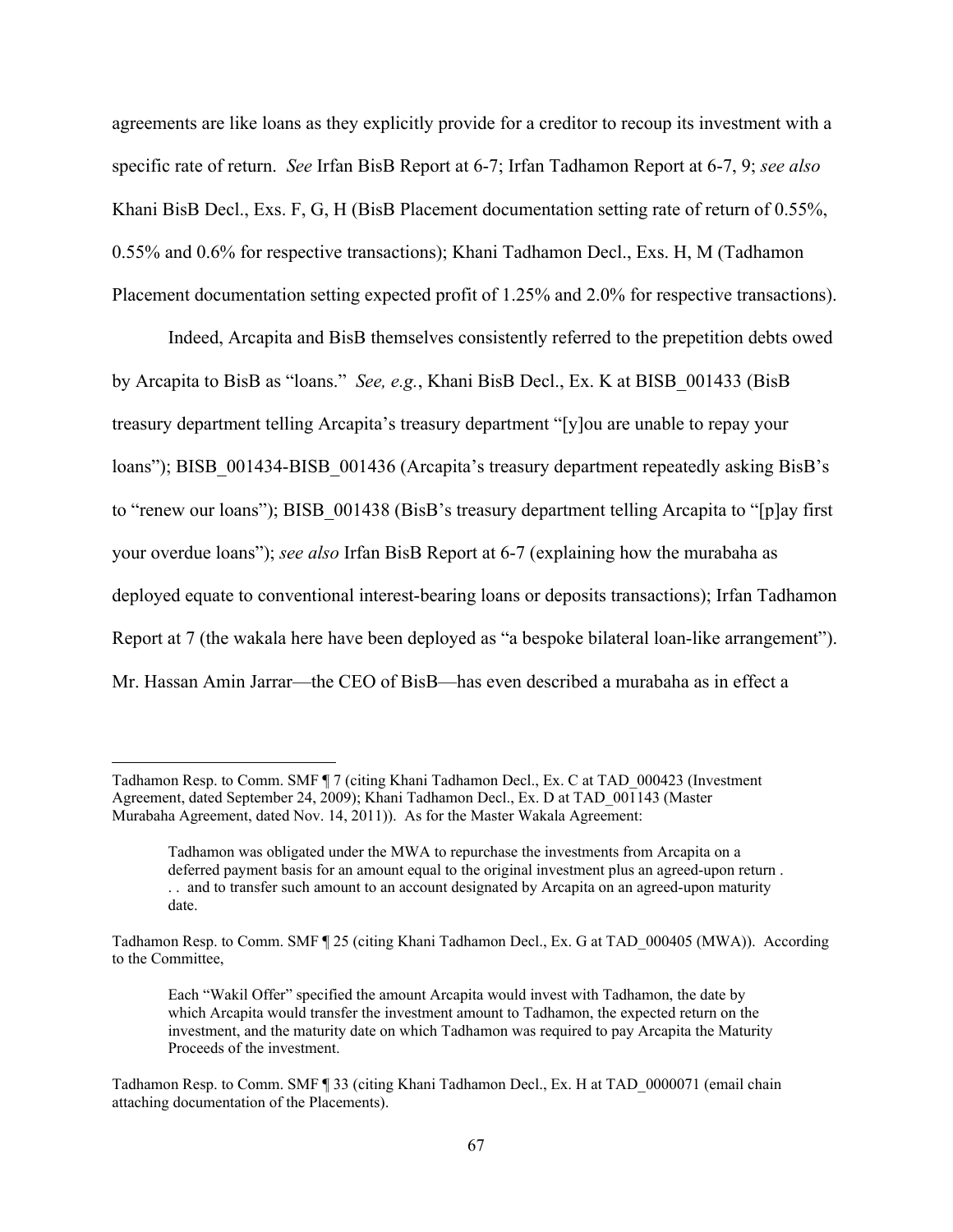agreements are like loans as they explicitly provide for a creditor to recoup its investment with a specific rate of return. *See* Irfan BisB Report at 6-7; Irfan Tadhamon Report at 6-7, 9; *see also* Khani BisB Decl., Exs. F, G, H (BisB Placement documentation setting rate of return of 0.55%, 0.55% and 0.6% for respective transactions); Khani Tadhamon Decl., Exs. H, M (Tadhamon Placement documentation setting expected profit of 1.25% and 2.0% for respective transactions).

Indeed, Arcapita and BisB themselves consistently referred to the prepetition debts owed by Arcapita to BisB as "loans." *See, e.g.*, Khani BisB Decl., Ex. K at BISB_001433 (BisB treasury department telling Arcapita's treasury department "[y]ou are unable to repay your loans"); BISB_001434-BISB_001436 (Arcapita's treasury department repeatedly asking BisB's to "renew our loans"); BISB_001438 (BisB's treasury department telling Arcapita to "[p]ay first your overdue loans"); *see also* Irfan BisB Report at 6-7 (explaining how the murabaha as deployed equate to conventional interest-bearing loans or deposits transactions); Irfan Tadhamon Report at 7 (the wakala here have been deployed as "a bespoke bilateral loan-like arrangement"). Mr. Hassan Amin Jarrar—the CEO of BisB—has even described a murabaha as in effect a

---

Tadhamon Resp. to Comm. SMF ¶ 7 (citing Khani Tadhamon Decl., Ex. C at TAD_000423 (Investment Agreement, dated September 24, 2009); Khani Tadhamon Decl., Ex. D at TAD_001143 (Master Murabaha Agreement, dated Nov. 14, 2011)). As for the Master Wakala Agreement:

> Tadhamon was obligated under the MWA to repurchase the investments from Arcapita on a deferred payment basis for an amount equal to the original investment plus an agreed-upon return . . . and to transfer such amount to an account designated by Arcapita on an agreed-upon maturity date.

Tadhamon Resp. to Comm. SMF ¶ 25 (citing Khani Tadhamon Decl., Ex. G at TAD_000405 (MWA)). According to the Committee,

> Each "Wakil Offer" specified the amount Arcapita would invest with Tadhamon, the date by which Arcapita would transfer the investment amount to Tadhamon, the expected return on the investment, and the maturity date on which Tadhamon was required to pay Arcapita the Maturity Proceeds of the investment.

Tadhamon Resp. to Comm. SMF ¶ 33 (citing Khani Tadhamon Decl., Ex. H at TAD_0000071 (email chain attaching documentation of the Placements).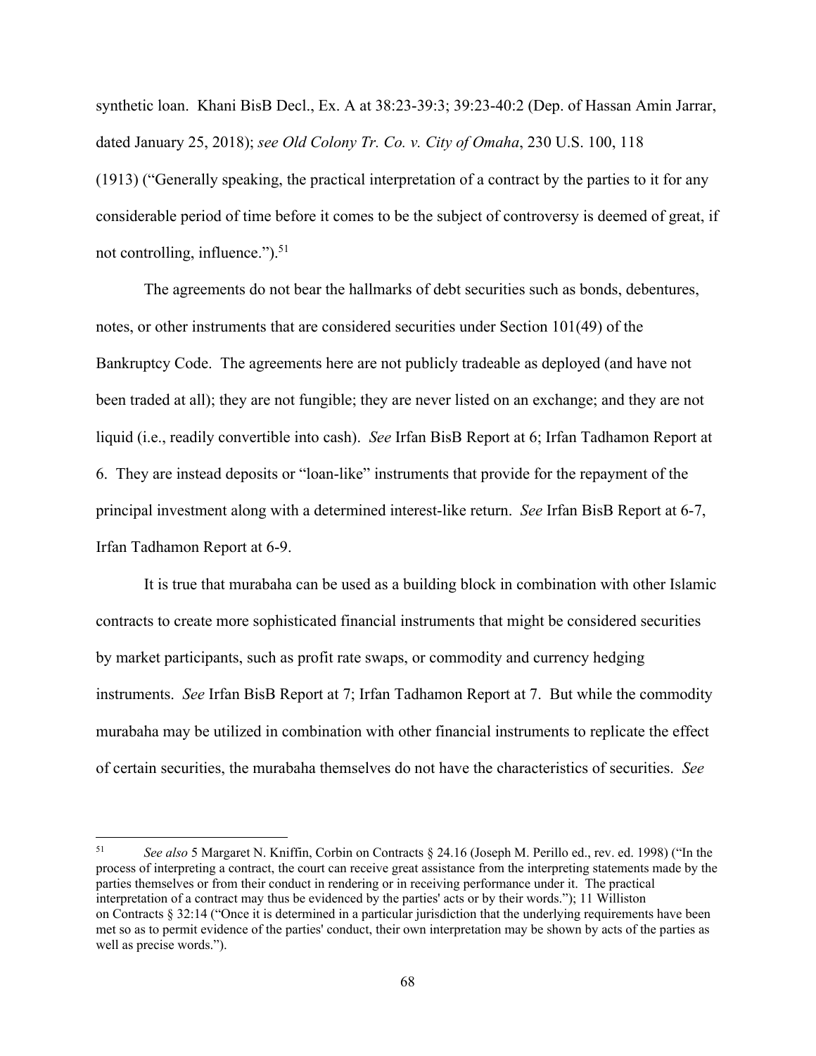synthetic loan. Khani BisB Decl., Ex. A at 38:23-39:3; 39:23-40:2 (Dep. of Hassan Amin Jarrar, dated January 25, 2018); *see Old Colony Tr. Co. v. City of Omaha*, 230 U.S. 100, 118 (1913) ("Generally speaking, the practical interpretation of a contract by the parties to it for any considerable period of time before it comes to be the subject of controversy is deemed of great, if not controlling, influence.").[51]

The agreements do not bear the hallmarks of debt securities such as bonds, debentures, notes, or other instruments that are considered securities under Section 101(49) of the Bankruptcy Code. The agreements here are not publicly tradeable as deployed (and have not been traded at all); they are not fungible; they are never listed on an exchange; and they are not liquid (i.e., readily convertible into cash). *See* Irfan BisB Report at 6; Irfan Tadhamon Report at 6. They are instead deposits or "loan-like" instruments that provide for the repayment of the principal investment along with a determined interest-like return. *See* Irfan BisB Report at 6-7, Irfan Tadhamon Report at 6-9.

It is true that murabaha can be used as a building block in combination with other Islamic contracts to create more sophisticated financial instruments that might be considered securities by market participants, such as profit rate swaps, or commodity and currency hedging instruments. *See* Irfan BisB Report at 7; Irfan Tadhamon Report at 7. But while the commodity murabaha may be utilized in combination with other financial instruments to replicate the effect of certain securities, the murabaha themselves do not have the characteristics of securities. *See*

---

[51] *See also* 5 Margaret N. Kniffin, Corbin on Contracts § 24.16 (Joseph M. Perillo ed., rev. ed. 1998) ("In the process of interpreting a contract, the court can receive great assistance from the interpreting statements made by the parties themselves or from their conduct in rendering or in receiving performance under it. The practical interpretation of a contract may thus be evidenced by the parties' acts or by their words."); 11 Williston on Contracts § 32:14 ("Once it is determined in a particular jurisdiction that the underlying requirements have been met so as to permit evidence of the parties' conduct, their own interpretation may be shown by acts of the parties as well as precise words.").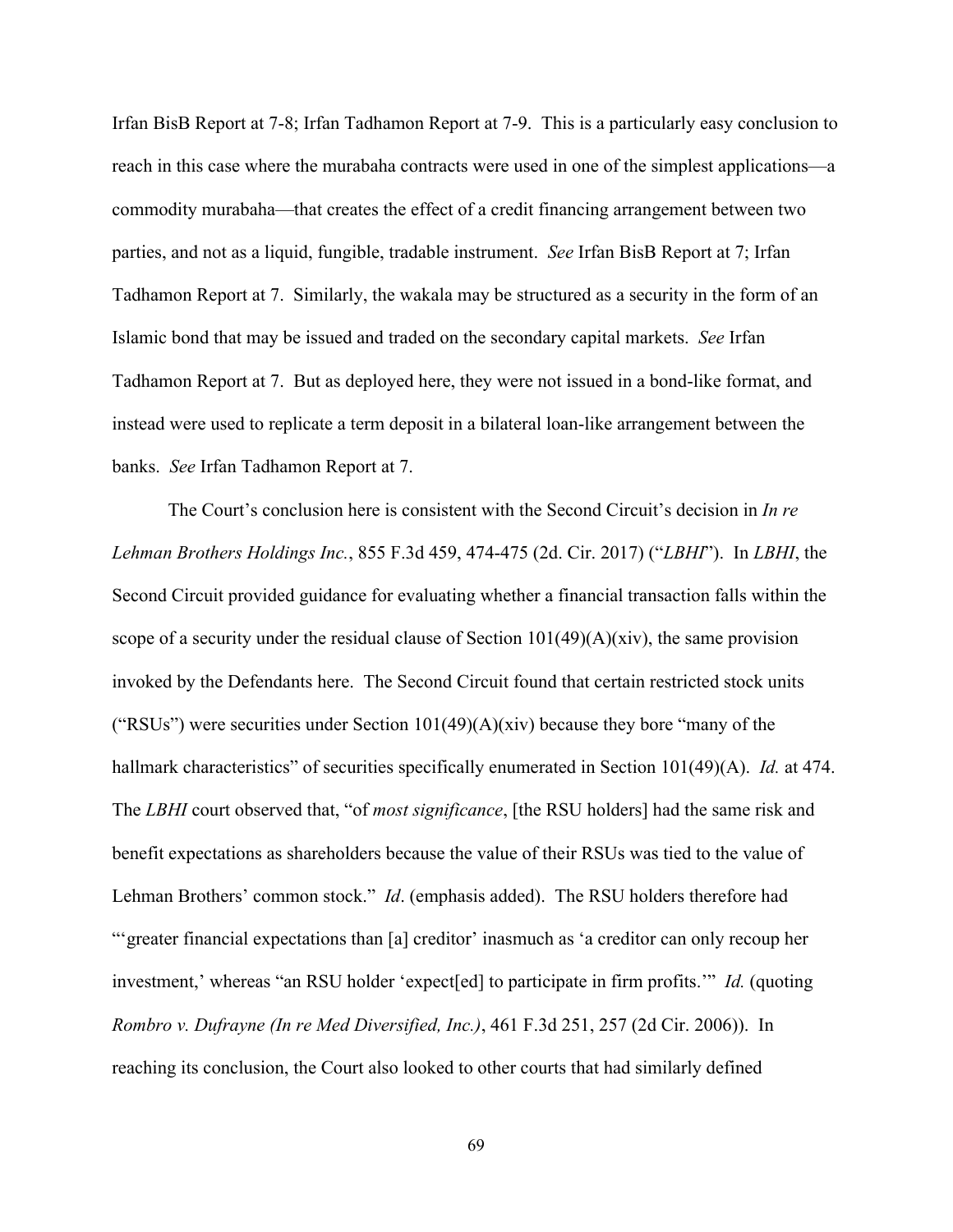Irfan BisB Report at 7-8; Irfan Tadhamon Report at 7-9. This is a particularly easy conclusion to reach in this case where the murabaha contracts were used in one of the simplest applications—a commodity murabaha—that creates the effect of a credit financing arrangement between two parties, and not as a liquid, fungible, tradable instrument. *See* Irfan BisB Report at 7; Irfan Tadhamon Report at 7. Similarly, the wakala may be structured as a security in the form of an Islamic bond that may be issued and traded on the secondary capital markets. *See* Irfan Tadhamon Report at 7. But as deployed here, they were not issued in a bond-like format, and instead were used to replicate a term deposit in a bilateral loan-like arrangement between the banks. *See* Irfan Tadhamon Report at 7.

The Court's conclusion here is consistent with the Second Circuit's decision in *In re Lehman Brothers Holdings Inc.*, 855 F.3d 459, 474-475 (2d. Cir. 2017) ("*LBHI*"). In *LBHI*, the Second Circuit provided guidance for evaluating whether a financial transaction falls within the scope of a security under the residual clause of Section 101(49)(A)(xiv), the same provision invoked by the Defendants here. The Second Circuit found that certain restricted stock units ("RSUs") were securities under Section 101(49)(A)(xiv) because they bore "many of the hallmark characteristics" of securities specifically enumerated in Section 101(49)(A). *Id.* at 474. The *LBHI* court observed that, "of *most significance*, [the RSU holders] had the same risk and benefit expectations as shareholders because the value of their RSUs was tied to the value of Lehman Brothers' common stock." *Id*. (emphasis added). The RSU holders therefore had "'greater financial expectations than [a] creditor' inasmuch as 'a creditor can only recoup her investment,' whereas "an RSU holder 'expect[ed] to participate in firm profits.'" *Id.* (quoting *Rombro v. Dufrayne (In re Med Diversified, Inc.)*, 461 F.3d 251, 257 (2d Cir. 2006)). In reaching its conclusion, the Court also looked to other courts that had similarly defined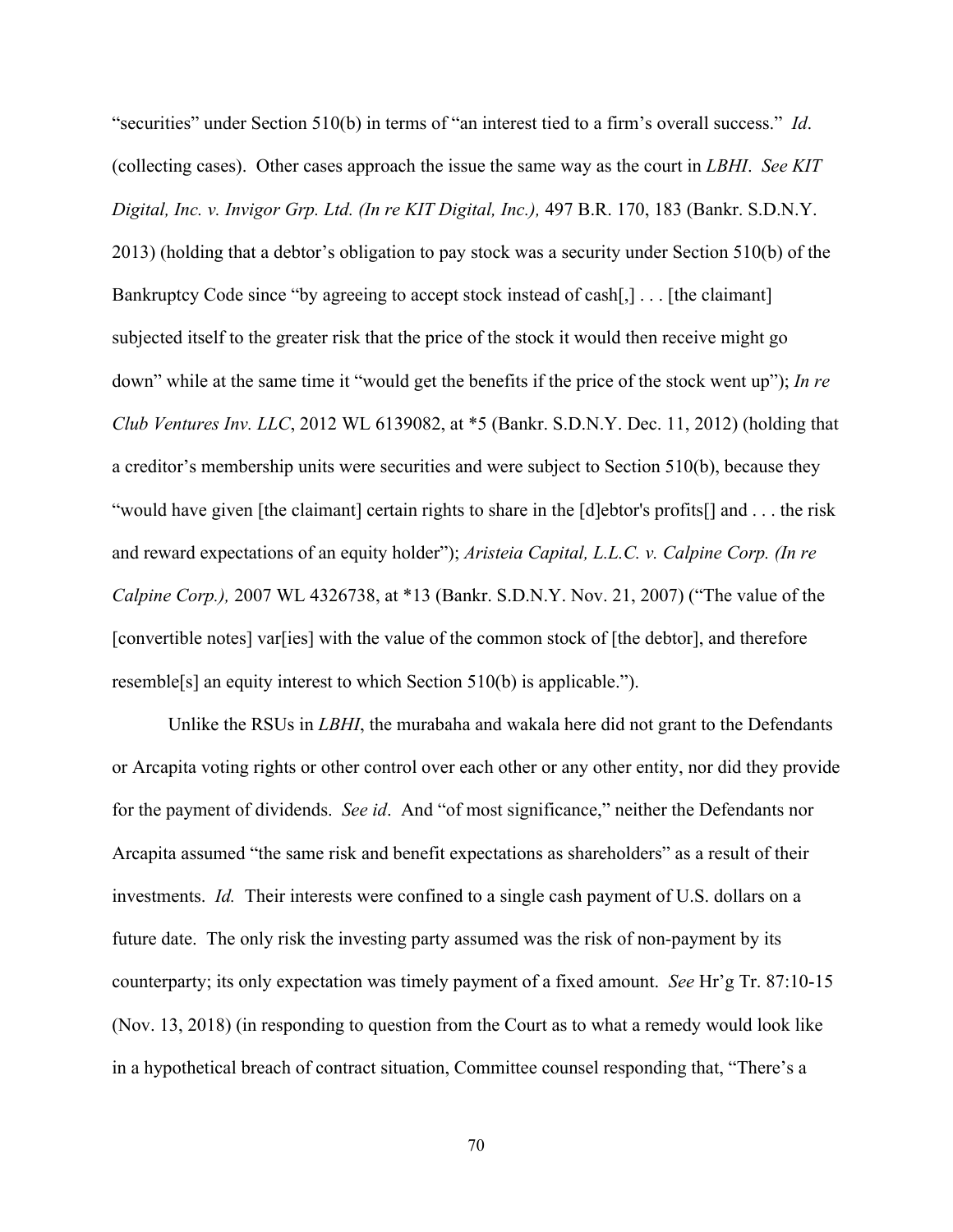"securities" under Section 510(b) in terms of "an interest tied to a firm's overall success." *Id*. (collecting cases). Other cases approach the issue the same way as the court in *LBHI*. *See KIT Digital, Inc. v. Invigor Grp. Ltd. (In re KIT Digital, Inc.),* 497 B.R. 170, 183 (Bankr. S.D.N.Y. 2013) (holding that a debtor's obligation to pay stock was a security under Section 510(b) of the Bankruptcy Code since "by agreeing to accept stock instead of cash[,] . . . [the claimant] subjected itself to the greater risk that the price of the stock it would then receive might go down" while at the same time it "would get the benefits if the price of the stock went up"); *In re Club Ventures Inv. LLC*, 2012 WL 6139082, at *5 (Bankr. S.D.N.Y. Dec. 11, 2012) (holding that a creditor's membership units were securities and were subject to Section 510(b), because they "would have given [the claimant] certain rights to share in the [d]ebtor's profits[] and . . . the risk and reward expectations of an equity holder"); *Aristeia Capital, L.L.C. v. Calpine Corp. (In re Calpine Corp.),* 2007 WL 4326738, at *13 (Bankr. S.D.N.Y. Nov. 21, 2007) ("The value of the [convertible notes] var[ies] with the value of the common stock of [the debtor], and therefore resemble[s] an equity interest to which Section 510(b) is applicable.").

Unlike the RSUs in *LBHI*, the murabaha and wakala here did not grant to the Defendants or Arcapita voting rights or other control over each other or any other entity, nor did they provide for the payment of dividends. *See id*. And "of most significance," neither the Defendants nor Arcapita assumed "the same risk and benefit expectations as shareholders" as a result of their investments. *Id.* Their interests were confined to a single cash payment of U.S. dollars on a future date. The only risk the investing party assumed was the risk of non-payment by its counterparty; its only expectation was timely payment of a fixed amount. *See* Hr'g Tr. 87:10-15 (Nov. 13, 2018) (in responding to question from the Court as to what a remedy would look like in a hypothetical breach of contract situation, Committee counsel responding that, "There's a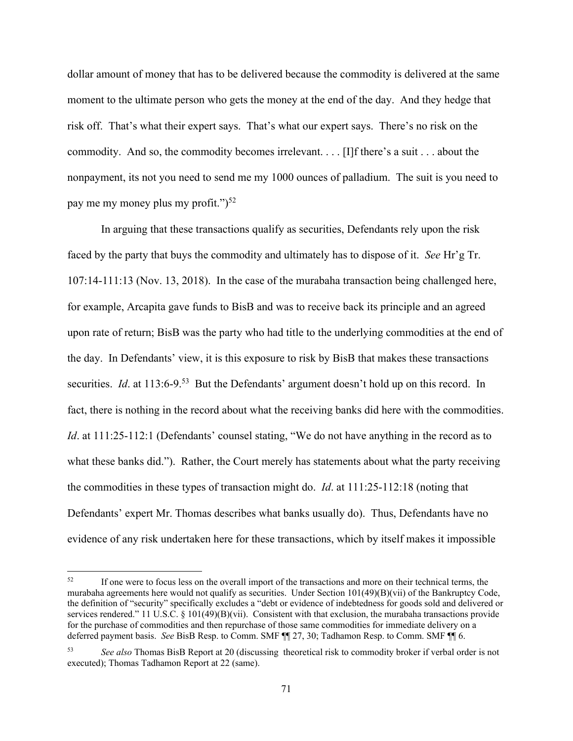dollar amount of money that has to be delivered because the commodity is delivered at the same moment to the ultimate person who gets the money at the end of the day. And they hedge that risk off. That's what their expert says. That's what our expert says. There's no risk on the commodity. And so, the commodity becomes irrelevant. . . . [I]f there's a suit . . . about the nonpayment, its not you need to send me my 1000 ounces of palladium. The suit is you need to pay me my money plus my profit.")[52]

In arguing that these transactions qualify as securities, Defendants rely upon the risk faced by the party that buys the commodity and ultimately has to dispose of it. *See* Hr'g Tr. 107:14-111:13 (Nov. 13, 2018). In the case of the murabaha transaction being challenged here, for example, Arcapita gave funds to BisB and was to receive back its principle and an agreed upon rate of return; BisB was the party who had title to the underlying commodities at the end of the day. In Defendants' view, it is this exposure to risk by BisB that makes these transactions securities. *Id*. at 113:6-9.[53] But the Defendants' argument doesn't hold up on this record. In fact, there is nothing in the record about what the receiving banks did here with the commodities. *Id*. at 111:25-112:1 (Defendants' counsel stating, "We do not have anything in the record as to what these banks did."). Rather, the Court merely has statements about what the party receiving the commodities in these types of transaction might do. *Id*. at 111:25-112:18 (noting that Defendants' expert Mr. Thomas describes what banks usually do). Thus, Defendants have no evidence of any risk undertaken here for these transactions, which by itself makes it impossible

---

[52] If one were to focus less on the overall import of the transactions and more on their technical terms, the murabaha agreements here would not qualify as securities. Under Section 101(49)(B)(vii) of the Bankruptcy Code, the definition of "security" specifically excludes a "debt or evidence of indebtedness for goods sold and delivered or services rendered." 11 U.S.C. § 101(49)(B)(vii). Consistent with that exclusion, the murabaha transactions provide for the purchase of commodities and then repurchase of those same commodities for immediate delivery on a deferred payment basis. *See* BisB Resp. to Comm. SMF ¶¶ 27, 30; Tadhamon Resp. to Comm. SMF ¶¶ 6.

[53] *See also* Thomas BisB Report at 20 (discussing theoretical risk to commodity broker if verbal order is not executed); Thomas Tadhamon Report at 22 (same).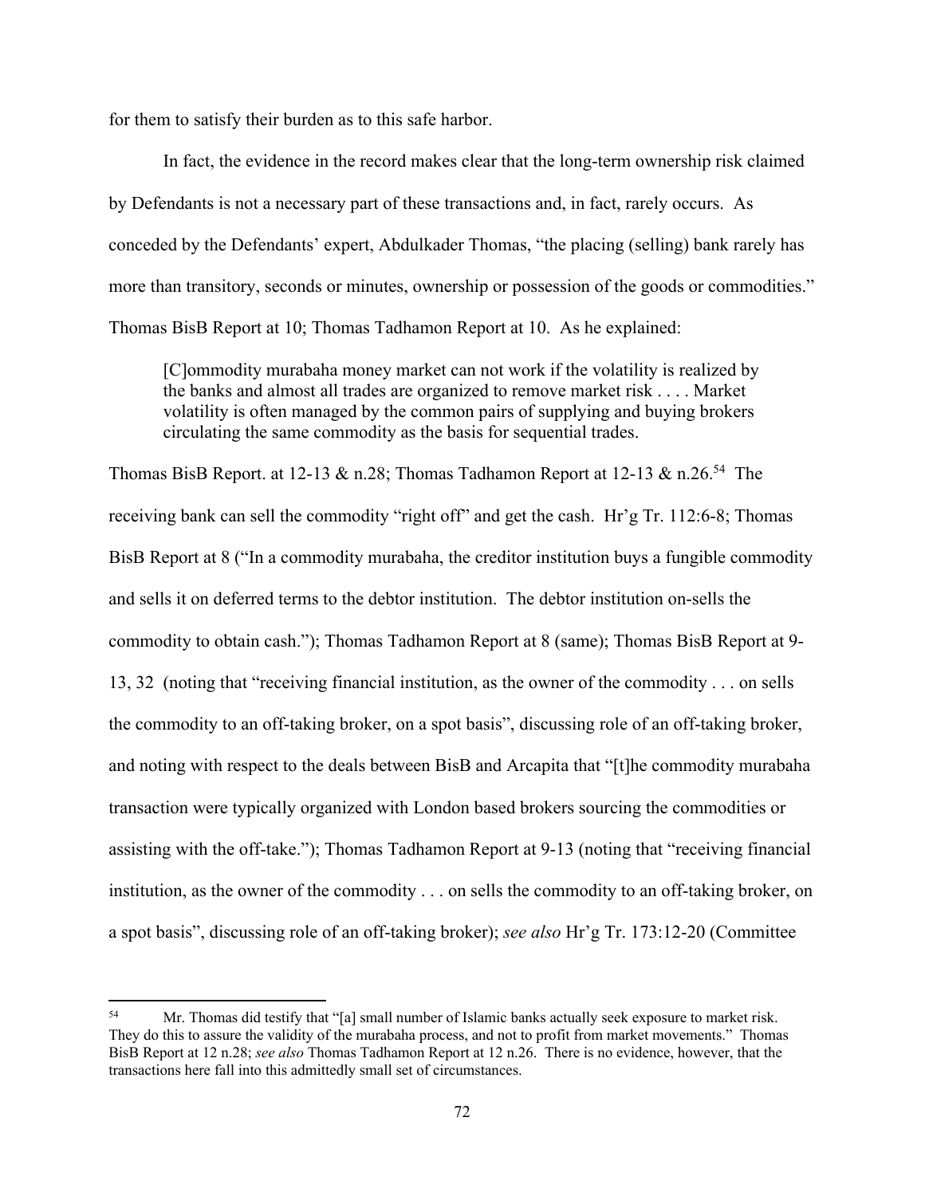for them to satisfy their burden as to this safe harbor.

In fact, the evidence in the record makes clear that the long-term ownership risk claimed by Defendants is not a necessary part of these transactions and, in fact, rarely occurs. As conceded by the Defendants' expert, Abdulkader Thomas, "the placing (selling) bank rarely has more than transitory, seconds or minutes, ownership or possession of the goods or commodities." Thomas BisB Report at 10; Thomas Tadhamon Report at 10. As he explained:

> [C]ommodity murabaha money market can not work if the volatility is realized by the banks and almost all trades are organized to remove market risk . . . . Market volatility is often managed by the common pairs of supplying and buying brokers circulating the same commodity as the basis for sequential trades.

Thomas BisB Report. at 12-13 & n.28; Thomas Tadhamon Report at 12-13 & n.26.[54] The receiving bank can sell the commodity "right off" and get the cash. Hr'g Tr. 112:6-8; Thomas BisB Report at 8 ("In a commodity murabaha, the creditor institution buys a fungible commodity and sells it on deferred terms to the debtor institution. The debtor institution on-sells the commodity to obtain cash."); Thomas Tadhamon Report at 8 (same); Thomas BisB Report at 9-13, 32 (noting that "receiving financial institution, as the owner of the commodity . . . on sells the commodity to an off-taking broker, on a spot basis", discussing role of an off-taking broker, and noting with respect to the deals between BisB and Arcapita that "[t]he commodity murabaha transaction were typically organized with London based brokers sourcing the commodities or assisting with the off-take."); Thomas Tadhamon Report at 9-13 (noting that "receiving financial institution, as the owner of the commodity . . . on sells the commodity to an off-taking broker, on a spot basis", discussing role of an off-taking broker); *see also* Hr'g Tr. 173:12-20 (Committee

---

[54] Mr. Thomas did testify that "[a] small number of Islamic banks actually seek exposure to market risk. They do this to assure the validity of the murabaha process, and not to profit from market movements." Thomas BisB Report at 12 n.28; *see also* Thomas Tadhamon Report at 12 n.26. There is no evidence, however, that the transactions here fall into this admittedly small set of circumstances.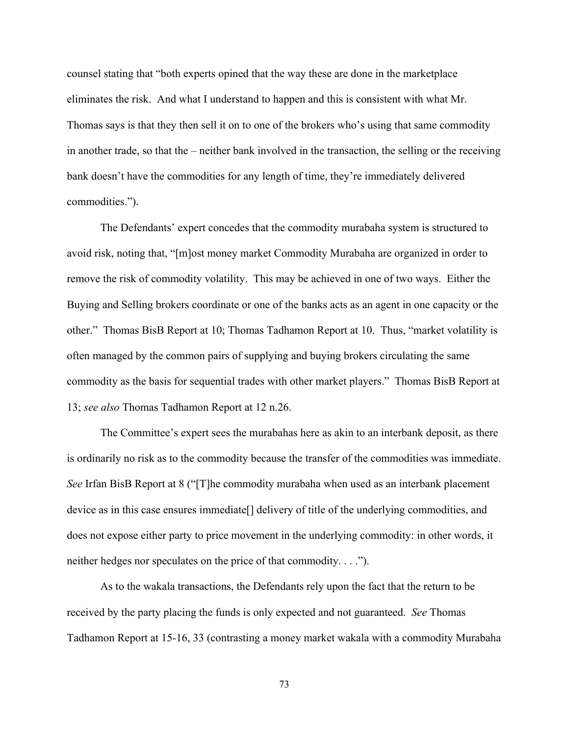counsel stating that "both experts opined that the way these are done in the marketplace eliminates the risk. And what I understand to happen and this is consistent with what Mr. Thomas says is that they then sell it on to one of the brokers who's using that same commodity in another trade, so that the – neither bank involved in the transaction, the selling or the receiving bank doesn't have the commodities for any length of time, they're immediately delivered commodities.").

The Defendants' expert concedes that the commodity murabaha system is structured to avoid risk, noting that, "[m]ost money market Commodity Murabaha are organized in order to remove the risk of commodity volatility. This may be achieved in one of two ways. Either the Buying and Selling brokers coordinate or one of the banks acts as an agent in one capacity or the other." Thomas BisB Report at 10; Thomas Tadhamon Report at 10. Thus, "market volatility is often managed by the common pairs of supplying and buying brokers circulating the same commodity as the basis for sequential trades with other market players." Thomas BisB Report at 13; *see also* Thomas Tadhamon Report at 12 n.26.

The Committee's expert sees the murabahas here as akin to an interbank deposit, as there is ordinarily no risk as to the commodity because the transfer of the commodities was immediate. *See* Irfan BisB Report at 8 ("[T]he commodity murabaha when used as an interbank placement device as in this case ensures immediate[] delivery of title of the underlying commodities, and does not expose either party to price movement in the underlying commodity: in other words, it neither hedges nor speculates on the price of that commodity. . . .").

As to the wakala transactions, the Defendants rely upon the fact that the return to be received by the party placing the funds is only expected and not guaranteed. *See* Thomas Tadhamon Report at 15-16, 33 (contrasting a money market wakala with a commodity Murabaha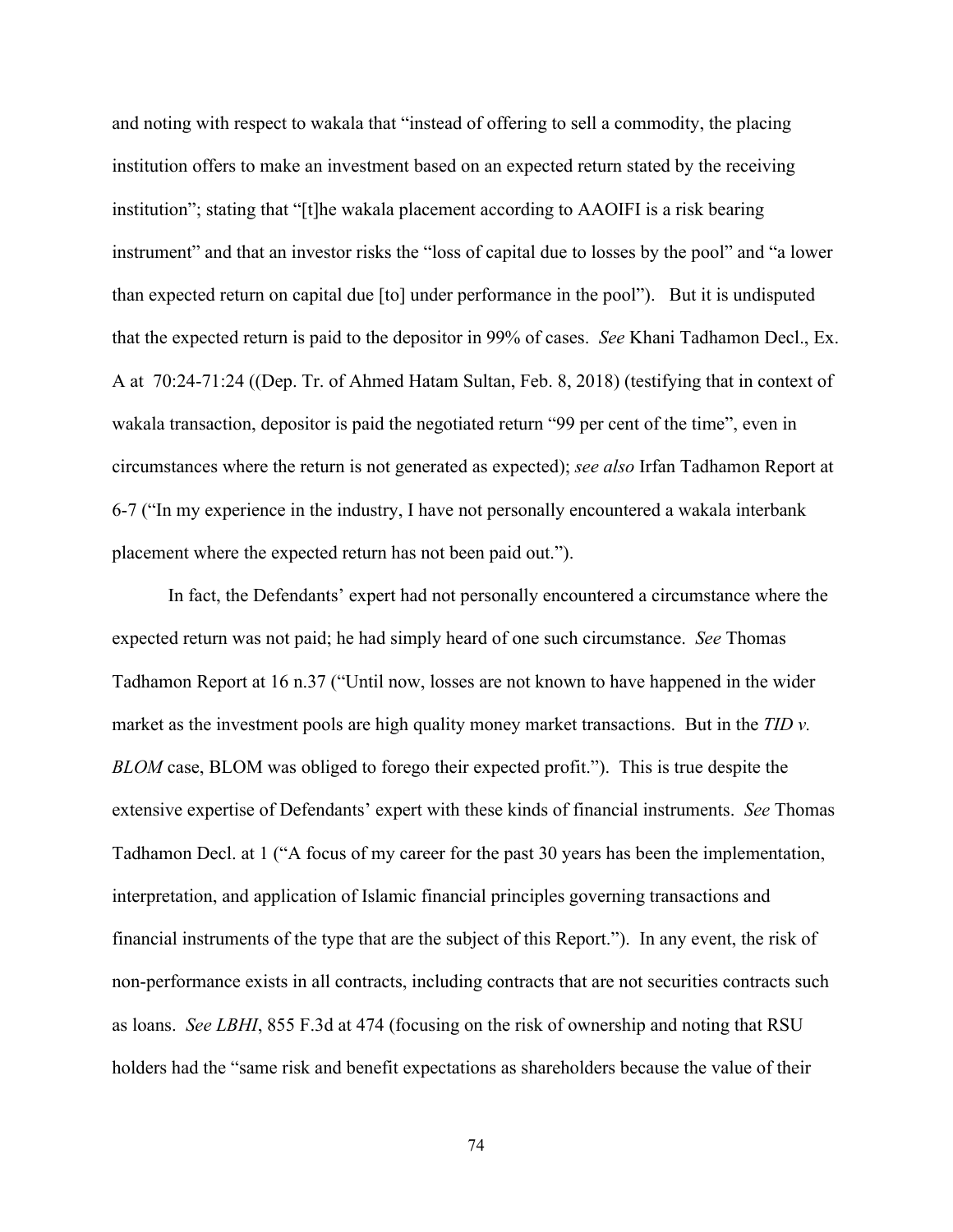and noting with respect to wakala that "instead of offering to sell a commodity, the placing institution offers to make an investment based on an expected return stated by the receiving institution"; stating that "[t]he wakala placement according to AAOIFI is a risk bearing instrument" and that an investor risks the "loss of capital due to losses by the pool" and "a lower than expected return on capital due [to] under performance in the pool"). But it is undisputed that the expected return is paid to the depositor in 99% of cases. *See* Khani Tadhamon Decl., Ex. A at 70:24-71:24 ((Dep. Tr. of Ahmed Hatam Sultan, Feb. 8, 2018) (testifying that in context of wakala transaction, depositor is paid the negotiated return "99 per cent of the time", even in circumstances where the return is not generated as expected); *see also* Irfan Tadhamon Report at 6-7 ("In my experience in the industry, I have not personally encountered a wakala interbank placement where the expected return has not been paid out.").

In fact, the Defendants' expert had not personally encountered a circumstance where the expected return was not paid; he had simply heard of one such circumstance. *See* Thomas Tadhamon Report at 16 n.37 ("Until now, losses are not known to have happened in the wider market as the investment pools are high quality money market transactions. But in the *TID v. BLOM* case, BLOM was obliged to forego their expected profit."). This is true despite the extensive expertise of Defendants' expert with these kinds of financial instruments. *See* Thomas Tadhamon Decl. at 1 ("A focus of my career for the past 30 years has been the implementation, interpretation, and application of Islamic financial principles governing transactions and financial instruments of the type that are the subject of this Report."). In any event, the risk of non-performance exists in all contracts, including contracts that are not securities contracts such as loans. *See LBHI*, 855 F.3d at 474 (focusing on the risk of ownership and noting that RSU holders had the "same risk and benefit expectations as shareholders because the value of their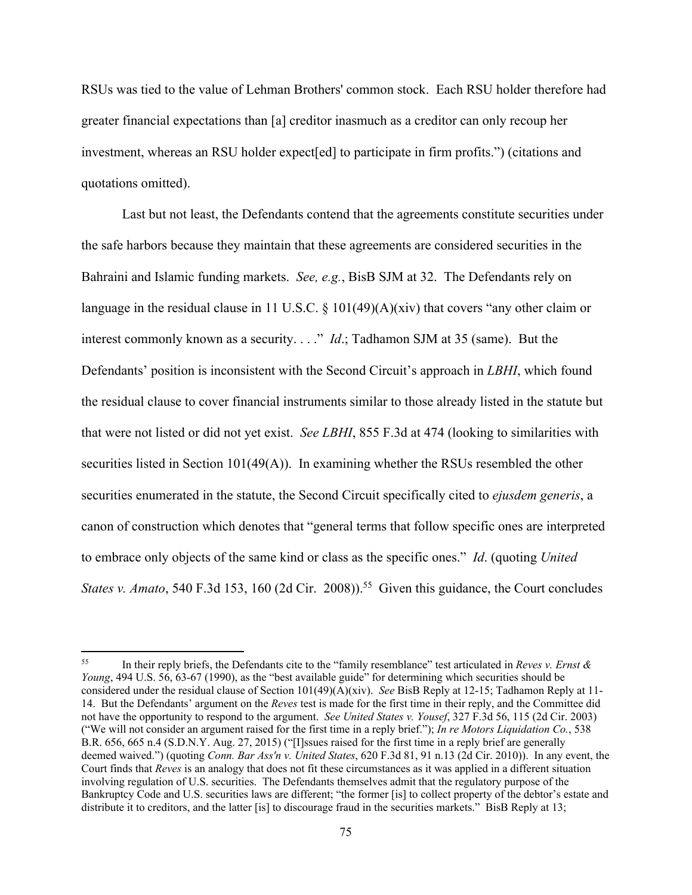RSUs was tied to the value of Lehman Brothers' common stock. Each RSU holder therefore had greater financial expectations than [a] creditor inasmuch as a creditor can only recoup her investment, whereas an RSU holder expect[ed] to participate in firm profits.") (citations and quotations omitted).

Last but not least, the Defendants contend that the agreements constitute securities under the safe harbors because they maintain that these agreements are considered securities in the Bahraini and Islamic funding markets. *See, e.g.*, BisB SJM at 32. The Defendants rely on language in the residual clause in 11 U.S.C. § 101(49)(A)(xiv) that covers "any other claim or interest commonly known as a security. . . ." *Id*.; Tadhamon SJM at 35 (same). But the Defendants' position is inconsistent with the Second Circuit's approach in *LBHI*, which found the residual clause to cover financial instruments similar to those already listed in the statute but that were not listed or did not yet exist. *See LBHI*, 855 F.3d at 474 (looking to similarities with securities listed in Section 101(49(A)). In examining whether the RSUs resembled the other securities enumerated in the statute, the Second Circuit specifically cited to *ejusdem generis*, a canon of construction which denotes that "general terms that follow specific ones are interpreted to embrace only objects of the same kind or class as the specific ones." *Id*. (quoting *United States v. Amato*, 540 F.3d 153, 160 (2d Cir. 2008)).[55] Given this guidance, the Court concludes

---

[55] In their reply briefs, the Defendants cite to the "family resemblance" test articulated in *Reves v. Ernst & Young*, 494 U.S. 56, 63-67 (1990), as the "best available guide" for determining which securities should be considered under the residual clause of Section 101(49)(A)(xiv). *See* BisB Reply at 12-15; Tadhamon Reply at 11-14. But the Defendants' argument on the *Reves* test is made for the first time in their reply, and the Committee did not have the opportunity to respond to the argument. *See United States v. Yousef*, 327 F.3d 56, 115 (2d Cir. 2003) ("We will not consider an argument raised for the first time in a reply brief."); *In re Motors Liquidation Co.*, 538 B.R. 656, 665 n.4 (S.D.N.Y. Aug. 27, 2015) ("[I]ssues raised for the first time in a reply brief are generally deemed waived.") (quoting *Conn. Bar Ass'n v. United States*, 620 F.3d 81, 91 n.13 (2d Cir. 2010)). In any event, the Court finds that *Reves* is an analogy that does not fit these circumstances as it was applied in a different situation involving regulation of U.S. securities. The Defendants themselves admit that the regulatory purpose of the Bankruptcy Code and U.S. securities laws are different; "the former [is] to collect property of the debtor's estate and distribute it to creditors, and the latter [is] to discourage fraud in the securities markets." BisB Reply at 13;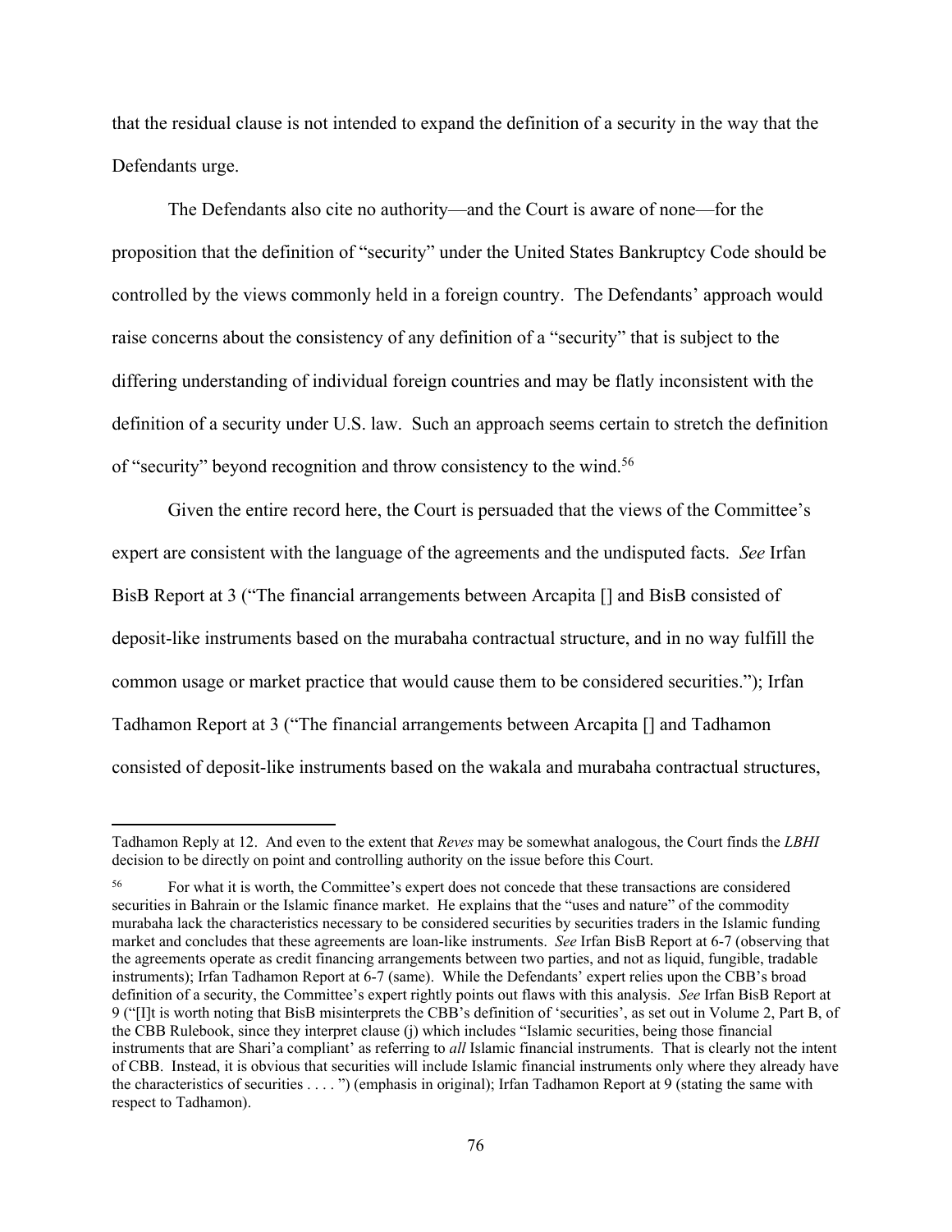that the residual clause is not intended to expand the definition of a security in the way that the Defendants urge.

The Defendants also cite no authority—and the Court is aware of none—for the proposition that the definition of "security" under the United States Bankruptcy Code should be controlled by the views commonly held in a foreign country. The Defendants' approach would raise concerns about the consistency of any definition of a "security" that is subject to the differing understanding of individual foreign countries and may be flatly inconsistent with the definition of a security under U.S. law. Such an approach seems certain to stretch the definition of "security" beyond recognition and throw consistency to the wind.[56]

Given the entire record here, the Court is persuaded that the views of the Committee's expert are consistent with the language of the agreements and the undisputed facts. *See* Irfan BisB Report at 3 ("The financial arrangements between Arcapita [] and BisB consisted of deposit-like instruments based on the murabaha contractual structure, and in no way fulfill the common usage or market practice that would cause them to be considered securities."); Irfan Tadhamon Report at 3 ("The financial arrangements between Arcapita [] and Tadhamon consisted of deposit-like instruments based on the wakala and murabaha contractual structures,

---

Tadhamon Reply at 12. And even to the extent that *Reves* may be somewhat analogous, the Court finds the *LBHI* decision to be directly on point and controlling authority on the issue before this Court.

[56] For what it is worth, the Committee's expert does not concede that these transactions are considered securities in Bahrain or the Islamic finance market. He explains that the "uses and nature" of the commodity murabaha lack the characteristics necessary to be considered securities by securities traders in the Islamic funding market and concludes that these agreements are loan-like instruments. *See* Irfan BisB Report at 6-7 (observing that the agreements operate as credit financing arrangements between two parties, and not as liquid, fungible, tradable instruments); Irfan Tadhamon Report at 6-7 (same). While the Defendants' expert relies upon the CBB's broad definition of a security, the Committee's expert rightly points out flaws with this analysis. *See* Irfan BisB Report at 9 ("[I]t is worth noting that BisB misinterprets the CBB's definition of 'securities', as set out in Volume 2, Part B, of the CBB Rulebook, since they interpret clause (j) which includes "Islamic securities, being those financial instruments that are Shari'a compliant' as referring to *all* Islamic financial instruments. That is clearly not the intent of CBB. Instead, it is obvious that securities will include Islamic financial instruments only where they already have the characteristics of securities . . . . ") (emphasis in original); Irfan Tadhamon Report at 9 (stating the same with respect to Tadhamon).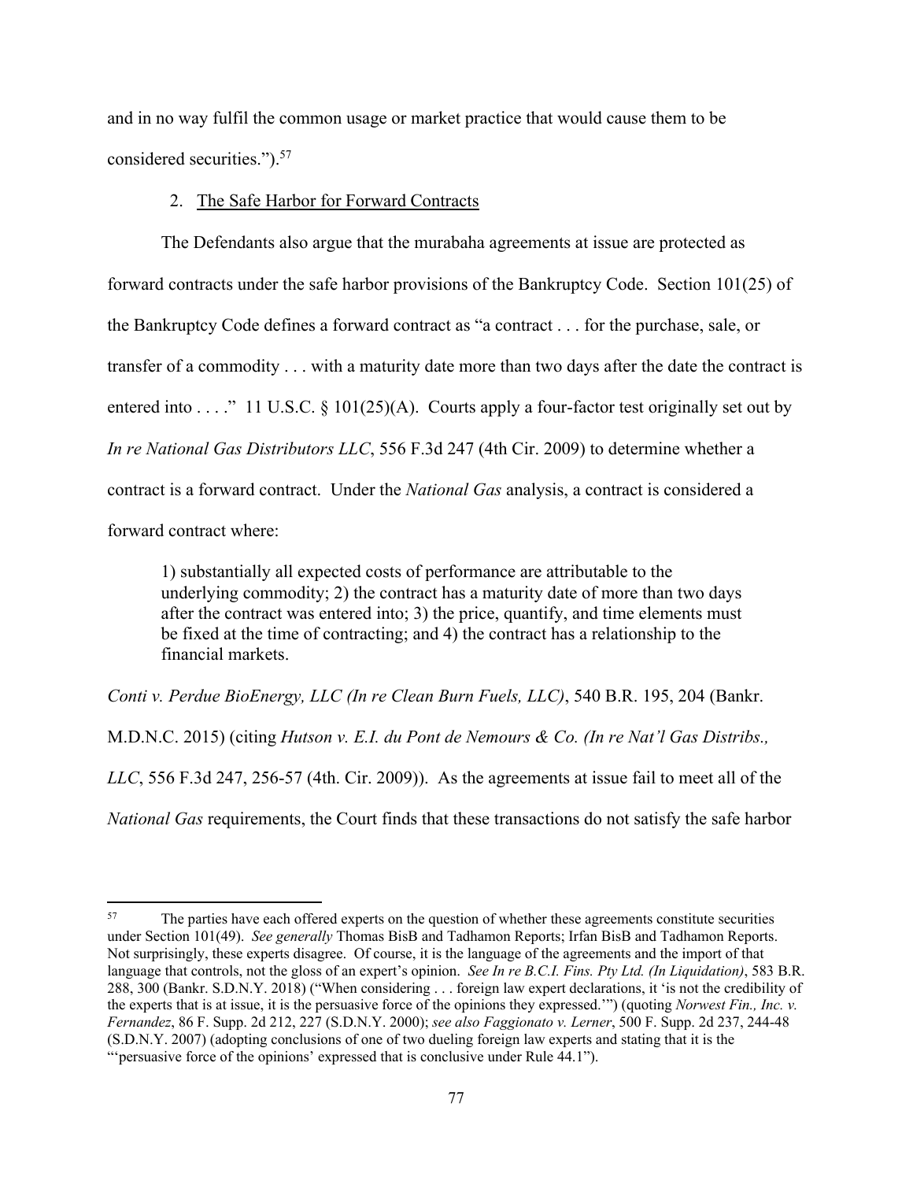and in no way fulfil the common usage or market practice that would cause them to be considered securities.").[57]

2. <u>The Safe Harbor for Forward Contracts</u>

The Defendants also argue that the murabaha agreements at issue are protected as forward contracts under the safe harbor provisions of the Bankruptcy Code. Section 101(25) of the Bankruptcy Code defines a forward contract as "a contract . . . for the purchase, sale, or transfer of a commodity . . . with a maturity date more than two days after the date the contract is entered into . . . ." 11 U.S.C. § 101(25)(A). Courts apply a four-factor test originally set out by *In re National Gas Distributors LLC*, 556 F.3d 247 (4th Cir. 2009) to determine whether a contract is a forward contract. Under the *National Gas* analysis, a contract is considered a forward contract where:

> 1) substantially all expected costs of performance are attributable to the underlying commodity; 2) the contract has a maturity date of more than two days after the contract was entered into; 3) the price, quantify, and time elements must be fixed at the time of contracting; and 4) the contract has a relationship to the financial markets.

*Conti v. Perdue BioEnergy, LLC (In re Clean Burn Fuels, LLC)*, 540 B.R. 195, 204 (Bankr. M.D.N.C. 2015) (citing *Hutson v. E.I. du Pont de Nemours & Co. (In re Nat'l Gas Distribs., LLC*, 556 F.3d 247, 256-57 (4th. Cir. 2009)). As the agreements at issue fail to meet all of the *National Gas* requirements, the Court finds that these transactions do not satisfy the safe harbor

---

[57] The parties have each offered experts on the question of whether these agreements constitute securities under Section 101(49). *See generally* Thomas BisB and Tadhamon Reports; Irfan BisB and Tadhamon Reports. Not surprisingly, these experts disagree. Of course, it is the language of the agreements and the import of that language that controls, not the gloss of an expert's opinion. *See In re B.C.I. Fins. Pty Ltd. (In Liquidation)*, 583 B.R. 288, 300 (Bankr. S.D.N.Y. 2018) ("When considering . . . foreign law expert declarations, it 'is not the credibility of the experts that is at issue, it is the persuasive force of the opinions they expressed.'") (quoting *Norwest Fin., Inc. v. Fernandez*, 86 F. Supp. 2d 212, 227 (S.D.N.Y. 2000); *see also Faggionato v. Lerner*, 500 F. Supp. 2d 237, 244-48 (S.D.N.Y. 2007) (adopting conclusions of one of two dueling foreign law experts and stating that it is the "'persuasive force of the opinions' expressed that is conclusive under Rule 44.1").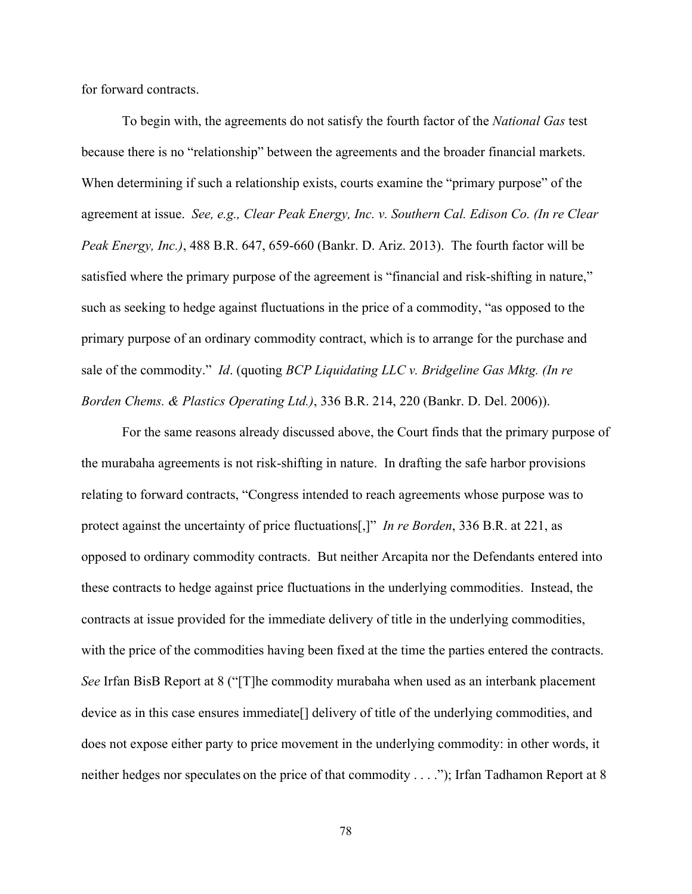for forward contracts.

To begin with, the agreements do not satisfy the fourth factor of the *National Gas* test because there is no "relationship" between the agreements and the broader financial markets. When determining if such a relationship exists, courts examine the "primary purpose" of the agreement at issue. *See, e.g., Clear Peak Energy, Inc. v. Southern Cal. Edison Co. (In re Clear Peak Energy, Inc.)*, 488 B.R. 647, 659-660 (Bankr. D. Ariz. 2013). The fourth factor will be satisfied where the primary purpose of the agreement is "financial and risk-shifting in nature," such as seeking to hedge against fluctuations in the price of a commodity, "as opposed to the primary purpose of an ordinary commodity contract, which is to arrange for the purchase and sale of the commodity." *Id*. (quoting *BCP Liquidating LLC v. Bridgeline Gas Mktg. (In re Borden Chems. & Plastics Operating Ltd.)*, 336 B.R. 214, 220 (Bankr. D. Del. 2006)).

For the same reasons already discussed above, the Court finds that the primary purpose of the murabaha agreements is not risk-shifting in nature. In drafting the safe harbor provisions relating to forward contracts, "Congress intended to reach agreements whose purpose was to protect against the uncertainty of price fluctuations[,]" *In re Borden*, 336 B.R. at 221, as opposed to ordinary commodity contracts. But neither Arcapita nor the Defendants entered into these contracts to hedge against price fluctuations in the underlying commodities. Instead, the contracts at issue provided for the immediate delivery of title in the underlying commodities, with the price of the commodities having been fixed at the time the parties entered the contracts. *See* Irfan BisB Report at 8 ("[T]he commodity murabaha when used as an interbank placement device as in this case ensures immediate[] delivery of title of the underlying commodities, and does not expose either party to price movement in the underlying commodity: in other words, it neither hedges nor speculates on the price of that commodity . . . ."); Irfan Tadhamon Report at 8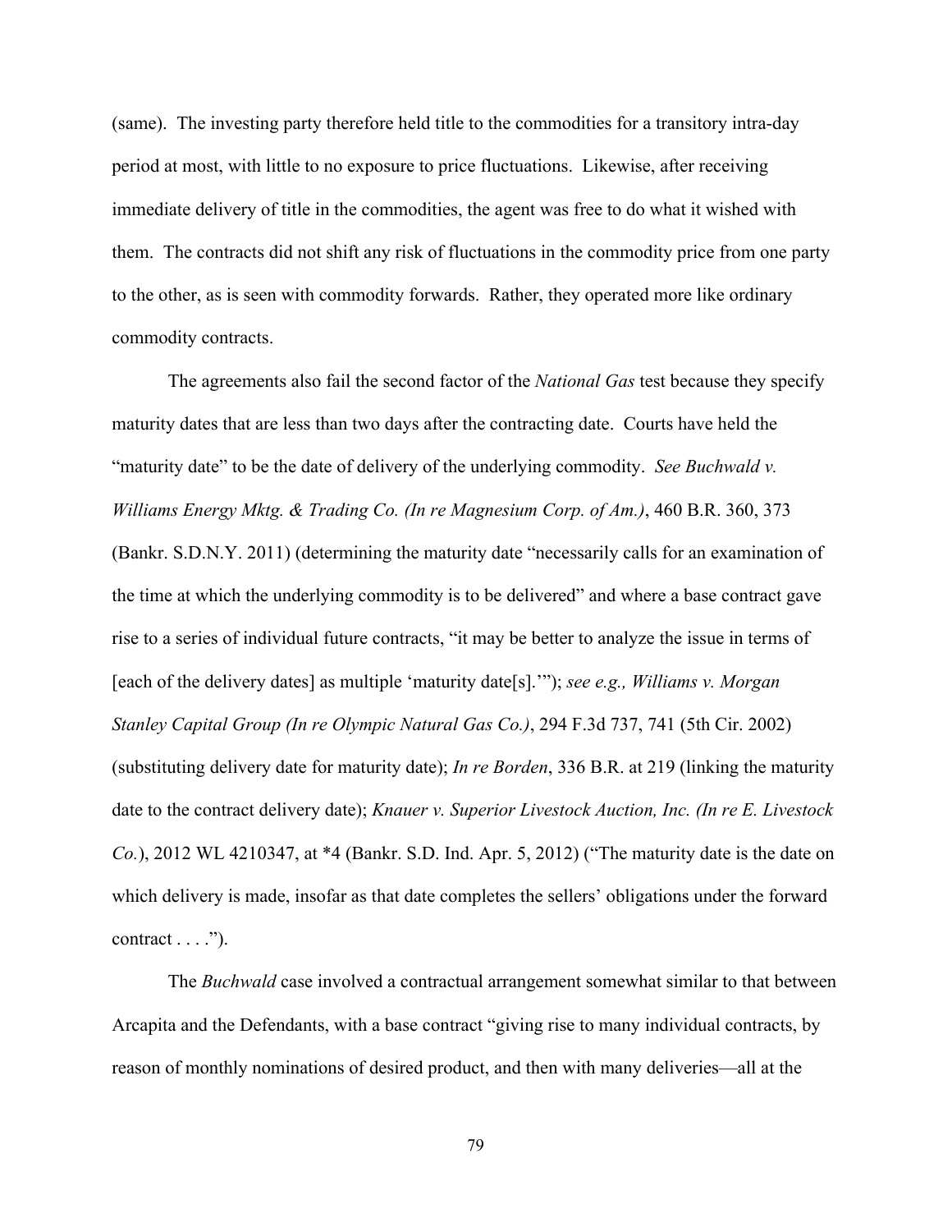(same). The investing party therefore held title to the commodities for a transitory intra-day period at most, with little to no exposure to price fluctuations. Likewise, after receiving immediate delivery of title in the commodities, the agent was free to do what it wished with them. The contracts did not shift any risk of fluctuations in the commodity price from one party to the other, as is seen with commodity forwards. Rather, they operated more like ordinary commodity contracts.

The agreements also fail the second factor of the *National Gas* test because they specify maturity dates that are less than two days after the contracting date. Courts have held the "maturity date" to be the date of delivery of the underlying commodity. *See Buchwald v. Williams Energy Mktg. & Trading Co. (In re Magnesium Corp. of Am.)*, 460 B.R. 360, 373 (Bankr. S.D.N.Y. 2011) (determining the maturity date "necessarily calls for an examination of the time at which the underlying commodity is to be delivered" and where a base contract gave rise to a series of individual future contracts, "it may be better to analyze the issue in terms of [each of the delivery dates] as multiple 'maturity date[s].'"); *see e.g., Williams v. Morgan Stanley Capital Group (In re Olympic Natural Gas Co.)*, 294 F.3d 737, 741 (5th Cir. 2002) (substituting delivery date for maturity date); *In re Borden*, 336 B.R. at 219 (linking the maturity date to the contract delivery date); *Knauer v. Superior Livestock Auction, Inc. (In re E. Livestock Co.*), 2012 WL 4210347, at *4 (Bankr. S.D. Ind. Apr. 5, 2012) ("The maturity date is the date on which delivery is made, insofar as that date completes the sellers' obligations under the forward contract . . . .").

The *Buchwald* case involved a contractual arrangement somewhat similar to that between Arcapita and the Defendants, with a base contract "giving rise to many individual contracts, by reason of monthly nominations of desired product, and then with many deliveries—all at the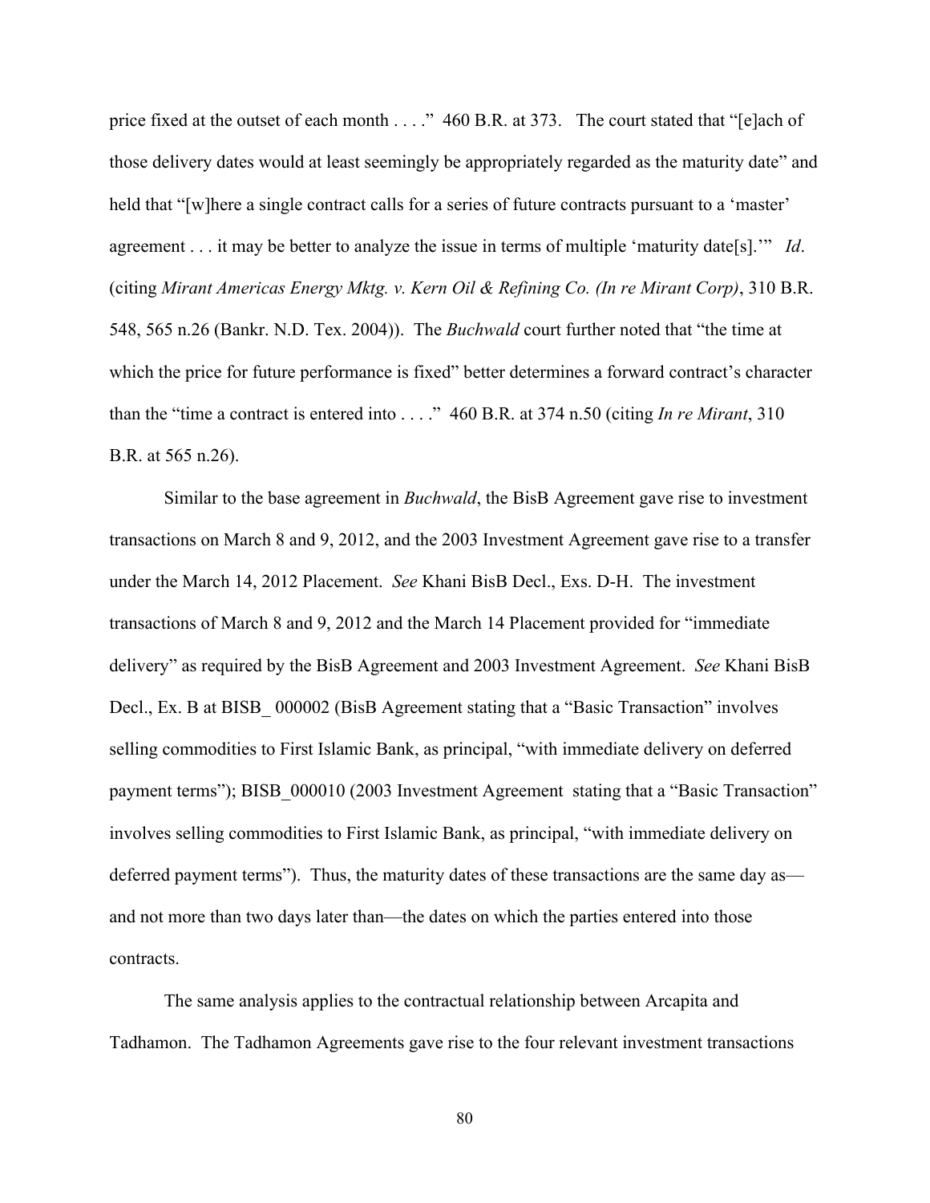price fixed at the outset of each month . . . ." 460 B.R. at 373. The court stated that "[e]ach of those delivery dates would at least seemingly be appropriately regarded as the maturity date" and held that "[w]here a single contract calls for a series of future contracts pursuant to a 'master' agreement . . . it may be better to analyze the issue in terms of multiple 'maturity date[s].'" *Id*. (citing *Mirant Americas Energy Mktg. v. Kern Oil & Refining Co. (In re Mirant Corp)*, 310 B.R. 548, 565 n.26 (Bankr. N.D. Tex. 2004)). The *Buchwald* court further noted that "the time at which the price for future performance is fixed" better determines a forward contract's character than the "time a contract is entered into . . . ." 460 B.R. at 374 n.50 (citing *In re Mirant*, 310 B.R. at 565 n.26).

Similar to the base agreement in *Buchwald*, the BisB Agreement gave rise to investment transactions on March 8 and 9, 2012, and the 2003 Investment Agreement gave rise to a transfer under the March 14, 2012 Placement. *See* Khani BisB Decl., Exs. D-H. The investment transactions of March 8 and 9, 2012 and the March 14 Placement provided for "immediate delivery" as required by the BisB Agreement and 2003 Investment Agreement. *See* Khani BisB Decl., Ex. B at BISB_ 000002 (BisB Agreement stating that a "Basic Transaction" involves selling commodities to First Islamic Bank, as principal, "with immediate delivery on deferred payment terms"); BISB_000010 (2003 Investment Agreement stating that a "Basic Transaction" involves selling commodities to First Islamic Bank, as principal, "with immediate delivery on deferred payment terms"). Thus, the maturity dates of these transactions are the same day as—and not more than two days later than—the dates on which the parties entered into those contracts.

The same analysis applies to the contractual relationship between Arcapita and Tadhamon. The Tadhamon Agreements gave rise to the four relevant investment transactions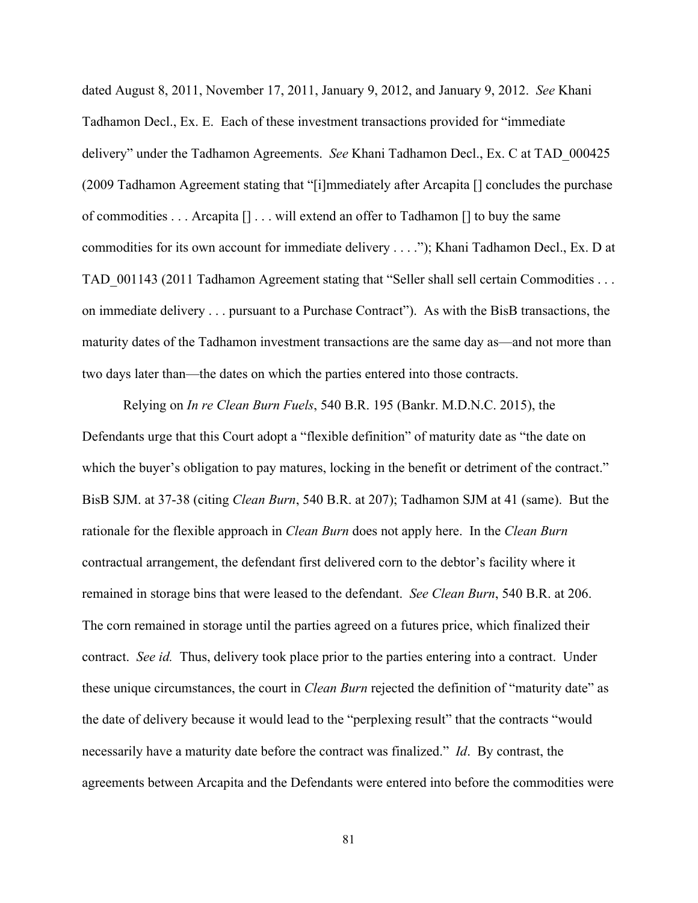dated August 8, 2011, November 17, 2011, January 9, 2012, and January 9, 2012. *See* Khani Tadhamon Decl., Ex. E. Each of these investment transactions provided for "immediate delivery" under the Tadhamon Agreements. *See* Khani Tadhamon Decl., Ex. C at TAD_000425 (2009 Tadhamon Agreement stating that "[i]mmediately after Arcapita [] concludes the purchase of commodities . . . Arcapita [] . . . will extend an offer to Tadhamon [] to buy the same commodities for its own account for immediate delivery . . . ."); Khani Tadhamon Decl., Ex. D at TAD_001143 (2011 Tadhamon Agreement stating that "Seller shall sell certain Commodities . . . on immediate delivery . . . pursuant to a Purchase Contract"). As with the BisB transactions, the maturity dates of the Tadhamon investment transactions are the same day as—and not more than two days later than—the dates on which the parties entered into those contracts.

Relying on *In re Clean Burn Fuels*, 540 B.R. 195 (Bankr. M.D.N.C. 2015), the Defendants urge that this Court adopt a "flexible definition" of maturity date as "the date on which the buyer's obligation to pay matures, locking in the benefit or detriment of the contract." BisB SJM. at 37-38 (citing *Clean Burn*, 540 B.R. at 207); Tadhamon SJM at 41 (same). But the rationale for the flexible approach in *Clean Burn* does not apply here. In the *Clean Burn* contractual arrangement, the defendant first delivered corn to the debtor's facility where it remained in storage bins that were leased to the defendant. *See Clean Burn*, 540 B.R. at 206. The corn remained in storage until the parties agreed on a futures price, which finalized their contract. *See id.* Thus, delivery took place prior to the parties entering into a contract. Under these unique circumstances, the court in *Clean Burn* rejected the definition of "maturity date" as the date of delivery because it would lead to the "perplexing result" that the contracts "would necessarily have a maturity date before the contract was finalized." *Id*. By contrast, the agreements between Arcapita and the Defendants were entered into before the commodities were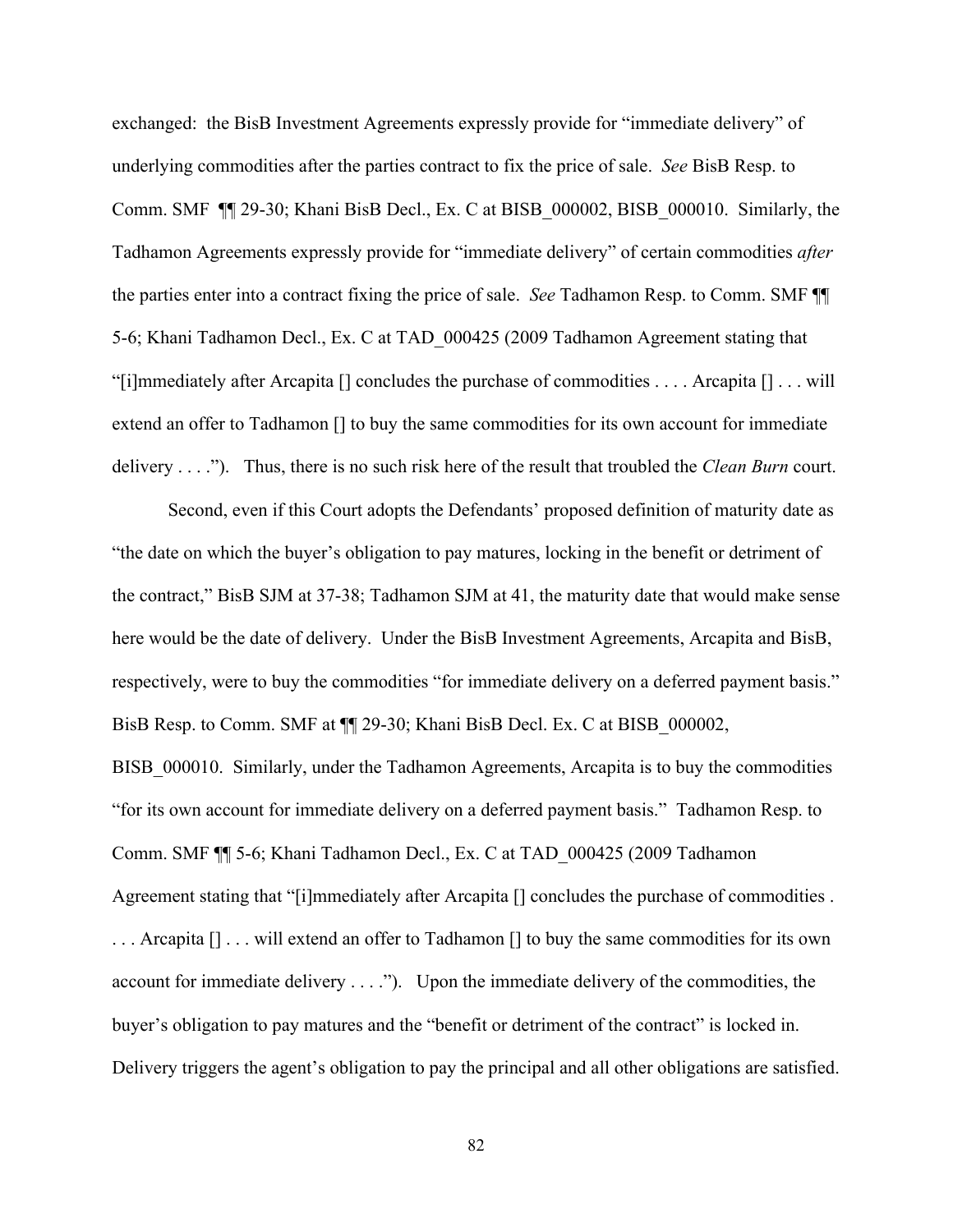exchanged: the BisB Investment Agreements expressly provide for "immediate delivery" of underlying commodities after the parties contract to fix the price of sale. *See* BisB Resp. to Comm. SMF ¶¶ 29-30; Khani BisB Decl., Ex. C at BISB_000002, BISB_000010. Similarly, the Tadhamon Agreements expressly provide for "immediate delivery" of certain commodities *after* the parties enter into a contract fixing the price of sale. *See* Tadhamon Resp. to Comm. SMF ¶¶ 5-6; Khani Tadhamon Decl., Ex. C at TAD_000425 (2009 Tadhamon Agreement stating that "[i]mmediately after Arcapita [] concludes the purchase of commodities . . . . Arcapita [] . . . will extend an offer to Tadhamon [] to buy the same commodities for its own account for immediate delivery . . . ."). Thus, there is no such risk here of the result that troubled the *Clean Burn* court.

Second, even if this Court adopts the Defendants' proposed definition of maturity date as "the date on which the buyer's obligation to pay matures, locking in the benefit or detriment of the contract," BisB SJM at 37-38; Tadhamon SJM at 41, the maturity date that would make sense here would be the date of delivery. Under the BisB Investment Agreements, Arcapita and BisB, respectively, were to buy the commodities "for immediate delivery on a deferred payment basis." BisB Resp. to Comm. SMF at ¶¶ 29-30; Khani BisB Decl. Ex. C at BISB_000002, BISB_000010. Similarly, under the Tadhamon Agreements, Arcapita is to buy the commodities "for its own account for immediate delivery on a deferred payment basis." Tadhamon Resp. to Comm. SMF ¶¶ 5-6; Khani Tadhamon Decl., Ex. C at TAD_000425 (2009 Tadhamon Agreement stating that "[i]mmediately after Arcapita [] concludes the purchase of commodities . . . . Arcapita [] . . . will extend an offer to Tadhamon [] to buy the same commodities for its own account for immediate delivery . . . ."). Upon the immediate delivery of the commodities, the buyer's obligation to pay matures and the "benefit or detriment of the contract" is locked in. Delivery triggers the agent's obligation to pay the principal and all other obligations are satisfied.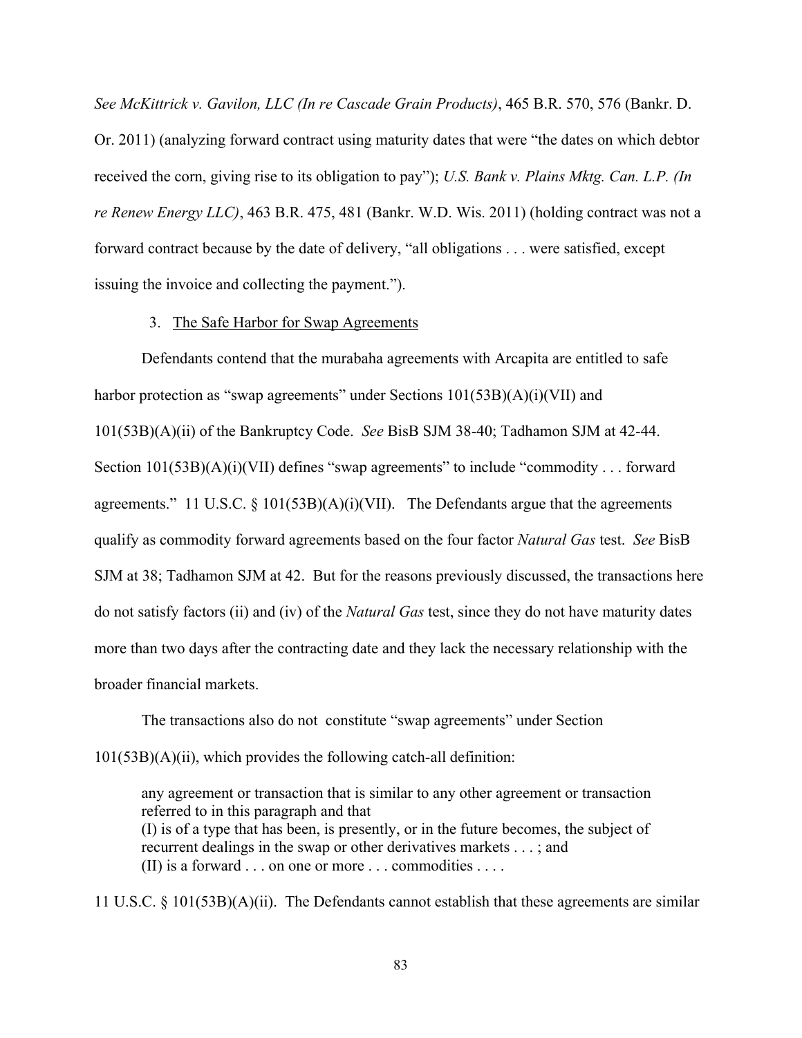*See McKittrick v. Gavilon, LLC (In re Cascade Grain Products)*, 465 B.R. 570, 576 (Bankr. D. Or. 2011) (analyzing forward contract using maturity dates that were "the dates on which debtor received the corn, giving rise to its obligation to pay"); *U.S. Bank v. Plains Mktg. Can. L.P. (In re Renew Energy LLC)*, 463 B.R. 475, 481 (Bankr. W.D. Wis. 2011) (holding contract was not a forward contract because by the date of delivery, "all obligations . . . were satisfied, except issuing the invoice and collecting the payment.").

3. <u>The Safe Harbor for Swap Agreements</u>

Defendants contend that the murabaha agreements with Arcapita are entitled to safe harbor protection as "swap agreements" under Sections 101(53B)(A)(i)(VII) and 101(53B)(A)(ii) of the Bankruptcy Code. *See* BisB SJM 38-40; Tadhamon SJM at 42-44. Section 101(53B)(A)(i)(VII) defines "swap agreements" to include "commodity . . . forward agreements." 11 U.S.C. § 101(53B)(A)(i)(VII). The Defendants argue that the agreements qualify as commodity forward agreements based on the four factor *Natural Gas* test. *See* BisB SJM at 38; Tadhamon SJM at 42. But for the reasons previously discussed, the transactions here do not satisfy factors (ii) and (iv) of the *Natural Gas* test, since they do not have maturity dates more than two days after the contracting date and they lack the necessary relationship with the broader financial markets.

The transactions also do not constitute "swap agreements" under Section 101(53B)(A)(ii), which provides the following catch-all definition:

> any agreement or transaction that is similar to any other agreement or transaction referred to in this paragraph and that
> (I) is of a type that has been, is presently, or in the future becomes, the subject of recurrent dealings in the swap or other derivatives markets . . . ; and
> (II) is a forward . . . on one or more . . . commodities . . . .

11 U.S.C. § 101(53B)(A)(ii). The Defendants cannot establish that these agreements are similar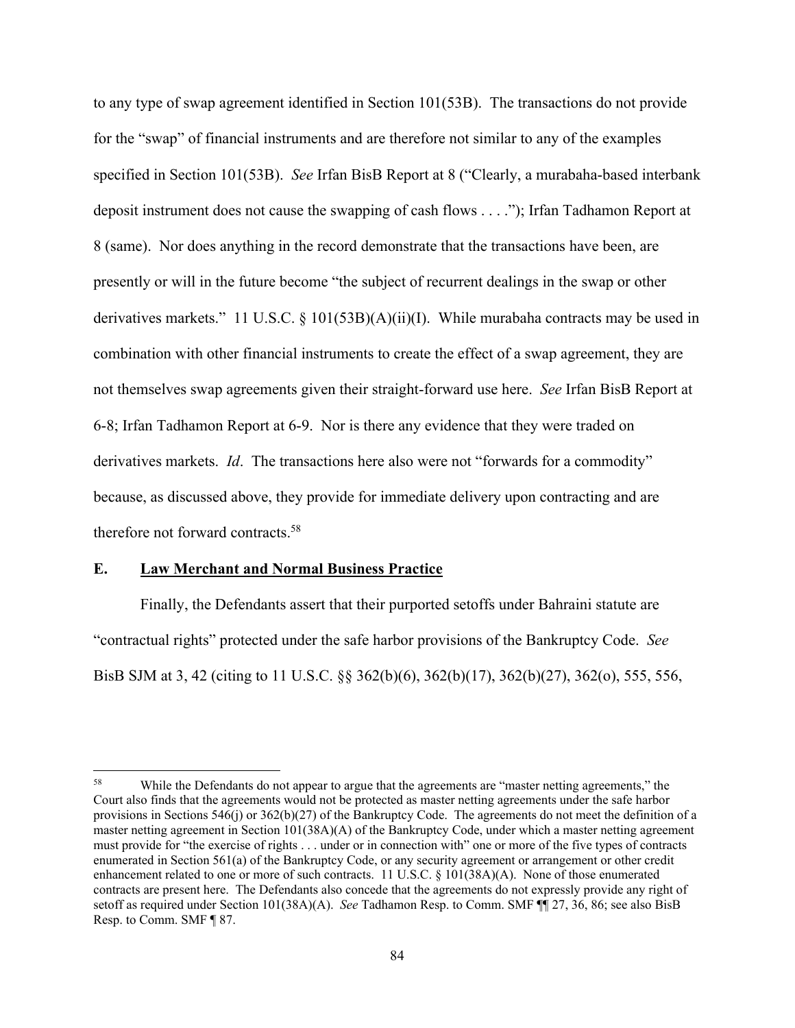to any type of swap agreement identified in Section 101(53B). The transactions do not provide for the "swap" of financial instruments and are therefore not similar to any of the examples specified in Section 101(53B). *See* Irfan BisB Report at 8 ("Clearly, a murabaha-based interbank deposit instrument does not cause the swapping of cash flows . . . ."); Irfan Tadhamon Report at 8 (same). Nor does anything in the record demonstrate that the transactions have been, are presently or will in the future become "the subject of recurrent dealings in the swap or other derivatives markets." 11 U.S.C. § 101(53B)(A)(ii)(I). While murabaha contracts may be used in combination with other financial instruments to create the effect of a swap agreement, they are not themselves swap agreements given their straight-forward use here. *See* Irfan BisB Report at 6-8; Irfan Tadhamon Report at 6-9. Nor is there any evidence that they were traded on derivatives markets. *Id*. The transactions here also were not "forwards for a commodity" because, as discussed above, they provide for immediate delivery upon contracting and are therefore not forward contracts.[58]

## E. Law Merchant and Normal Business Practice

Finally, the Defendants assert that their purported setoffs under Bahraini statute are "contractual rights" protected under the safe harbor provisions of the Bankruptcy Code. *See* BisB SJM at 3, 42 (citing to 11 U.S.C. §§ 362(b)(6), 362(b)(17), 362(b)(27), 362(o), 555, 556,

---

[58] While the Defendants do not appear to argue that the agreements are "master netting agreements," the Court also finds that the agreements would not be protected as master netting agreements under the safe harbor provisions in Sections 546(j) or 362(b)(27) of the Bankruptcy Code. The agreements do not meet the definition of a master netting agreement in Section 101(38A)(A) of the Bankruptcy Code, under which a master netting agreement must provide for "the exercise of rights . . . under or in connection with" one or more of the five types of contracts enumerated in Section 561(a) of the Bankruptcy Code, or any security agreement or arrangement or other credit enhancement related to one or more of such contracts. 11 U.S.C. § 101(38A)(A). None of those enumerated contracts are present here. The Defendants also concede that the agreements do not expressly provide any right of setoff as required under Section 101(38A)(A). *See* Tadhamon Resp. to Comm. SMF ¶¶ 27, 36, 86; see also BisB Resp. to Comm. SMF ¶ 87.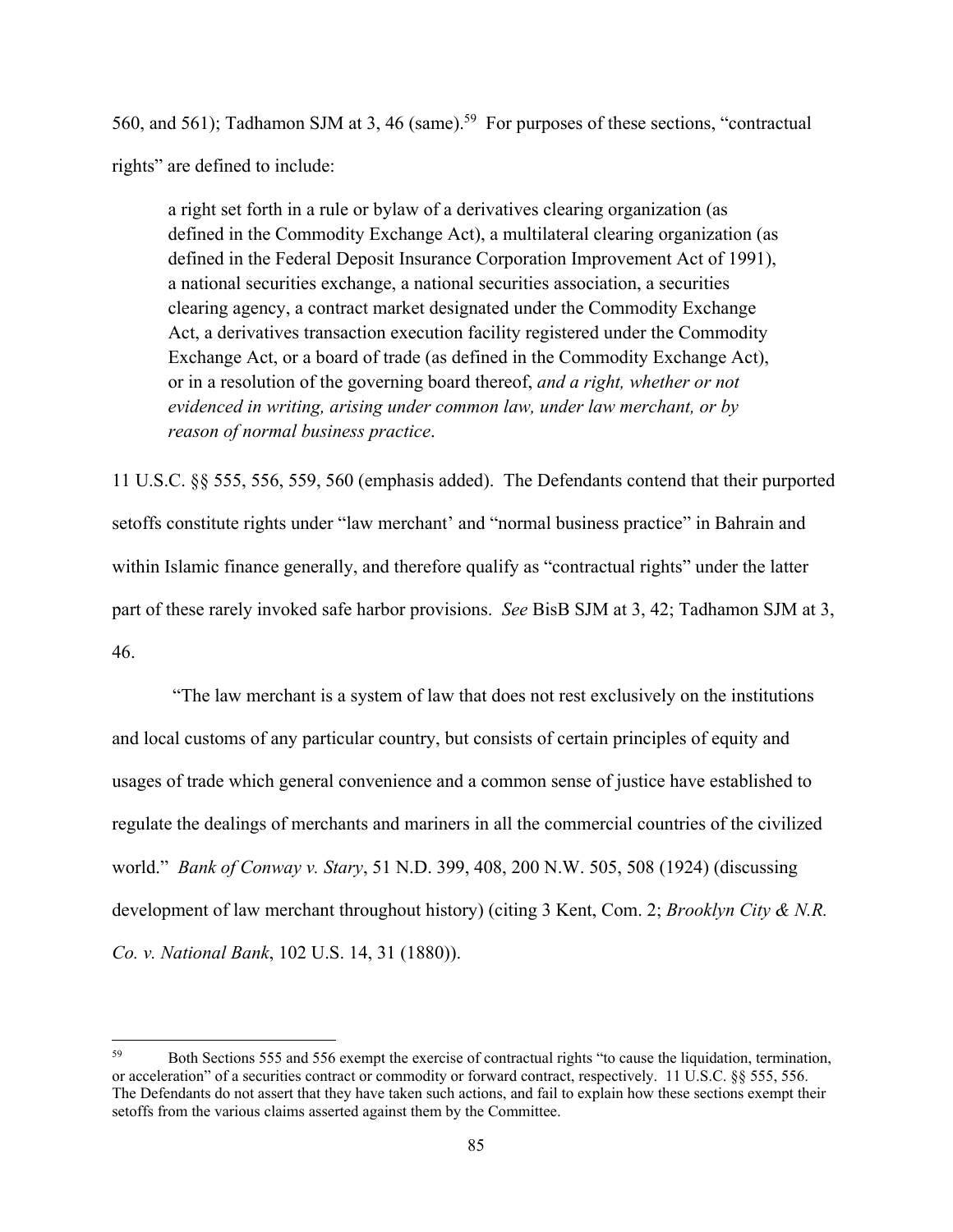560, and 561); Tadhamon SJM at 3, 46 (same).[59] For purposes of these sections, "contractual rights" are defined to include:

> a right set forth in a rule or bylaw of a derivatives clearing organization (as defined in the Commodity Exchange Act), a multilateral clearing organization (as defined in the Federal Deposit Insurance Corporation Improvement Act of 1991), a national securities exchange, a national securities association, a securities clearing agency, a contract market designated under the Commodity Exchange Act, a derivatives transaction execution facility registered under the Commodity Exchange Act, or a board of trade (as defined in the Commodity Exchange Act), or in a resolution of the governing board thereof, *and a right, whether or not evidenced in writing, arising under common law, under law merchant, or by reason of normal business practice*.

11 U.S.C. §§ 555, 556, 559, 560 (emphasis added). The Defendants contend that their purported setoffs constitute rights under "law merchant' and "normal business practice" in Bahrain and within Islamic finance generally, and therefore qualify as "contractual rights" under the latter part of these rarely invoked safe harbor provisions. *See* BisB SJM at 3, 42; Tadhamon SJM at 3, 46.

"The law merchant is a system of law that does not rest exclusively on the institutions and local customs of any particular country, but consists of certain principles of equity and usages of trade which general convenience and a common sense of justice have established to regulate the dealings of merchants and mariners in all the commercial countries of the civilized world." *Bank of Conway v. Stary*, 51 N.D. 399, 408, 200 N.W. 505, 508 (1924) (discussing development of law merchant throughout history) (citing 3 Kent, Com. 2; *Brooklyn City & N.R. Co. v. National Bank*, 102 U.S. 14, 31 (1880)).

---

[59] Both Sections 555 and 556 exempt the exercise of contractual rights "to cause the liquidation, termination, or acceleration" of a securities contract or commodity or forward contract, respectively. 11 U.S.C. §§ 555, 556. The Defendants do not assert that they have taken such actions, and fail to explain how these sections exempt their setoffs from the various claims asserted against them by the Committee.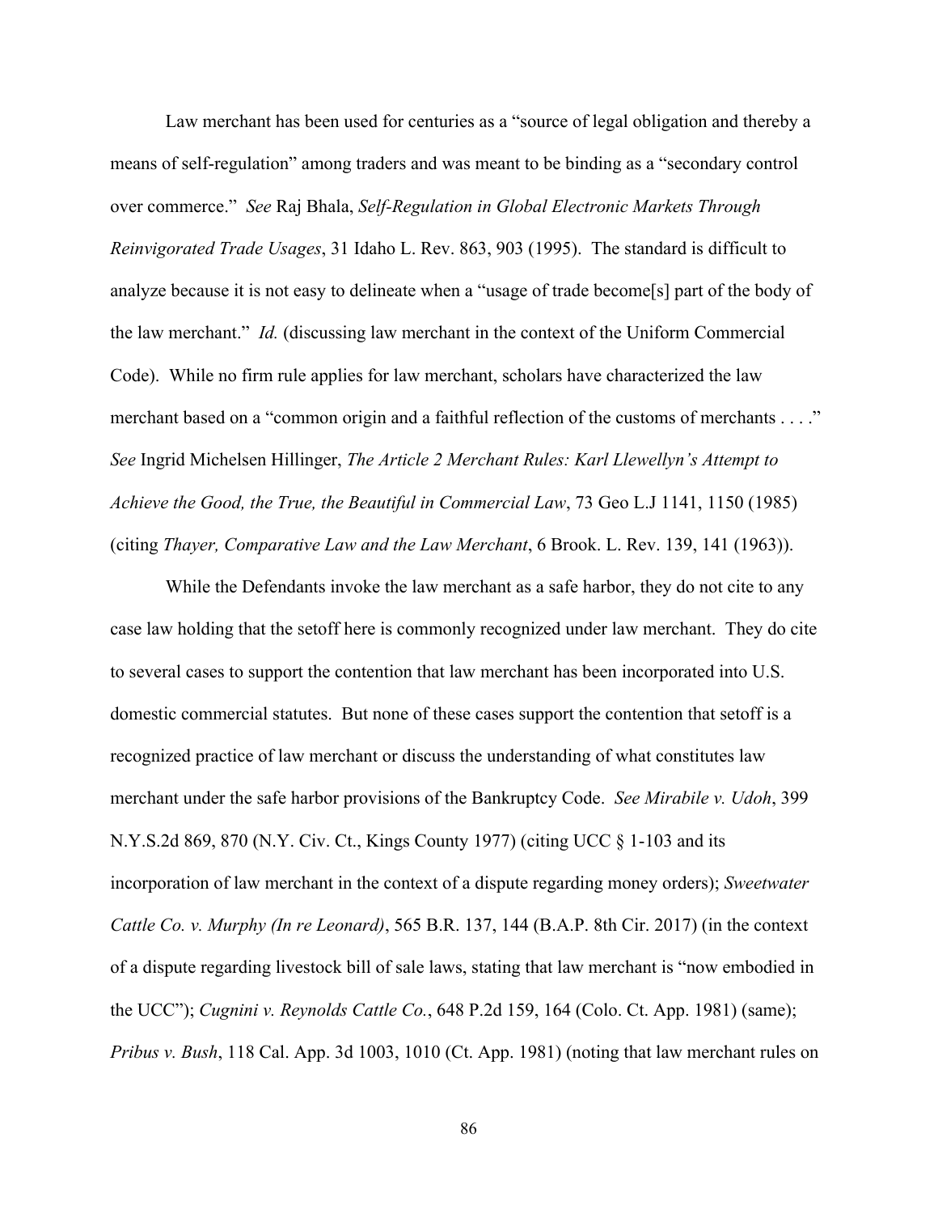Law merchant has been used for centuries as a "source of legal obligation and thereby a means of self-regulation" among traders and was meant to be binding as a "secondary control over commerce." *See* Raj Bhala, *Self-Regulation in Global Electronic Markets Through Reinvigorated Trade Usages*, 31 Idaho L. Rev. 863, 903 (1995). The standard is difficult to analyze because it is not easy to delineate when a "usage of trade become[s] part of the body of the law merchant." *Id.* (discussing law merchant in the context of the Uniform Commercial Code). While no firm rule applies for law merchant, scholars have characterized the law merchant based on a "common origin and a faithful reflection of the customs of merchants . . . ." *See* Ingrid Michelsen Hillinger, *The Article 2 Merchant Rules: Karl Llewellyn's Attempt to Achieve the Good, the True, the Beautiful in Commercial Law*, 73 Geo L.J 1141, 1150 (1985) (citing *Thayer, Comparative Law and the Law Merchant*, 6 Brook. L. Rev. 139, 141 (1963)).

While the Defendants invoke the law merchant as a safe harbor, they do not cite to any case law holding that the setoff here is commonly recognized under law merchant. They do cite to several cases to support the contention that law merchant has been incorporated into U.S. domestic commercial statutes. But none of these cases support the contention that setoff is a recognized practice of law merchant or discuss the understanding of what constitutes law merchant under the safe harbor provisions of the Bankruptcy Code. *See Mirabile v. Udoh*, 399 N.Y.S.2d 869, 870 (N.Y. Civ. Ct., Kings County 1977) (citing UCC § 1-103 and its incorporation of law merchant in the context of a dispute regarding money orders); *Sweetwater Cattle Co. v. Murphy (In re Leonard)*, 565 B.R. 137, 144 (B.A.P. 8th Cir. 2017) (in the context of a dispute regarding livestock bill of sale laws, stating that law merchant is "now embodied in the UCC"); *Cugnini v. Reynolds Cattle Co.*, 648 P.2d 159, 164 (Colo. Ct. App. 1981) (same); *Pribus v. Bush*, 118 Cal. App. 3d 1003, 1010 (Ct. App. 1981) (noting that law merchant rules on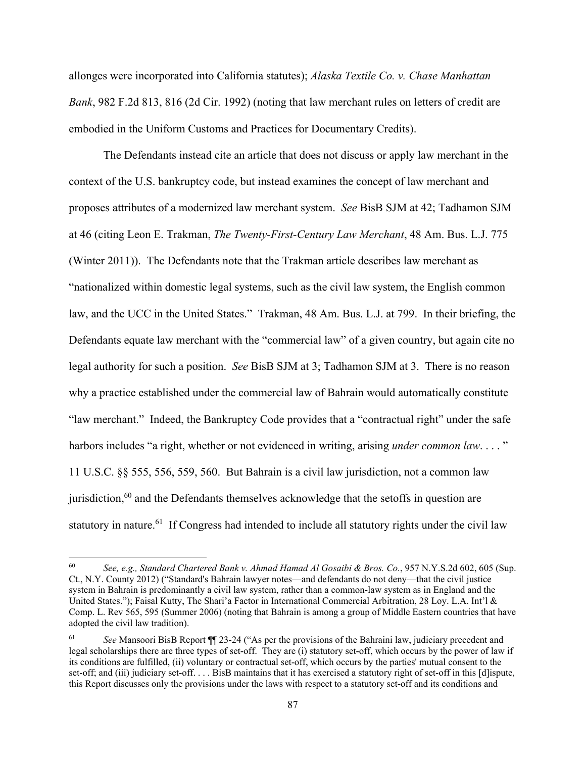allonges were incorporated into California statutes); *Alaska Textile Co. v. Chase Manhattan Bank*, 982 F.2d 813, 816 (2d Cir. 1992) (noting that law merchant rules on letters of credit are embodied in the Uniform Customs and Practices for Documentary Credits).

The Defendants instead cite an article that does not discuss or apply law merchant in the context of the U.S. bankruptcy code, but instead examines the concept of law merchant and proposes attributes of a modernized law merchant system. *See* BisB SJM at 42; Tadhamon SJM at 46 (citing Leon E. Trakman, *The Twenty-First-Century Law Merchant*, 48 Am. Bus. L.J. 775 (Winter 2011)). The Defendants note that the Trakman article describes law merchant as "nationalized within domestic legal systems, such as the civil law system, the English common law, and the UCC in the United States." Trakman, 48 Am. Bus. L.J. at 799. In their briefing, the Defendants equate law merchant with the "commercial law" of a given country, but again cite no legal authority for such a position. *See* BisB SJM at 3; Tadhamon SJM at 3. There is no reason why a practice established under the commercial law of Bahrain would automatically constitute "law merchant." Indeed, the Bankruptcy Code provides that a "contractual right" under the safe harbors includes "a right, whether or not evidenced in writing, arising *under common law*. . . . " 11 U.S.C. §§ 555, 556, 559, 560. But Bahrain is a civil law jurisdiction, not a common law jurisdiction,[60] and the Defendants themselves acknowledge that the setoffs in question are statutory in nature.[61] If Congress had intended to include all statutory rights under the civil law

---

[60] *See, e.g., Standard Chartered Bank v. Ahmad Hamad Al Gosaibi & Bros. Co.*, 957 N.Y.S.2d 602, 605 (Sup. Ct., N.Y. County 2012) ("Standard's Bahrain lawyer notes—and defendants do not deny—that the civil justice system in Bahrain is predominantly a civil law system, rather than a common-law system as in England and the United States."); Faisal Kutty, The Shari'a Factor in International Commercial Arbitration, 28 Loy. L.A. Int'l & Comp. L. Rev 565, 595 (Summer 2006) (noting that Bahrain is among a group of Middle Eastern countries that have adopted the civil law tradition).

[61] *See* Mansoori BisB Report ¶¶ 23-24 ("As per the provisions of the Bahraini law, judiciary precedent and legal scholarships there are three types of set-off. They are (i) statutory set-off, which occurs by the power of law if its conditions are fulfilled, (ii) voluntary or contractual set-off, which occurs by the parties' mutual consent to the set-off; and (iii) judiciary set-off. . . . BisB maintains that it has exercised a statutory right of set-off in this [d]ispute, this Report discusses only the provisions under the laws with respect to a statutory set-off and its conditions and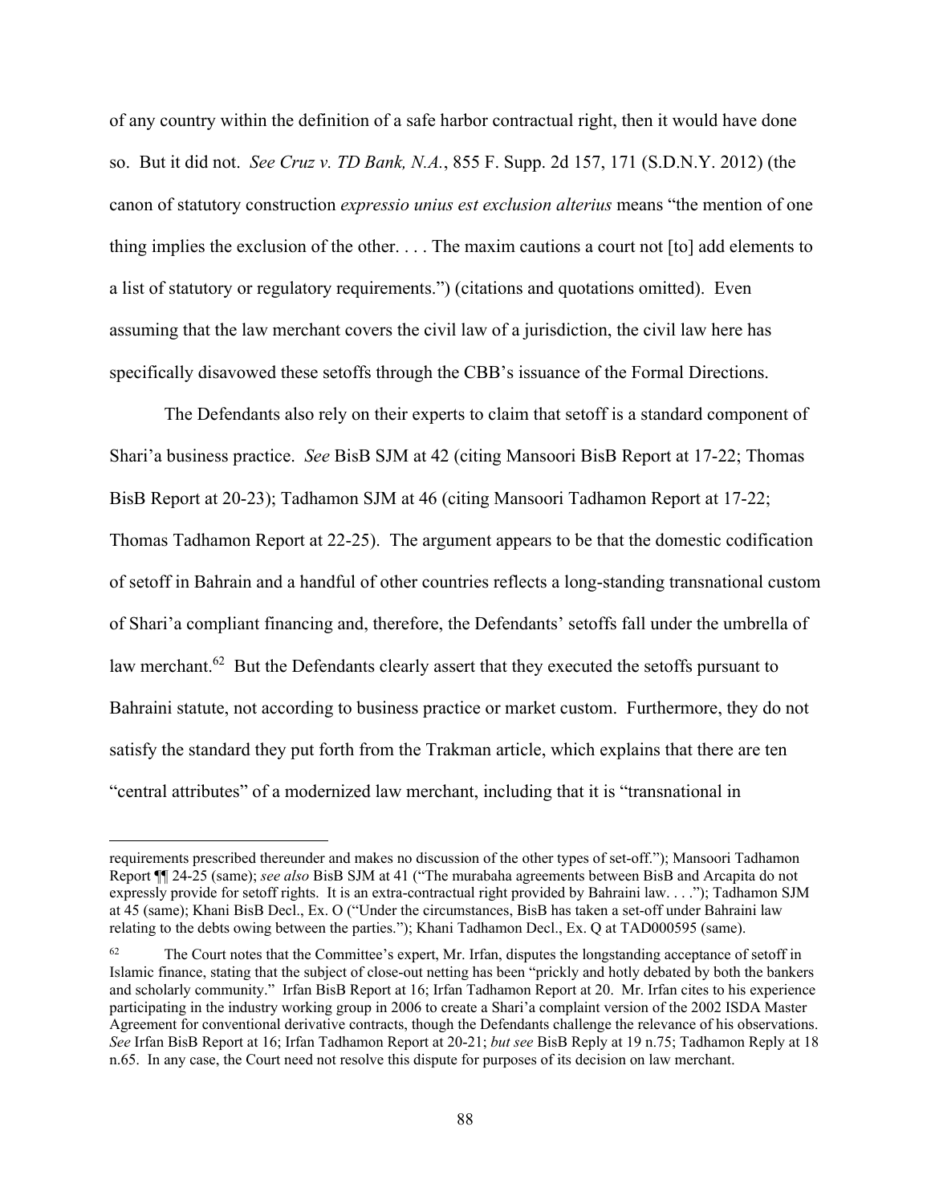of any country within the definition of a safe harbor contractual right, then it would have done so. But it did not. *See Cruz v. TD Bank, N.A.*, 855 F. Supp. 2d 157, 171 (S.D.N.Y. 2012) (the canon of statutory construction *expressio unius est exclusion alterius* means "the mention of one thing implies the exclusion of the other. . . . The maxim cautions a court not [to] add elements to a list of statutory or regulatory requirements.") (citations and quotations omitted). Even assuming that the law merchant covers the civil law of a jurisdiction, the civil law here has specifically disavowed these setoffs through the CBB's issuance of the Formal Directions.

The Defendants also rely on their experts to claim that setoff is a standard component of Shari'a business practice. *See* BisB SJM at 42 (citing Mansoori BisB Report at 17-22; Thomas BisB Report at 20-23); Tadhamon SJM at 46 (citing Mansoori Tadhamon Report at 17-22; Thomas Tadhamon Report at 22-25). The argument appears to be that the domestic codification of setoff in Bahrain and a handful of other countries reflects a long-standing transnational custom of Shari'a compliant financing and, therefore, the Defendants' setoffs fall under the umbrella of law merchant.[62] But the Defendants clearly assert that they executed the setoffs pursuant to Bahraini statute, not according to business practice or market custom. Furthermore, they do not satisfy the standard they put forth from the Trakman article, which explains that there are ten "central attributes" of a modernized law merchant, including that it is "transnational in

---

requirements prescribed thereunder and makes no discussion of the other types of set-off."); Mansoori Tadhamon Report ¶¶ 24-25 (same); *see also* BisB SJM at 41 ("The murabaha agreements between BisB and Arcapita do not expressly provide for setoff rights. It is an extra-contractual right provided by Bahraini law. . . ."); Tadhamon SJM at 45 (same); Khani BisB Decl., Ex. O ("Under the circumstances, BisB has taken a set-off under Bahraini law relating to the debts owing between the parties."); Khani Tadhamon Decl., Ex. Q at TAD000595 (same).

[62] The Court notes that the Committee's expert, Mr. Irfan, disputes the longstanding acceptance of setoff in Islamic finance, stating that the subject of close-out netting has been "prickly and hotly debated by both the bankers and scholarly community." Irfan BisB Report at 16; Irfan Tadhamon Report at 20. Mr. Irfan cites to his experience participating in the industry working group in 2006 to create a Shari'a complaint version of the 2002 ISDA Master Agreement for conventional derivative contracts, though the Defendants challenge the relevance of his observations. *See* Irfan BisB Report at 16; Irfan Tadhamon Report at 20-21; *but see* BisB Reply at 19 n.75; Tadhamon Reply at 18 n.65. In any case, the Court need not resolve this dispute for purposes of its decision on law merchant.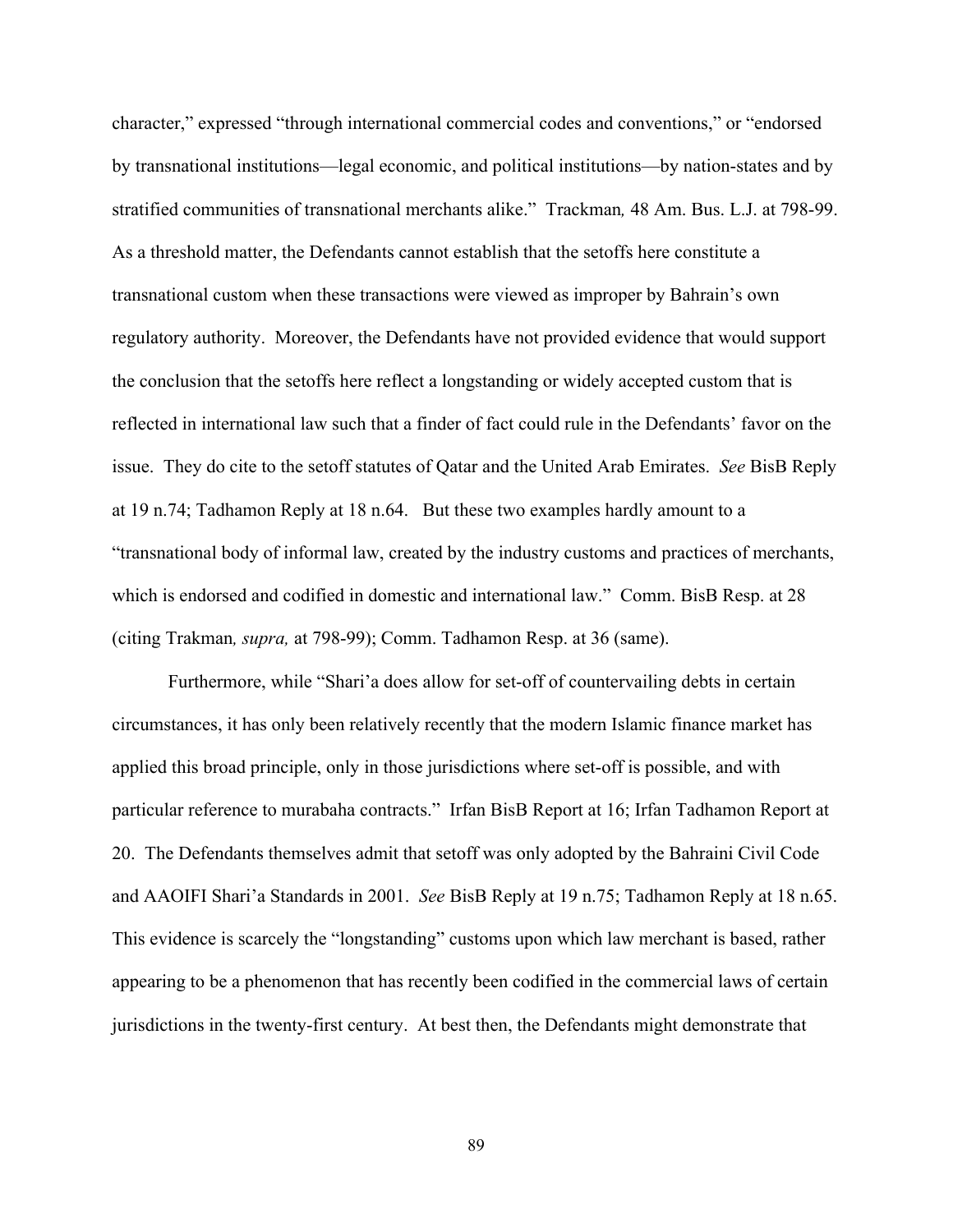character," expressed "through international commercial codes and conventions," or "endorsed by transnational institutions—legal economic, and political institutions—by nation-states and by stratified communities of transnational merchants alike." Trackman*,* 48 Am. Bus. L.J. at 798-99. As a threshold matter, the Defendants cannot establish that the setoffs here constitute a transnational custom when these transactions were viewed as improper by Bahrain's own regulatory authority. Moreover, the Defendants have not provided evidence that would support the conclusion that the setoffs here reflect a longstanding or widely accepted custom that is reflected in international law such that a finder of fact could rule in the Defendants' favor on the issue. They do cite to the setoff statutes of Qatar and the United Arab Emirates. *See* BisB Reply at 19 n.74; Tadhamon Reply at 18 n.64. But these two examples hardly amount to a "transnational body of informal law, created by the industry customs and practices of merchants, which is endorsed and codified in domestic and international law." Comm. BisB Resp. at 28 (citing Trakman*, supra,* at 798-99); Comm. Tadhamon Resp. at 36 (same).

Furthermore, while "Shari'a does allow for set-off of countervailing debts in certain circumstances, it has only been relatively recently that the modern Islamic finance market has applied this broad principle, only in those jurisdictions where set-off is possible, and with particular reference to murabaha contracts." Irfan BisB Report at 16; Irfan Tadhamon Report at 20. The Defendants themselves admit that setoff was only adopted by the Bahraini Civil Code and AAOIFI Shari'a Standards in 2001. *See* BisB Reply at 19 n.75; Tadhamon Reply at 18 n.65. This evidence is scarcely the "longstanding" customs upon which law merchant is based, rather appearing to be a phenomenon that has recently been codified in the commercial laws of certain jurisdictions in the twenty-first century. At best then, the Defendants might demonstrate that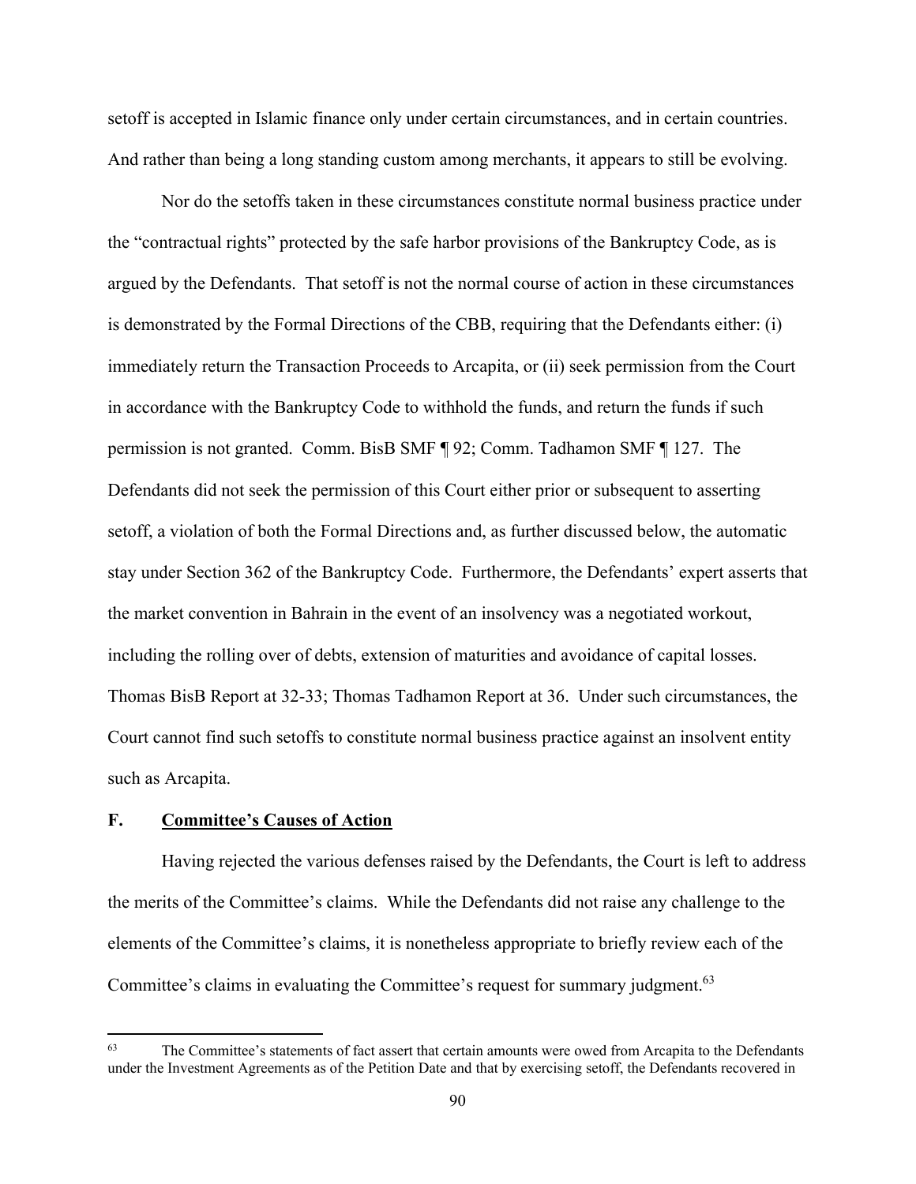setoff is accepted in Islamic finance only under certain circumstances, and in certain countries. And rather than being a long standing custom among merchants, it appears to still be evolving.

Nor do the setoffs taken in these circumstances constitute normal business practice under the "contractual rights" protected by the safe harbor provisions of the Bankruptcy Code, as is argued by the Defendants. That setoff is not the normal course of action in these circumstances is demonstrated by the Formal Directions of the CBB, requiring that the Defendants either: (i) immediately return the Transaction Proceeds to Arcapita, or (ii) seek permission from the Court in accordance with the Bankruptcy Code to withhold the funds, and return the funds if such permission is not granted. Comm. BisB SMF ¶ 92; Comm. Tadhamon SMF ¶ 127. The Defendants did not seek the permission of this Court either prior or subsequent to asserting setoff, a violation of both the Formal Directions and, as further discussed below, the automatic stay under Section 362 of the Bankruptcy Code. Furthermore, the Defendants' expert asserts that the market convention in Bahrain in the event of an insolvency was a negotiated workout, including the rolling over of debts, extension of maturities and avoidance of capital losses. Thomas BisB Report at 32-33; Thomas Tadhamon Report at 36. Under such circumstances, the Court cannot find such setoffs to constitute normal business practice against an insolvent entity such as Arcapita.

## F. Committee's Causes of Action

Having rejected the various defenses raised by the Defendants, the Court is left to address the merits of the Committee's claims. While the Defendants did not raise any challenge to the elements of the Committee's claims, it is nonetheless appropriate to briefly review each of the Committee's claims in evaluating the Committee's request for summary judgment.[63]

---

[63] The Committee's statements of fact assert that certain amounts were owed from Arcapita to the Defendants under the Investment Agreements as of the Petition Date and that by exercising setoff, the Defendants recovered in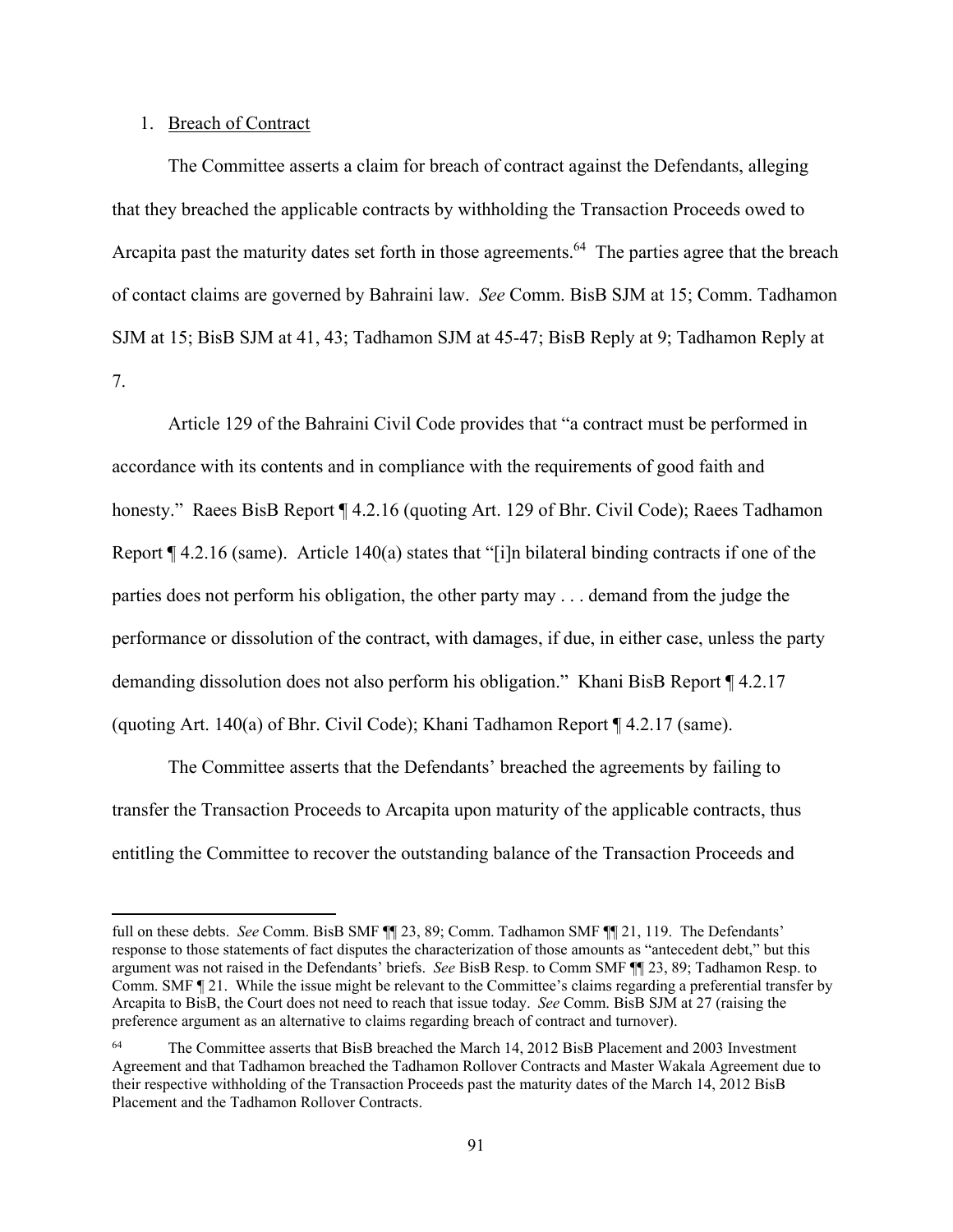1. Breach of Contract

The Committee asserts a claim for breach of contract against the Defendants, alleging that they breached the applicable contracts by withholding the Transaction Proceeds owed to Arcapita past the maturity dates set forth in those agreements.[64] The parties agree that the breach of contact claims are governed by Bahraini law. *See* Comm. BisB SJM at 15; Comm. Tadhamon SJM at 15; BisB SJM at 41, 43; Tadhamon SJM at 45-47; BisB Reply at 9; Tadhamon Reply at 7.

Article 129 of the Bahraini Civil Code provides that "a contract must be performed in accordance with its contents and in compliance with the requirements of good faith and honesty." Raees BisB Report ¶ 4.2.16 (quoting Art. 129 of Bhr. Civil Code); Raees Tadhamon Report ¶ 4.2.16 (same). Article 140(a) states that "[i]n bilateral binding contracts if one of the parties does not perform his obligation, the other party may . . . demand from the judge the performance or dissolution of the contract, with damages, if due, in either case, unless the party demanding dissolution does not also perform his obligation." Khani BisB Report ¶ 4.2.17 (quoting Art. 140(a) of Bhr. Civil Code); Khani Tadhamon Report ¶ 4.2.17 (same).

The Committee asserts that the Defendants' breached the agreements by failing to transfer the Transaction Proceeds to Arcapita upon maturity of the applicable contracts, thus entitling the Committee to recover the outstanding balance of the Transaction Proceeds and

---

full on these debts. *See* Comm. BisB SMF ¶¶ 23, 89; Comm. Tadhamon SMF ¶¶ 21, 119. The Defendants' response to those statements of fact disputes the characterization of those amounts as "antecedent debt," but this argument was not raised in the Defendants' briefs. *See* BisB Resp. to Comm SMF ¶¶ 23, 89; Tadhamon Resp. to Comm. SMF ¶ 21. While the issue might be relevant to the Committee's claims regarding a preferential transfer by Arcapita to BisB, the Court does not need to reach that issue today. *See* Comm. BisB SJM at 27 (raising the preference argument as an alternative to claims regarding breach of contract and turnover).

[64] The Committee asserts that BisB breached the March 14, 2012 BisB Placement and 2003 Investment Agreement and that Tadhamon breached the Tadhamon Rollover Contracts and Master Wakala Agreement due to their respective withholding of the Transaction Proceeds past the maturity dates of the March 14, 2012 BisB Placement and the Tadhamon Rollover Contracts.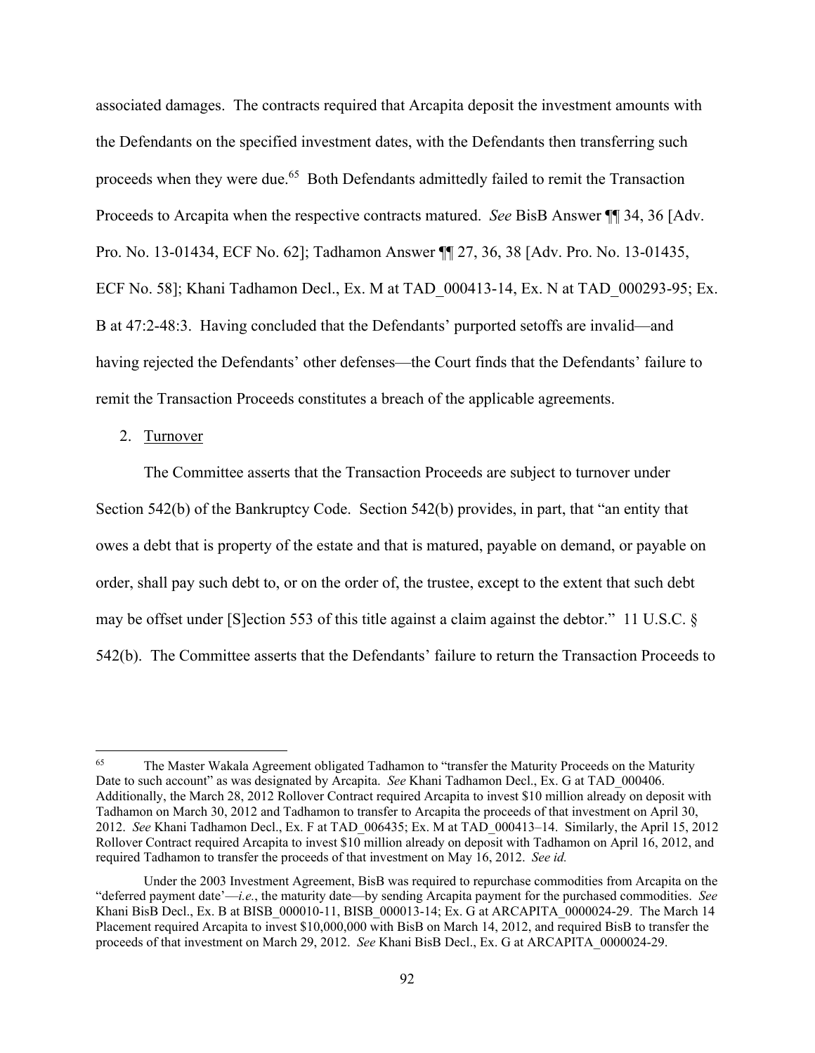associated damages. The contracts required that Arcapita deposit the investment amounts with the Defendants on the specified investment dates, with the Defendants then transferring such proceeds when they were due.[65] Both Defendants admittedly failed to remit the Transaction Proceeds to Arcapita when the respective contracts matured. *See* BisB Answer ¶¶ 34, 36 [Adv. Pro. No. 13-01434, ECF No. 62]; Tadhamon Answer ¶¶ 27, 36, 38 [Adv. Pro. No. 13-01435, ECF No. 58]; Khani Tadhamon Decl., Ex. M at TAD_000413-14, Ex. N at TAD_000293-95; Ex. B at 47:2-48:3. Having concluded that the Defendants' purported setoffs are invalid—and having rejected the Defendants' other defenses—the Court finds that the Defendants' failure to remit the Transaction Proceeds constitutes a breach of the applicable agreements.

2. Turnover

The Committee asserts that the Transaction Proceeds are subject to turnover under Section 542(b) of the Bankruptcy Code. Section 542(b) provides, in part, that "an entity that owes a debt that is property of the estate and that is matured, payable on demand, or payable on order, shall pay such debt to, or on the order of, the trustee, except to the extent that such debt may be offset under [S]ection 553 of this title against a claim against the debtor." 11 U.S.C. § 542(b). The Committee asserts that the Defendants' failure to return the Transaction Proceeds to

---

[65] The Master Wakala Agreement obligated Tadhamon to "transfer the Maturity Proceeds on the Maturity Date to such account" as was designated by Arcapita. *See* Khani Tadhamon Decl., Ex. G at TAD_000406. Additionally, the March 28, 2012 Rollover Contract required Arcapita to invest $10 million already on deposit with Tadhamon on March 30, 2012 and Tadhamon to transfer to Arcapita the proceeds of that investment on April 30, 2012. *See* Khani Tadhamon Decl., Ex. F at TAD_006435; Ex. M at TAD_000413–14. Similarly, the April 15, 2012 Rollover Contract required Arcapita to invest $10 million already on deposit with Tadhamon on April 16, 2012, and required Tadhamon to transfer the proceeds of that investment on May 16, 2012. *See id.*

Under the 2003 Investment Agreement, BisB was required to repurchase commodities from Arcapita on the "deferred payment date'—*i.e.*, the maturity date—by sending Arcapita payment for the purchased commodities. *See* Khani BisB Decl., Ex. B at BISB_000010-11, BISB_000013-14; Ex. G at ARCAPITA_0000024-29. The March 14 Placement required Arcapita to invest $10,000,000 with BisB on March 14, 2012, and required BisB to transfer the proceeds of that investment on March 29, 2012. *See* Khani BisB Decl., Ex. G at ARCAPITA_0000024-29.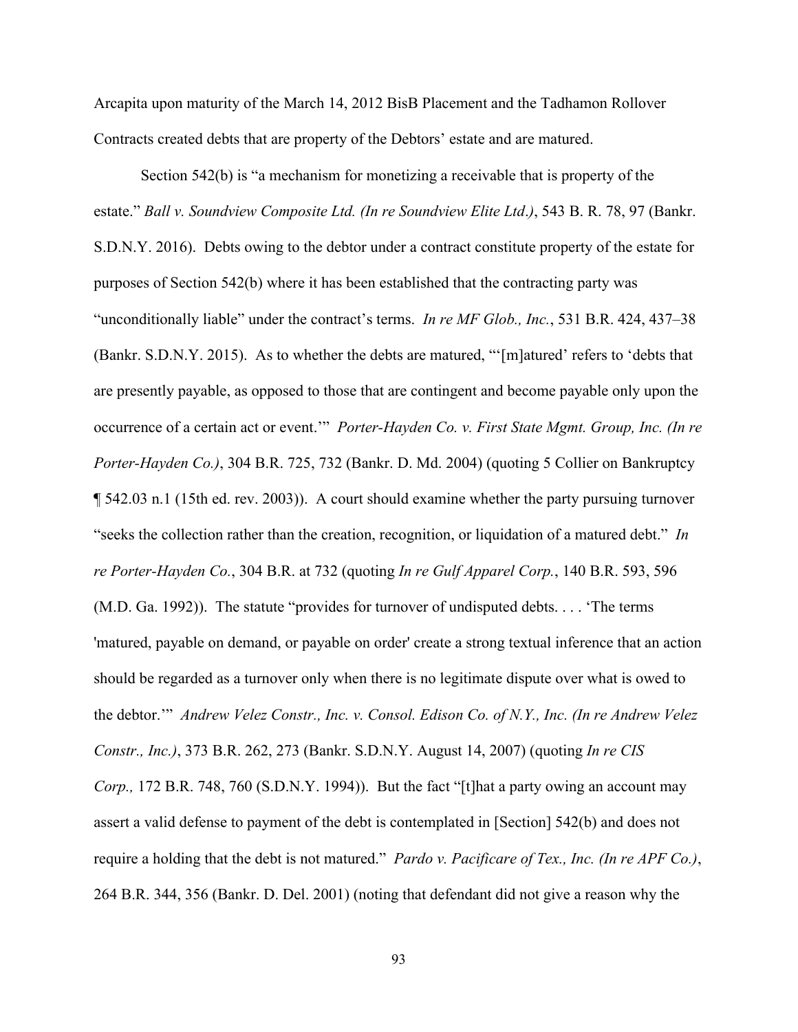Arcapita upon maturity of the March 14, 2012 BisB Placement and the Tadhamon Rollover Contracts created debts that are property of the Debtors' estate and are matured.

Section 542(b) is "a mechanism for monetizing a receivable that is property of the estate." *Ball v. Soundview Composite Ltd. (In re Soundview Elite Ltd.)*, 543 B. R. 78, 97 (Bankr. S.D.N.Y. 2016). Debts owing to the debtor under a contract constitute property of the estate for purposes of Section 542(b) where it has been established that the contracting party was "unconditionally liable" under the contract's terms. *In re MF Glob., Inc.*, 531 B.R. 424, 437–38 (Bankr. S.D.N.Y. 2015). As to whether the debts are matured, "'[m]atured' refers to 'debts that are presently payable, as opposed to those that are contingent and become payable only upon the occurrence of a certain act or event.'" *Porter-Hayden Co. v. First State Mgmt. Group, Inc. (In re Porter-Hayden Co.)*, 304 B.R. 725, 732 (Bankr. D. Md. 2004) (quoting 5 Collier on Bankruptcy ¶ 542.03 n.1 (15th ed. rev. 2003)). A court should examine whether the party pursuing turnover "seeks the collection rather than the creation, recognition, or liquidation of a matured debt." *In re Porter-Hayden Co.*, 304 B.R. at 732 (quoting *In re Gulf Apparel Corp.*, 140 B.R. 593, 596 (M.D. Ga. 1992)). The statute "provides for turnover of undisputed debts. . . . 'The terms 'matured, payable on demand, or payable on order' create a strong textual inference that an action should be regarded as a turnover only when there is no legitimate dispute over what is owed to the debtor.'" *Andrew Velez Constr., Inc. v. Consol. Edison Co. of N.Y., Inc. (In re Andrew Velez Constr., Inc.)*, 373 B.R. 262, 273 (Bankr. S.D.N.Y. August 14, 2007) (quoting *In re CIS Corp.,* 172 B.R. 748, 760 (S.D.N.Y. 1994)). But the fact "[t]hat a party owing an account may assert a valid defense to payment of the debt is contemplated in [Section] 542(b) and does not require a holding that the debt is not matured." *Pardo v. Pacificare of Tex., Inc. (In re APF Co.)*, 264 B.R. 344, 356 (Bankr. D. Del. 2001) (noting that defendant did not give a reason why the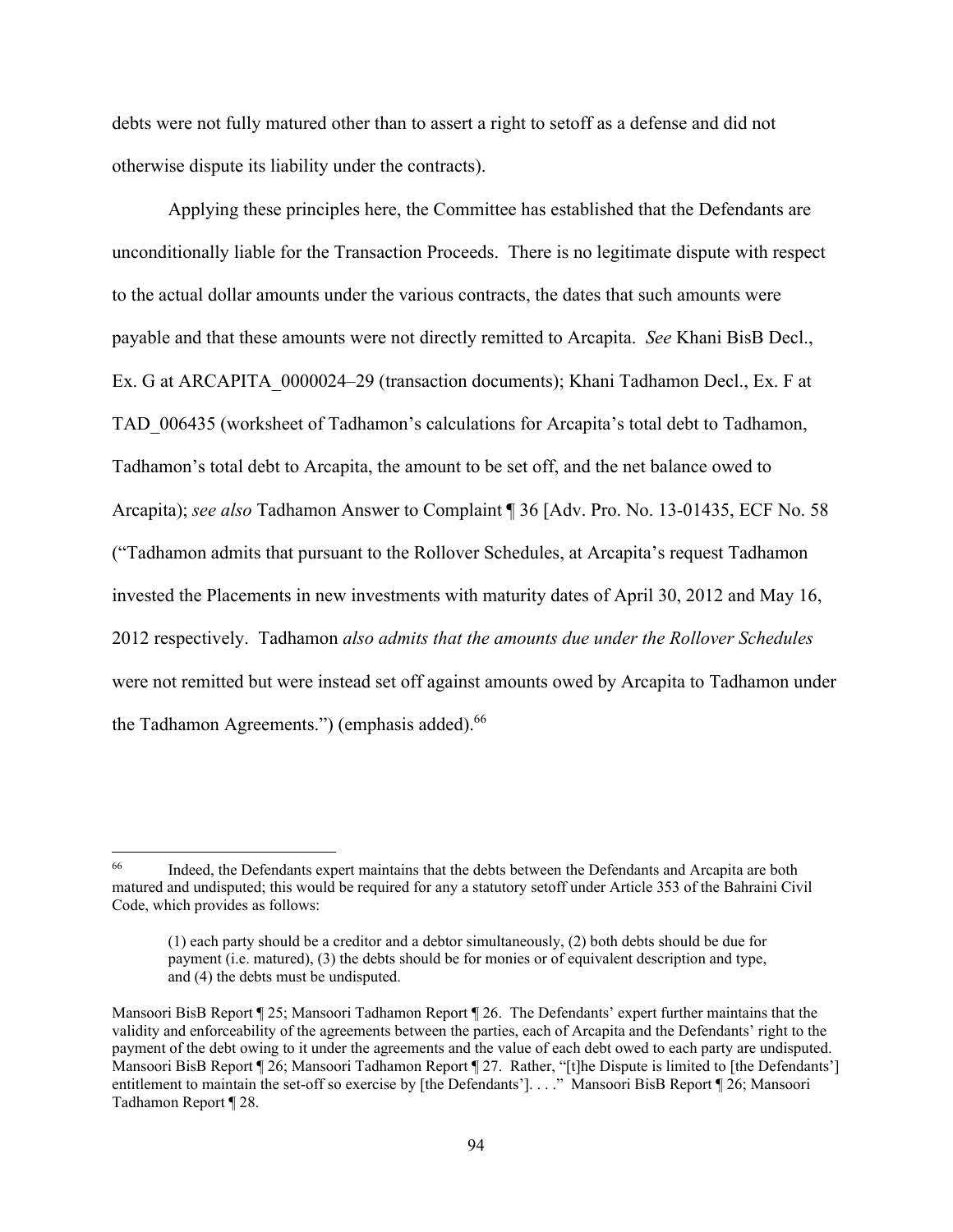debts were not fully matured other than to assert a right to setoff as a defense and did not otherwise dispute its liability under the contracts).

Applying these principles here, the Committee has established that the Defendants are unconditionally liable for the Transaction Proceeds. There is no legitimate dispute with respect to the actual dollar amounts under the various contracts, the dates that such amounts were payable and that these amounts were not directly remitted to Arcapita. *See* Khani BisB Decl., Ex. G at ARCAPITA_0000024–29 (transaction documents); Khani Tadhamon Decl., Ex. F at TAD_006435 (worksheet of Tadhamon's calculations for Arcapita's total debt to Tadhamon, Tadhamon's total debt to Arcapita, the amount to be set off, and the net balance owed to Arcapita); *see also* Tadhamon Answer to Complaint ¶ 36 [Adv. Pro. No. 13-01435, ECF No. 58 ("Tadhamon admits that pursuant to the Rollover Schedules, at Arcapita's request Tadhamon invested the Placements in new investments with maturity dates of April 30, 2012 and May 16, 2012 respectively. Tadhamon *also admits that the amounts due under the Rollover Schedules* were not remitted but were instead set off against amounts owed by Arcapita to Tadhamon under the Tadhamon Agreements.") (emphasis added).[66]

---

[66] Indeed, the Defendants expert maintains that the debts between the Defendants and Arcapita are both matured and undisputed; this would be required for any a statutory setoff under Article 353 of the Bahraini Civil Code, which provides as follows:

> (1) each party should be a creditor and a debtor simultaneously, (2) both debts should be due for payment (i.e. matured), (3) the debts should be for monies or of equivalent description and type, and (4) the debts must be undisputed.

Mansoori BisB Report ¶ 25; Mansoori Tadhamon Report ¶ 26. The Defendants' expert further maintains that the validity and enforceability of the agreements between the parties, each of Arcapita and the Defendants' right to the payment of the debt owing to it under the agreements and the value of each debt owed to each party are undisputed. Mansoori BisB Report ¶ 26; Mansoori Tadhamon Report ¶ 27. Rather, "[t]he Dispute is limited to [the Defendants'] entitlement to maintain the set-off so exercise by [the Defendants']. . . ." Mansoori BisB Report ¶ 26; Mansoori Tadhamon Report ¶ 28.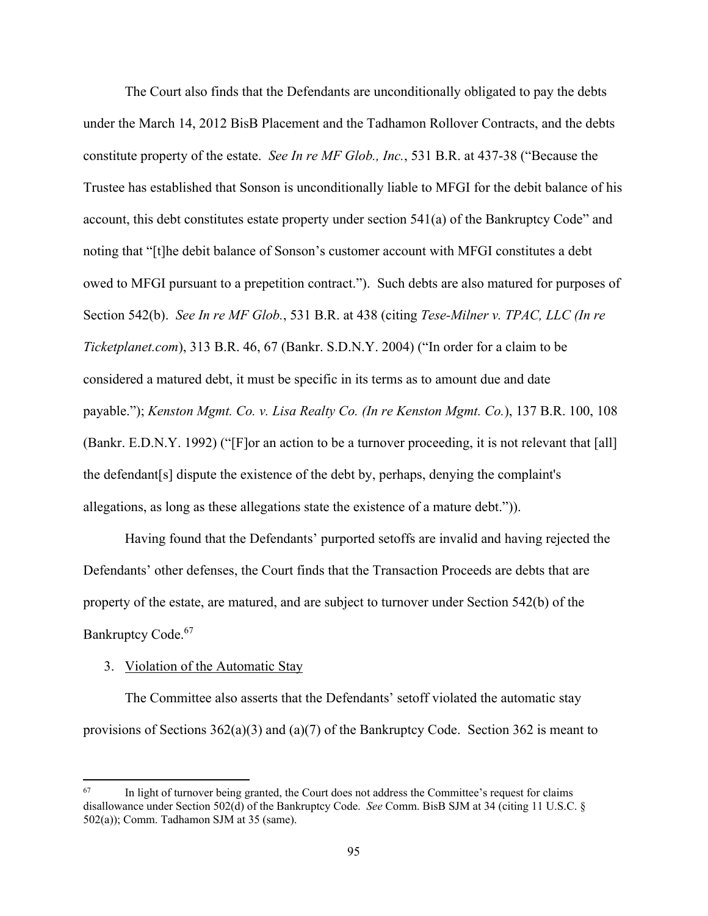The Court also finds that the Defendants are unconditionally obligated to pay the debts under the March 14, 2012 BisB Placement and the Tadhamon Rollover Contracts, and the debts constitute property of the estate. *See In re MF Glob., Inc.*, 531 B.R. at 437-38 ("Because the Trustee has established that Sonson is unconditionally liable to MFGI for the debit balance of his account, this debt constitutes estate property under section 541(a) of the Bankruptcy Code" and noting that "[t]he debit balance of Sonson's customer account with MFGI constitutes a debt owed to MFGI pursuant to a prepetition contract."). Such debts are also matured for purposes of Section 542(b). *See In re MF Glob.*, 531 B.R. at 438 (citing *Tese-Milner v. TPAC, LLC (In re Ticketplanet.com*), 313 B.R. 46, 67 (Bankr. S.D.N.Y. 2004) ("In order for a claim to be considered a matured debt, it must be specific in its terms as to amount due and date payable."); *Kenston Mgmt. Co. v. Lisa Realty Co. (In re Kenston Mgmt. Co.*), 137 B.R. 100, 108 (Bankr. E.D.N.Y. 1992) ("[F]or an action to be a turnover proceeding, it is not relevant that [all] the defendant[s] dispute the existence of the debt by, perhaps, denying the complaint's allegations, as long as these allegations state the existence of a mature debt.")).

Having found that the Defendants' purported setoffs are invalid and having rejected the Defendants' other defenses, the Court finds that the Transaction Proceeds are debts that are property of the estate, are matured, and are subject to turnover under Section 542(b) of the Bankruptcy Code.[67]

3. Violation of the Automatic Stay

The Committee also asserts that the Defendants' setoff violated the automatic stay provisions of Sections 362(a)(3) and (a)(7) of the Bankruptcy Code. Section 362 is meant to

---

[67] In light of turnover being granted, the Court does not address the Committee's request for claims disallowance under Section 502(d) of the Bankruptcy Code. *See* Comm. BisB SJM at 34 (citing 11 U.S.C. § 502(a)); Comm. Tadhamon SJM at 35 (same).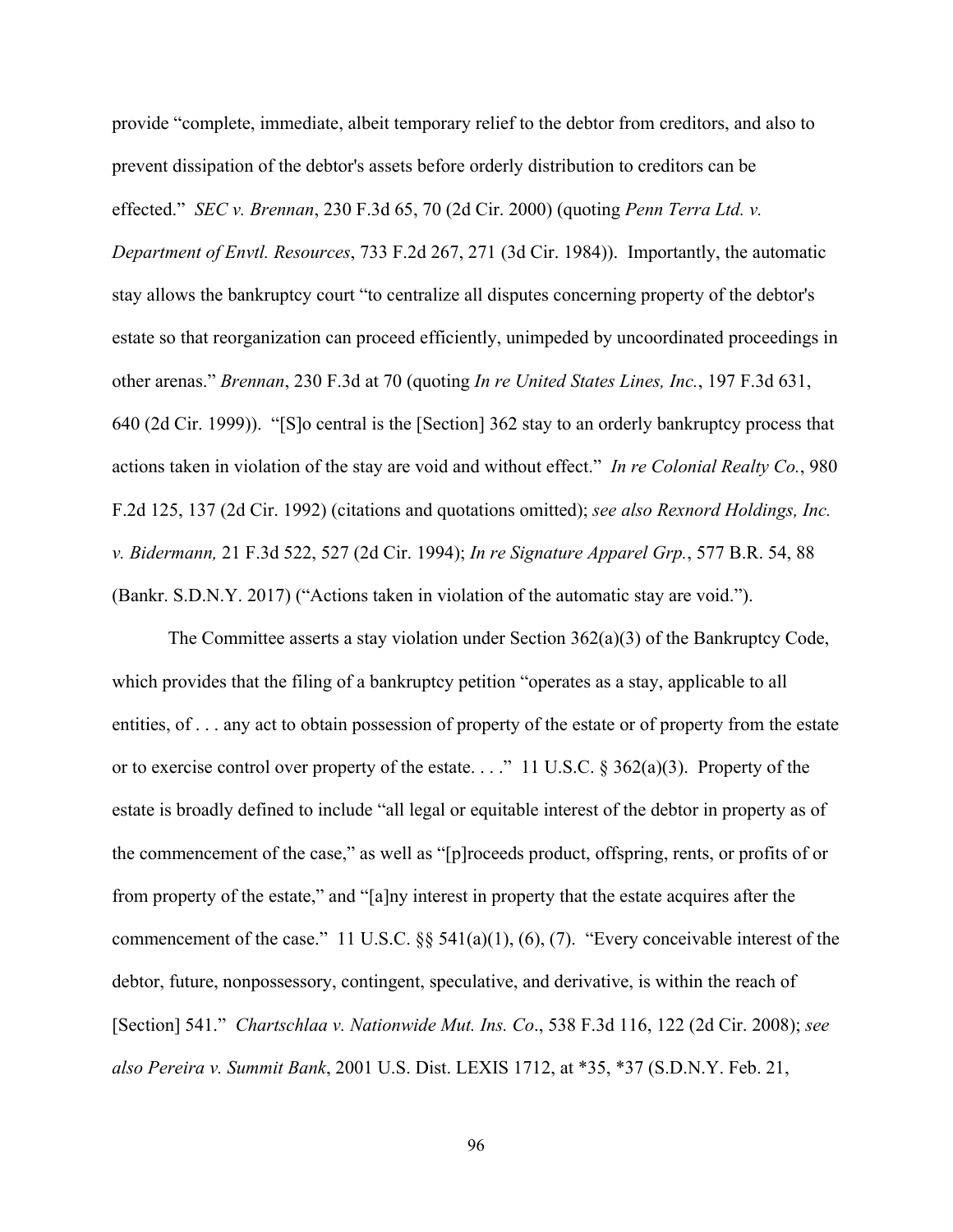provide "complete, immediate, albeit temporary relief to the debtor from creditors, and also to prevent dissipation of the debtor's assets before orderly distribution to creditors can be effected." *SEC v. Brennan*, 230 F.3d 65, 70 (2d Cir. 2000) (quoting *Penn Terra Ltd. v. Department of Envtl. Resources*, 733 F.2d 267, 271 (3d Cir. 1984)). Importantly, the automatic stay allows the bankruptcy court "to centralize all disputes concerning property of the debtor's estate so that reorganization can proceed efficiently, unimpeded by uncoordinated proceedings in other arenas." *Brennan*, 230 F.3d at 70 (quoting *In re United States Lines, Inc.*, 197 F.3d 631, 640 (2d Cir. 1999)). "[S]o central is the [Section] 362 stay to an orderly bankruptcy process that actions taken in violation of the stay are void and without effect." *In re Colonial Realty Co.*, 980 F.2d 125, 137 (2d Cir. 1992) (citations and quotations omitted); *see also Rexnord Holdings, Inc. v. Bidermann,* 21 F.3d 522, 527 (2d Cir. 1994); *In re Signature Apparel Grp.*, 577 B.R. 54, 88 (Bankr. S.D.N.Y. 2017) ("Actions taken in violation of the automatic stay are void.").

The Committee asserts a stay violation under Section 362(a)(3) of the Bankruptcy Code, which provides that the filing of a bankruptcy petition "operates as a stay, applicable to all entities, of . . . any act to obtain possession of property of the estate or of property from the estate or to exercise control over property of the estate. . . ." 11 U.S.C. § 362(a)(3). Property of the estate is broadly defined to include "all legal or equitable interest of the debtor in property as of the commencement of the case," as well as "[p]roceeds product, offspring, rents, or profits of or from property of the estate," and "[a]ny interest in property that the estate acquires after the commencement of the case." 11 U.S.C. §§ 541(a)(1), (6), (7). "Every conceivable interest of the debtor, future, nonpossessory, contingent, speculative, and derivative, is within the reach of [Section] 541." *Chartschlaa v. Nationwide Mut. Ins. Co*., 538 F.3d 116, 122 (2d Cir. 2008); *see also Pereira v. Summit Bank*, 2001 U.S. Dist. LEXIS 1712, at *35, *37 (S.D.N.Y. Feb. 21,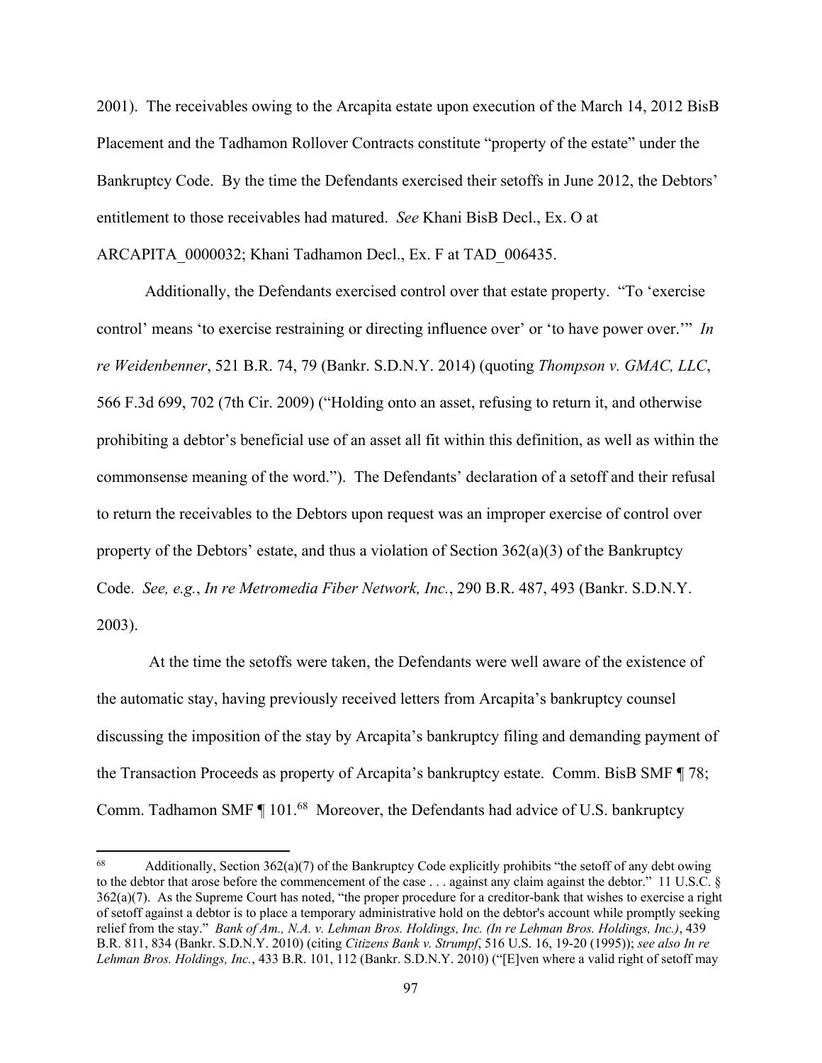2001). The receivables owing to the Arcapita estate upon execution of the March 14, 2012 BisB Placement and the Tadhamon Rollover Contracts constitute "property of the estate" under the Bankruptcy Code. By the time the Defendants exercised their setoffs in June 2012, the Debtors' entitlement to those receivables had matured. *See* Khani BisB Decl., Ex. O at ARCAPITA_0000032; Khani Tadhamon Decl., Ex. F at TAD_006435.

Additionally, the Defendants exercised control over that estate property. "To 'exercise control' means 'to exercise restraining or directing influence over' or 'to have power over.'" *In re Weidenbenner*, 521 B.R. 74, 79 (Bankr. S.D.N.Y. 2014) (quoting *Thompson v. GMAC, LLC*, 566 F.3d 699, 702 (7th Cir. 2009) ("Holding onto an asset, refusing to return it, and otherwise prohibiting a debtor's beneficial use of an asset all fit within this definition, as well as within the commonsense meaning of the word."). The Defendants' declaration of a setoff and their refusal to return the receivables to the Debtors upon request was an improper exercise of control over property of the Debtors' estate, and thus a violation of Section 362(a)(3) of the Bankruptcy Code. *See, e.g.*, *In re Metromedia Fiber Network, Inc.*, 290 B.R. 487, 493 (Bankr. S.D.N.Y. 2003).

At the time the setoffs were taken, the Defendants were well aware of the existence of the automatic stay, having previously received letters from Arcapita's bankruptcy counsel discussing the imposition of the stay by Arcapita's bankruptcy filing and demanding payment of the Transaction Proceeds as property of Arcapita's bankruptcy estate. Comm. BisB SMF ¶ 78; Comm. Tadhamon SMF ¶ 101.[68] Moreover, the Defendants had advice of U.S. bankruptcy

[68] Additionally, Section 362(a)(7) of the Bankruptcy Code explicitly prohibits "the setoff of any debt owing to the debtor that arose before the commencement of the case . . . against any claim against the debtor." 11 U.S.C. § 362(a)(7). As the Supreme Court has noted, "the proper procedure for a creditor-bank that wishes to exercise a right of setoff against a debtor is to place a temporary administrative hold on the debtor's account while promptly seeking relief from the stay." *Bank of Am., N.A. v. Lehman Bros. Holdings, Inc. (In re Lehman Bros. Holdings, Inc.)*, 439 B.R. 811, 834 (Bankr. S.D.N.Y. 2010) (citing *Citizens Bank v. Strumpf*, 516 U.S. 16, 19-20 (1995)); *see also In re Lehman Bros. Holdings, Inc.*, 433 B.R. 101, 112 (Bankr. S.D.N.Y. 2010) ("[E]ven where a valid right of setoff may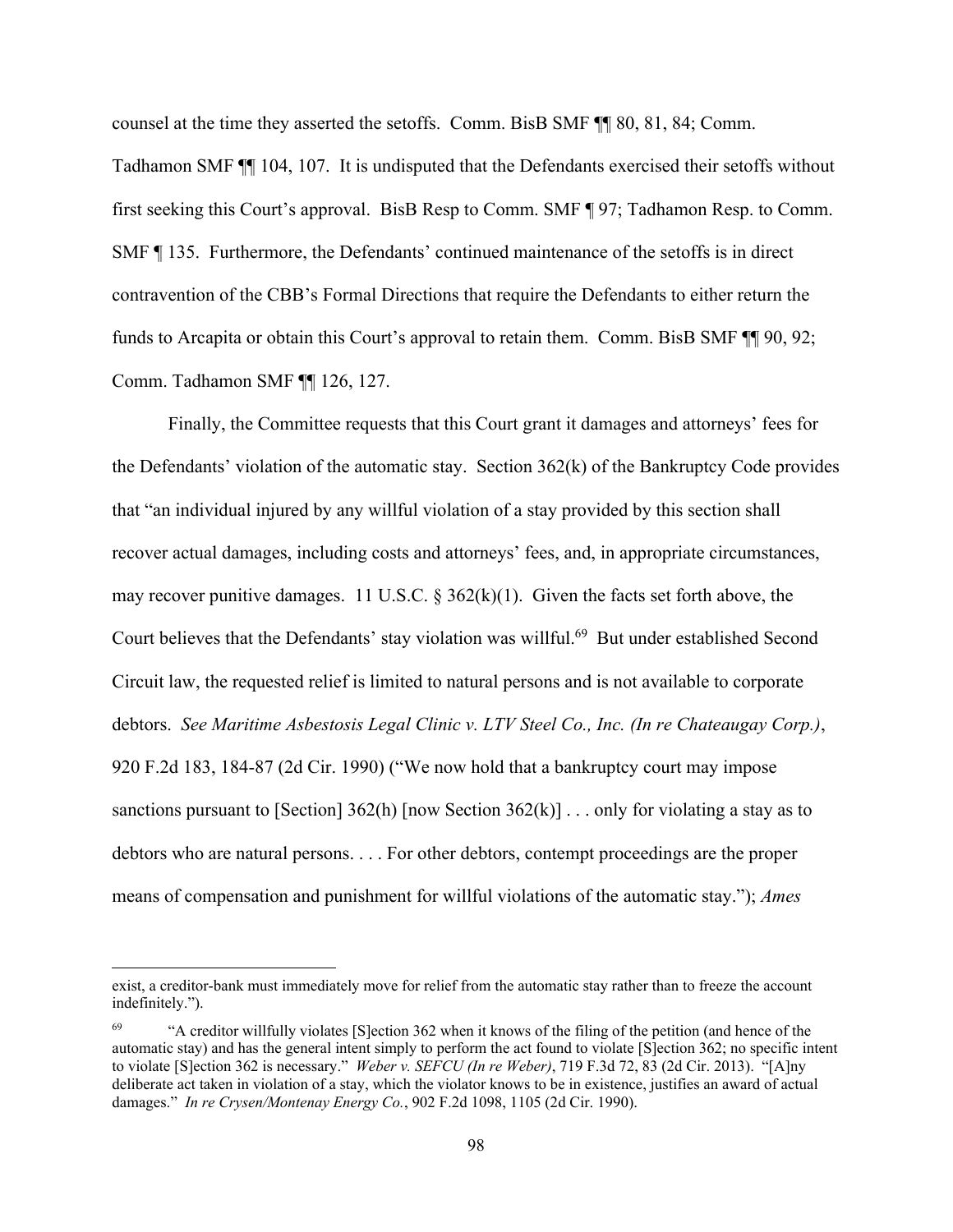counsel at the time they asserted the setoffs. Comm. BisB SMF ¶¶ 80, 81, 84; Comm. Tadhamon SMF ¶¶ 104, 107. It is undisputed that the Defendants exercised their setoffs without first seeking this Court's approval. BisB Resp to Comm. SMF ¶ 97; Tadhamon Resp. to Comm. SMF ¶ 135. Furthermore, the Defendants' continued maintenance of the setoffs is in direct contravention of the CBB's Formal Directions that require the Defendants to either return the funds to Arcapita or obtain this Court's approval to retain them. Comm. BisB SMF ¶¶ 90, 92; Comm. Tadhamon SMF ¶¶ 126, 127.

Finally, the Committee requests that this Court grant it damages and attorneys' fees for the Defendants' violation of the automatic stay. Section 362(k) of the Bankruptcy Code provides that "an individual injured by any willful violation of a stay provided by this section shall recover actual damages, including costs and attorneys' fees, and, in appropriate circumstances, may recover punitive damages. 11 U.S.C. § 362(k)(1). Given the facts set forth above, the Court believes that the Defendants' stay violation was willful.[69] But under established Second Circuit law, the requested relief is limited to natural persons and is not available to corporate debtors. *See Maritime Asbestosis Legal Clinic v. LTV Steel Co., Inc. (In re Chateaugay Corp.)*, 920 F.2d 183, 184-87 (2d Cir. 1990) ("We now hold that a bankruptcy court may impose sanctions pursuant to [Section] 362(h) [now Section 362(k)] . . . only for violating a stay as to debtors who are natural persons. . . . For other debtors, contempt proceedings are the proper means of compensation and punishment for willful violations of the automatic stay."); *Ames*

---

exist, a creditor-bank must immediately move for relief from the automatic stay rather than to freeze the account indefinitely.").

[69] "A creditor willfully violates [S]ection 362 when it knows of the filing of the petition (and hence of the automatic stay) and has the general intent simply to perform the act found to violate [S]ection 362; no specific intent to violate [S]ection 362 is necessary." *Weber v. SEFCU (In re Weber)*, 719 F.3d 72, 83 (2d Cir. 2013). "[A]ny deliberate act taken in violation of a stay, which the violator knows to be in existence, justifies an award of actual damages." *In re Crysen/Montenay Energy Co.*, 902 F.2d 1098, 1105 (2d Cir. 1990).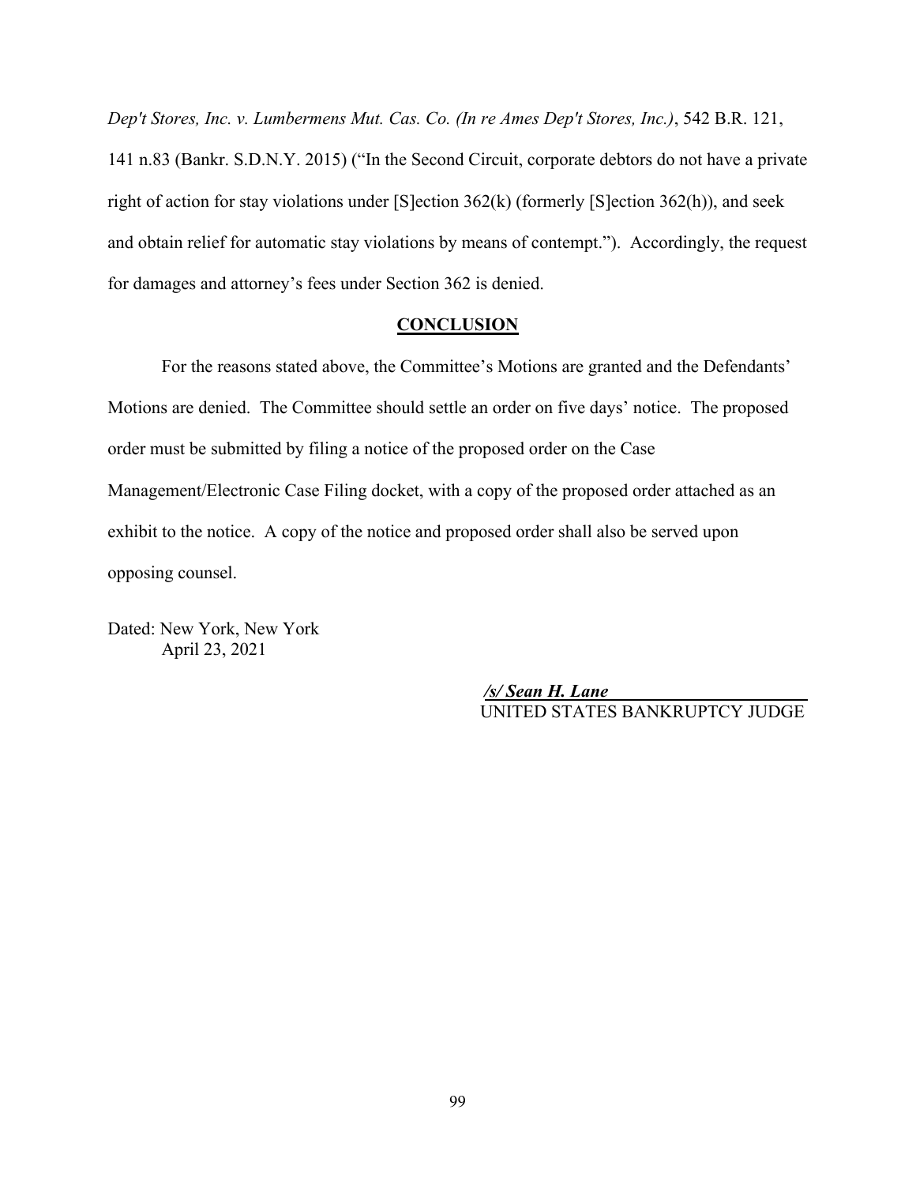*Dep't Stores, Inc. v. Lumbermens Mut. Cas. Co. (In re Ames Dep't Stores, Inc.)*, 542 B.R. 121, 141 n.83 (Bankr. S.D.N.Y. 2015) ("In the Second Circuit, corporate debtors do not have a private right of action for stay violations under [S]ection 362(k) (formerly [S]ection 362(h)), and seek and obtain relief for automatic stay violations by means of contempt."). Accordingly, the request for damages and attorney's fees under Section 362 is denied.

## CONCLUSION

For the reasons stated above, the Committee's Motions are granted and the Defendants' Motions are denied. The Committee should settle an order on five days' notice. The proposed order must be submitted by filing a notice of the proposed order on the Case Management/Electronic Case Filing docket, with a copy of the proposed order attached as an exhibit to the notice. A copy of the notice and proposed order shall also be served upon opposing counsel.

Dated: New York, New York
April 23, 2021

***/s/ Sean H. Lane***
UNITED STATES BANKRUPTCY JUDGE